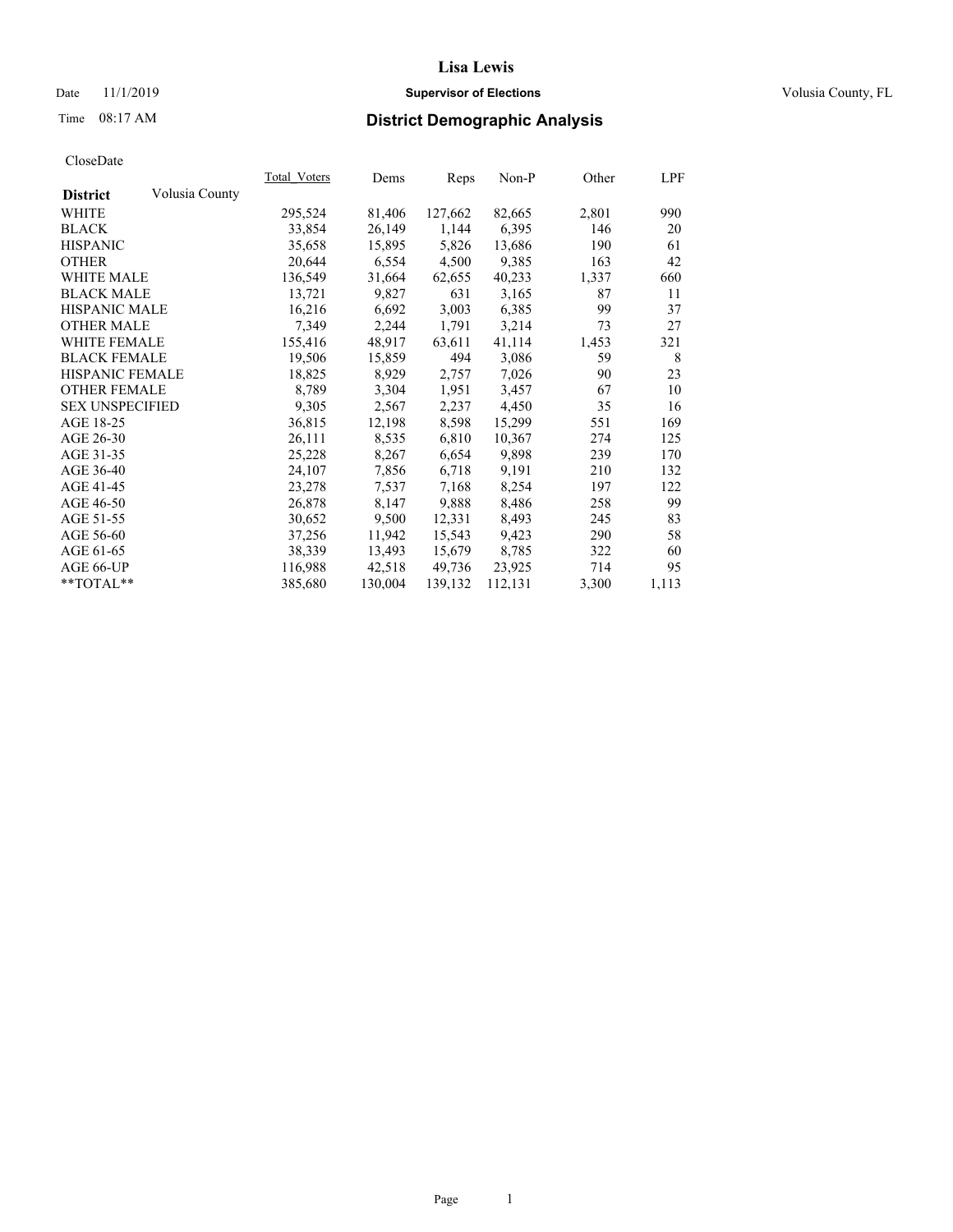# Lisa Lewis

Date 11/1/2019

**Supervisor of Elections**

Volusia County, FL

Time 08:17 AM

## District Demographic Analysis

CloseDate

| **District** Volusia County | Total_Voters | Dems | Reps | Non-P | Other | LPF |
|---|---|---|---|---|---|---|
| WHITE | 295,524 | 81,406 | 127,662 | 82,665 | 2,801 | 990 |
| BLACK | 33,854 | 26,149 | 1,144 | 6,395 | 146 | 20 |
| HISPANIC | 35,658 | 15,895 | 5,826 | 13,686 | 190 | 61 |
| OTHER | 20,644 | 6,554 | 4,500 | 9,385 | 163 | 42 |
| WHITE MALE | 136,549 | 31,664 | 62,655 | 40,233 | 1,337 | 660 |
| BLACK MALE | 13,721 | 9,827 | 631 | 3,165 | 87 | 11 |
| HISPANIC MALE | 16,216 | 6,692 | 3,003 | 6,385 | 99 | 37 |
| OTHER MALE | 7,349 | 2,244 | 1,791 | 3,214 | 73 | 27 |
| WHITE FEMALE | 155,416 | 48,917 | 63,611 | 41,114 | 1,453 | 321 |
| BLACK FEMALE | 19,506 | 15,859 | 494 | 3,086 | 59 | 8 |
| HISPANIC FEMALE | 18,825 | 8,929 | 2,757 | 7,026 | 90 | 23 |
| OTHER FEMALE | 8,789 | 3,304 | 1,951 | 3,457 | 67 | 10 |
| SEX UNSPECIFIED | 9,305 | 2,567 | 2,237 | 4,450 | 35 | 16 |
| AGE 18-25 | 36,815 | 12,198 | 8,598 | 15,299 | 551 | 169 |
| AGE 26-30 | 26,111 | 8,535 | 6,810 | 10,367 | 274 | 125 |
| AGE 31-35 | 25,228 | 8,267 | 6,654 | 9,898 | 239 | 170 |
| AGE 36-40 | 24,107 | 7,856 | 6,718 | 9,191 | 210 | 132 |
| AGE 41-45 | 23,278 | 7,537 | 7,168 | 8,254 | 197 | 122 |
| AGE 46-50 | 26,878 | 8,147 | 9,888 | 8,486 | 258 | 99 |
| AGE 51-55 | 30,652 | 9,500 | 12,331 | 8,493 | 245 | 83 |
| AGE 56-60 | 37,256 | 11,942 | 15,543 | 9,423 | 290 | 58 |
| AGE 61-65 | 38,339 | 13,493 | 15,679 | 8,785 | 322 | 60 |
| AGE 66-UP | 116,988 | 42,518 | 49,736 | 23,925 | 714 | 95 |
| **TOTAL** | 385,680 | 130,004 | 139,132 | 112,131 | 3,300 | 1,113 |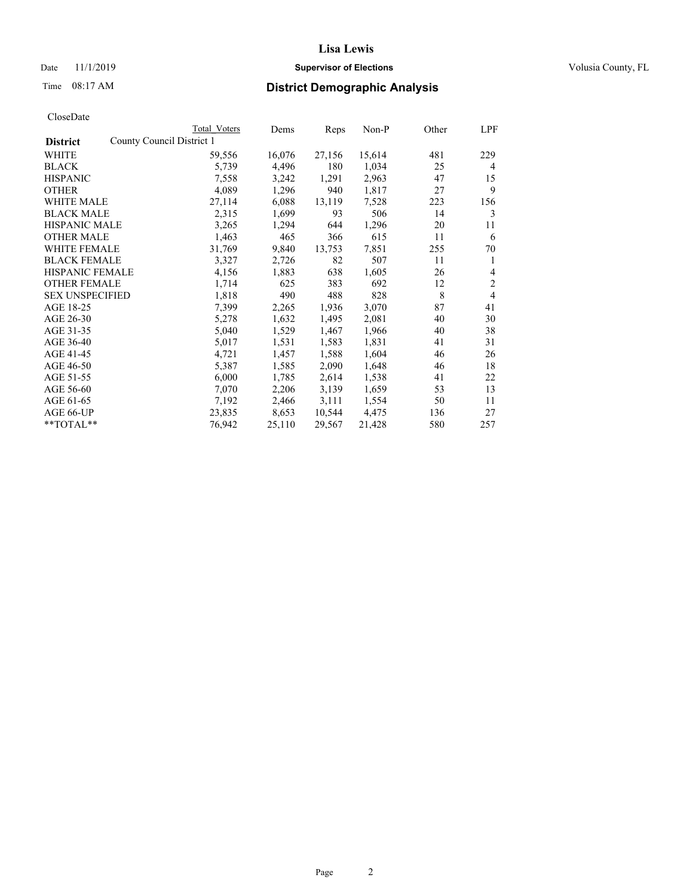# Lisa Lewis

Date 11/1/2019 **Supervisor of Elections** Volusia County, FL

Time 08:17 AM **District Demographic Analysis**

CloseDate

| | Total Voters | Dems | Reps | Non-P | Other | LPF |
|---|---|---|---|---|---|---|
| **District** County Council District 1 | | | | | | |
| WHITE | 59,556 | 16,076 | 27,156 | 15,614 | 481 | 229 |
| BLACK | 5,739 | 4,496 | 180 | 1,034 | 25 | 4 |
| HISPANIC | 7,558 | 3,242 | 1,291 | 2,963 | 47 | 15 |
| OTHER | 4,089 | 1,296 | 940 | 1,817 | 27 | 9 |
| WHITE MALE | 27,114 | 6,088 | 13,119 | 7,528 | 223 | 156 |
| BLACK MALE | 2,315 | 1,699 | 93 | 506 | 14 | 3 |
| HISPANIC MALE | 3,265 | 1,294 | 644 | 1,296 | 20 | 11 |
| OTHER MALE | 1,463 | 465 | 366 | 615 | 11 | 6 |
| WHITE FEMALE | 31,769 | 9,840 | 13,753 | 7,851 | 255 | 70 |
| BLACK FEMALE | 3,327 | 2,726 | 82 | 507 | 11 | 1 |
| HISPANIC FEMALE | 4,156 | 1,883 | 638 | 1,605 | 26 | 4 |
| OTHER FEMALE | 1,714 | 625 | 383 | 692 | 12 | 2 |
| SEX UNSPECIFIED | 1,818 | 490 | 488 | 828 | 8 | 4 |
| AGE 18-25 | 7,399 | 2,265 | 1,936 | 3,070 | 87 | 41 |
| AGE 26-30 | 5,278 | 1,632 | 1,495 | 2,081 | 40 | 30 |
| AGE 31-35 | 5,040 | 1,529 | 1,467 | 1,966 | 40 | 38 |
| AGE 36-40 | 5,017 | 1,531 | 1,583 | 1,831 | 41 | 31 |
| AGE 41-45 | 4,721 | 1,457 | 1,588 | 1,604 | 46 | 26 |
| AGE 46-50 | 5,387 | 1,585 | 2,090 | 1,648 | 46 | 18 |
| AGE 51-55 | 6,000 | 1,785 | 2,614 | 1,538 | 41 | 22 |
| AGE 56-60 | 7,070 | 2,206 | 3,139 | 1,659 | 53 | 13 |
| AGE 61-65 | 7,192 | 2,466 | 3,111 | 1,554 | 50 | 11 |
| AGE 66-UP | 23,835 | 8,653 | 10,544 | 4,475 | 136 | 27 |
| **TOTAL** | 76,942 | 25,110 | 29,567 | 21,428 | 580 | 257 |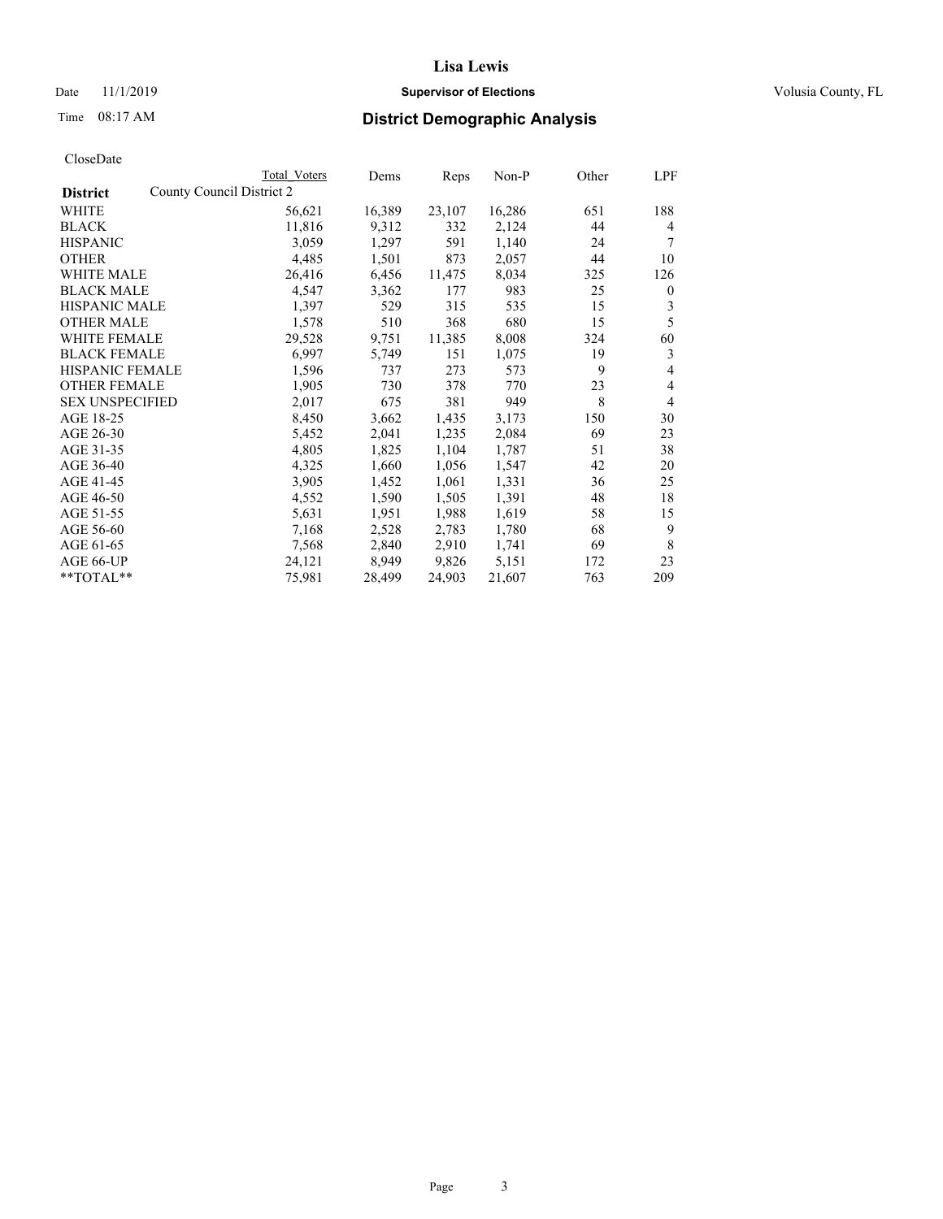# Lisa Lewis

Date 11/1/2019 **Supervisor of Elections** Volusia County, FL

Time 08:17 AM **District Demographic Analysis**

CloseDate

| **District** | Total Voters | Dems | Reps | Non-P | Other | LPF |
|---|---|---|---|---|---|---|
| County Council District 2 | | | | | | |
| WHITE | 56,621 | 16,389 | 23,107 | 16,286 | 651 | 188 |
| BLACK | 11,816 | 9,312 | 332 | 2,124 | 44 | 4 |
| HISPANIC | 3,059 | 1,297 | 591 | 1,140 | 24 | 7 |
| OTHER | 4,485 | 1,501 | 873 | 2,057 | 44 | 10 |
| WHITE MALE | 26,416 | 6,456 | 11,475 | 8,034 | 325 | 126 |
| BLACK MALE | 4,547 | 3,362 | 177 | 983 | 25 | 0 |
| HISPANIC MALE | 1,397 | 529 | 315 | 535 | 15 | 3 |
| OTHER MALE | 1,578 | 510 | 368 | 680 | 15 | 5 |
| WHITE FEMALE | 29,528 | 9,751 | 11,385 | 8,008 | 324 | 60 |
| BLACK FEMALE | 6,997 | 5,749 | 151 | 1,075 | 19 | 3 |
| HISPANIC FEMALE | 1,596 | 737 | 273 | 573 | 9 | 4 |
| OTHER FEMALE | 1,905 | 730 | 378 | 770 | 23 | 4 |
| SEX UNSPECIFIED | 2,017 | 675 | 381 | 949 | 8 | 4 |
| AGE 18-25 | 8,450 | 3,662 | 1,435 | 3,173 | 150 | 30 |
| AGE 26-30 | 5,452 | 2,041 | 1,235 | 2,084 | 69 | 23 |
| AGE 31-35 | 4,805 | 1,825 | 1,104 | 1,787 | 51 | 38 |
| AGE 36-40 | 4,325 | 1,660 | 1,056 | 1,547 | 42 | 20 |
| AGE 41-45 | 3,905 | 1,452 | 1,061 | 1,331 | 36 | 25 |
| AGE 46-50 | 4,552 | 1,590 | 1,505 | 1,391 | 48 | 18 |
| AGE 51-55 | 5,631 | 1,951 | 1,988 | 1,619 | 58 | 15 |
| AGE 56-60 | 7,168 | 2,528 | 2,783 | 1,780 | 68 | 9 |
| AGE 61-65 | 7,568 | 2,840 | 2,910 | 1,741 | 69 | 8 |
| AGE 66-UP | 24,121 | 8,949 | 9,826 | 5,151 | 172 | 23 |
| **TOTAL** | 75,981 | 28,499 | 24,903 | 21,607 | 763 | 209 |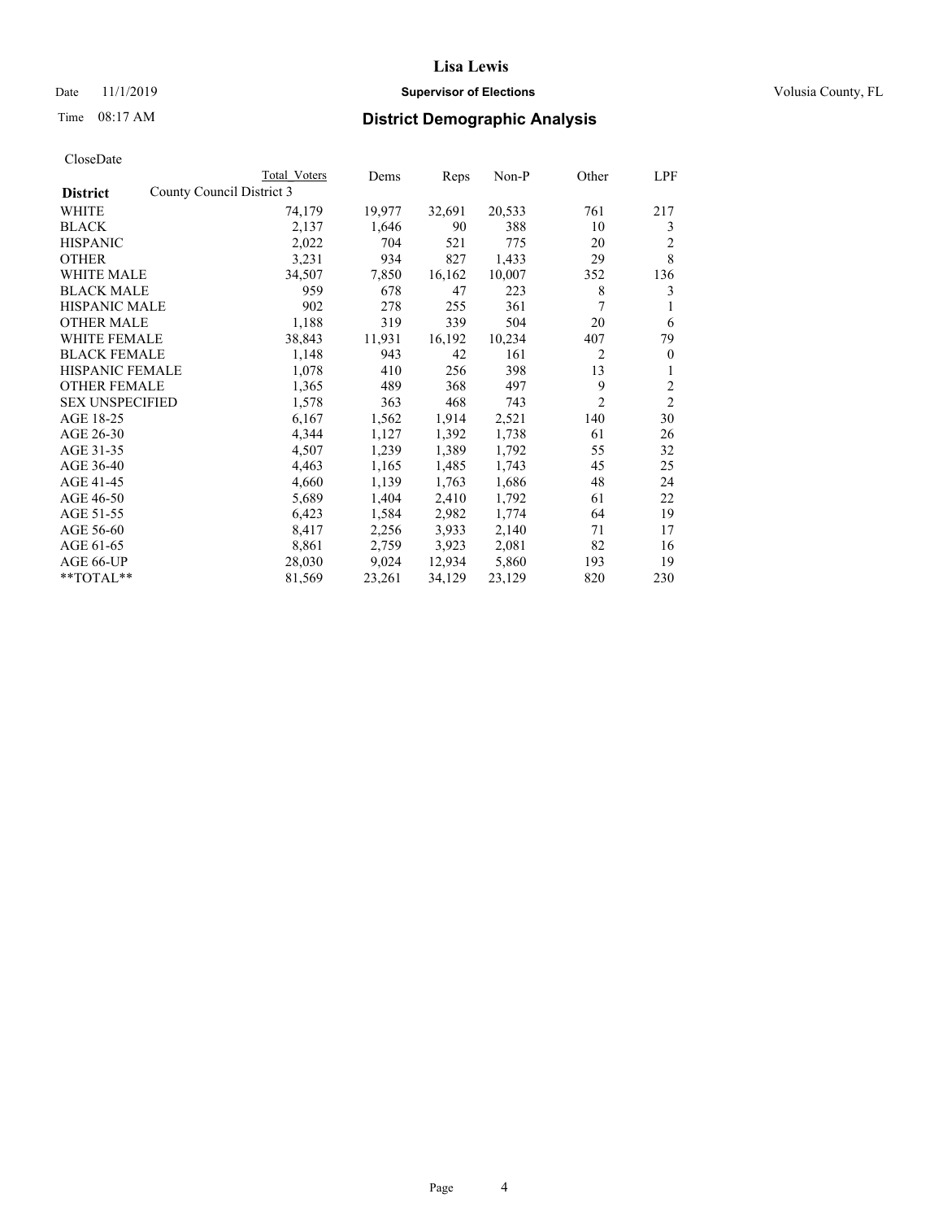**Lisa Lewis**

Date 11/1/2019 **Supervisor of Elections** Volusia County, FL

Time 08:17 AM

## District Demographic Analysis

CloseDate

| | Total Voters | Dems | Reps | Non-P | Other | LPF |
|---|---|---|---|---|---|---|
| **District** County Council District 3 | | | | | | |
| WHITE | 74,179 | 19,977 | 32,691 | 20,533 | 761 | 217 |
| BLACK | 2,137 | 1,646 | 90 | 388 | 10 | 3 |
| HISPANIC | 2,022 | 704 | 521 | 775 | 20 | 2 |
| OTHER | 3,231 | 934 | 827 | 1,433 | 29 | 8 |
| WHITE MALE | 34,507 | 7,850 | 16,162 | 10,007 | 352 | 136 |
| BLACK MALE | 959 | 678 | 47 | 223 | 8 | 3 |
| HISPANIC MALE | 902 | 278 | 255 | 361 | 7 | 1 |
| OTHER MALE | 1,188 | 319 | 339 | 504 | 20 | 6 |
| WHITE FEMALE | 38,843 | 11,931 | 16,192 | 10,234 | 407 | 79 |
| BLACK FEMALE | 1,148 | 943 | 42 | 161 | 2 | 0 |
| HISPANIC FEMALE | 1,078 | 410 | 256 | 398 | 13 | 1 |
| OTHER FEMALE | 1,365 | 489 | 368 | 497 | 9 | 2 |
| SEX UNSPECIFIED | 1,578 | 363 | 468 | 743 | 2 | 2 |
| AGE 18-25 | 6,167 | 1,562 | 1,914 | 2,521 | 140 | 30 |
| AGE 26-30 | 4,344 | 1,127 | 1,392 | 1,738 | 61 | 26 |
| AGE 31-35 | 4,507 | 1,239 | 1,389 | 1,792 | 55 | 32 |
| AGE 36-40 | 4,463 | 1,165 | 1,485 | 1,743 | 45 | 25 |
| AGE 41-45 | 4,660 | 1,139 | 1,763 | 1,686 | 48 | 24 |
| AGE 46-50 | 5,689 | 1,404 | 2,410 | 1,792 | 61 | 22 |
| AGE 51-55 | 6,423 | 1,584 | 2,982 | 1,774 | 64 | 19 |
| AGE 56-60 | 8,417 | 2,256 | 3,933 | 2,140 | 71 | 17 |
| AGE 61-65 | 8,861 | 2,759 | 3,923 | 2,081 | 82 | 16 |
| AGE 66-UP | 28,030 | 9,024 | 12,934 | 5,860 | 193 | 19 |
| **TOTAL** | 81,569 | 23,261 | 34,129 | 23,129 | 820 | 230 |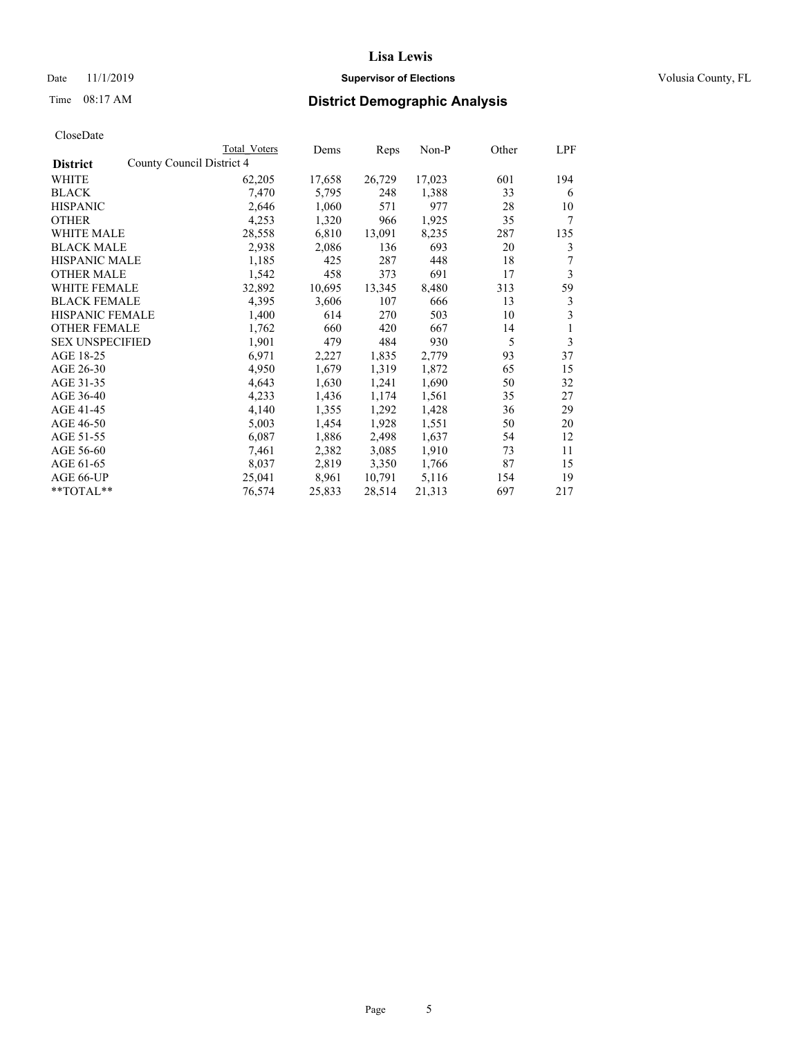# District Demographic Analysis

CloseDate

| District | Total Voters | Dems | Reps | Non-P | Other | LPF |
|---|---|---|---|---|---|---|
| County Council District 4 | | | | | | |
| WHITE | 62,205 | 17,658 | 26,729 | 17,023 | 601 | 194 |
| BLACK | 7,470 | 5,795 | 248 | 1,388 | 33 | 6 |
| HISPANIC | 2,646 | 1,060 | 571 | 977 | 28 | 10 |
| OTHER | 4,253 | 1,320 | 966 | 1,925 | 35 | 7 |
| WHITE MALE | 28,558 | 6,810 | 13,091 | 8,235 | 287 | 135 |
| BLACK MALE | 2,938 | 2,086 | 136 | 693 | 20 | 3 |
| HISPANIC MALE | 1,185 | 425 | 287 | 448 | 18 | 7 |
| OTHER MALE | 1,542 | 458 | 373 | 691 | 17 | 3 |
| WHITE FEMALE | 32,892 | 10,695 | 13,345 | 8,480 | 313 | 59 |
| BLACK FEMALE | 4,395 | 3,606 | 107 | 666 | 13 | 3 |
| HISPANIC FEMALE | 1,400 | 614 | 270 | 503 | 10 | 3 |
| OTHER FEMALE | 1,762 | 660 | 420 | 667 | 14 | 1 |
| SEX UNSPECIFIED | 1,901 | 479 | 484 | 930 | 5 | 3 |
| AGE 18-25 | 6,971 | 2,227 | 1,835 | 2,779 | 93 | 37 |
| AGE 26-30 | 4,950 | 1,679 | 1,319 | 1,872 | 65 | 15 |
| AGE 31-35 | 4,643 | 1,630 | 1,241 | 1,690 | 50 | 32 |
| AGE 36-40 | 4,233 | 1,436 | 1,174 | 1,561 | 35 | 27 |
| AGE 41-45 | 4,140 | 1,355 | 1,292 | 1,428 | 36 | 29 |
| AGE 46-50 | 5,003 | 1,454 | 1,928 | 1,551 | 50 | 20 |
| AGE 51-55 | 6,087 | 1,886 | 2,498 | 1,637 | 54 | 12 |
| AGE 56-60 | 7,461 | 2,382 | 3,085 | 1,910 | 73 | 11 |
| AGE 61-65 | 8,037 | 2,819 | 3,350 | 1,766 | 87 | 15 |
| AGE 66-UP | 25,041 | 8,961 | 10,791 | 5,116 | 154 | 19 |
| **TOTAL** | 76,574 | 25,833 | 28,514 | 21,313 | 697 | 217 |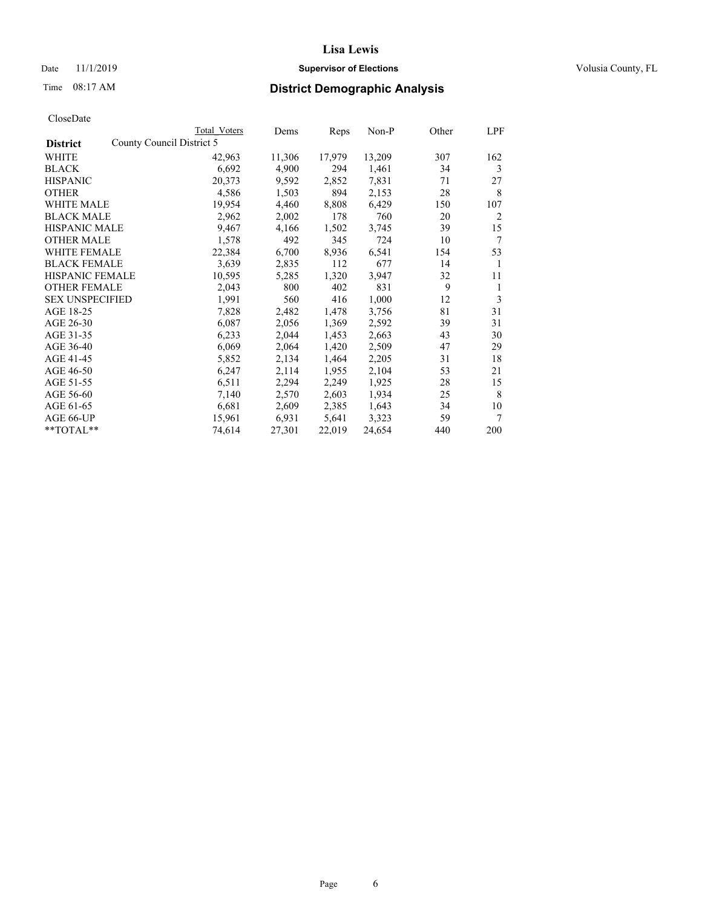# Lisa Lewis

**Supervisor of Elections**

Date 11/1/2019 Volusia County, FL

Time 08:17 AM

## District Demographic Analysis

CloseDate

| | Total Voters | Dems | Reps | Non-P | Other | LPF |
|---|---|---|---|---|---|---|
| **District** County Council District 5 | | | | | | |
| WHITE | 42,963 | 11,306 | 17,979 | 13,209 | 307 | 162 |
| BLACK | 6,692 | 4,900 | 294 | 1,461 | 34 | 3 |
| HISPANIC | 20,373 | 9,592 | 2,852 | 7,831 | 71 | 27 |
| OTHER | 4,586 | 1,503 | 894 | 2,153 | 28 | 8 |
| WHITE MALE | 19,954 | 4,460 | 8,808 | 6,429 | 150 | 107 |
| BLACK MALE | 2,962 | 2,002 | 178 | 760 | 20 | 2 |
| HISPANIC MALE | 9,467 | 4,166 | 1,502 | 3,745 | 39 | 15 |
| OTHER MALE | 1,578 | 492 | 345 | 724 | 10 | 7 |
| WHITE FEMALE | 22,384 | 6,700 | 8,936 | 6,541 | 154 | 53 |
| BLACK FEMALE | 3,639 | 2,835 | 112 | 677 | 14 | 1 |
| HISPANIC FEMALE | 10,595 | 5,285 | 1,320 | 3,947 | 32 | 11 |
| OTHER FEMALE | 2,043 | 800 | 402 | 831 | 9 | 1 |
| SEX UNSPECIFIED | 1,991 | 560 | 416 | 1,000 | 12 | 3 |
| AGE 18-25 | 7,828 | 2,482 | 1,478 | 3,756 | 81 | 31 |
| AGE 26-30 | 6,087 | 2,056 | 1,369 | 2,592 | 39 | 31 |
| AGE 31-35 | 6,233 | 2,044 | 1,453 | 2,663 | 43 | 30 |
| AGE 36-40 | 6,069 | 2,064 | 1,420 | 2,509 | 47 | 29 |
| AGE 41-45 | 5,852 | 2,134 | 1,464 | 2,205 | 31 | 18 |
| AGE 46-50 | 6,247 | 2,114 | 1,955 | 2,104 | 53 | 21 |
| AGE 51-55 | 6,511 | 2,294 | 2,249 | 1,925 | 28 | 15 |
| AGE 56-60 | 7,140 | 2,570 | 2,603 | 1,934 | 25 | 8 |
| AGE 61-65 | 6,681 | 2,609 | 2,385 | 1,643 | 34 | 10 |
| AGE 66-UP | 15,961 | 6,931 | 5,641 | 3,323 | 59 | 7 |
| **TOTAL** | 74,614 | 27,301 | 22,019 | 24,654 | 440 | 200 |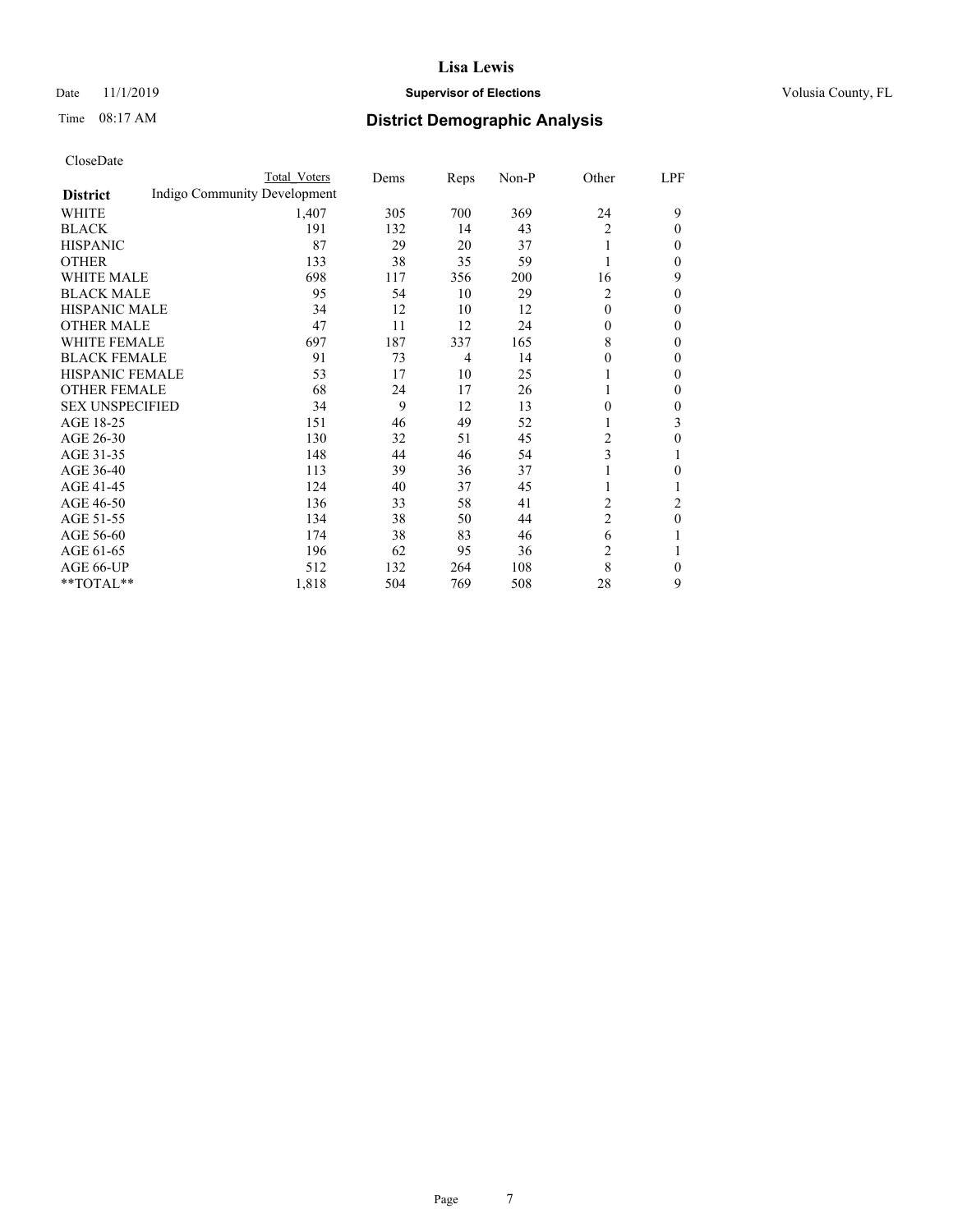# Lisa Lewis

Date 11/1/2019 **Supervisor of Elections** Volusia County, FL

Time 08:17 AM **District Demographic Analysis**

CloseDate

| District | Total Voters | Dems | Reps | Non-P | Other | LPF |
|---|---|---|---|---|---|---|
| Indigo Community Development | | | | | | |
| WHITE | 1,407 | 305 | 700 | 369 | 24 | 9 |
| BLACK | 191 | 132 | 14 | 43 | 2 | 0 |
| HISPANIC | 87 | 29 | 20 | 37 | 1 | 0 |
| OTHER | 133 | 38 | 35 | 59 | 1 | 0 |
| WHITE MALE | 698 | 117 | 356 | 200 | 16 | 9 |
| BLACK MALE | 95 | 54 | 10 | 29 | 2 | 0 |
| HISPANIC MALE | 34 | 12 | 10 | 12 | 0 | 0 |
| OTHER MALE | 47 | 11 | 12 | 24 | 0 | 0 |
| WHITE FEMALE | 697 | 187 | 337 | 165 | 8 | 0 |
| BLACK FEMALE | 91 | 73 | 4 | 14 | 0 | 0 |
| HISPANIC FEMALE | 53 | 17 | 10 | 25 | 1 | 0 |
| OTHER FEMALE | 68 | 24 | 17 | 26 | 1 | 0 |
| SEX UNSPECIFIED | 34 | 9 | 12 | 13 | 0 | 0 |
| AGE 18-25 | 151 | 46 | 49 | 52 | 1 | 3 |
| AGE 26-30 | 130 | 32 | 51 | 45 | 2 | 0 |
| AGE 31-35 | 148 | 44 | 46 | 54 | 3 | 1 |
| AGE 36-40 | 113 | 39 | 36 | 37 | 1 | 0 |
| AGE 41-45 | 124 | 40 | 37 | 45 | 1 | 1 |
| AGE 46-50 | 136 | 33 | 58 | 41 | 2 | 2 |
| AGE 51-55 | 134 | 38 | 50 | 44 | 2 | 0 |
| AGE 56-60 | 174 | 38 | 83 | 46 | 6 | 1 |
| AGE 61-65 | 196 | 62 | 95 | 36 | 2 | 1 |
| AGE 66-UP | 512 | 132 | 264 | 108 | 8 | 0 |
| **TOTAL** | 1,818 | 504 | 769 | 508 | 28 | 9 |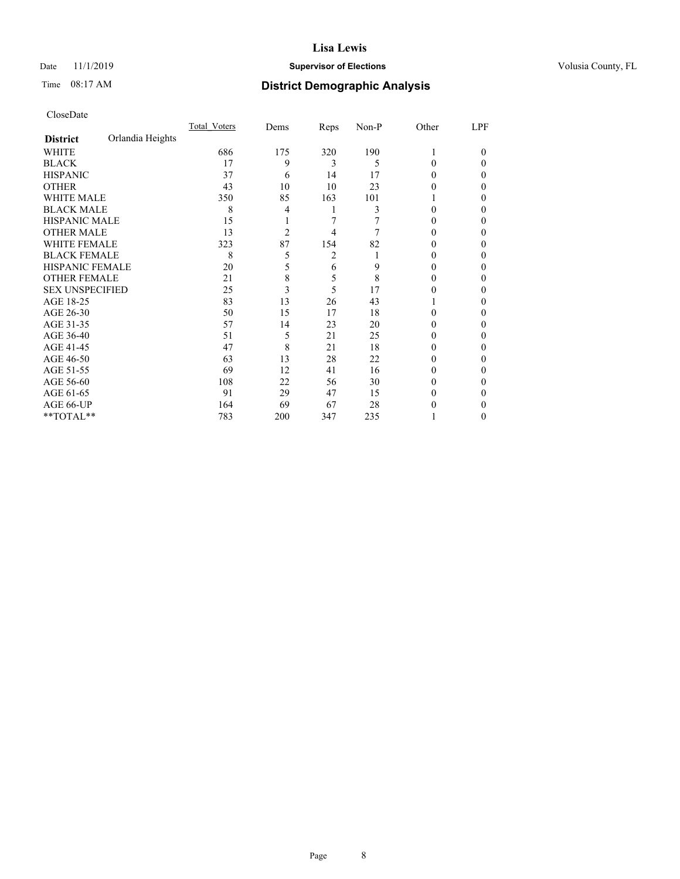# Lisa Lewis

Date 11/1/2019 **Supervisor of Elections** Volusia County, FL

Time 08:17 AM **District Demographic Analysis**

CloseDate

| | Total_Voters | Dems | Reps | Non-P | Other | LPF |
|---|---|---|---|---|---|---|
| **District** Orlandia Heights | | | | | | |
| WHITE | 686 | 175 | 320 | 190 | 1 | 0 |
| BLACK | 17 | 9 | 3 | 5 | 0 | 0 |
| HISPANIC | 37 | 6 | 14 | 17 | 0 | 0 |
| OTHER | 43 | 10 | 10 | 23 | 0 | 0 |
| WHITE MALE | 350 | 85 | 163 | 101 | 1 | 0 |
| BLACK MALE | 8 | 4 | 1 | 3 | 0 | 0 |
| HISPANIC MALE | 15 | 1 | 7 | 7 | 0 | 0 |
| OTHER MALE | 13 | 2 | 4 | 7 | 0 | 0 |
| WHITE FEMALE | 323 | 87 | 154 | 82 | 0 | 0 |
| BLACK FEMALE | 8 | 5 | 2 | 1 | 0 | 0 |
| HISPANIC FEMALE | 20 | 5 | 6 | 9 | 0 | 0 |
| OTHER FEMALE | 21 | 8 | 5 | 8 | 0 | 0 |
| SEX UNSPECIFIED | 25 | 3 | 5 | 17 | 0 | 0 |
| AGE 18-25 | 83 | 13 | 26 | 43 | 1 | 0 |
| AGE 26-30 | 50 | 15 | 17 | 18 | 0 | 0 |
| AGE 31-35 | 57 | 14 | 23 | 20 | 0 | 0 |
| AGE 36-40 | 51 | 5 | 21 | 25 | 0 | 0 |
| AGE 41-45 | 47 | 8 | 21 | 18 | 0 | 0 |
| AGE 46-50 | 63 | 13 | 28 | 22 | 0 | 0 |
| AGE 51-55 | 69 | 12 | 41 | 16 | 0 | 0 |
| AGE 56-60 | 108 | 22 | 56 | 30 | 0 | 0 |
| AGE 61-65 | 91 | 29 | 47 | 15 | 0 | 0 |
| AGE 66-UP | 164 | 69 | 67 | 28 | 0 | 0 |
| **TOTAL** | 783 | 200 | 347 | 235 | 1 | 0 |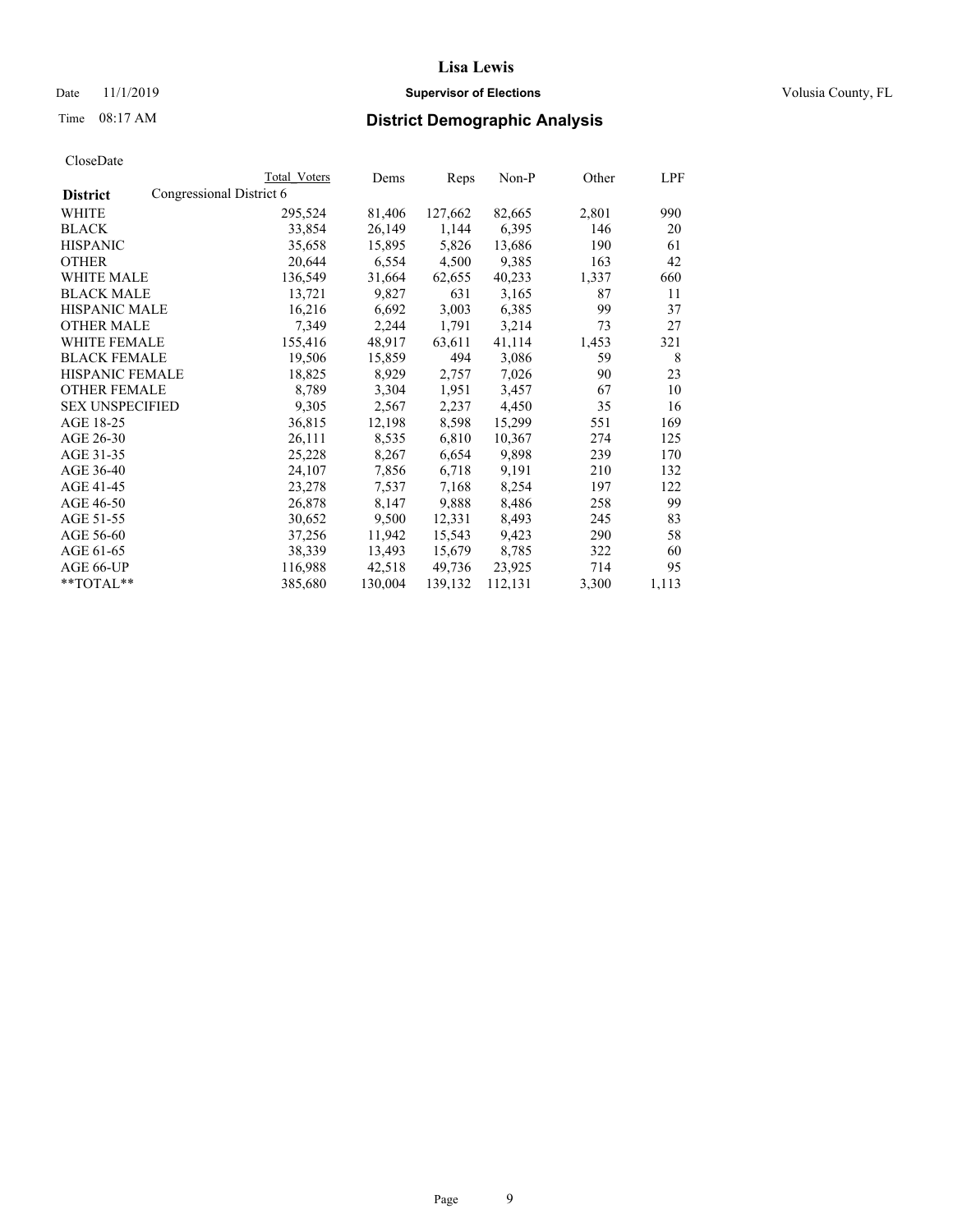# Lisa Lewis

Date 11/1/2019 **Supervisor of Elections** Volusia County, FL

Time 08:17 AM

## District Demographic Analysis

CloseDate

| District | Total Voters | Dems | Reps | Non-P | Other | LPF |
|---|---|---|---|---|---|---|
| **Congressional District 6** | | | | | | |
| WHITE | 295,524 | 81,406 | 127,662 | 82,665 | 2,801 | 990 |
| BLACK | 33,854 | 26,149 | 1,144 | 6,395 | 146 | 20 |
| HISPANIC | 35,658 | 15,895 | 5,826 | 13,686 | 190 | 61 |
| OTHER | 20,644 | 6,554 | 4,500 | 9,385 | 163 | 42 |
| WHITE MALE | 136,549 | 31,664 | 62,655 | 40,233 | 1,337 | 660 |
| BLACK MALE | 13,721 | 9,827 | 631 | 3,165 | 87 | 11 |
| HISPANIC MALE | 16,216 | 6,692 | 3,003 | 6,385 | 99 | 37 |
| OTHER MALE | 7,349 | 2,244 | 1,791 | 3,214 | 73 | 27 |
| WHITE FEMALE | 155,416 | 48,917 | 63,611 | 41,114 | 1,453 | 321 |
| BLACK FEMALE | 19,506 | 15,859 | 494 | 3,086 | 59 | 8 |
| HISPANIC FEMALE | 18,825 | 8,929 | 2,757 | 7,026 | 90 | 23 |
| OTHER FEMALE | 8,789 | 3,304 | 1,951 | 3,457 | 67 | 10 |
| SEX UNSPECIFIED | 9,305 | 2,567 | 2,237 | 4,450 | 35 | 16 |
| AGE 18-25 | 36,815 | 12,198 | 8,598 | 15,299 | 551 | 169 |
| AGE 26-30 | 26,111 | 8,535 | 6,810 | 10,367 | 274 | 125 |
| AGE 31-35 | 25,228 | 8,267 | 6,654 | 9,898 | 239 | 170 |
| AGE 36-40 | 24,107 | 7,856 | 6,718 | 9,191 | 210 | 132 |
| AGE 41-45 | 23,278 | 7,537 | 7,168 | 8,254 | 197 | 122 |
| AGE 46-50 | 26,878 | 8,147 | 9,888 | 8,486 | 258 | 99 |
| AGE 51-55 | 30,652 | 9,500 | 12,331 | 8,493 | 245 | 83 |
| AGE 56-60 | 37,256 | 11,942 | 15,543 | 9,423 | 290 | 58 |
| AGE 61-65 | 38,339 | 13,493 | 15,679 | 8,785 | 322 | 60 |
| AGE 66-UP | 116,988 | 42,518 | 49,736 | 23,925 | 714 | 95 |
| **TOTAL** | 385,680 | 130,004 | 139,132 | 112,131 | 3,300 | 1,113 |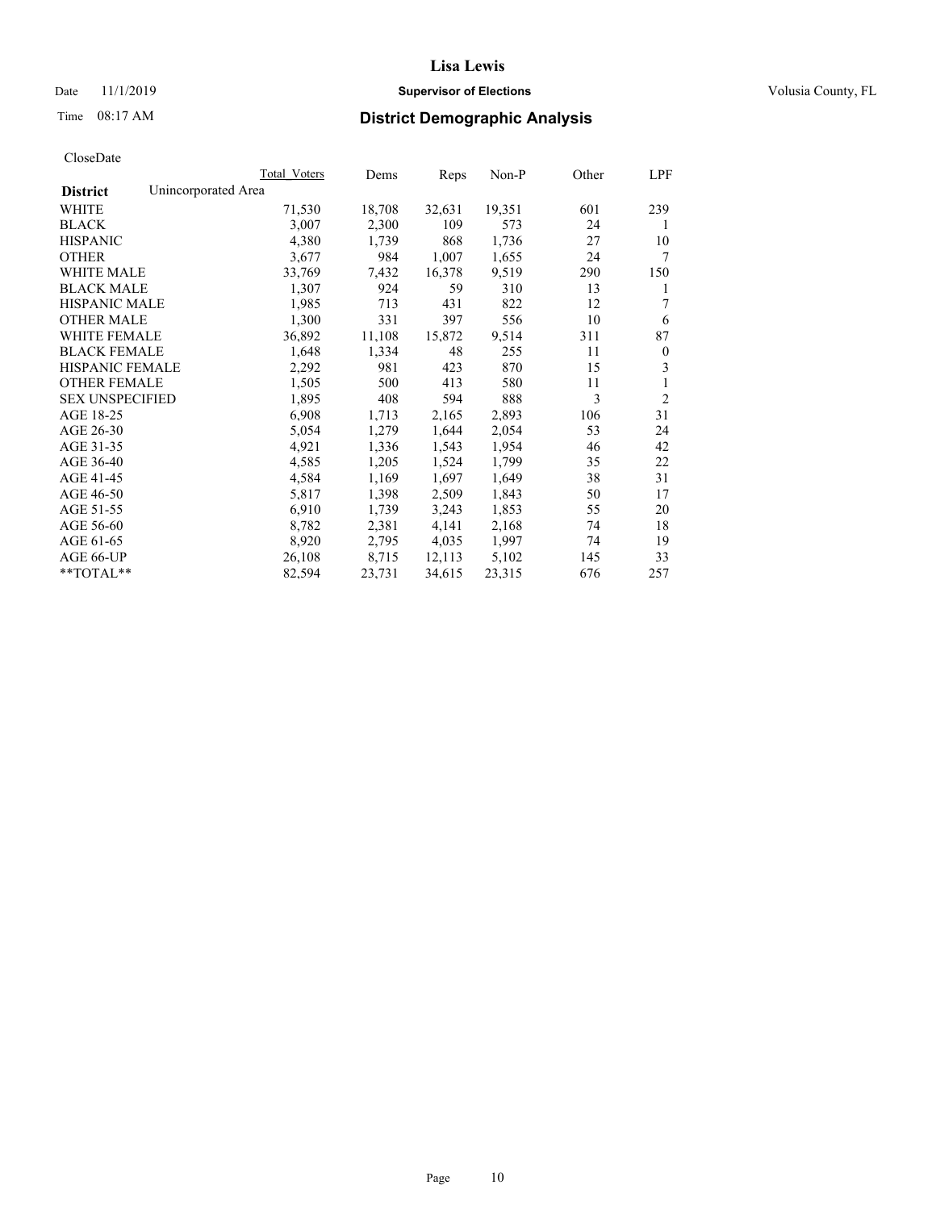# Lisa Lewis

Date 11/1/2019 **Supervisor of Elections** Volusia County, FL

Time 08:17 AM **District Demographic Analysis**

CloseDate

| **District** Unincorporated Area | Total Voters | Dems | Reps | Non-P | Other | LPF |
|---|---|---|---|---|---|---|
| WHITE | 71,530 | 18,708 | 32,631 | 19,351 | 601 | 239 |
| BLACK | 3,007 | 2,300 | 109 | 573 | 24 | 1 |
| HISPANIC | 4,380 | 1,739 | 868 | 1,736 | 27 | 10 |
| OTHER | 3,677 | 984 | 1,007 | 1,655 | 24 | 7 |
| WHITE MALE | 33,769 | 7,432 | 16,378 | 9,519 | 290 | 150 |
| BLACK MALE | 1,307 | 924 | 59 | 310 | 13 | 1 |
| HISPANIC MALE | 1,985 | 713 | 431 | 822 | 12 | 7 |
| OTHER MALE | 1,300 | 331 | 397 | 556 | 10 | 6 |
| WHITE FEMALE | 36,892 | 11,108 | 15,872 | 9,514 | 311 | 87 |
| BLACK FEMALE | 1,648 | 1,334 | 48 | 255 | 11 | 0 |
| HISPANIC FEMALE | 2,292 | 981 | 423 | 870 | 15 | 3 |
| OTHER FEMALE | 1,505 | 500 | 413 | 580 | 11 | 1 |
| SEX UNSPECIFIED | 1,895 | 408 | 594 | 888 | 3 | 2 |
| AGE 18-25 | 6,908 | 1,713 | 2,165 | 2,893 | 106 | 31 |
| AGE 26-30 | 5,054 | 1,279 | 1,644 | 2,054 | 53 | 24 |
| AGE 31-35 | 4,921 | 1,336 | 1,543 | 1,954 | 46 | 42 |
| AGE 36-40 | 4,585 | 1,205 | 1,524 | 1,799 | 35 | 22 |
| AGE 41-45 | 4,584 | 1,169 | 1,697 | 1,649 | 38 | 31 |
| AGE 46-50 | 5,817 | 1,398 | 2,509 | 1,843 | 50 | 17 |
| AGE 51-55 | 6,910 | 1,739 | 3,243 | 1,853 | 55 | 20 |
| AGE 56-60 | 8,782 | 2,381 | 4,141 | 2,168 | 74 | 18 |
| AGE 61-65 | 8,920 | 2,795 | 4,035 | 1,997 | 74 | 19 |
| AGE 66-UP | 26,108 | 8,715 | 12,113 | 5,102 | 145 | 33 |
| **TOTAL** | 82,594 | 23,731 | 34,615 | 23,315 | 676 | 257 |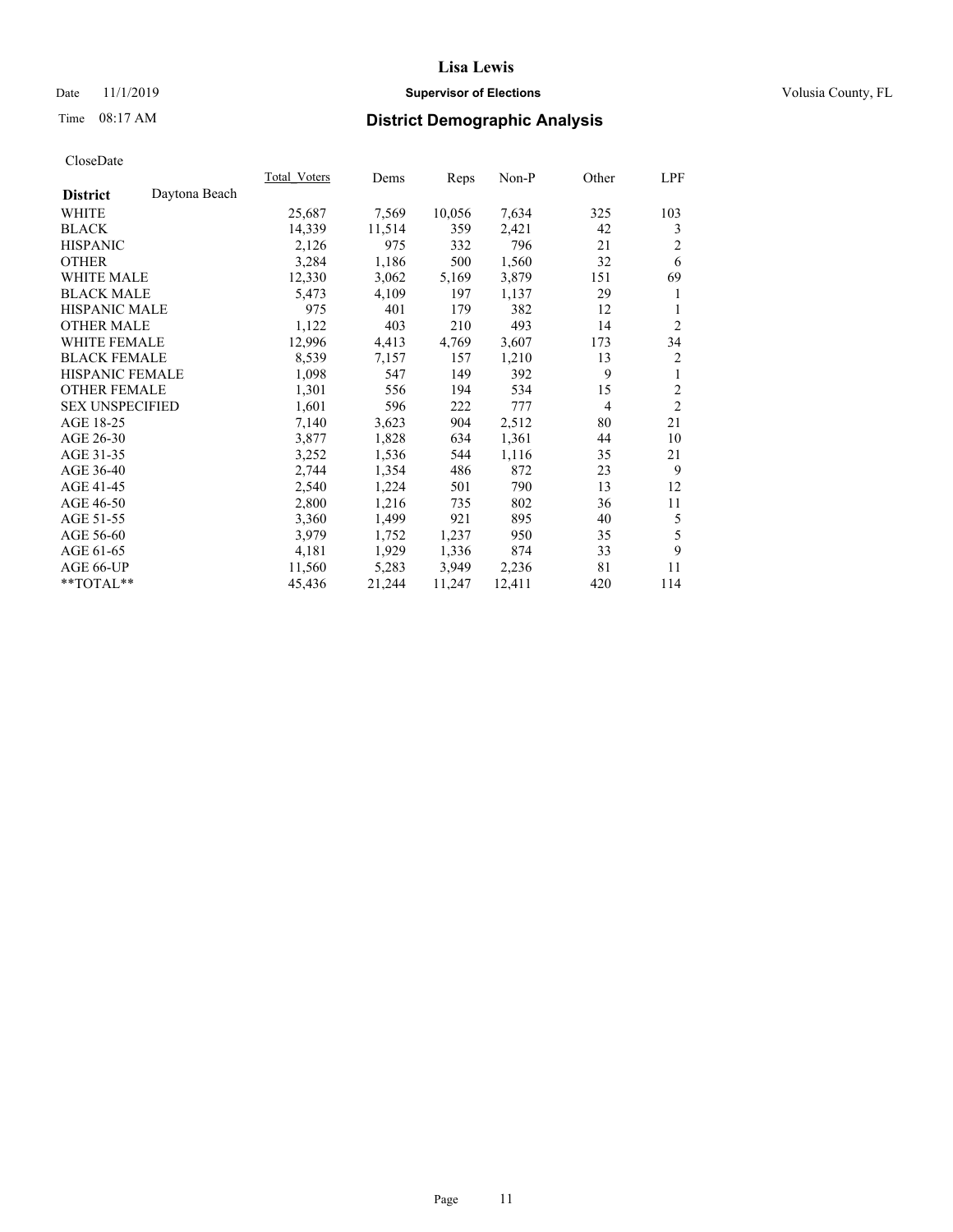**Lisa Lewis**

Date 11/1/2019 **Supervisor of Elections** Volusia County, FL

Time 08:17 AM **District Demographic Analysis**

CloseDate

| **District** Daytona Beach | Total_Voters | Dems | Reps | Non-P | Other | LPF |
|---|---|---|---|---|---|---|
| WHITE | 25,687 | 7,569 | 10,056 | 7,634 | 325 | 103 |
| BLACK | 14,339 | 11,514 | 359 | 2,421 | 42 | 3 |
| HISPANIC | 2,126 | 975 | 332 | 796 | 21 | 2 |
| OTHER | 3,284 | 1,186 | 500 | 1,560 | 32 | 6 |
| WHITE MALE | 12,330 | 3,062 | 5,169 | 3,879 | 151 | 69 |
| BLACK MALE | 5,473 | 4,109 | 197 | 1,137 | 29 | 1 |
| HISPANIC MALE | 975 | 401 | 179 | 382 | 12 | 1 |
| OTHER MALE | 1,122 | 403 | 210 | 493 | 14 | 2 |
| WHITE FEMALE | 12,996 | 4,413 | 4,769 | 3,607 | 173 | 34 |
| BLACK FEMALE | 8,539 | 7,157 | 157 | 1,210 | 13 | 2 |
| HISPANIC FEMALE | 1,098 | 547 | 149 | 392 | 9 | 1 |
| OTHER FEMALE | 1,301 | 556 | 194 | 534 | 15 | 2 |
| SEX UNSPECIFIED | 1,601 | 596 | 222 | 777 | 4 | 2 |
| AGE 18-25 | 7,140 | 3,623 | 904 | 2,512 | 80 | 21 |
| AGE 26-30 | 3,877 | 1,828 | 634 | 1,361 | 44 | 10 |
| AGE 31-35 | 3,252 | 1,536 | 544 | 1,116 | 35 | 21 |
| AGE 36-40 | 2,744 | 1,354 | 486 | 872 | 23 | 9 |
| AGE 41-45 | 2,540 | 1,224 | 501 | 790 | 13 | 12 |
| AGE 46-50 | 2,800 | 1,216 | 735 | 802 | 36 | 11 |
| AGE 51-55 | 3,360 | 1,499 | 921 | 895 | 40 | 5 |
| AGE 56-60 | 3,979 | 1,752 | 1,237 | 950 | 35 | 5 |
| AGE 61-65 | 4,181 | 1,929 | 1,336 | 874 | 33 | 9 |
| AGE 66-UP | 11,560 | 5,283 | 3,949 | 2,236 | 81 | 11 |
| **TOTAL** | 45,436 | 21,244 | 11,247 | 12,411 | 420 | 114 |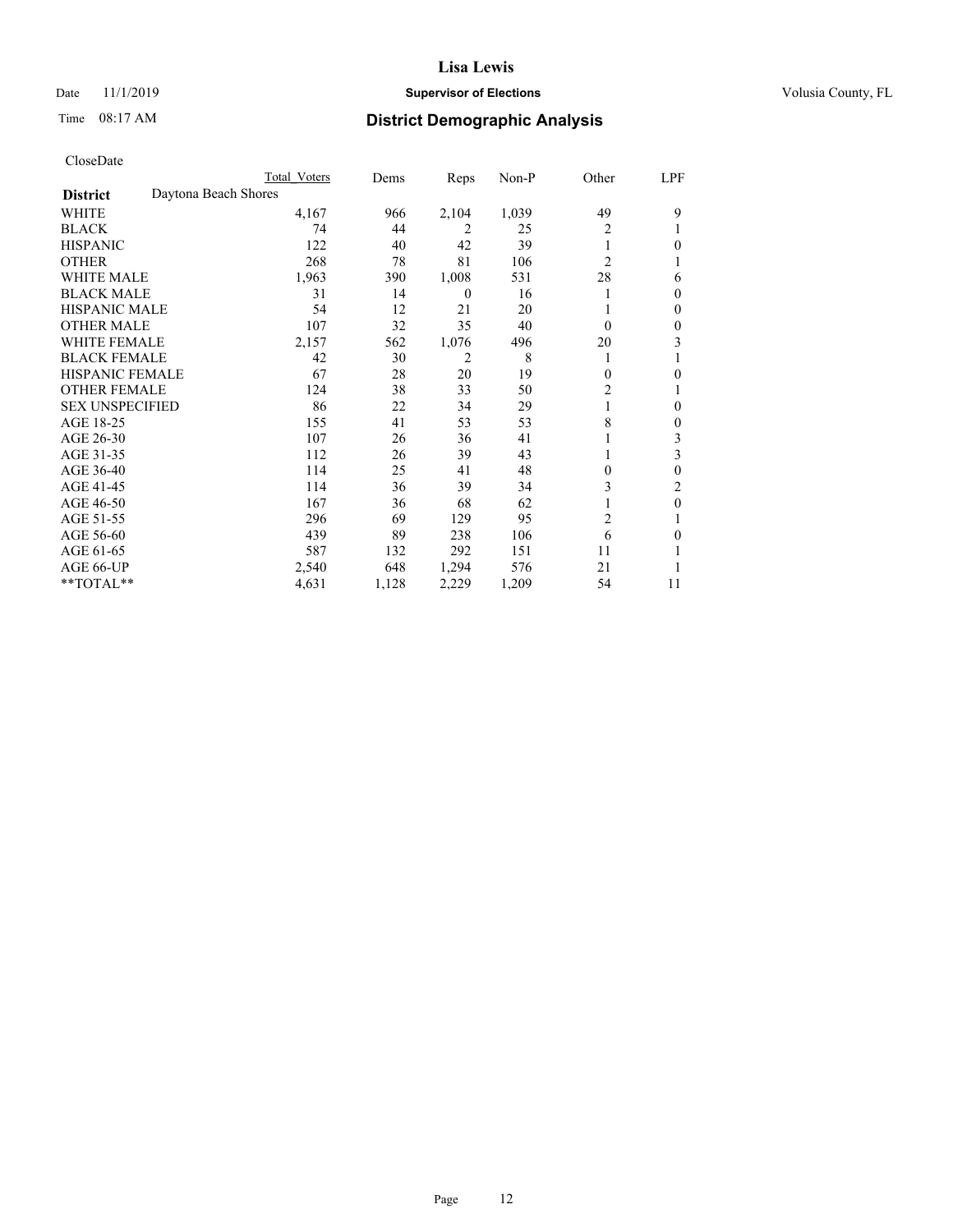# Lisa Lewis

Date 11/1/2019 **Supervisor of Elections** Volusia County, FL

Time 08:17 AM

## District Demographic Analysis

CloseDate

| | Total Voters | Dems | Reps | Non-P | Other | LPF |
|---|---|---|---|---|---|---|
| **District** Daytona Beach Shores | | | | | | |
| WHITE | 4,167 | 966 | 2,104 | 1,039 | 49 | 9 |
| BLACK | 74 | 44 | 2 | 25 | 2 | 1 |
| HISPANIC | 122 | 40 | 42 | 39 | 1 | 0 |
| OTHER | 268 | 78 | 81 | 106 | 2 | 1 |
| WHITE MALE | 1,963 | 390 | 1,008 | 531 | 28 | 6 |
| BLACK MALE | 31 | 14 | 0 | 16 | 1 | 0 |
| HISPANIC MALE | 54 | 12 | 21 | 20 | 1 | 0 |
| OTHER MALE | 107 | 32 | 35 | 40 | 0 | 0 |
| WHITE FEMALE | 2,157 | 562 | 1,076 | 496 | 20 | 3 |
| BLACK FEMALE | 42 | 30 | 2 | 8 | 1 | 1 |
| HISPANIC FEMALE | 67 | 28 | 20 | 19 | 0 | 0 |
| OTHER FEMALE | 124 | 38 | 33 | 50 | 2 | 1 |
| SEX UNSPECIFIED | 86 | 22 | 34 | 29 | 1 | 0 |
| AGE 18-25 | 155 | 41 | 53 | 53 | 8 | 0 |
| AGE 26-30 | 107 | 26 | 36 | 41 | 1 | 3 |
| AGE 31-35 | 112 | 26 | 39 | 43 | 1 | 3 |
| AGE 36-40 | 114 | 25 | 41 | 48 | 0 | 0 |
| AGE 41-45 | 114 | 36 | 39 | 34 | 3 | 2 |
| AGE 46-50 | 167 | 36 | 68 | 62 | 1 | 0 |
| AGE 51-55 | 296 | 69 | 129 | 95 | 2 | 1 |
| AGE 56-60 | 439 | 89 | 238 | 106 | 6 | 0 |
| AGE 61-65 | 587 | 132 | 292 | 151 | 11 | 1 |
| AGE 66-UP | 2,540 | 648 | 1,294 | 576 | 21 | 1 |
| **TOTAL** | 4,631 | 1,128 | 2,229 | 1,209 | 54 | 11 |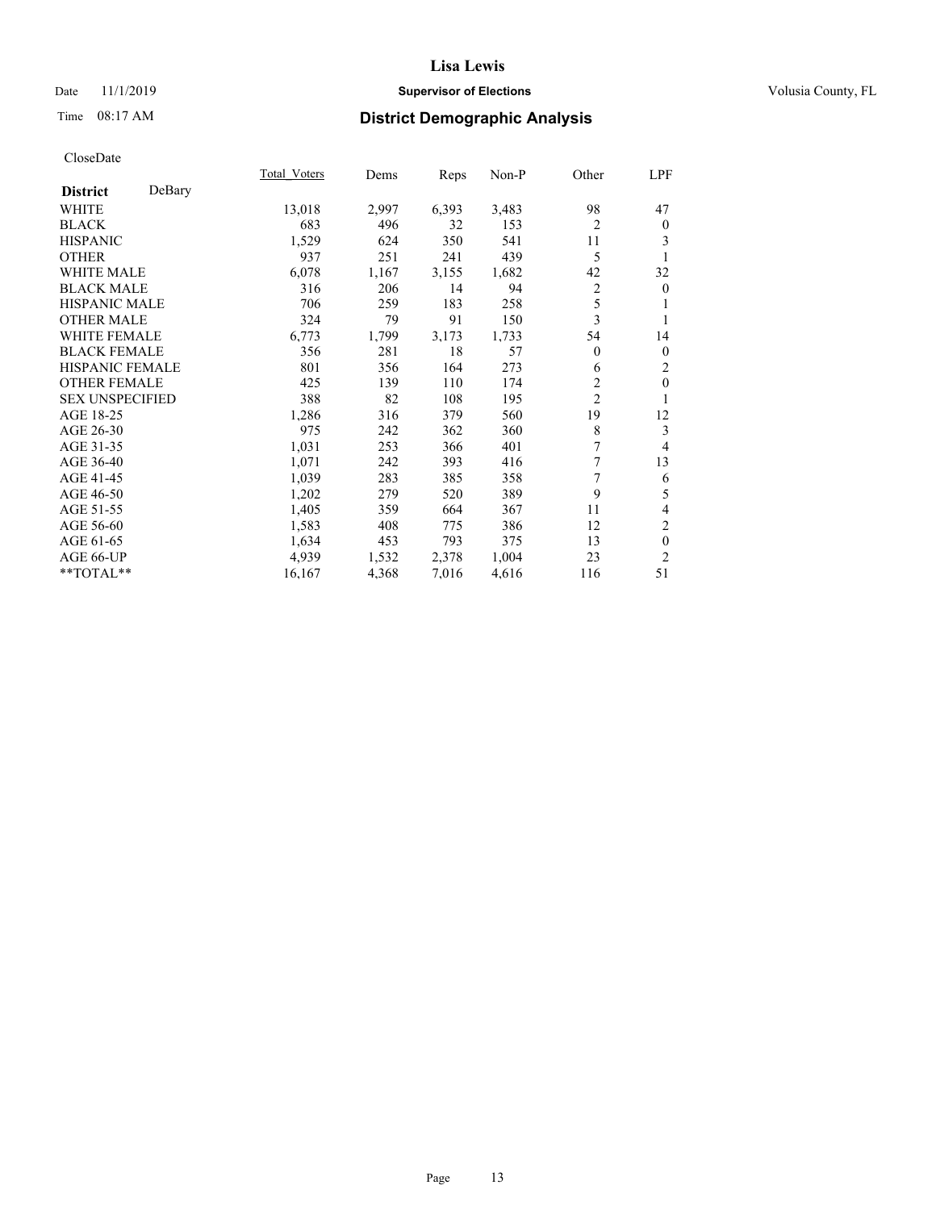# Lisa Lewis

Date 11/1/2019 **Supervisor of Elections** Volusia County, FL

Time 08:17 AM **District Demographic Analysis**

CloseDate

| **District** DeBary | Total_Voters | Dems | Reps | Non-P | Other | LPF |
|---|---|---|---|---|---|---|
| WHITE | 13,018 | 2,997 | 6,393 | 3,483 | 98 | 47 |
| BLACK | 683 | 496 | 32 | 153 | 2 | 0 |
| HISPANIC | 1,529 | 624 | 350 | 541 | 11 | 3 |
| OTHER | 937 | 251 | 241 | 439 | 5 | 1 |
| WHITE MALE | 6,078 | 1,167 | 3,155 | 1,682 | 42 | 32 |
| BLACK MALE | 316 | 206 | 14 | 94 | 2 | 0 |
| HISPANIC MALE | 706 | 259 | 183 | 258 | 5 | 1 |
| OTHER MALE | 324 | 79 | 91 | 150 | 3 | 1 |
| WHITE FEMALE | 6,773 | 1,799 | 3,173 | 1,733 | 54 | 14 |
| BLACK FEMALE | 356 | 281 | 18 | 57 | 0 | 0 |
| HISPANIC FEMALE | 801 | 356 | 164 | 273 | 6 | 2 |
| OTHER FEMALE | 425 | 139 | 110 | 174 | 2 | 0 |
| SEX UNSPECIFIED | 388 | 82 | 108 | 195 | 2 | 1 |
| AGE 18-25 | 1,286 | 316 | 379 | 560 | 19 | 12 |
| AGE 26-30 | 975 | 242 | 362 | 360 | 8 | 3 |
| AGE 31-35 | 1,031 | 253 | 366 | 401 | 7 | 4 |
| AGE 36-40 | 1,071 | 242 | 393 | 416 | 7 | 13 |
| AGE 41-45 | 1,039 | 283 | 385 | 358 | 7 | 6 |
| AGE 46-50 | 1,202 | 279 | 520 | 389 | 9 | 5 |
| AGE 51-55 | 1,405 | 359 | 664 | 367 | 11 | 4 |
| AGE 56-60 | 1,583 | 408 | 775 | 386 | 12 | 2 |
| AGE 61-65 | 1,634 | 453 | 793 | 375 | 13 | 0 |
| AGE 66-UP | 4,939 | 1,532 | 2,378 | 1,004 | 23 | 2 |
| **TOTAL** | 16,167 | 4,368 | 7,016 | 4,616 | 116 | 51 |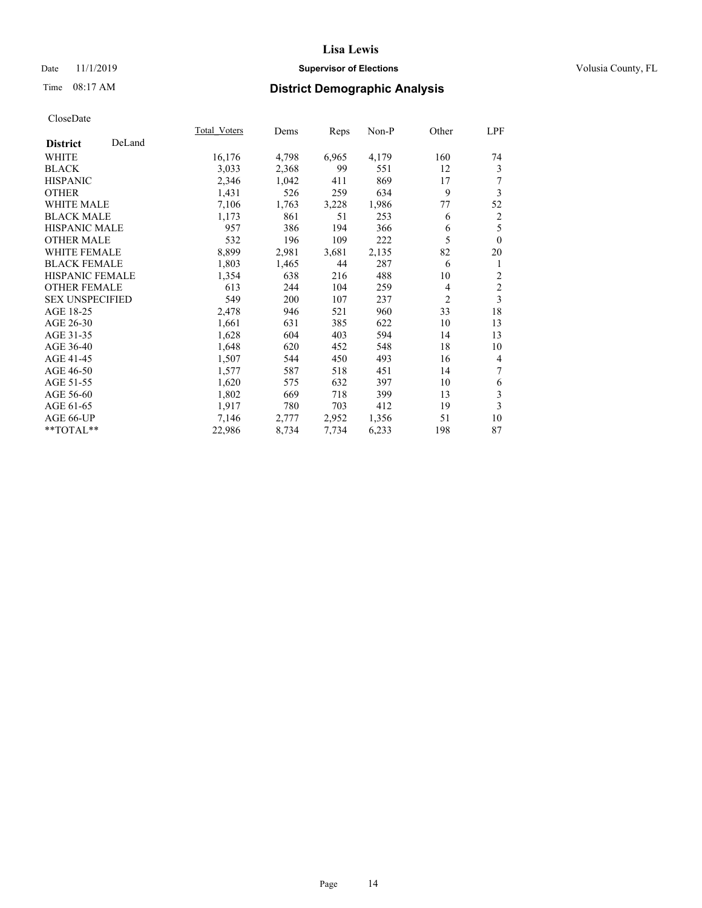CloseDate

| | Total_Voters | Dems | Reps | Non-P | Other | LPF |
|---|---|---|---|---|---|---|
| **District** DeLand | | | | | | |
| WHITE | 16,176 | 4,798 | 6,965 | 4,179 | 160 | 74 |
| BLACK | 3,033 | 2,368 | 99 | 551 | 12 | 3 |
| HISPANIC | 2,346 | 1,042 | 411 | 869 | 17 | 7 |
| OTHER | 1,431 | 526 | 259 | 634 | 9 | 3 |
| WHITE MALE | 7,106 | 1,763 | 3,228 | 1,986 | 77 | 52 |
| BLACK MALE | 1,173 | 861 | 51 | 253 | 6 | 2 |
| HISPANIC MALE | 957 | 386 | 194 | 366 | 6 | 5 |
| OTHER MALE | 532 | 196 | 109 | 222 | 5 | 0 |
| WHITE FEMALE | 8,899 | 2,981 | 3,681 | 2,135 | 82 | 20 |
| BLACK FEMALE | 1,803 | 1,465 | 44 | 287 | 6 | 1 |
| HISPANIC FEMALE | 1,354 | 638 | 216 | 488 | 10 | 2 |
| OTHER FEMALE | 613 | 244 | 104 | 259 | 4 | 2 |
| SEX UNSPECIFIED | 549 | 200 | 107 | 237 | 2 | 3 |
| AGE 18-25 | 2,478 | 946 | 521 | 960 | 33 | 18 |
| AGE 26-30 | 1,661 | 631 | 385 | 622 | 10 | 13 |
| AGE 31-35 | 1,628 | 604 | 403 | 594 | 14 | 13 |
| AGE 36-40 | 1,648 | 620 | 452 | 548 | 18 | 10 |
| AGE 41-45 | 1,507 | 544 | 450 | 493 | 16 | 4 |
| AGE 46-50 | 1,577 | 587 | 518 | 451 | 14 | 7 |
| AGE 51-55 | 1,620 | 575 | 632 | 397 | 10 | 6 |
| AGE 56-60 | 1,802 | 669 | 718 | 399 | 13 | 3 |
| AGE 61-65 | 1,917 | 780 | 703 | 412 | 19 | 3 |
| AGE 66-UP | 7,146 | 2,777 | 2,952 | 1,356 | 51 | 10 |
| **TOTAL** | 22,986 | 8,734 | 7,734 | 6,233 | 198 | 87 |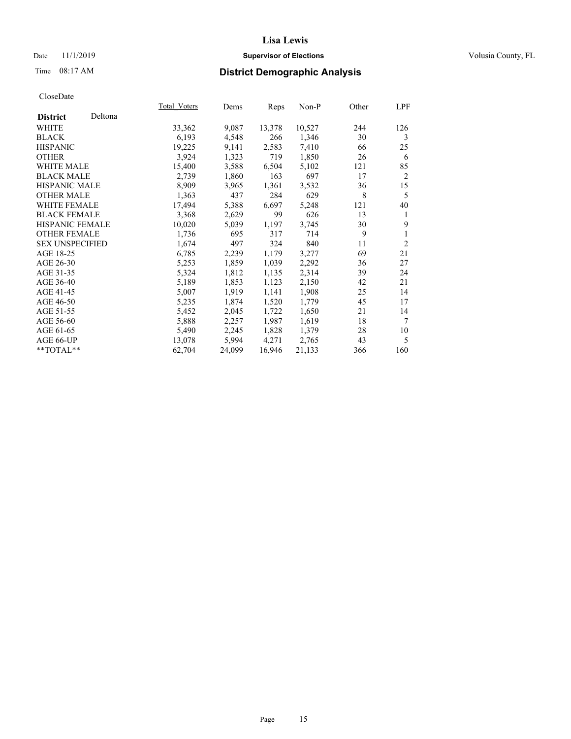# Lisa Lewis

Date 11/1/2019 **Supervisor of Elections** Volusia County, FL

Time 08:17 AM

## District Demographic Analysis

CloseDate

| | Total_Voters | Dems | Reps | Non-P | Other | LPF |
|---|---|---|---|---|---|---|
| **District** Deltona | | | | | | |
| WHITE | 33,362 | 9,087 | 13,378 | 10,527 | 244 | 126 |
| BLACK | 6,193 | 4,548 | 266 | 1,346 | 30 | 3 |
| HISPANIC | 19,225 | 9,141 | 2,583 | 7,410 | 66 | 25 |
| OTHER | 3,924 | 1,323 | 719 | 1,850 | 26 | 6 |
| WHITE MALE | 15,400 | 3,588 | 6,504 | 5,102 | 121 | 85 |
| BLACK MALE | 2,739 | 1,860 | 163 | 697 | 17 | 2 |
| HISPANIC MALE | 8,909 | 3,965 | 1,361 | 3,532 | 36 | 15 |
| OTHER MALE | 1,363 | 437 | 284 | 629 | 8 | 5 |
| WHITE FEMALE | 17,494 | 5,388 | 6,697 | 5,248 | 121 | 40 |
| BLACK FEMALE | 3,368 | 2,629 | 99 | 626 | 13 | 1 |
| HISPANIC FEMALE | 10,020 | 5,039 | 1,197 | 3,745 | 30 | 9 |
| OTHER FEMALE | 1,736 | 695 | 317 | 714 | 9 | 1 |
| SEX UNSPECIFIED | 1,674 | 497 | 324 | 840 | 11 | 2 |
| AGE 18-25 | 6,785 | 2,239 | 1,179 | 3,277 | 69 | 21 |
| AGE 26-30 | 5,253 | 1,859 | 1,039 | 2,292 | 36 | 27 |
| AGE 31-35 | 5,324 | 1,812 | 1,135 | 2,314 | 39 | 24 |
| AGE 36-40 | 5,189 | 1,853 | 1,123 | 2,150 | 42 | 21 |
| AGE 41-45 | 5,007 | 1,919 | 1,141 | 1,908 | 25 | 14 |
| AGE 46-50 | 5,235 | 1,874 | 1,520 | 1,779 | 45 | 17 |
| AGE 51-55 | 5,452 | 2,045 | 1,722 | 1,650 | 21 | 14 |
| AGE 56-60 | 5,888 | 2,257 | 1,987 | 1,619 | 18 | 7 |
| AGE 61-65 | 5,490 | 2,245 | 1,828 | 1,379 | 28 | 10 |
| AGE 66-UP | 13,078 | 5,994 | 4,271 | 2,765 | 43 | 5 |
| **TOTAL** | 62,704 | 24,099 | 16,946 | 21,133 | 366 | 160 |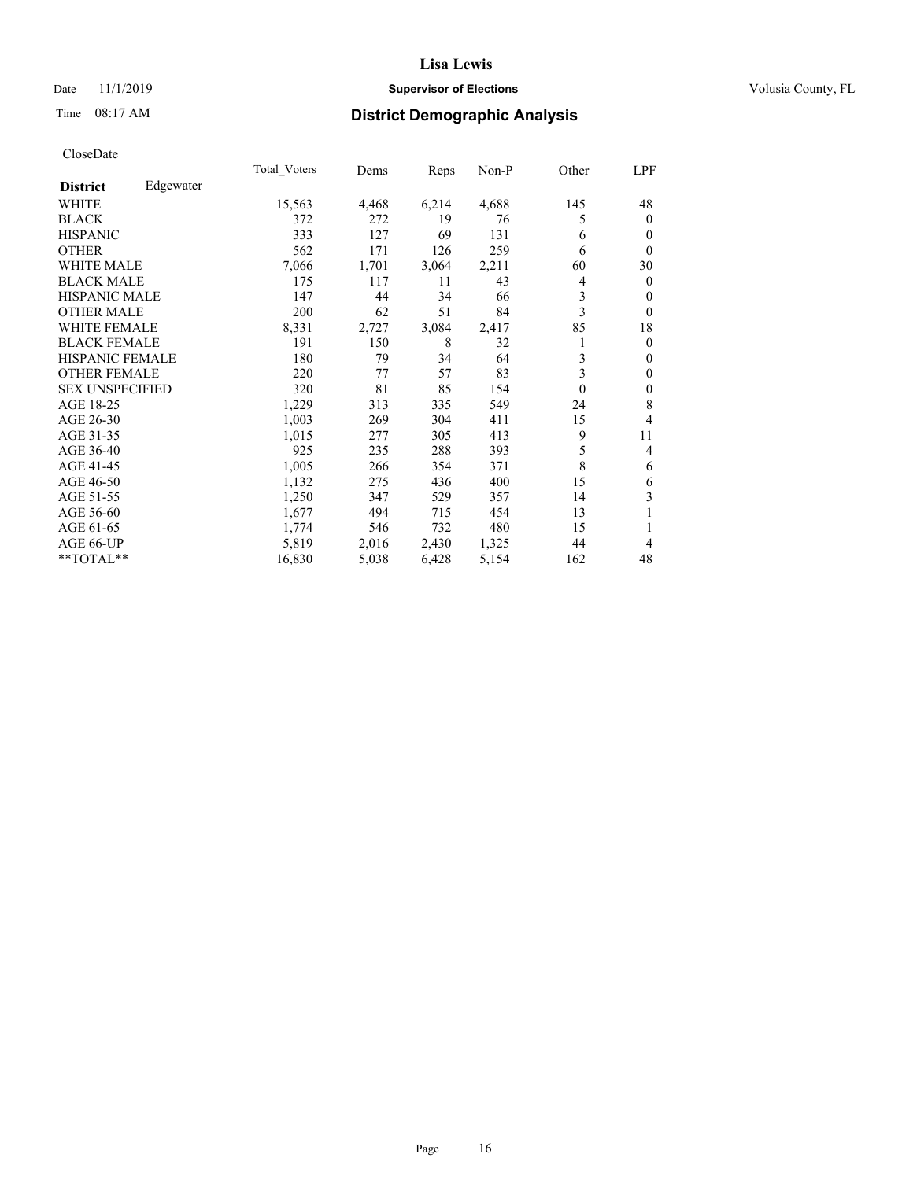CloseDate

| **District** Edgewater | Total_Voters | Dems | Reps | Non-P | Other | LPF |
|---|---|---|---|---|---|---|
| WHITE | 15,563 | 4,468 | 6,214 | 4,688 | 145 | 48 |
| BLACK | 372 | 272 | 19 | 76 | 5 | 0 |
| HISPANIC | 333 | 127 | 69 | 131 | 6 | 0 |
| OTHER | 562 | 171 | 126 | 259 | 6 | 0 |
| WHITE MALE | 7,066 | 1,701 | 3,064 | 2,211 | 60 | 30 |
| BLACK MALE | 175 | 117 | 11 | 43 | 4 | 0 |
| HISPANIC MALE | 147 | 44 | 34 | 66 | 3 | 0 |
| OTHER MALE | 200 | 62 | 51 | 84 | 3 | 0 |
| WHITE FEMALE | 8,331 | 2,727 | 3,084 | 2,417 | 85 | 18 |
| BLACK FEMALE | 191 | 150 | 8 | 32 | 1 | 0 |
| HISPANIC FEMALE | 180 | 79 | 34 | 64 | 3 | 0 |
| OTHER FEMALE | 220 | 77 | 57 | 83 | 3 | 0 |
| SEX UNSPECIFIED | 320 | 81 | 85 | 154 | 0 | 0 |
| AGE 18-25 | 1,229 | 313 | 335 | 549 | 24 | 8 |
| AGE 26-30 | 1,003 | 269 | 304 | 411 | 15 | 4 |
| AGE 31-35 | 1,015 | 277 | 305 | 413 | 9 | 11 |
| AGE 36-40 | 925 | 235 | 288 | 393 | 5 | 4 |
| AGE 41-45 | 1,005 | 266 | 354 | 371 | 8 | 6 |
| AGE 46-50 | 1,132 | 275 | 436 | 400 | 15 | 6 |
| AGE 51-55 | 1,250 | 347 | 529 | 357 | 14 | 3 |
| AGE 56-60 | 1,677 | 494 | 715 | 454 | 13 | 1 |
| AGE 61-65 | 1,774 | 546 | 732 | 480 | 15 | 1 |
| AGE 66-UP | 5,819 | 2,016 | 2,430 | 1,325 | 44 | 4 |
| **TOTAL** | 16,830 | 5,038 | 6,428 | 5,154 | 162 | 48 |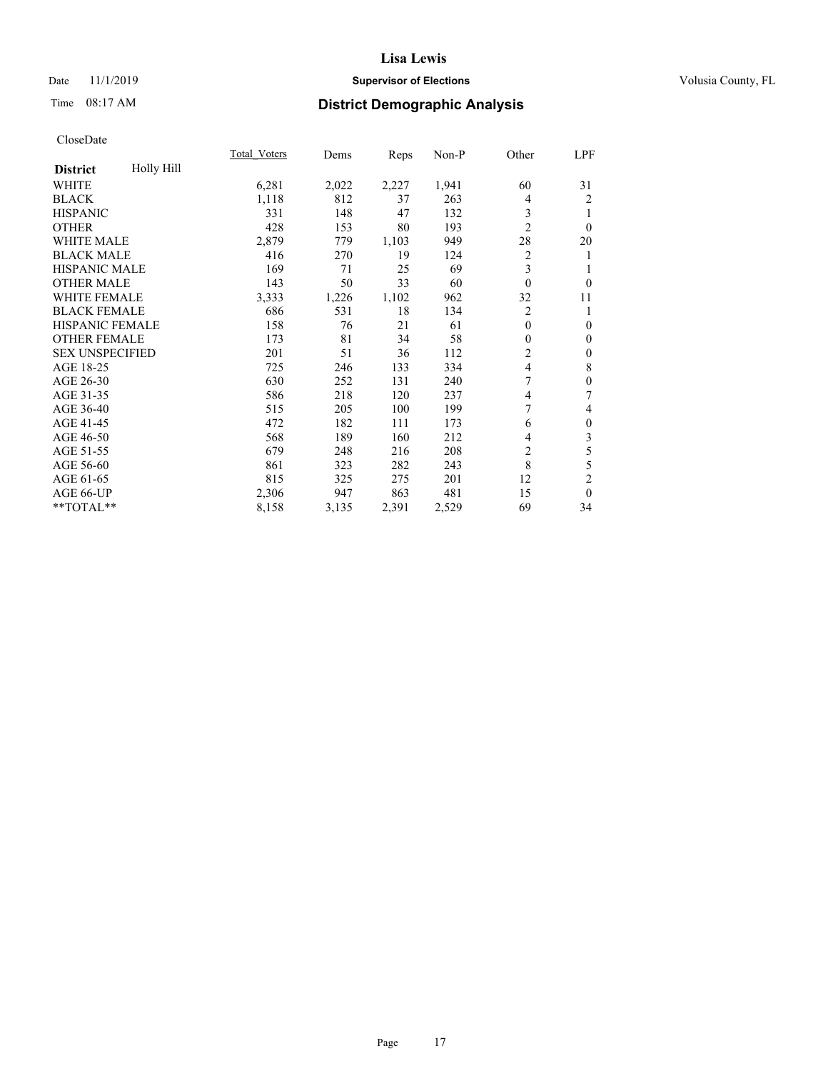# Lisa Lewis

Date 11/1/2019 **Supervisor of Elections** Volusia County, FL

Time 08:17 AM **District Demographic Analysis**

CloseDate

| District: Holly Hill | Total_Voters | Dems | Reps | Non-P | Other | LPF |
|---|---|---|---|---|---|---|
| WHITE | 6,281 | 2,022 | 2,227 | 1,941 | 60 | 31 |
| BLACK | 1,118 | 812 | 37 | 263 | 4 | 2 |
| HISPANIC | 331 | 148 | 47 | 132 | 3 | 1 |
| OTHER | 428 | 153 | 80 | 193 | 2 | 0 |
| WHITE MALE | 2,879 | 779 | 1,103 | 949 | 28 | 20 |
| BLACK MALE | 416 | 270 | 19 | 124 | 2 | 1 |
| HISPANIC MALE | 169 | 71 | 25 | 69 | 3 | 1 |
| OTHER MALE | 143 | 50 | 33 | 60 | 0 | 0 |
| WHITE FEMALE | 3,333 | 1,226 | 1,102 | 962 | 32 | 11 |
| BLACK FEMALE | 686 | 531 | 18 | 134 | 2 | 1 |
| HISPANIC FEMALE | 158 | 76 | 21 | 61 | 0 | 0 |
| OTHER FEMALE | 173 | 81 | 34 | 58 | 0 | 0 |
| SEX UNSPECIFIED | 201 | 51 | 36 | 112 | 2 | 0 |
| AGE 18-25 | 725 | 246 | 133 | 334 | 4 | 8 |
| AGE 26-30 | 630 | 252 | 131 | 240 | 7 | 0 |
| AGE 31-35 | 586 | 218 | 120 | 237 | 4 | 7 |
| AGE 36-40 | 515 | 205 | 100 | 199 | 7 | 4 |
| AGE 41-45 | 472 | 182 | 111 | 173 | 6 | 0 |
| AGE 46-50 | 568 | 189 | 160 | 212 | 4 | 3 |
| AGE 51-55 | 679 | 248 | 216 | 208 | 2 | 5 |
| AGE 56-60 | 861 | 323 | 282 | 243 | 8 | 5 |
| AGE 61-65 | 815 | 325 | 275 | 201 | 12 | 2 |
| AGE 66-UP | 2,306 | 947 | 863 | 481 | 15 | 0 |
| **TOTAL** | 8,158 | 3,135 | 2,391 | 2,529 | 69 | 34 |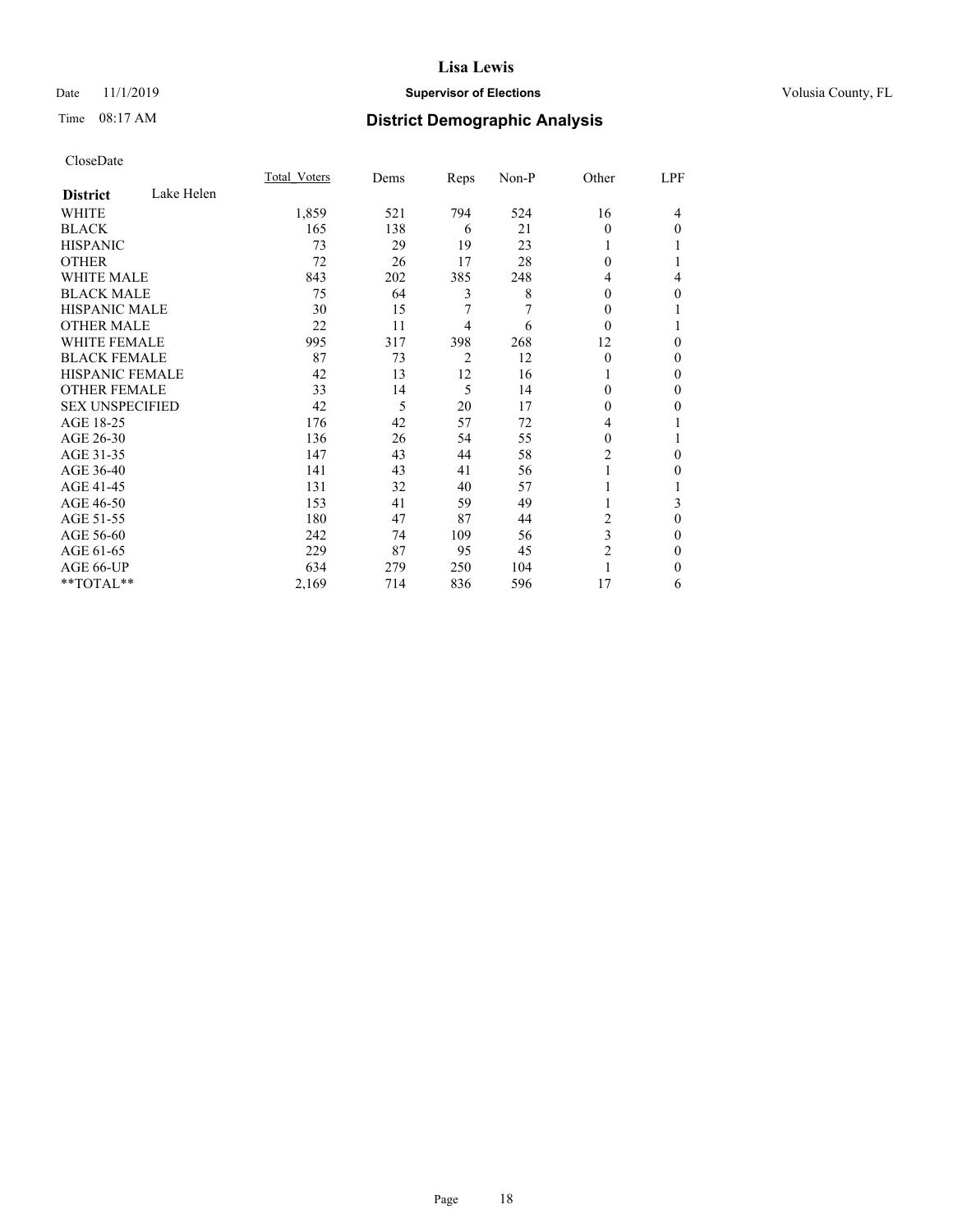# Lisa Lewis

Date 11/1/2019 **Supervisor of Elections** Volusia County, FL

Time 08:17 AM **District Demographic Analysis**

CloseDate

| **District** Lake Helen | Total_Voters | Dems | Reps | Non-P | Other | LPF |
|---|---|---|---|---|---|---|
| WHITE | 1,859 | 521 | 794 | 524 | 16 | 4 |
| BLACK | 165 | 138 | 6 | 21 | 0 | 0 |
| HISPANIC | 73 | 29 | 19 | 23 | 1 | 1 |
| OTHER | 72 | 26 | 17 | 28 | 0 | 1 |
| WHITE MALE | 843 | 202 | 385 | 248 | 4 | 4 |
| BLACK MALE | 75 | 64 | 3 | 8 | 0 | 0 |
| HISPANIC MALE | 30 | 15 | 7 | 7 | 0 | 1 |
| OTHER MALE | 22 | 11 | 4 | 6 | 0 | 1 |
| WHITE FEMALE | 995 | 317 | 398 | 268 | 12 | 0 |
| BLACK FEMALE | 87 | 73 | 2 | 12 | 0 | 0 |
| HISPANIC FEMALE | 42 | 13 | 12 | 16 | 1 | 0 |
| OTHER FEMALE | 33 | 14 | 5 | 14 | 0 | 0 |
| SEX UNSPECIFIED | 42 | 5 | 20 | 17 | 0 | 0 |
| AGE 18-25 | 176 | 42 | 57 | 72 | 4 | 1 |
| AGE 26-30 | 136 | 26 | 54 | 55 | 0 | 1 |
| AGE 31-35 | 147 | 43 | 44 | 58 | 2 | 0 |
| AGE 36-40 | 141 | 43 | 41 | 56 | 1 | 0 |
| AGE 41-45 | 131 | 32 | 40 | 57 | 1 | 1 |
| AGE 46-50 | 153 | 41 | 59 | 49 | 1 | 3 |
| AGE 51-55 | 180 | 47 | 87 | 44 | 2 | 0 |
| AGE 56-60 | 242 | 74 | 109 | 56 | 3 | 0 |
| AGE 61-65 | 229 | 87 | 95 | 45 | 2 | 0 |
| AGE 66-UP | 634 | 279 | 250 | 104 | 1 | 0 |
| **TOTAL** | 2,169 | 714 | 836 | 596 | 17 | 6 |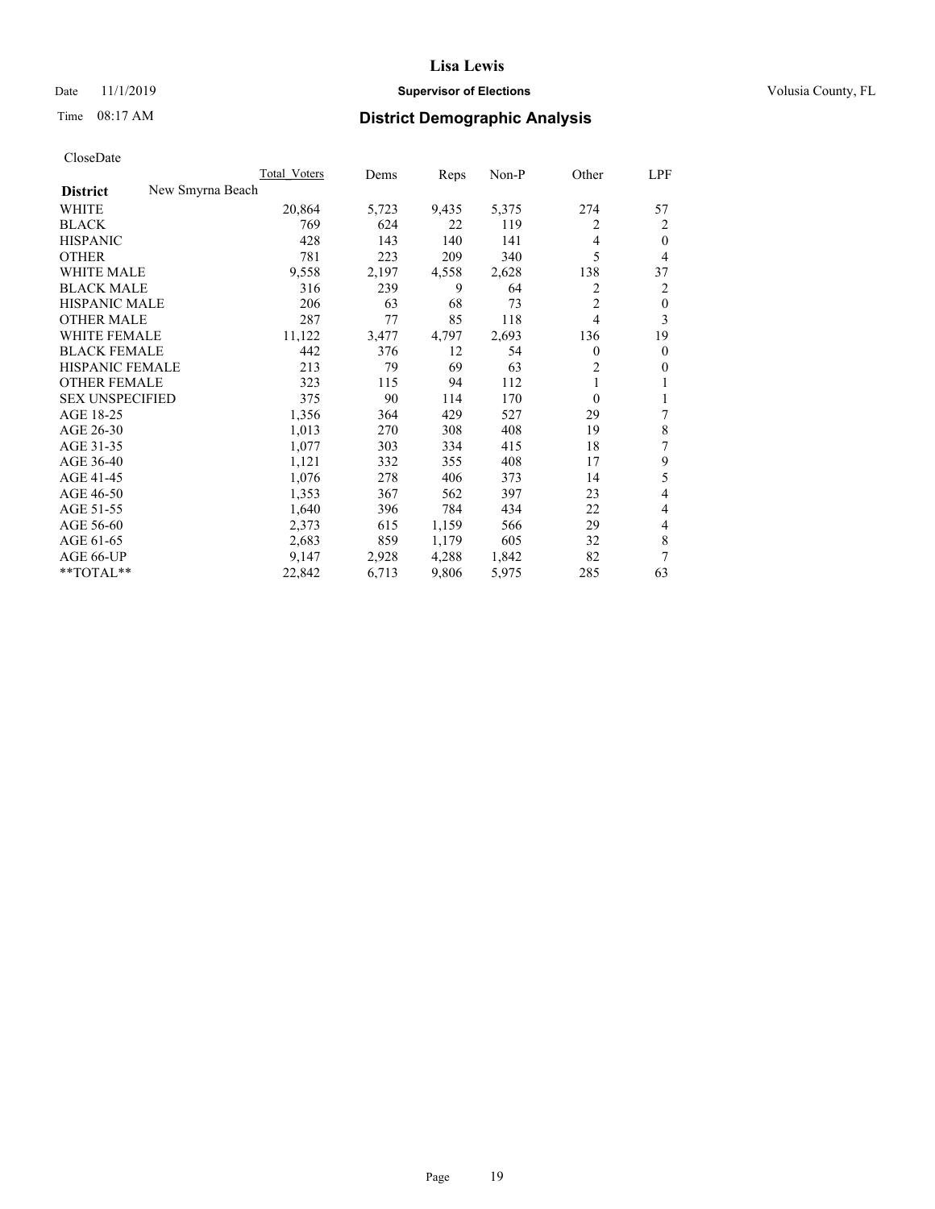# Lisa Lewis

Date 11/1/2019 **Supervisor of Elections** Volusia County, FL

Time 08:17 AM **District Demographic Analysis**

CloseDate

| District: New Smyrna Beach | Total_Voters | Dems | Reps | Non-P | Other | LPF |
|---|---|---|---|---|---|---|
| WHITE | 20,864 | 5,723 | 9,435 | 5,375 | 274 | 57 |
| BLACK | 769 | 624 | 22 | 119 | 2 | 2 |
| HISPANIC | 428 | 143 | 140 | 141 | 4 | 0 |
| OTHER | 781 | 223 | 209 | 340 | 5 | 4 |
| WHITE MALE | 9,558 | 2,197 | 4,558 | 2,628 | 138 | 37 |
| BLACK MALE | 316 | 239 | 9 | 64 | 2 | 2 |
| HISPANIC MALE | 206 | 63 | 68 | 73 | 2 | 0 |
| OTHER MALE | 287 | 77 | 85 | 118 | 4 | 3 |
| WHITE FEMALE | 11,122 | 3,477 | 4,797 | 2,693 | 136 | 19 |
| BLACK FEMALE | 442 | 376 | 12 | 54 | 0 | 0 |
| HISPANIC FEMALE | 213 | 79 | 69 | 63 | 2 | 0 |
| OTHER FEMALE | 323 | 115 | 94 | 112 | 1 | 1 |
| SEX UNSPECIFIED | 375 | 90 | 114 | 170 | 0 | 1 |
| AGE 18-25 | 1,356 | 364 | 429 | 527 | 29 | 7 |
| AGE 26-30 | 1,013 | 270 | 308 | 408 | 19 | 8 |
| AGE 31-35 | 1,077 | 303 | 334 | 415 | 18 | 7 |
| AGE 36-40 | 1,121 | 332 | 355 | 408 | 17 | 9 |
| AGE 41-45 | 1,076 | 278 | 406 | 373 | 14 | 5 |
| AGE 46-50 | 1,353 | 367 | 562 | 397 | 23 | 4 |
| AGE 51-55 | 1,640 | 396 | 784 | 434 | 22 | 4 |
| AGE 56-60 | 2,373 | 615 | 1,159 | 566 | 29 | 4 |
| AGE 61-65 | 2,683 | 859 | 1,179 | 605 | 32 | 8 |
| AGE 66-UP | 9,147 | 2,928 | 4,288 | 1,842 | 82 | 7 |
| **TOTAL** | 22,842 | 6,713 | 9,806 | 5,975 | 285 | 63 |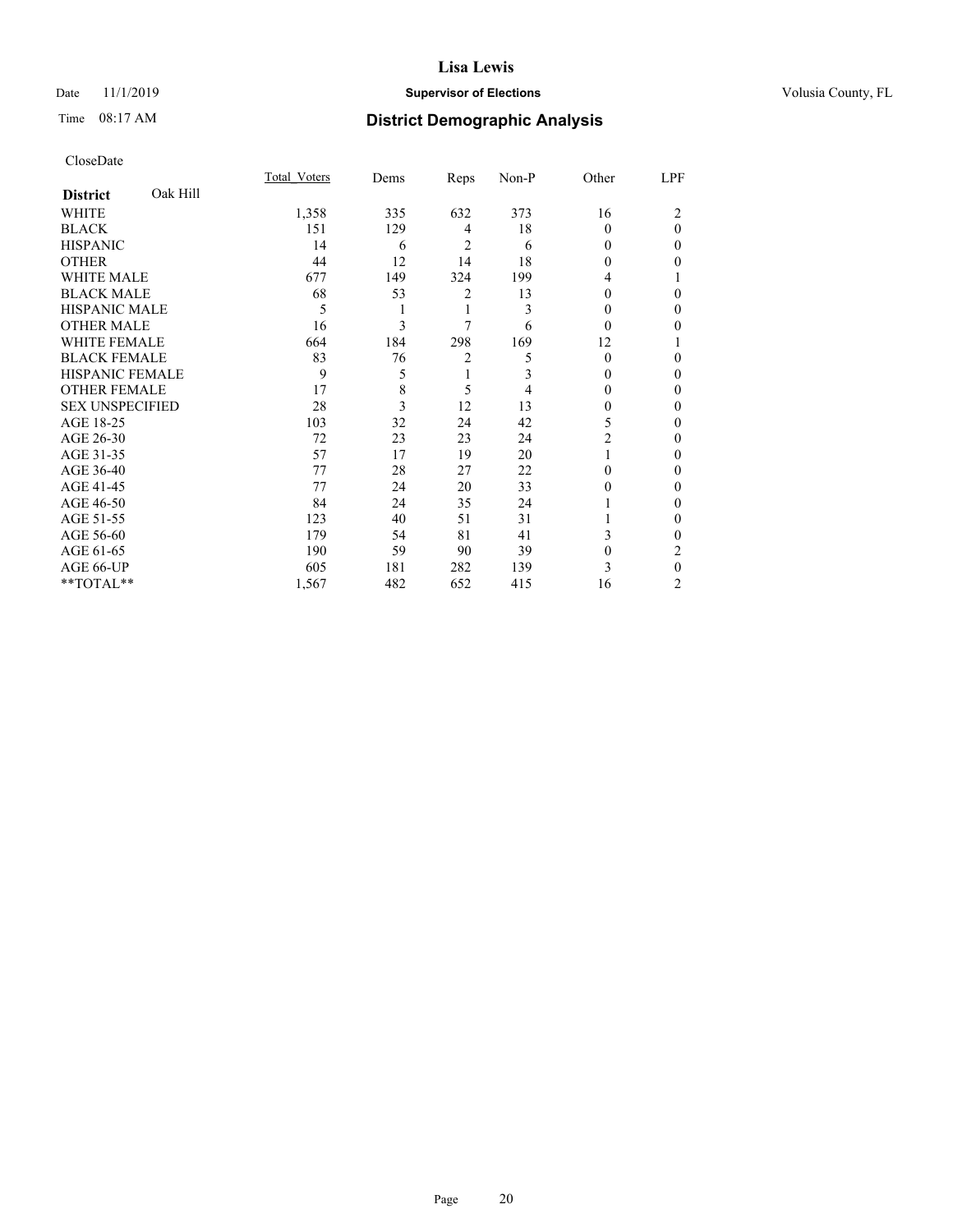# Lisa Lewis

Date 11/1/2019 **Supervisor of Elections** Volusia County, FL

Time 08:17 AM

## District Demographic Analysis

CloseDate

| **District** Oak Hill | Total_Voters | Dems | Reps | Non-P | Other | LPF |
|---|---|---|---|---|---|---|
| WHITE | 1,358 | 335 | 632 | 373 | 16 | 2 |
| BLACK | 151 | 129 | 4 | 18 | 0 | 0 |
| HISPANIC | 14 | 6 | 2 | 6 | 0 | 0 |
| OTHER | 44 | 12 | 14 | 18 | 0 | 0 |
| WHITE MALE | 677 | 149 | 324 | 199 | 4 | 1 |
| BLACK MALE | 68 | 53 | 2 | 13 | 0 | 0 |
| HISPANIC MALE | 5 | 1 | 1 | 3 | 0 | 0 |
| OTHER MALE | 16 | 3 | 7 | 6 | 0 | 0 |
| WHITE FEMALE | 664 | 184 | 298 | 169 | 12 | 1 |
| BLACK FEMALE | 83 | 76 | 2 | 5 | 0 | 0 |
| HISPANIC FEMALE | 9 | 5 | 1 | 3 | 0 | 0 |
| OTHER FEMALE | 17 | 8 | 5 | 4 | 0 | 0 |
| SEX UNSPECIFIED | 28 | 3 | 12 | 13 | 0 | 0 |
| AGE 18-25 | 103 | 32 | 24 | 42 | 5 | 0 |
| AGE 26-30 | 72 | 23 | 23 | 24 | 2 | 0 |
| AGE 31-35 | 57 | 17 | 19 | 20 | 1 | 0 |
| AGE 36-40 | 77 | 28 | 27 | 22 | 0 | 0 |
| AGE 41-45 | 77 | 24 | 20 | 33 | 0 | 0 |
| AGE 46-50 | 84 | 24 | 35 | 24 | 1 | 0 |
| AGE 51-55 | 123 | 40 | 51 | 31 | 1 | 0 |
| AGE 56-60 | 179 | 54 | 81 | 41 | 3 | 0 |
| AGE 61-65 | 190 | 59 | 90 | 39 | 0 | 2 |
| AGE 66-UP | 605 | 181 | 282 | 139 | 3 | 0 |
| **TOTAL** | 1,567 | 482 | 652 | 415 | 16 | 2 |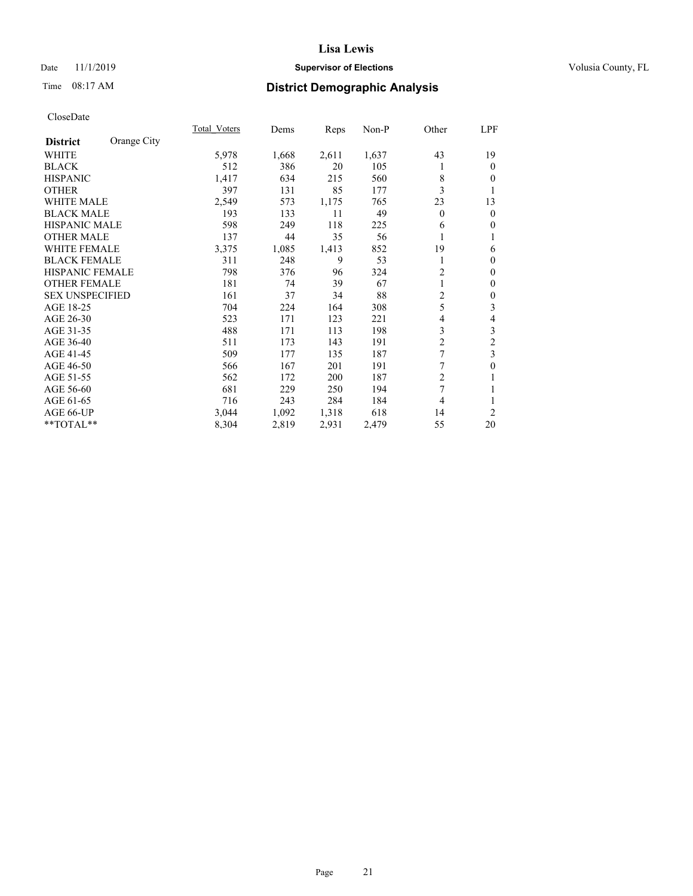# Lisa Lewis

Date 11/1/2019 **Supervisor of Elections** Volusia County, FL

Time 08:17 AM

## District Demographic Analysis

CloseDate

| **District** Orange City | Total_Voters | Dems | Reps | Non-P | Other | LPF |
|---|---|---|---|---|---|---|
| WHITE | 5,978 | 1,668 | 2,611 | 1,637 | 43 | 19 |
| BLACK | 512 | 386 | 20 | 105 | 1 | 0 |
| HISPANIC | 1,417 | 634 | 215 | 560 | 8 | 0 |
| OTHER | 397 | 131 | 85 | 177 | 3 | 1 |
| WHITE MALE | 2,549 | 573 | 1,175 | 765 | 23 | 13 |
| BLACK MALE | 193 | 133 | 11 | 49 | 0 | 0 |
| HISPANIC MALE | 598 | 249 | 118 | 225 | 6 | 0 |
| OTHER MALE | 137 | 44 | 35 | 56 | 1 | 1 |
| WHITE FEMALE | 3,375 | 1,085 | 1,413 | 852 | 19 | 6 |
| BLACK FEMALE | 311 | 248 | 9 | 53 | 1 | 0 |
| HISPANIC FEMALE | 798 | 376 | 96 | 324 | 2 | 0 |
| OTHER FEMALE | 181 | 74 | 39 | 67 | 1 | 0 |
| SEX UNSPECIFIED | 161 | 37 | 34 | 88 | 2 | 0 |
| AGE 18-25 | 704 | 224 | 164 | 308 | 5 | 3 |
| AGE 26-30 | 523 | 171 | 123 | 221 | 4 | 4 |
| AGE 31-35 | 488 | 171 | 113 | 198 | 3 | 3 |
| AGE 36-40 | 511 | 173 | 143 | 191 | 2 | 2 |
| AGE 41-45 | 509 | 177 | 135 | 187 | 7 | 3 |
| AGE 46-50 | 566 | 167 | 201 | 191 | 7 | 0 |
| AGE 51-55 | 562 | 172 | 200 | 187 | 2 | 1 |
| AGE 56-60 | 681 | 229 | 250 | 194 | 7 | 1 |
| AGE 61-65 | 716 | 243 | 284 | 184 | 4 | 1 |
| AGE 66-UP | 3,044 | 1,092 | 1,318 | 618 | 14 | 2 |
| **TOTAL** | 8,304 | 2,819 | 2,931 | 2,479 | 55 | 20 |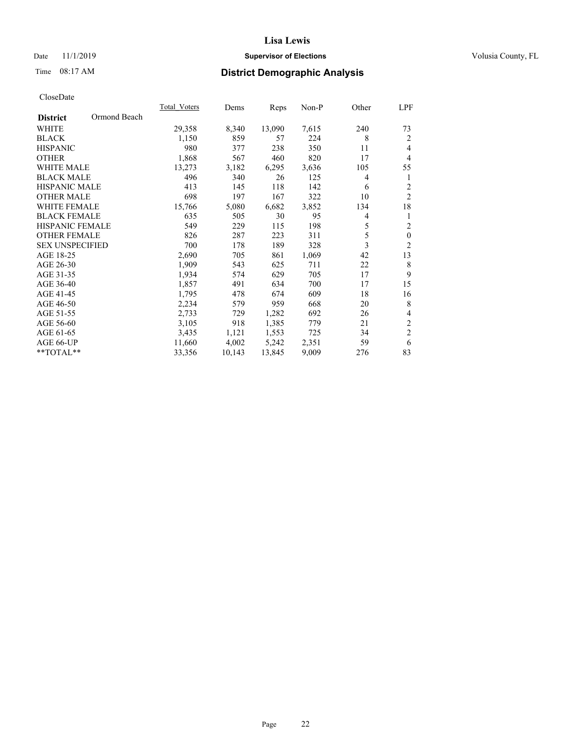# Lisa Lewis

Date 11/1/2019 **Supervisor of Elections** Volusia County, FL

Time 08:17 AM **District Demographic Analysis**

CloseDate

| **District** Ormond Beach | Total_Voters | Dems | Reps | Non-P | Other | LPF |
|---|---|---|---|---|---|---|
| WHITE | 29,358 | 8,340 | 13,090 | 7,615 | 240 | 73 |
| BLACK | 1,150 | 859 | 57 | 224 | 8 | 2 |
| HISPANIC | 980 | 377 | 238 | 350 | 11 | 4 |
| OTHER | 1,868 | 567 | 460 | 820 | 17 | 4 |
| WHITE MALE | 13,273 | 3,182 | 6,295 | 3,636 | 105 | 55 |
| BLACK MALE | 496 | 340 | 26 | 125 | 4 | 1 |
| HISPANIC MALE | 413 | 145 | 118 | 142 | 6 | 2 |
| OTHER MALE | 698 | 197 | 167 | 322 | 10 | 2 |
| WHITE FEMALE | 15,766 | 5,080 | 6,682 | 3,852 | 134 | 18 |
| BLACK FEMALE | 635 | 505 | 30 | 95 | 4 | 1 |
| HISPANIC FEMALE | 549 | 229 | 115 | 198 | 5 | 2 |
| OTHER FEMALE | 826 | 287 | 223 | 311 | 5 | 0 |
| SEX UNSPECIFIED | 700 | 178 | 189 | 328 | 3 | 2 |
| AGE 18-25 | 2,690 | 705 | 861 | 1,069 | 42 | 13 |
| AGE 26-30 | 1,909 | 543 | 625 | 711 | 22 | 8 |
| AGE 31-35 | 1,934 | 574 | 629 | 705 | 17 | 9 |
| AGE 36-40 | 1,857 | 491 | 634 | 700 | 17 | 15 |
| AGE 41-45 | 1,795 | 478 | 674 | 609 | 18 | 16 |
| AGE 46-50 | 2,234 | 579 | 959 | 668 | 20 | 8 |
| AGE 51-55 | 2,733 | 729 | 1,282 | 692 | 26 | 4 |
| AGE 56-60 | 3,105 | 918 | 1,385 | 779 | 21 | 2 |
| AGE 61-65 | 3,435 | 1,121 | 1,553 | 725 | 34 | 2 |
| AGE 66-UP | 11,660 | 4,002 | 5,242 | 2,351 | 59 | 6 |
| **TOTAL** | 33,356 | 10,143 | 13,845 | 9,009 | 276 | 83 |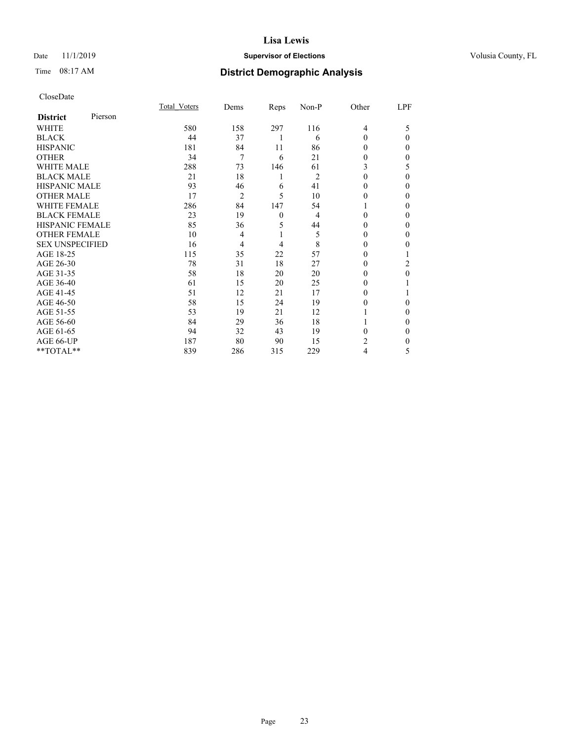# Lisa Lewis

Date 11/1/2019 **Supervisor of Elections** Volusia County, FL

Time 08:17 AM **District Demographic Analysis**

CloseDate

| **District** Pierson | Total_Voters | Dems | Reps | Non-P | Other | LPF |
|---|---|---|---|---|---|---|
| WHITE | 580 | 158 | 297 | 116 | 4 | 5 |
| BLACK | 44 | 37 | 1 | 6 | 0 | 0 |
| HISPANIC | 181 | 84 | 11 | 86 | 0 | 0 |
| OTHER | 34 | 7 | 6 | 21 | 0 | 0 |
| WHITE MALE | 288 | 73 | 146 | 61 | 3 | 5 |
| BLACK MALE | 21 | 18 | 1 | 2 | 0 | 0 |
| HISPANIC MALE | 93 | 46 | 6 | 41 | 0 | 0 |
| OTHER MALE | 17 | 2 | 5 | 10 | 0 | 0 |
| WHITE FEMALE | 286 | 84 | 147 | 54 | 1 | 0 |
| BLACK FEMALE | 23 | 19 | 0 | 4 | 0 | 0 |
| HISPANIC FEMALE | 85 | 36 | 5 | 44 | 0 | 0 |
| OTHER FEMALE | 10 | 4 | 1 | 5 | 0 | 0 |
| SEX UNSPECIFIED | 16 | 4 | 4 | 8 | 0 | 0 |
| AGE 18-25 | 115 | 35 | 22 | 57 | 0 | 1 |
| AGE 26-30 | 78 | 31 | 18 | 27 | 0 | 2 |
| AGE 31-35 | 58 | 18 | 20 | 20 | 0 | 0 |
| AGE 36-40 | 61 | 15 | 20 | 25 | 0 | 1 |
| AGE 41-45 | 51 | 12 | 21 | 17 | 0 | 1 |
| AGE 46-50 | 58 | 15 | 24 | 19 | 0 | 0 |
| AGE 51-55 | 53 | 19 | 21 | 12 | 1 | 0 |
| AGE 56-60 | 84 | 29 | 36 | 18 | 1 | 0 |
| AGE 61-65 | 94 | 32 | 43 | 19 | 0 | 0 |
| AGE 66-UP | 187 | 80 | 90 | 15 | 2 | 0 |
| **TOTAL** | 839 | 286 | 315 | 229 | 4 | 5 |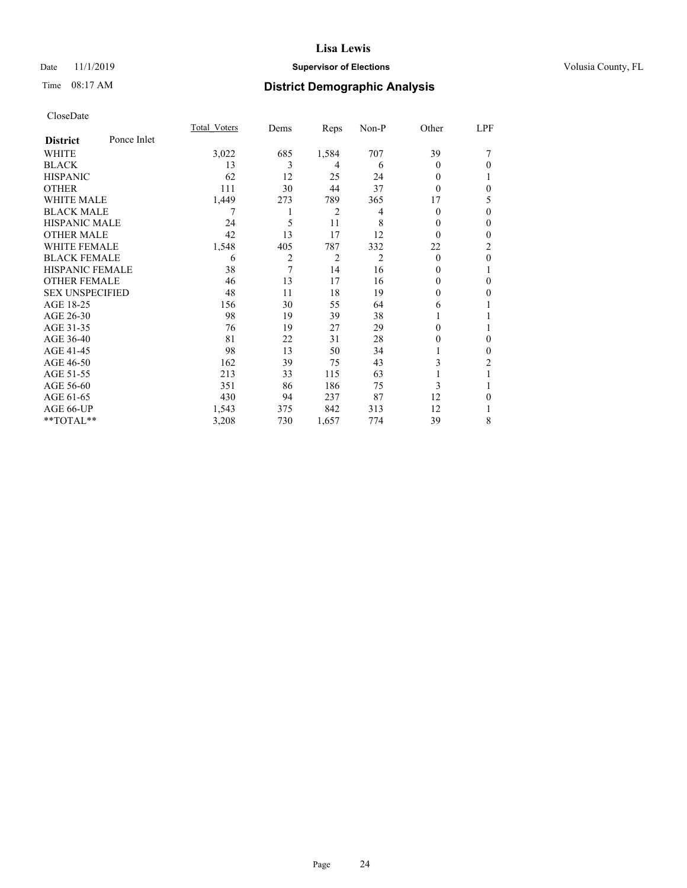Lisa Lewis

Date 11/1/2019 **Supervisor of Elections** Volusia County, FL

Time 08:17 AM **District Demographic Analysis**

CloseDate

| **District** Ponce Inlet | Total_Voters | Dems | Reps | Non-P | Other | LPF |
|---|---|---|---|---|---|---|
| WHITE | 3,022 | 685 | 1,584 | 707 | 39 | 7 |
| BLACK | 13 | 3 | 4 | 6 | 0 | 0 |
| HISPANIC | 62 | 12 | 25 | 24 | 0 | 1 |
| OTHER | 111 | 30 | 44 | 37 | 0 | 0 |
| WHITE MALE | 1,449 | 273 | 789 | 365 | 17 | 5 |
| BLACK MALE | 7 | 1 | 2 | 4 | 0 | 0 |
| HISPANIC MALE | 24 | 5 | 11 | 8 | 0 | 0 |
| OTHER MALE | 42 | 13 | 17 | 12 | 0 | 0 |
| WHITE FEMALE | 1,548 | 405 | 787 | 332 | 22 | 2 |
| BLACK FEMALE | 6 | 2 | 2 | 2 | 0 | 0 |
| HISPANIC FEMALE | 38 | 7 | 14 | 16 | 0 | 1 |
| OTHER FEMALE | 46 | 13 | 17 | 16 | 0 | 0 |
| SEX UNSPECIFIED | 48 | 11 | 18 | 19 | 0 | 0 |
| AGE 18-25 | 156 | 30 | 55 | 64 | 6 | 1 |
| AGE 26-30 | 98 | 19 | 39 | 38 | 1 | 1 |
| AGE 31-35 | 76 | 19 | 27 | 29 | 0 | 1 |
| AGE 36-40 | 81 | 22 | 31 | 28 | 0 | 0 |
| AGE 41-45 | 98 | 13 | 50 | 34 | 1 | 0 |
| AGE 46-50 | 162 | 39 | 75 | 43 | 3 | 2 |
| AGE 51-55 | 213 | 33 | 115 | 63 | 1 | 1 |
| AGE 56-60 | 351 | 86 | 186 | 75 | 3 | 1 |
| AGE 61-65 | 430 | 94 | 237 | 87 | 12 | 0 |
| AGE 66-UP | 1,543 | 375 | 842 | 313 | 12 | 1 |
| **TOTAL** | 3,208 | 730 | 1,657 | 774 | 39 | 8 |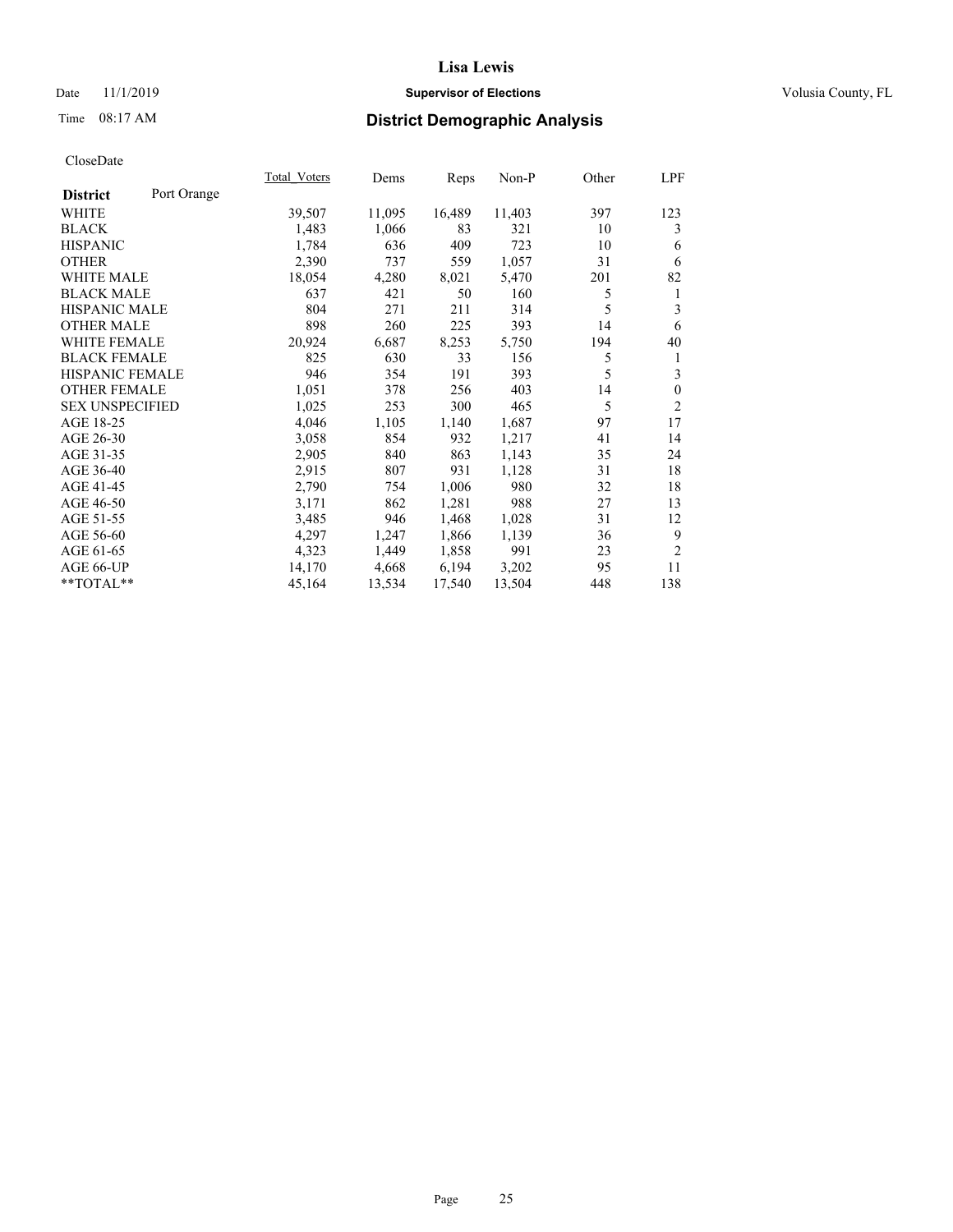# Lisa Lewis

Date 11/1/2019 **Supervisor of Elections** Volusia County, FL

Time 08:17 AM **District Demographic Analysis**

CloseDate

| **District** Port Orange | Total_Voters | Dems | Reps | Non-P | Other | LPF |
|---|---|---|---|---|---|---|
| WHITE | 39,507 | 11,095 | 16,489 | 11,403 | 397 | 123 |
| BLACK | 1,483 | 1,066 | 83 | 321 | 10 | 3 |
| HISPANIC | 1,784 | 636 | 409 | 723 | 10 | 6 |
| OTHER | 2,390 | 737 | 559 | 1,057 | 31 | 6 |
| WHITE MALE | 18,054 | 4,280 | 8,021 | 5,470 | 201 | 82 |
| BLACK MALE | 637 | 421 | 50 | 160 | 5 | 1 |
| HISPANIC MALE | 804 | 271 | 211 | 314 | 5 | 3 |
| OTHER MALE | 898 | 260 | 225 | 393 | 14 | 6 |
| WHITE FEMALE | 20,924 | 6,687 | 8,253 | 5,750 | 194 | 40 |
| BLACK FEMALE | 825 | 630 | 33 | 156 | 5 | 1 |
| HISPANIC FEMALE | 946 | 354 | 191 | 393 | 5 | 3 |
| OTHER FEMALE | 1,051 | 378 | 256 | 403 | 14 | 0 |
| SEX UNSPECIFIED | 1,025 | 253 | 300 | 465 | 5 | 2 |
| AGE 18-25 | 4,046 | 1,105 | 1,140 | 1,687 | 97 | 17 |
| AGE 26-30 | 3,058 | 854 | 932 | 1,217 | 41 | 14 |
| AGE 31-35 | 2,905 | 840 | 863 | 1,143 | 35 | 24 |
| AGE 36-40 | 2,915 | 807 | 931 | 1,128 | 31 | 18 |
| AGE 41-45 | 2,790 | 754 | 1,006 | 980 | 32 | 18 |
| AGE 46-50 | 3,171 | 862 | 1,281 | 988 | 27 | 13 |
| AGE 51-55 | 3,485 | 946 | 1,468 | 1,028 | 31 | 12 |
| AGE 56-60 | 4,297 | 1,247 | 1,866 | 1,139 | 36 | 9 |
| AGE 61-65 | 4,323 | 1,449 | 1,858 | 991 | 23 | 2 |
| AGE 66-UP | 14,170 | 4,668 | 6,194 | 3,202 | 95 | 11 |
| **TOTAL** | 45,164 | 13,534 | 17,540 | 13,504 | 448 | 138 |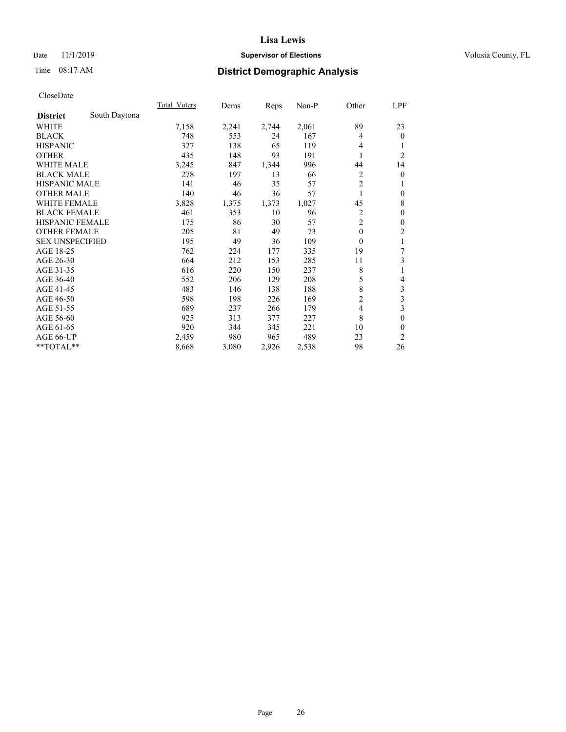# Lisa Lewis

Date 11/1/2019 **Supervisor of Elections** Volusia County, FL

Time 08:17 AM **District Demographic Analysis**

CloseDate

| **District** South Daytona | Total_Voters | Dems | Reps | Non-P | Other | LPF |
|---|---|---|---|---|---|---|
| WHITE | 7,158 | 2,241 | 2,744 | 2,061 | 89 | 23 |
| BLACK | 748 | 553 | 24 | 167 | 4 | 0 |
| HISPANIC | 327 | 138 | 65 | 119 | 4 | 1 |
| OTHER | 435 | 148 | 93 | 191 | 1 | 2 |
| WHITE MALE | 3,245 | 847 | 1,344 | 996 | 44 | 14 |
| BLACK MALE | 278 | 197 | 13 | 66 | 2 | 0 |
| HISPANIC MALE | 141 | 46 | 35 | 57 | 2 | 1 |
| OTHER MALE | 140 | 46 | 36 | 57 | 1 | 0 |
| WHITE FEMALE | 3,828 | 1,375 | 1,373 | 1,027 | 45 | 8 |
| BLACK FEMALE | 461 | 353 | 10 | 96 | 2 | 0 |
| HISPANIC FEMALE | 175 | 86 | 30 | 57 | 2 | 0 |
| OTHER FEMALE | 205 | 81 | 49 | 73 | 0 | 2 |
| SEX UNSPECIFIED | 195 | 49 | 36 | 109 | 0 | 1 |
| AGE 18-25 | 762 | 224 | 177 | 335 | 19 | 7 |
| AGE 26-30 | 664 | 212 | 153 | 285 | 11 | 3 |
| AGE 31-35 | 616 | 220 | 150 | 237 | 8 | 1 |
| AGE 36-40 | 552 | 206 | 129 | 208 | 5 | 4 |
| AGE 41-45 | 483 | 146 | 138 | 188 | 8 | 3 |
| AGE 46-50 | 598 | 198 | 226 | 169 | 2 | 3 |
| AGE 51-55 | 689 | 237 | 266 | 179 | 4 | 3 |
| AGE 56-60 | 925 | 313 | 377 | 227 | 8 | 0 |
| AGE 61-65 | 920 | 344 | 345 | 221 | 10 | 0 |
| AGE 66-UP | 2,459 | 980 | 965 | 489 | 23 | 2 |
| **TOTAL** | 8,668 | 3,080 | 2,926 | 2,538 | 98 | 26 |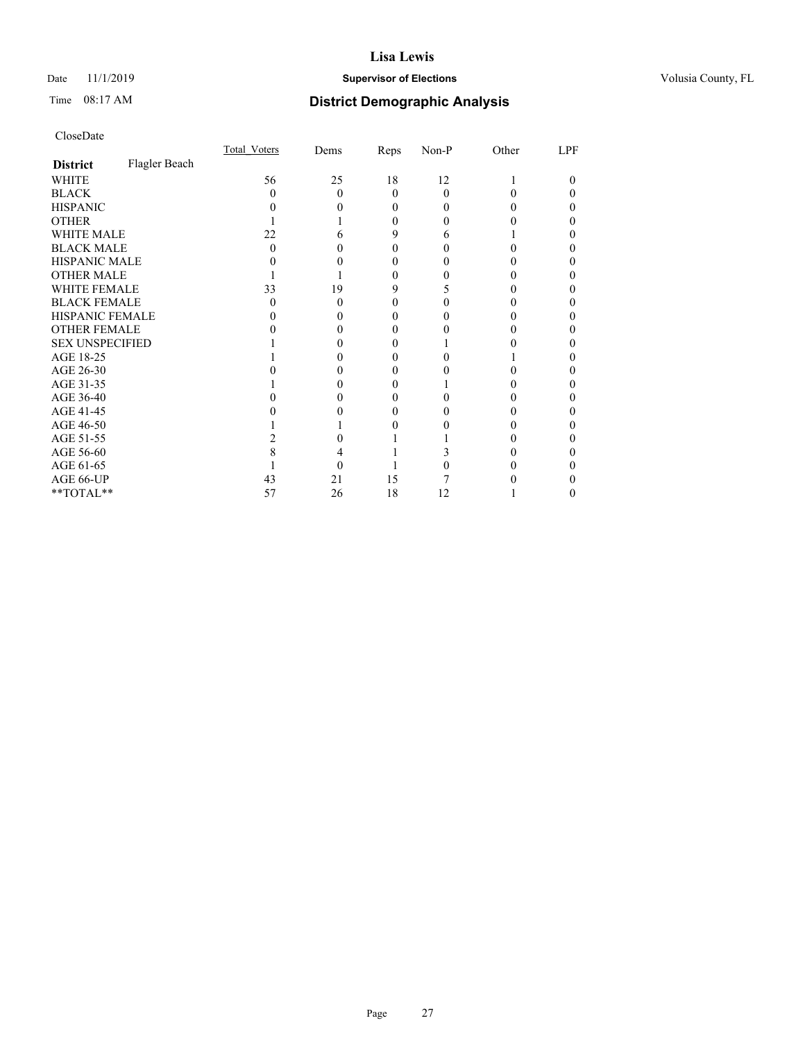# Lisa Lewis

Date 11/1/2019 **Supervisor of Elections** Volusia County, FL

Time 08:17 AM **District Demographic Analysis**

CloseDate

| | Total_Voters | Dems | Reps | Non-P | Other | LPF |
|---|---|---|---|---|---|---|
| **District** Flagler Beach | | | | | | |
| WHITE | 56 | 25 | 18 | 12 | 1 | 0 |
| BLACK | 0 | 0 | 0 | 0 | 0 | 0 |
| HISPANIC | 0 | 0 | 0 | 0 | 0 | 0 |
| OTHER | 1 | 1 | 0 | 0 | 0 | 0 |
| WHITE MALE | 22 | 6 | 9 | 6 | 1 | 0 |
| BLACK MALE | 0 | 0 | 0 | 0 | 0 | 0 |
| HISPANIC MALE | 0 | 0 | 0 | 0 | 0 | 0 |
| OTHER MALE | 1 | 1 | 0 | 0 | 0 | 0 |
| WHITE FEMALE | 33 | 19 | 9 | 5 | 0 | 0 |
| BLACK FEMALE | 0 | 0 | 0 | 0 | 0 | 0 |
| HISPANIC FEMALE | 0 | 0 | 0 | 0 | 0 | 0 |
| OTHER FEMALE | 0 | 0 | 0 | 0 | 0 | 0 |
| SEX UNSPECIFIED | 1 | 0 | 0 | 1 | 0 | 0 |
| AGE 18-25 | 1 | 0 | 0 | 0 | 1 | 0 |
| AGE 26-30 | 0 | 0 | 0 | 0 | 0 | 0 |
| AGE 31-35 | 1 | 0 | 0 | 1 | 0 | 0 |
| AGE 36-40 | 0 | 0 | 0 | 0 | 0 | 0 |
| AGE 41-45 | 0 | 0 | 0 | 0 | 0 | 0 |
| AGE 46-50 | 1 | 1 | 0 | 0 | 0 | 0 |
| AGE 51-55 | 2 | 0 | 1 | 1 | 0 | 0 |
| AGE 56-60 | 8 | 4 | 1 | 3 | 0 | 0 |
| AGE 61-65 | 1 | 0 | 1 | 0 | 0 | 0 |
| AGE 66-UP | 43 | 21 | 15 | 7 | 0 | 0 |
| **TOTAL** | 57 | 26 | 18 | 12 | 1 | 0 |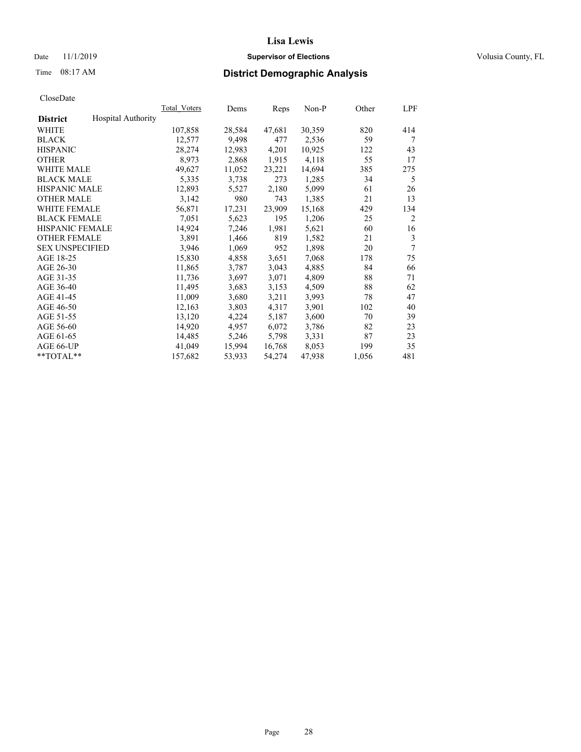CloseDate

| District | Hospital Authority | Total_Voters | Dems | Reps | Non-P | Other | LPF |
|---|---|---|---|---|---|---|---|
| WHITE | | 107,858 | 28,584 | 47,681 | 30,359 | 820 | 414 |
| BLACK | | 12,577 | 9,498 | 477 | 2,536 | 59 | 7 |
| HISPANIC | | 28,274 | 12,983 | 4,201 | 10,925 | 122 | 43 |
| OTHER | | 8,973 | 2,868 | 1,915 | 4,118 | 55 | 17 |
| WHITE MALE | | 49,627 | 11,052 | 23,221 | 14,694 | 385 | 275 |
| BLACK MALE | | 5,335 | 3,738 | 273 | 1,285 | 34 | 5 |
| HISPANIC MALE | | 12,893 | 5,527 | 2,180 | 5,099 | 61 | 26 |
| OTHER MALE | | 3,142 | 980 | 743 | 1,385 | 21 | 13 |
| WHITE FEMALE | | 56,871 | 17,231 | 23,909 | 15,168 | 429 | 134 |
| BLACK FEMALE | | 7,051 | 5,623 | 195 | 1,206 | 25 | 2 |
| HISPANIC FEMALE | | 14,924 | 7,246 | 1,981 | 5,621 | 60 | 16 |
| OTHER FEMALE | | 3,891 | 1,466 | 819 | 1,582 | 21 | 3 |
| SEX UNSPECIFIED | | 3,946 | 1,069 | 952 | 1,898 | 20 | 7 |
| AGE 18-25 | | 15,830 | 4,858 | 3,651 | 7,068 | 178 | 75 |
| AGE 26-30 | | 11,865 | 3,787 | 3,043 | 4,885 | 84 | 66 |
| AGE 31-35 | | 11,736 | 3,697 | 3,071 | 4,809 | 88 | 71 |
| AGE 36-40 | | 11,495 | 3,683 | 3,153 | 4,509 | 88 | 62 |
| AGE 41-45 | | 11,009 | 3,680 | 3,211 | 3,993 | 78 | 47 |
| AGE 46-50 | | 12,163 | 3,803 | 4,317 | 3,901 | 102 | 40 |
| AGE 51-55 | | 13,120 | 4,224 | 5,187 | 3,600 | 70 | 39 |
| AGE 56-60 | | 14,920 | 4,957 | 6,072 | 3,786 | 82 | 23 |
| AGE 61-65 | | 14,485 | 5,246 | 5,798 | 3,331 | 87 | 23 |
| AGE 66-UP | | 41,049 | 15,994 | 16,768 | 8,053 | 199 | 35 |
| **TOTAL** | | 157,682 | 53,933 | 54,274 | 47,938 | 1,056 | 481 |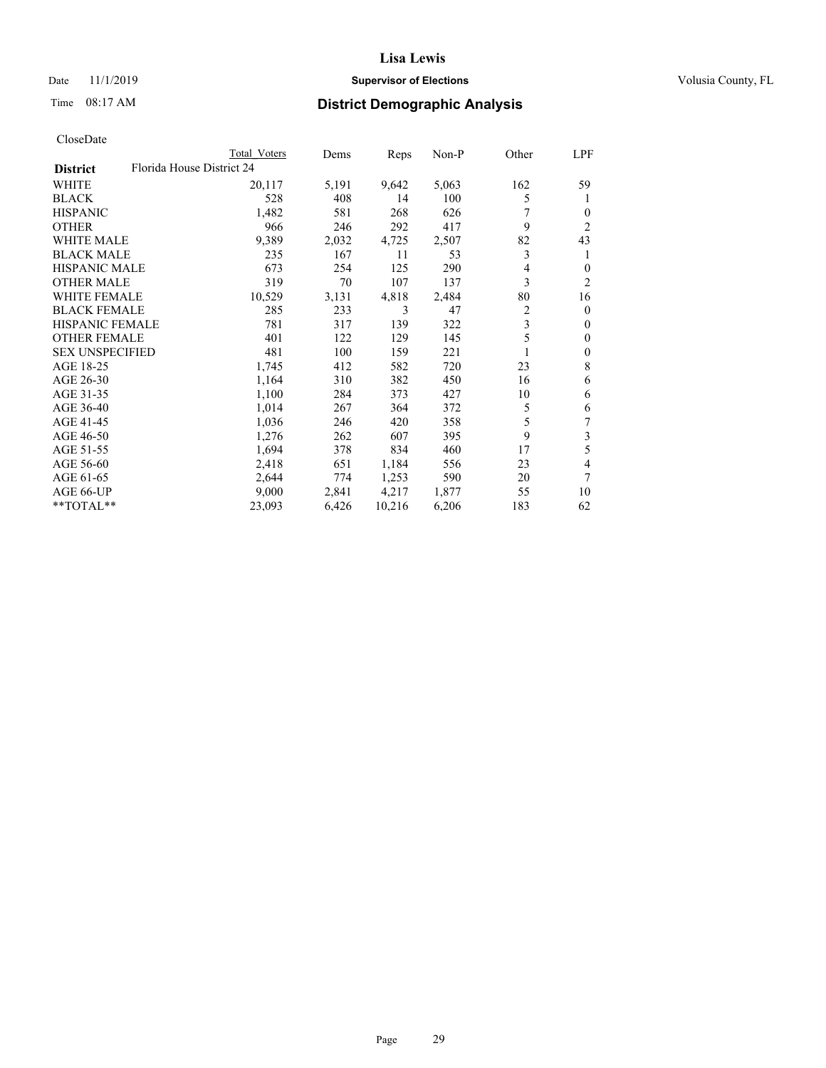# Lisa Lewis

Date 11/1/2019 **Supervisor of Elections** Volusia County, FL

Time 08:17 AM **District Demographic Analysis**

CloseDate

| District | Total Voters | Dems | Reps | Non-P | Other | LPF |
|---|---|---|---|---|---|---|
| Florida House District 24 | | | | | | |
| WHITE | 20,117 | 5,191 | 9,642 | 5,063 | 162 | 59 |
| BLACK | 528 | 408 | 14 | 100 | 5 | 1 |
| HISPANIC | 1,482 | 581 | 268 | 626 | 7 | 0 |
| OTHER | 966 | 246 | 292 | 417 | 9 | 2 |
| WHITE MALE | 9,389 | 2,032 | 4,725 | 2,507 | 82 | 43 |
| BLACK MALE | 235 | 167 | 11 | 53 | 3 | 1 |
| HISPANIC MALE | 673 | 254 | 125 | 290 | 4 | 0 |
| OTHER MALE | 319 | 70 | 107 | 137 | 3 | 2 |
| WHITE FEMALE | 10,529 | 3,131 | 4,818 | 2,484 | 80 | 16 |
| BLACK FEMALE | 285 | 233 | 3 | 47 | 2 | 0 |
| HISPANIC FEMALE | 781 | 317 | 139 | 322 | 3 | 0 |
| OTHER FEMALE | 401 | 122 | 129 | 145 | 5 | 0 |
| SEX UNSPECIFIED | 481 | 100 | 159 | 221 | 1 | 0 |
| AGE 18-25 | 1,745 | 412 | 582 | 720 | 23 | 8 |
| AGE 26-30 | 1,164 | 310 | 382 | 450 | 16 | 6 |
| AGE 31-35 | 1,100 | 284 | 373 | 427 | 10 | 6 |
| AGE 36-40 | 1,014 | 267 | 364 | 372 | 5 | 6 |
| AGE 41-45 | 1,036 | 246 | 420 | 358 | 5 | 7 |
| AGE 46-50 | 1,276 | 262 | 607 | 395 | 9 | 3 |
| AGE 51-55 | 1,694 | 378 | 834 | 460 | 17 | 5 |
| AGE 56-60 | 2,418 | 651 | 1,184 | 556 | 23 | 4 |
| AGE 61-65 | 2,644 | 774 | 1,253 | 590 | 20 | 7 |
| AGE 66-UP | 9,000 | 2,841 | 4,217 | 1,877 | 55 | 10 |
| **TOTAL** | 23,093 | 6,426 | 10,216 | 6,206 | 183 | 62 |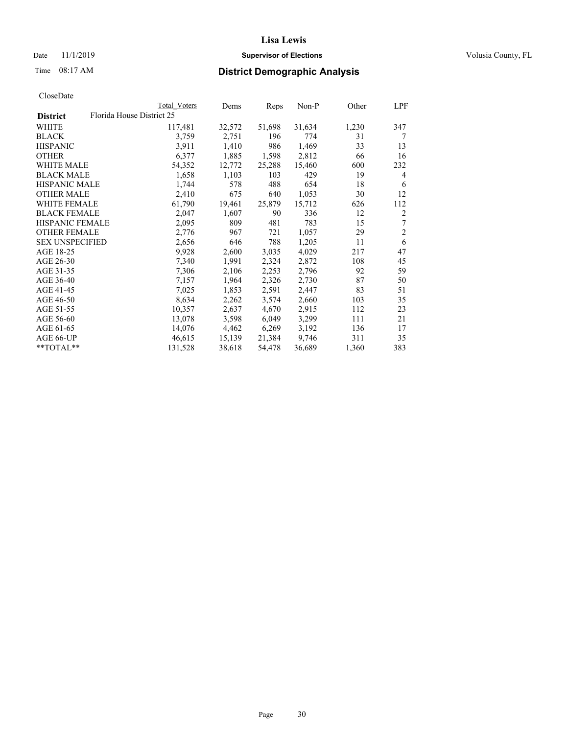CloseDate

| | Total Voters | Dems | Reps | Non-P | Other | LPF |
|---|---|---|---|---|---|---|
| **District** Florida House District 25 | | | | | | |
| WHITE | 117,481 | 32,572 | 51,698 | 31,634 | 1,230 | 347 |
| BLACK | 3,759 | 2,751 | 196 | 774 | 31 | 7 |
| HISPANIC | 3,911 | 1,410 | 986 | 1,469 | 33 | 13 |
| OTHER | 6,377 | 1,885 | 1,598 | 2,812 | 66 | 16 |
| WHITE MALE | 54,352 | 12,772 | 25,288 | 15,460 | 600 | 232 |
| BLACK MALE | 1,658 | 1,103 | 103 | 429 | 19 | 4 |
| HISPANIC MALE | 1,744 | 578 | 488 | 654 | 18 | 6 |
| OTHER MALE | 2,410 | 675 | 640 | 1,053 | 30 | 12 |
| WHITE FEMALE | 61,790 | 19,461 | 25,879 | 15,712 | 626 | 112 |
| BLACK FEMALE | 2,047 | 1,607 | 90 | 336 | 12 | 2 |
| HISPANIC FEMALE | 2,095 | 809 | 481 | 783 | 15 | 7 |
| OTHER FEMALE | 2,776 | 967 | 721 | 1,057 | 29 | 2 |
| SEX UNSPECIFIED | 2,656 | 646 | 788 | 1,205 | 11 | 6 |
| AGE 18-25 | 9,928 | 2,600 | 3,035 | 4,029 | 217 | 47 |
| AGE 26-30 | 7,340 | 1,991 | 2,324 | 2,872 | 108 | 45 |
| AGE 31-35 | 7,306 | 2,106 | 2,253 | 2,796 | 92 | 59 |
| AGE 36-40 | 7,157 | 1,964 | 2,326 | 2,730 | 87 | 50 |
| AGE 41-45 | 7,025 | 1,853 | 2,591 | 2,447 | 83 | 51 |
| AGE 46-50 | 8,634 | 2,262 | 3,574 | 2,660 | 103 | 35 |
| AGE 51-55 | 10,357 | 2,637 | 4,670 | 2,915 | 112 | 23 |
| AGE 56-60 | 13,078 | 3,598 | 6,049 | 3,299 | 111 | 21 |
| AGE 61-65 | 14,076 | 4,462 | 6,269 | 3,192 | 136 | 17 |
| AGE 66-UP | 46,615 | 15,139 | 21,384 | 9,746 | 311 | 35 |
| **TOTAL** | 131,528 | 38,618 | 54,478 | 36,689 | 1,360 | 383 |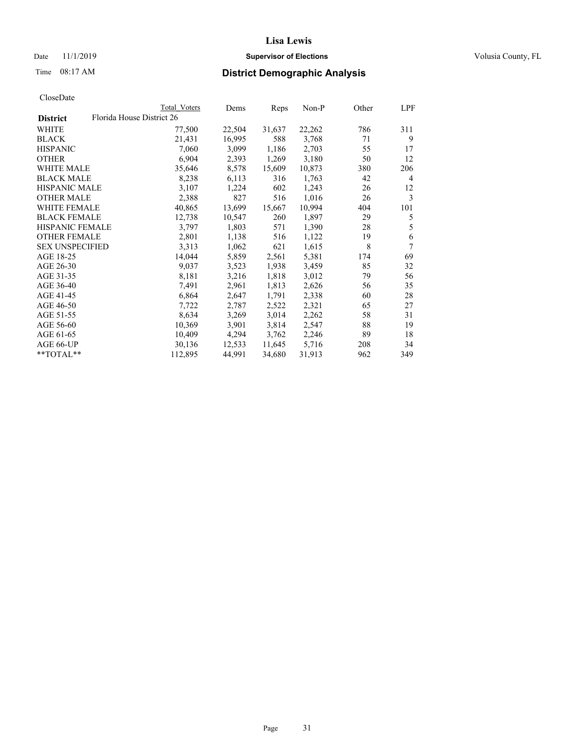# Lisa Lewis

Date 11/1/2019 **Supervisor of Elections** Volusia County, FL

Time 08:17 AM **District Demographic Analysis**

CloseDate

| District | Total Voters | Dems | Reps | Non-P | Other | LPF |
|---|---|---|---|---|---|---|
| Florida House District 26 | | | | | | |
| WHITE | 77,500 | 22,504 | 31,637 | 22,262 | 786 | 311 |
| BLACK | 21,431 | 16,995 | 588 | 3,768 | 71 | 9 |
| HISPANIC | 7,060 | 3,099 | 1,186 | 2,703 | 55 | 17 |
| OTHER | 6,904 | 2,393 | 1,269 | 3,180 | 50 | 12 |
| WHITE MALE | 35,646 | 8,578 | 15,609 | 10,873 | 380 | 206 |
| BLACK MALE | 8,238 | 6,113 | 316 | 1,763 | 42 | 4 |
| HISPANIC MALE | 3,107 | 1,224 | 602 | 1,243 | 26 | 12 |
| OTHER MALE | 2,388 | 827 | 516 | 1,016 | 26 | 3 |
| WHITE FEMALE | 40,865 | 13,699 | 15,667 | 10,994 | 404 | 101 |
| BLACK FEMALE | 12,738 | 10,547 | 260 | 1,897 | 29 | 5 |
| HISPANIC FEMALE | 3,797 | 1,803 | 571 | 1,390 | 28 | 5 |
| OTHER FEMALE | 2,801 | 1,138 | 516 | 1,122 | 19 | 6 |
| SEX UNSPECIFIED | 3,313 | 1,062 | 621 | 1,615 | 8 | 7 |
| AGE 18-25 | 14,044 | 5,859 | 2,561 | 5,381 | 174 | 69 |
| AGE 26-30 | 9,037 | 3,523 | 1,938 | 3,459 | 85 | 32 |
| AGE 31-35 | 8,181 | 3,216 | 1,818 | 3,012 | 79 | 56 |
| AGE 36-40 | 7,491 | 2,961 | 1,813 | 2,626 | 56 | 35 |
| AGE 41-45 | 6,864 | 2,647 | 1,791 | 2,338 | 60 | 28 |
| AGE 46-50 | 7,722 | 2,787 | 2,522 | 2,321 | 65 | 27 |
| AGE 51-55 | 8,634 | 3,269 | 3,014 | 2,262 | 58 | 31 |
| AGE 56-60 | 10,369 | 3,901 | 3,814 | 2,547 | 88 | 19 |
| AGE 61-65 | 10,409 | 4,294 | 3,762 | 2,246 | 89 | 18 |
| AGE 66-UP | 30,136 | 12,533 | 11,645 | 5,716 | 208 | 34 |
| **TOTAL** | 112,895 | 44,991 | 34,680 | 31,913 | 962 | 349 |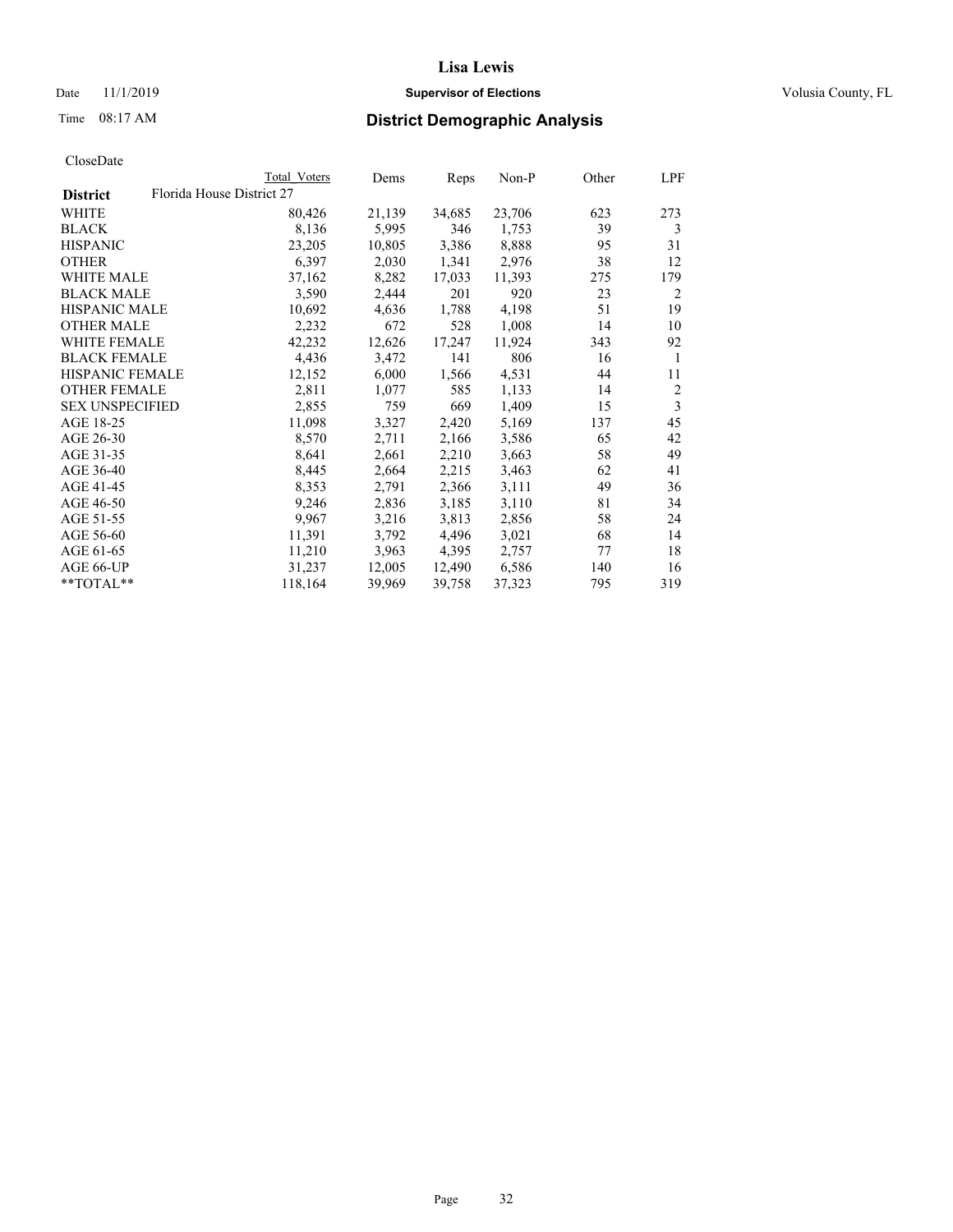# Lisa Lewis

Date 11/1/2019 **Supervisor of Elections** Volusia County, FL

Time 08:17 AM **District Demographic Analysis**

CloseDate

| District | Total Voters | Dems | Reps | Non-P | Other | LPF |
|---|---|---|---|---|---|---|
| Florida House District 27 | | | | | | |
| WHITE | 80,426 | 21,139 | 34,685 | 23,706 | 623 | 273 |
| BLACK | 8,136 | 5,995 | 346 | 1,753 | 39 | 3 |
| HISPANIC | 23,205 | 10,805 | 3,386 | 8,888 | 95 | 31 |
| OTHER | 6,397 | 2,030 | 1,341 | 2,976 | 38 | 12 |
| WHITE MALE | 37,162 | 8,282 | 17,033 | 11,393 | 275 | 179 |
| BLACK MALE | 3,590 | 2,444 | 201 | 920 | 23 | 2 |
| HISPANIC MALE | 10,692 | 4,636 | 1,788 | 4,198 | 51 | 19 |
| OTHER MALE | 2,232 | 672 | 528 | 1,008 | 14 | 10 |
| WHITE FEMALE | 42,232 | 12,626 | 17,247 | 11,924 | 343 | 92 |
| BLACK FEMALE | 4,436 | 3,472 | 141 | 806 | 16 | 1 |
| HISPANIC FEMALE | 12,152 | 6,000 | 1,566 | 4,531 | 44 | 11 |
| OTHER FEMALE | 2,811 | 1,077 | 585 | 1,133 | 14 | 2 |
| SEX UNSPECIFIED | 2,855 | 759 | 669 | 1,409 | 15 | 3 |
| AGE 18-25 | 11,098 | 3,327 | 2,420 | 5,169 | 137 | 45 |
| AGE 26-30 | 8,570 | 2,711 | 2,166 | 3,586 | 65 | 42 |
| AGE 31-35 | 8,641 | 2,661 | 2,210 | 3,663 | 58 | 49 |
| AGE 36-40 | 8,445 | 2,664 | 2,215 | 3,463 | 62 | 41 |
| AGE 41-45 | 8,353 | 2,791 | 2,366 | 3,111 | 49 | 36 |
| AGE 46-50 | 9,246 | 2,836 | 3,185 | 3,110 | 81 | 34 |
| AGE 51-55 | 9,967 | 3,216 | 3,813 | 2,856 | 58 | 24 |
| AGE 56-60 | 11,391 | 3,792 | 4,496 | 3,021 | 68 | 14 |
| AGE 61-65 | 11,210 | 3,963 | 4,395 | 2,757 | 77 | 18 |
| AGE 66-UP | 31,237 | 12,005 | 12,490 | 6,586 | 140 | 16 |
| **TOTAL** | 118,164 | 39,969 | 39,758 | 37,323 | 795 | 319 |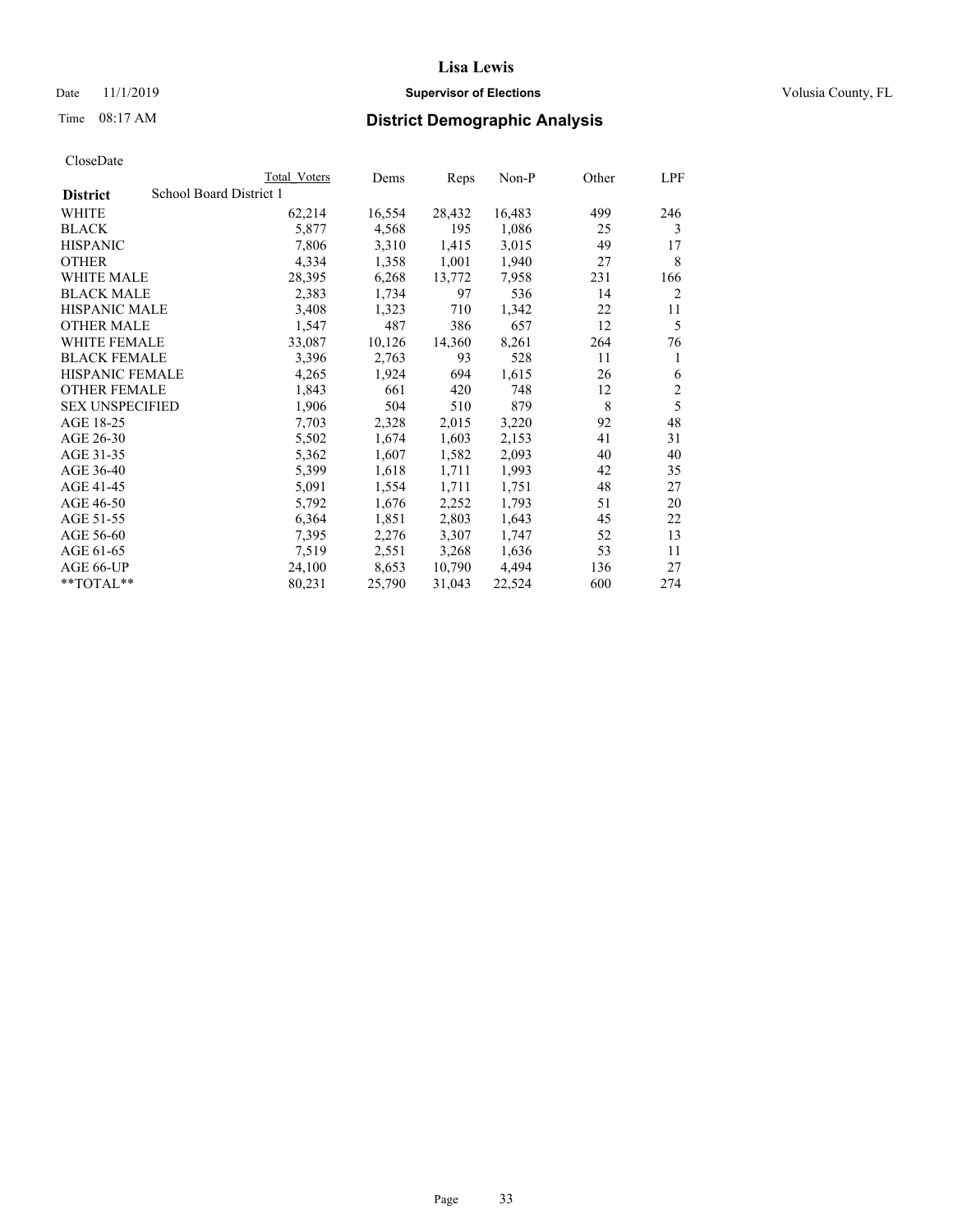# Lisa Lewis

Date 11/1/2019 **Supervisor of Elections** Volusia County, FL

Time 08:17 AM **District Demographic Analysis**

CloseDate

| | Total Voters | Dems | Reps | Non-P | Other | LPF |
|---|---|---|---|---|---|---|
| **District** School Board District 1 | | | | | | |
| WHITE | 62,214 | 16,554 | 28,432 | 16,483 | 499 | 246 |
| BLACK | 5,877 | 4,568 | 195 | 1,086 | 25 | 3 |
| HISPANIC | 7,806 | 3,310 | 1,415 | 3,015 | 49 | 17 |
| OTHER | 4,334 | 1,358 | 1,001 | 1,940 | 27 | 8 |
| WHITE MALE | 28,395 | 6,268 | 13,772 | 7,958 | 231 | 166 |
| BLACK MALE | 2,383 | 1,734 | 97 | 536 | 14 | 2 |
| HISPANIC MALE | 3,408 | 1,323 | 710 | 1,342 | 22 | 11 |
| OTHER MALE | 1,547 | 487 | 386 | 657 | 12 | 5 |
| WHITE FEMALE | 33,087 | 10,126 | 14,360 | 8,261 | 264 | 76 |
| BLACK FEMALE | 3,396 | 2,763 | 93 | 528 | 11 | 1 |
| HISPANIC FEMALE | 4,265 | 1,924 | 694 | 1,615 | 26 | 6 |
| OTHER FEMALE | 1,843 | 661 | 420 | 748 | 12 | 2 |
| SEX UNSPECIFIED | 1,906 | 504 | 510 | 879 | 8 | 5 |
| AGE 18-25 | 7,703 | 2,328 | 2,015 | 3,220 | 92 | 48 |
| AGE 26-30 | 5,502 | 1,674 | 1,603 | 2,153 | 41 | 31 |
| AGE 31-35 | 5,362 | 1,607 | 1,582 | 2,093 | 40 | 40 |
| AGE 36-40 | 5,399 | 1,618 | 1,711 | 1,993 | 42 | 35 |
| AGE 41-45 | 5,091 | 1,554 | 1,711 | 1,751 | 48 | 27 |
| AGE 46-50 | 5,792 | 1,676 | 2,252 | 1,793 | 51 | 20 |
| AGE 51-55 | 6,364 | 1,851 | 2,803 | 1,643 | 45 | 22 |
| AGE 56-60 | 7,395 | 2,276 | 3,307 | 1,747 | 52 | 13 |
| AGE 61-65 | 7,519 | 2,551 | 3,268 | 1,636 | 53 | 11 |
| AGE 66-UP | 24,100 | 8,653 | 10,790 | 4,494 | 136 | 27 |
| **TOTAL** | 80,231 | 25,790 | 31,043 | 22,524 | 600 | 274 |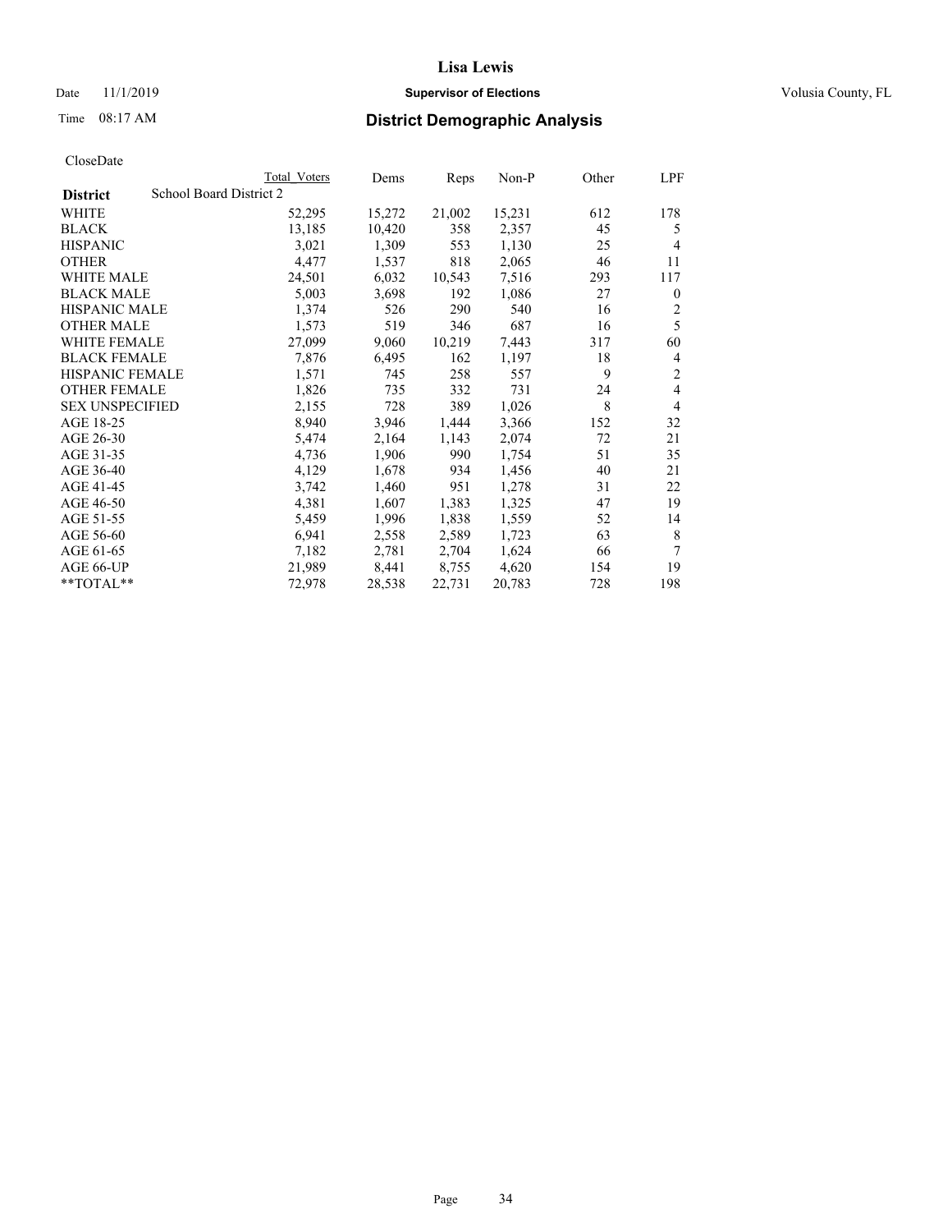# Lisa Lewis

Date 11/1/2019 **Supervisor of Elections** Volusia County, FL

Time 08:17 AM **District Demographic Analysis**

CloseDate

| District | Total Voters | Dems | Reps | Non-P | Other | LPF |
|---|---|---|---|---|---|---|
| School Board District 2 | | | | | | |
| WHITE | 52,295 | 15,272 | 21,002 | 15,231 | 612 | 178 |
| BLACK | 13,185 | 10,420 | 358 | 2,357 | 45 | 5 |
| HISPANIC | 3,021 | 1,309 | 553 | 1,130 | 25 | 4 |
| OTHER | 4,477 | 1,537 | 818 | 2,065 | 46 | 11 |
| WHITE MALE | 24,501 | 6,032 | 10,543 | 7,516 | 293 | 117 |
| BLACK MALE | 5,003 | 3,698 | 192 | 1,086 | 27 | 0 |
| HISPANIC MALE | 1,374 | 526 | 290 | 540 | 16 | 2 |
| OTHER MALE | 1,573 | 519 | 346 | 687 | 16 | 5 |
| WHITE FEMALE | 27,099 | 9,060 | 10,219 | 7,443 | 317 | 60 |
| BLACK FEMALE | 7,876 | 6,495 | 162 | 1,197 | 18 | 4 |
| HISPANIC FEMALE | 1,571 | 745 | 258 | 557 | 9 | 2 |
| OTHER FEMALE | 1,826 | 735 | 332 | 731 | 24 | 4 |
| SEX UNSPECIFIED | 2,155 | 728 | 389 | 1,026 | 8 | 4 |
| AGE 18-25 | 8,940 | 3,946 | 1,444 | 3,366 | 152 | 32 |
| AGE 26-30 | 5,474 | 2,164 | 1,143 | 2,074 | 72 | 21 |
| AGE 31-35 | 4,736 | 1,906 | 990 | 1,754 | 51 | 35 |
| AGE 36-40 | 4,129 | 1,678 | 934 | 1,456 | 40 | 21 |
| AGE 41-45 | 3,742 | 1,460 | 951 | 1,278 | 31 | 22 |
| AGE 46-50 | 4,381 | 1,607 | 1,383 | 1,325 | 47 | 19 |
| AGE 51-55 | 5,459 | 1,996 | 1,838 | 1,559 | 52 | 14 |
| AGE 56-60 | 6,941 | 2,558 | 2,589 | 1,723 | 63 | 8 |
| AGE 61-65 | 7,182 | 2,781 | 2,704 | 1,624 | 66 | 7 |
| AGE 66-UP | 21,989 | 8,441 | 8,755 | 4,620 | 154 | 19 |
| **TOTAL** | 72,978 | 28,538 | 22,731 | 20,783 | 728 | 198 |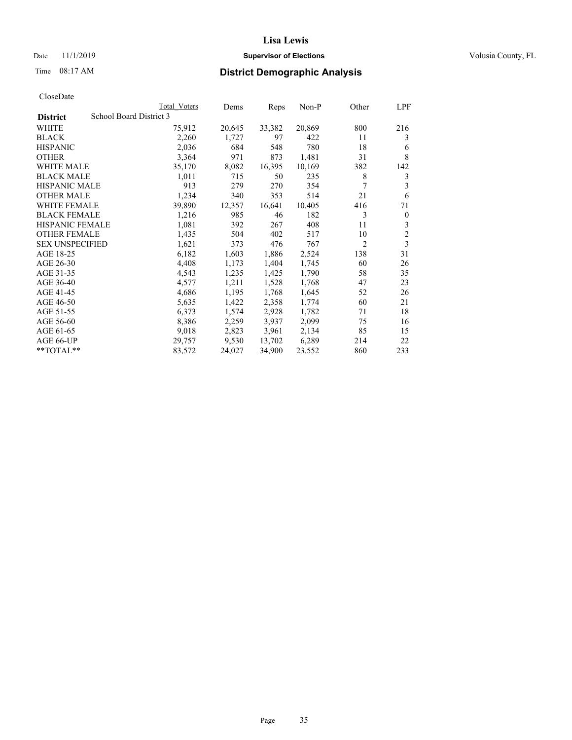CloseDate

| District | School Board District 3 | Total Voters | Dems | Reps | Non-P | Other | LPF |
|---|---|---|---|---|---|---|---|
| WHITE | | 75,912 | 20,645 | 33,382 | 20,869 | 800 | 216 |
| BLACK | | 2,260 | 1,727 | 97 | 422 | 11 | 3 |
| HISPANIC | | 2,036 | 684 | 548 | 780 | 18 | 6 |
| OTHER | | 3,364 | 971 | 873 | 1,481 | 31 | 8 |
| WHITE MALE | | 35,170 | 8,082 | 16,395 | 10,169 | 382 | 142 |
| BLACK MALE | | 1,011 | 715 | 50 | 235 | 8 | 3 |
| HISPANIC MALE | | 913 | 279 | 270 | 354 | 7 | 3 |
| OTHER MALE | | 1,234 | 340 | 353 | 514 | 21 | 6 |
| WHITE FEMALE | | 39,890 | 12,357 | 16,641 | 10,405 | 416 | 71 |
| BLACK FEMALE | | 1,216 | 985 | 46 | 182 | 3 | 0 |
| HISPANIC FEMALE | | 1,081 | 392 | 267 | 408 | 11 | 3 |
| OTHER FEMALE | | 1,435 | 504 | 402 | 517 | 10 | 2 |
| SEX UNSPECIFIED | | 1,621 | 373 | 476 | 767 | 2 | 3 |
| AGE 18-25 | | 6,182 | 1,603 | 1,886 | 2,524 | 138 | 31 |
| AGE 26-30 | | 4,408 | 1,173 | 1,404 | 1,745 | 60 | 26 |
| AGE 31-35 | | 4,543 | 1,235 | 1,425 | 1,790 | 58 | 35 |
| AGE 36-40 | | 4,577 | 1,211 | 1,528 | 1,768 | 47 | 23 |
| AGE 41-45 | | 4,686 | 1,195 | 1,768 | 1,645 | 52 | 26 |
| AGE 46-50 | | 5,635 | 1,422 | 2,358 | 1,774 | 60 | 21 |
| AGE 51-55 | | 6,373 | 1,574 | 2,928 | 1,782 | 71 | 18 |
| AGE 56-60 | | 8,386 | 2,259 | 3,937 | 2,099 | 75 | 16 |
| AGE 61-65 | | 9,018 | 2,823 | 3,961 | 2,134 | 85 | 15 |
| AGE 66-UP | | 29,757 | 9,530 | 13,702 | 6,289 | 214 | 22 |
| **TOTAL** | | 83,572 | 24,027 | 34,900 | 23,552 | 860 | 233 |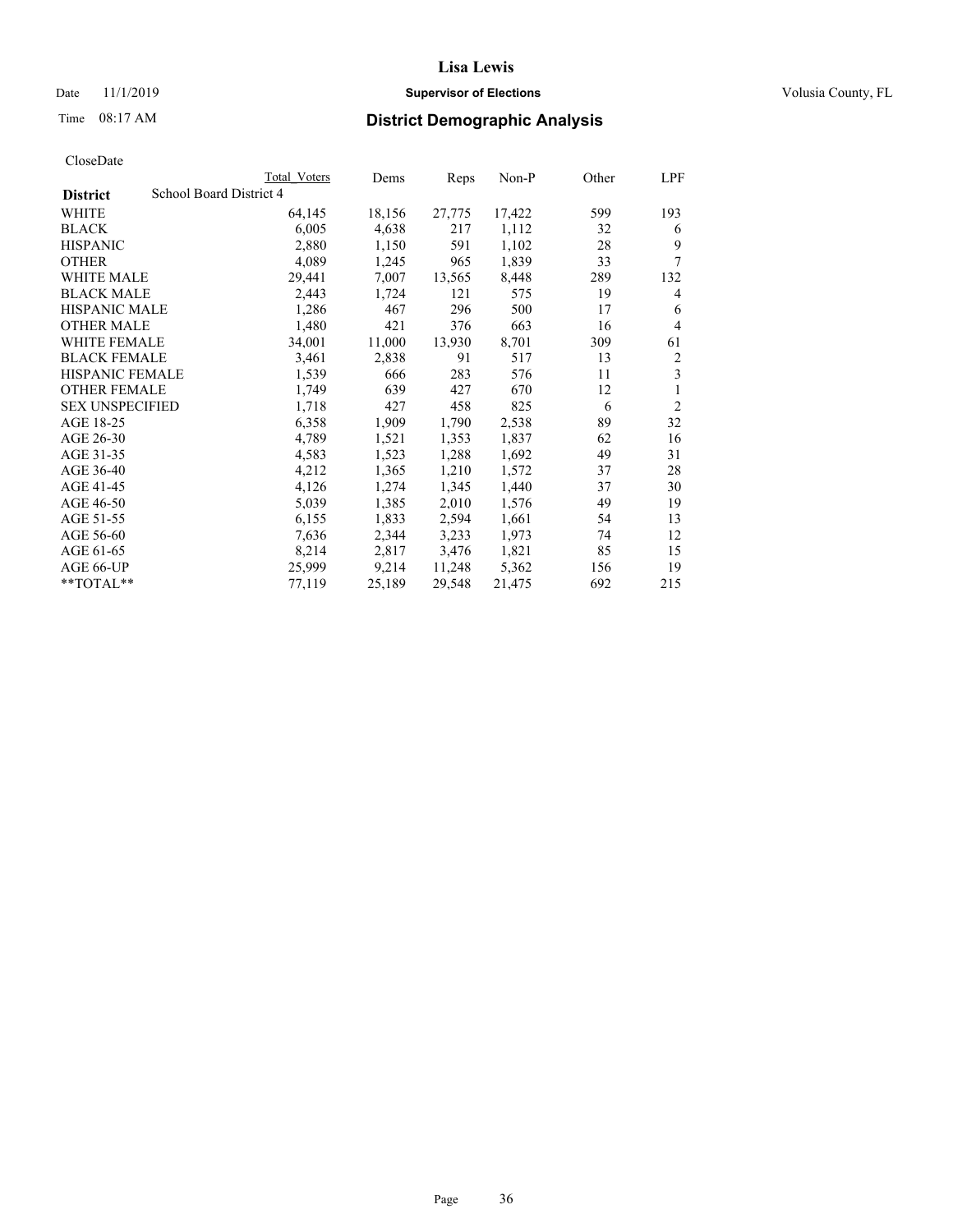**Lisa Lewis**

Date 11/1/2019 **Supervisor of Elections** Volusia County, FL

Time 08:17 AM **District Demographic Analysis**

CloseDate

| **District** School Board District 4 | Total Voters | Dems | Reps | Non-P | Other | LPF |
|---|---|---|---|---|---|---|
| WHITE | 64,145 | 18,156 | 27,775 | 17,422 | 599 | 193 |
| BLACK | 6,005 | 4,638 | 217 | 1,112 | 32 | 6 |
| HISPANIC | 2,880 | 1,150 | 591 | 1,102 | 28 | 9 |
| OTHER | 4,089 | 1,245 | 965 | 1,839 | 33 | 7 |
| WHITE MALE | 29,441 | 7,007 | 13,565 | 8,448 | 289 | 132 |
| BLACK MALE | 2,443 | 1,724 | 121 | 575 | 19 | 4 |
| HISPANIC MALE | 1,286 | 467 | 296 | 500 | 17 | 6 |
| OTHER MALE | 1,480 | 421 | 376 | 663 | 16 | 4 |
| WHITE FEMALE | 34,001 | 11,000 | 13,930 | 8,701 | 309 | 61 |
| BLACK FEMALE | 3,461 | 2,838 | 91 | 517 | 13 | 2 |
| HISPANIC FEMALE | 1,539 | 666 | 283 | 576 | 11 | 3 |
| OTHER FEMALE | 1,749 | 639 | 427 | 670 | 12 | 1 |
| SEX UNSPECIFIED | 1,718 | 427 | 458 | 825 | 6 | 2 |
| AGE 18-25 | 6,358 | 1,909 | 1,790 | 2,538 | 89 | 32 |
| AGE 26-30 | 4,789 | 1,521 | 1,353 | 1,837 | 62 | 16 |
| AGE 31-35 | 4,583 | 1,523 | 1,288 | 1,692 | 49 | 31 |
| AGE 36-40 | 4,212 | 1,365 | 1,210 | 1,572 | 37 | 28 |
| AGE 41-45 | 4,126 | 1,274 | 1,345 | 1,440 | 37 | 30 |
| AGE 46-50 | 5,039 | 1,385 | 2,010 | 1,576 | 49 | 19 |
| AGE 51-55 | 6,155 | 1,833 | 2,594 | 1,661 | 54 | 13 |
| AGE 56-60 | 7,636 | 2,344 | 3,233 | 1,973 | 74 | 12 |
| AGE 61-65 | 8,214 | 2,817 | 3,476 | 1,821 | 85 | 15 |
| AGE 66-UP | 25,999 | 9,214 | 11,248 | 5,362 | 156 | 19 |
| **TOTAL** | 77,119 | 25,189 | 29,548 | 21,475 | 692 | 215 |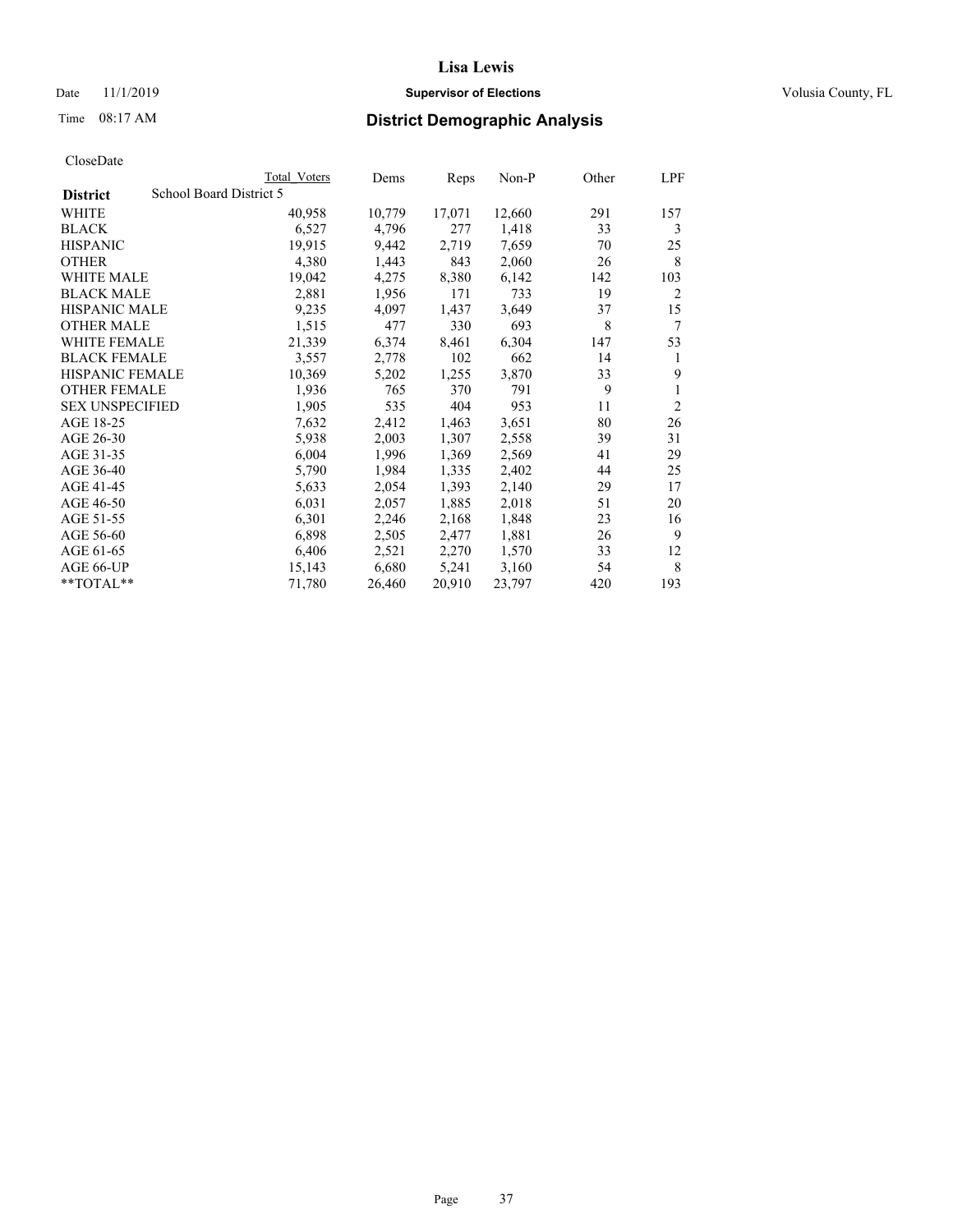# District Demographic Analysis

CloseDate

| | Total Voters | Dems | Reps | Non-P | Other | LPF |
|---|---|---|---|---|---|---|
| **District** School Board District 5 | | | | | | |
| WHITE | 40,958 | 10,779 | 17,071 | 12,660 | 291 | 157 |
| BLACK | 6,527 | 4,796 | 277 | 1,418 | 33 | 3 |
| HISPANIC | 19,915 | 9,442 | 2,719 | 7,659 | 70 | 25 |
| OTHER | 4,380 | 1,443 | 843 | 2,060 | 26 | 8 |
| WHITE MALE | 19,042 | 4,275 | 8,380 | 6,142 | 142 | 103 |
| BLACK MALE | 2,881 | 1,956 | 171 | 733 | 19 | 2 |
| HISPANIC MALE | 9,235 | 4,097 | 1,437 | 3,649 | 37 | 15 |
| OTHER MALE | 1,515 | 477 | 330 | 693 | 8 | 7 |
| WHITE FEMALE | 21,339 | 6,374 | 8,461 | 6,304 | 147 | 53 |
| BLACK FEMALE | 3,557 | 2,778 | 102 | 662 | 14 | 1 |
| HISPANIC FEMALE | 10,369 | 5,202 | 1,255 | 3,870 | 33 | 9 |
| OTHER FEMALE | 1,936 | 765 | 370 | 791 | 9 | 1 |
| SEX UNSPECIFIED | 1,905 | 535 | 404 | 953 | 11 | 2 |
| AGE 18-25 | 7,632 | 2,412 | 1,463 | 3,651 | 80 | 26 |
| AGE 26-30 | 5,938 | 2,003 | 1,307 | 2,558 | 39 | 31 |
| AGE 31-35 | 6,004 | 1,996 | 1,369 | 2,569 | 41 | 29 |
| AGE 36-40 | 5,790 | 1,984 | 1,335 | 2,402 | 44 | 25 |
| AGE 41-45 | 5,633 | 2,054 | 1,393 | 2,140 | 29 | 17 |
| AGE 46-50 | 6,031 | 2,057 | 1,885 | 2,018 | 51 | 20 |
| AGE 51-55 | 6,301 | 2,246 | 2,168 | 1,848 | 23 | 16 |
| AGE 56-60 | 6,898 | 2,505 | 2,477 | 1,881 | 26 | 9 |
| AGE 61-65 | 6,406 | 2,521 | 2,270 | 1,570 | 33 | 12 |
| AGE 66-UP | 15,143 | 6,680 | 5,241 | 3,160 | 54 | 8 |
| **TOTAL** | 71,780 | 26,460 | 20,910 | 23,797 | 420 | 193 |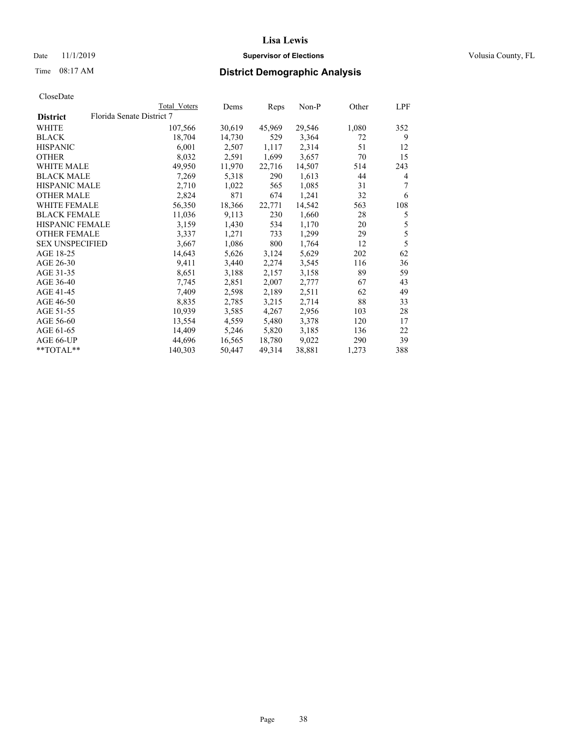**Lisa Lewis**

Date 11/1/2019 **Supervisor of Elections** Volusia County, FL

Time 08:17 AM **District Demographic Analysis**

CloseDate

| | Total Voters | Dems | Reps | Non-P | Other | LPF |
|---|---|---|---|---|---|---|
| **District** Florida Senate District 7 | | | | | | |
| WHITE | 107,566 | 30,619 | 45,969 | 29,546 | 1,080 | 352 |
| BLACK | 18,704 | 14,730 | 529 | 3,364 | 72 | 9 |
| HISPANIC | 6,001 | 2,507 | 1,117 | 2,314 | 51 | 12 |
| OTHER | 8,032 | 2,591 | 1,699 | 3,657 | 70 | 15 |
| WHITE MALE | 49,950 | 11,970 | 22,716 | 14,507 | 514 | 243 |
| BLACK MALE | 7,269 | 5,318 | 290 | 1,613 | 44 | 4 |
| HISPANIC MALE | 2,710 | 1,022 | 565 | 1,085 | 31 | 7 |
| OTHER MALE | 2,824 | 871 | 674 | 1,241 | 32 | 6 |
| WHITE FEMALE | 56,350 | 18,366 | 22,771 | 14,542 | 563 | 108 |
| BLACK FEMALE | 11,036 | 9,113 | 230 | 1,660 | 28 | 5 |
| HISPANIC FEMALE | 3,159 | 1,430 | 534 | 1,170 | 20 | 5 |
| OTHER FEMALE | 3,337 | 1,271 | 733 | 1,299 | 29 | 5 |
| SEX UNSPECIFIED | 3,667 | 1,086 | 800 | 1,764 | 12 | 5 |
| AGE 18-25 | 14,643 | 5,626 | 3,124 | 5,629 | 202 | 62 |
| AGE 26-30 | 9,411 | 3,440 | 2,274 | 3,545 | 116 | 36 |
| AGE 31-35 | 8,651 | 3,188 | 2,157 | 3,158 | 89 | 59 |
| AGE 36-40 | 7,745 | 2,851 | 2,007 | 2,777 | 67 | 43 |
| AGE 41-45 | 7,409 | 2,598 | 2,189 | 2,511 | 62 | 49 |
| AGE 46-50 | 8,835 | 2,785 | 3,215 | 2,714 | 88 | 33 |
| AGE 51-55 | 10,939 | 3,585 | 4,267 | 2,956 | 103 | 28 |
| AGE 56-60 | 13,554 | 4,559 | 5,480 | 3,378 | 120 | 17 |
| AGE 61-65 | 14,409 | 5,246 | 5,820 | 3,185 | 136 | 22 |
| AGE 66-UP | 44,696 | 16,565 | 18,780 | 9,022 | 290 | 39 |
| **TOTAL** | 140,303 | 50,447 | 49,314 | 38,881 | 1,273 | 388 |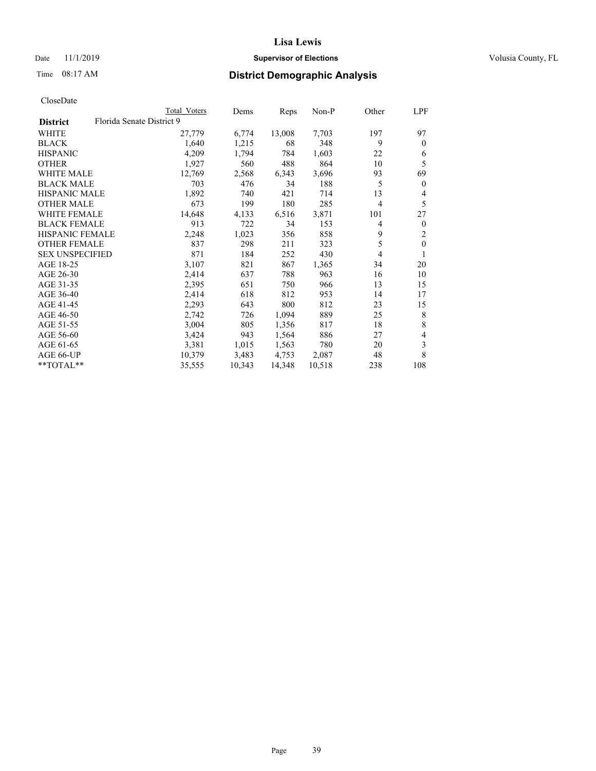# Lisa Lewis

Date 11/1/2019 **Supervisor of Elections** Volusia County, FL

Time 08:17 AM **District Demographic Analysis**

CloseDate

| District | Total Voters | Dems | Reps | Non-P | Other | LPF |
|---|---|---|---|---|---|---|
| **Florida Senate District 9** | | | | | | |
| WHITE | 27,779 | 6,774 | 13,008 | 7,703 | 197 | 97 |
| BLACK | 1,640 | 1,215 | 68 | 348 | 9 | 0 |
| HISPANIC | 4,209 | 1,794 | 784 | 1,603 | 22 | 6 |
| OTHER | 1,927 | 560 | 488 | 864 | 10 | 5 |
| WHITE MALE | 12,769 | 2,568 | 6,343 | 3,696 | 93 | 69 |
| BLACK MALE | 703 | 476 | 34 | 188 | 5 | 0 |
| HISPANIC MALE | 1,892 | 740 | 421 | 714 | 13 | 4 |
| OTHER MALE | 673 | 199 | 180 | 285 | 4 | 5 |
| WHITE FEMALE | 14,648 | 4,133 | 6,516 | 3,871 | 101 | 27 |
| BLACK FEMALE | 913 | 722 | 34 | 153 | 4 | 0 |
| HISPANIC FEMALE | 2,248 | 1,023 | 356 | 858 | 9 | 2 |
| OTHER FEMALE | 837 | 298 | 211 | 323 | 5 | 0 |
| SEX UNSPECIFIED | 871 | 184 | 252 | 430 | 4 | 1 |
| AGE 18-25 | 3,107 | 821 | 867 | 1,365 | 34 | 20 |
| AGE 26-30 | 2,414 | 637 | 788 | 963 | 16 | 10 |
| AGE 31-35 | 2,395 | 651 | 750 | 966 | 13 | 15 |
| AGE 36-40 | 2,414 | 618 | 812 | 953 | 14 | 17 |
| AGE 41-45 | 2,293 | 643 | 800 | 812 | 23 | 15 |
| AGE 46-50 | 2,742 | 726 | 1,094 | 889 | 25 | 8 |
| AGE 51-55 | 3,004 | 805 | 1,356 | 817 | 18 | 8 |
| AGE 56-60 | 3,424 | 943 | 1,564 | 886 | 27 | 4 |
| AGE 61-65 | 3,381 | 1,015 | 1,563 | 780 | 20 | 3 |
| AGE 66-UP | 10,379 | 3,483 | 4,753 | 2,087 | 48 | 8 |
| **TOTAL** | 35,555 | 10,343 | 14,348 | 10,518 | 238 | 108 |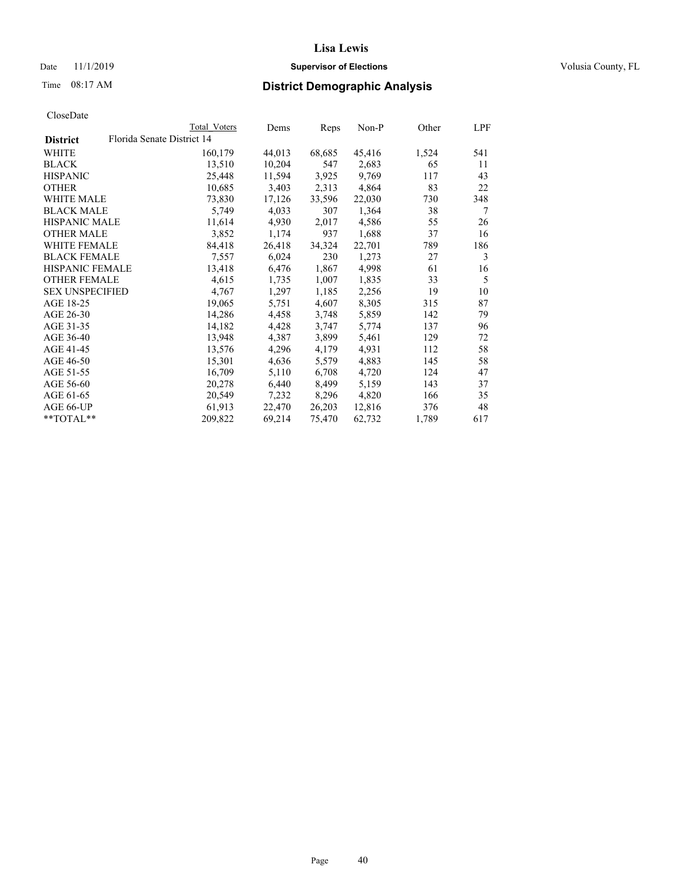# Lisa Lewis

Date 11/1/2019 **Supervisor of Elections** Volusia County, FL

Time 08:17 AM **District Demographic Analysis**

CloseDate

| | Total Voters | Dems | Reps | Non-P | Other | LPF |
|---|---|---|---|---|---|---|
| **District** Florida Senate District 14 | | | | | | |
| WHITE | 160,179 | 44,013 | 68,685 | 45,416 | 1,524 | 541 |
| BLACK | 13,510 | 10,204 | 547 | 2,683 | 65 | 11 |
| HISPANIC | 25,448 | 11,594 | 3,925 | 9,769 | 117 | 43 |
| OTHER | 10,685 | 3,403 | 2,313 | 4,864 | 83 | 22 |
| WHITE MALE | 73,830 | 17,126 | 33,596 | 22,030 | 730 | 348 |
| BLACK MALE | 5,749 | 4,033 | 307 | 1,364 | 38 | 7 |
| HISPANIC MALE | 11,614 | 4,930 | 2,017 | 4,586 | 55 | 26 |
| OTHER MALE | 3,852 | 1,174 | 937 | 1,688 | 37 | 16 |
| WHITE FEMALE | 84,418 | 26,418 | 34,324 | 22,701 | 789 | 186 |
| BLACK FEMALE | 7,557 | 6,024 | 230 | 1,273 | 27 | 3 |
| HISPANIC FEMALE | 13,418 | 6,476 | 1,867 | 4,998 | 61 | 16 |
| OTHER FEMALE | 4,615 | 1,735 | 1,007 | 1,835 | 33 | 5 |
| SEX UNSPECIFIED | 4,767 | 1,297 | 1,185 | 2,256 | 19 | 10 |
| AGE 18-25 | 19,065 | 5,751 | 4,607 | 8,305 | 315 | 87 |
| AGE 26-30 | 14,286 | 4,458 | 3,748 | 5,859 | 142 | 79 |
| AGE 31-35 | 14,182 | 4,428 | 3,747 | 5,774 | 137 | 96 |
| AGE 36-40 | 13,948 | 4,387 | 3,899 | 5,461 | 129 | 72 |
| AGE 41-45 | 13,576 | 4,296 | 4,179 | 4,931 | 112 | 58 |
| AGE 46-50 | 15,301 | 4,636 | 5,579 | 4,883 | 145 | 58 |
| AGE 51-55 | 16,709 | 5,110 | 6,708 | 4,720 | 124 | 47 |
| AGE 56-60 | 20,278 | 6,440 | 8,499 | 5,159 | 143 | 37 |
| AGE 61-65 | 20,549 | 7,232 | 8,296 | 4,820 | 166 | 35 |
| AGE 66-UP | 61,913 | 22,470 | 26,203 | 12,816 | 376 | 48 |
| **TOTAL** | 209,822 | 69,214 | 75,470 | 62,732 | 1,789 | 617 |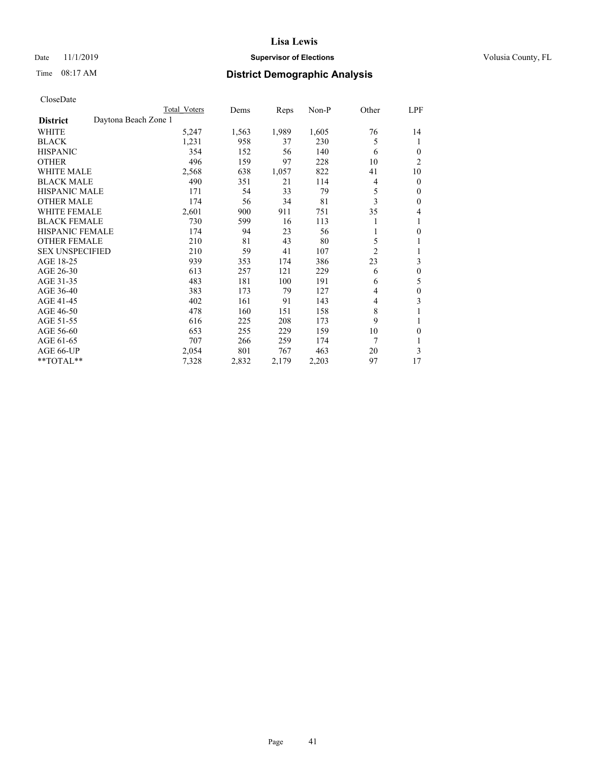# Lisa Lewis

Date 11/1/2019 **Supervisor of Elections** Volusia County, FL

Time 08:17 AM **District Demographic Analysis**

CloseDate

| | Total Voters | Dems | Reps | Non-P | Other | LPF |
|---|---|---|---|---|---|---|
| **District** Daytona Beach Zone 1 | | | | | | |
| WHITE | 5,247 | 1,563 | 1,989 | 1,605 | 76 | 14 |
| BLACK | 1,231 | 958 | 37 | 230 | 5 | 1 |
| HISPANIC | 354 | 152 | 56 | 140 | 6 | 0 |
| OTHER | 496 | 159 | 97 | 228 | 10 | 2 |
| WHITE MALE | 2,568 | 638 | 1,057 | 822 | 41 | 10 |
| BLACK MALE | 490 | 351 | 21 | 114 | 4 | 0 |
| HISPANIC MALE | 171 | 54 | 33 | 79 | 5 | 0 |
| OTHER MALE | 174 | 56 | 34 | 81 | 3 | 0 |
| WHITE FEMALE | 2,601 | 900 | 911 | 751 | 35 | 4 |
| BLACK FEMALE | 730 | 599 | 16 | 113 | 1 | 1 |
| HISPANIC FEMALE | 174 | 94 | 23 | 56 | 1 | 0 |
| OTHER FEMALE | 210 | 81 | 43 | 80 | 5 | 1 |
| SEX UNSPECIFIED | 210 | 59 | 41 | 107 | 2 | 1 |
| AGE 18-25 | 939 | 353 | 174 | 386 | 23 | 3 |
| AGE 26-30 | 613 | 257 | 121 | 229 | 6 | 0 |
| AGE 31-35 | 483 | 181 | 100 | 191 | 6 | 5 |
| AGE 36-40 | 383 | 173 | 79 | 127 | 4 | 0 |
| AGE 41-45 | 402 | 161 | 91 | 143 | 4 | 3 |
| AGE 46-50 | 478 | 160 | 151 | 158 | 8 | 1 |
| AGE 51-55 | 616 | 225 | 208 | 173 | 9 | 1 |
| AGE 56-60 | 653 | 255 | 229 | 159 | 10 | 0 |
| AGE 61-65 | 707 | 266 | 259 | 174 | 7 | 1 |
| AGE 66-UP | 2,054 | 801 | 767 | 463 | 20 | 3 |
| **TOTAL** | 7,328 | 2,832 | 2,179 | 2,203 | 97 | 17 |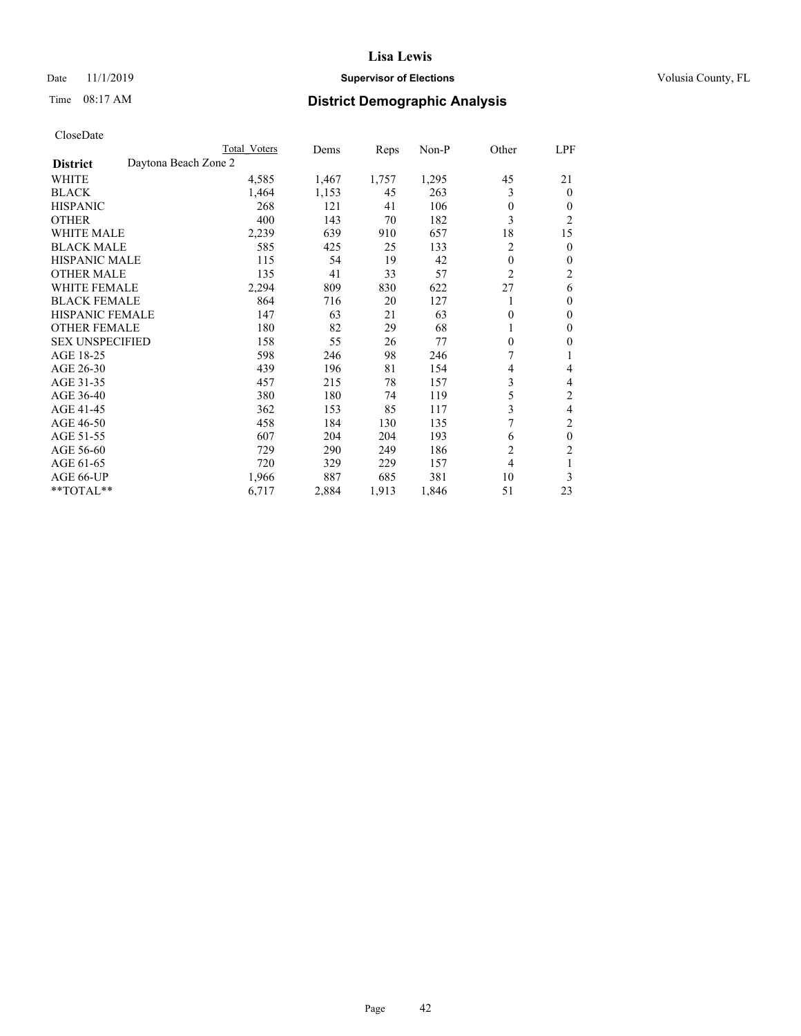Lisa Lewis

Date 11/1/2019 **Supervisor of Elections** Volusia County, FL

Time 08:17 AM **District Demographic Analysis**

CloseDate

| | Total Voters | Dems | Reps | Non-P | Other | LPF |
|---|---|---|---|---|---|---|
| **District** Daytona Beach Zone 2 | | | | | | |
| WHITE | 4,585 | 1,467 | 1,757 | 1,295 | 45 | 21 |
| BLACK | 1,464 | 1,153 | 45 | 263 | 3 | 0 |
| HISPANIC | 268 | 121 | 41 | 106 | 0 | 0 |
| OTHER | 400 | 143 | 70 | 182 | 3 | 2 |
| WHITE MALE | 2,239 | 639 | 910 | 657 | 18 | 15 |
| BLACK MALE | 585 | 425 | 25 | 133 | 2 | 0 |
| HISPANIC MALE | 115 | 54 | 19 | 42 | 0 | 0 |
| OTHER MALE | 135 | 41 | 33 | 57 | 2 | 2 |
| WHITE FEMALE | 2,294 | 809 | 830 | 622 | 27 | 6 |
| BLACK FEMALE | 864 | 716 | 20 | 127 | 1 | 0 |
| HISPANIC FEMALE | 147 | 63 | 21 | 63 | 0 | 0 |
| OTHER FEMALE | 180 | 82 | 29 | 68 | 1 | 0 |
| SEX UNSPECIFIED | 158 | 55 | 26 | 77 | 0 | 0 |
| AGE 18-25 | 598 | 246 | 98 | 246 | 7 | 1 |
| AGE 26-30 | 439 | 196 | 81 | 154 | 4 | 4 |
| AGE 31-35 | 457 | 215 | 78 | 157 | 3 | 4 |
| AGE 36-40 | 380 | 180 | 74 | 119 | 5 | 2 |
| AGE 41-45 | 362 | 153 | 85 | 117 | 3 | 4 |
| AGE 46-50 | 458 | 184 | 130 | 135 | 7 | 2 |
| AGE 51-55 | 607 | 204 | 204 | 193 | 6 | 0 |
| AGE 56-60 | 729 | 290 | 249 | 186 | 2 | 2 |
| AGE 61-65 | 720 | 329 | 229 | 157 | 4 | 1 |
| AGE 66-UP | 1,966 | 887 | 685 | 381 | 10 | 3 |
| **TOTAL** | 6,717 | 2,884 | 1,913 | 1,846 | 51 | 23 |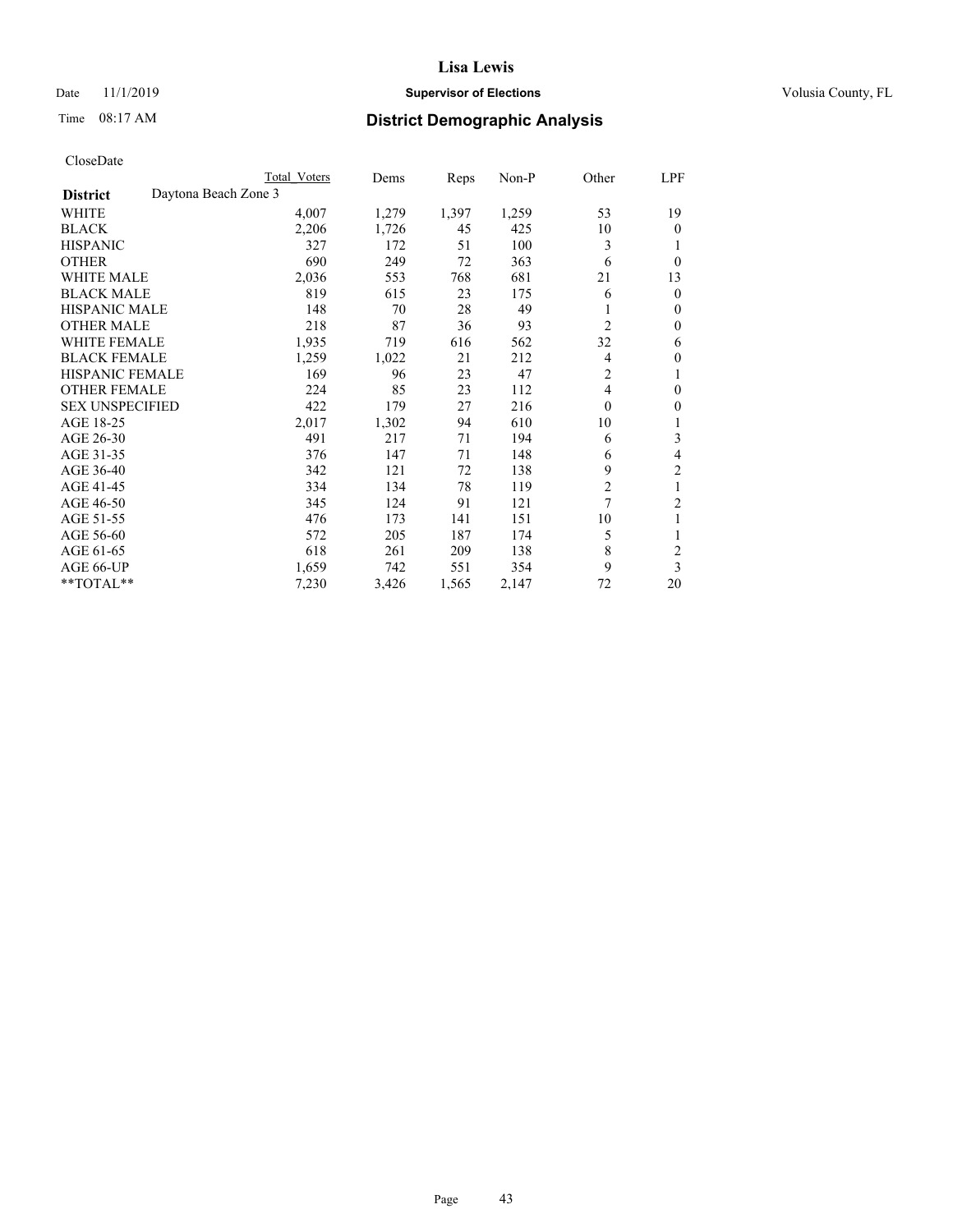# Lisa Lewis

Date 11/1/2019 **Supervisor of Elections** Volusia County, FL

Time 08:17 AM **District Demographic Analysis**

CloseDate

| District: Daytona Beach Zone 3 | Total Voters | Dems | Reps | Non-P | Other | LPF |
|---|---|---|---|---|---|---|
| WHITE | 4,007 | 1,279 | 1,397 | 1,259 | 53 | 19 |
| BLACK | 2,206 | 1,726 | 45 | 425 | 10 | 0 |
| HISPANIC | 327 | 172 | 51 | 100 | 3 | 1 |
| OTHER | 690 | 249 | 72 | 363 | 6 | 0 |
| WHITE MALE | 2,036 | 553 | 768 | 681 | 21 | 13 |
| BLACK MALE | 819 | 615 | 23 | 175 | 6 | 0 |
| HISPANIC MALE | 148 | 70 | 28 | 49 | 1 | 0 |
| OTHER MALE | 218 | 87 | 36 | 93 | 2 | 0 |
| WHITE FEMALE | 1,935 | 719 | 616 | 562 | 32 | 6 |
| BLACK FEMALE | 1,259 | 1,022 | 21 | 212 | 4 | 0 |
| HISPANIC FEMALE | 169 | 96 | 23 | 47 | 2 | 1 |
| OTHER FEMALE | 224 | 85 | 23 | 112 | 4 | 0 |
| SEX UNSPECIFIED | 422 | 179 | 27 | 216 | 0 | 0 |
| AGE 18-25 | 2,017 | 1,302 | 94 | 610 | 10 | 1 |
| AGE 26-30 | 491 | 217 | 71 | 194 | 6 | 3 |
| AGE 31-35 | 376 | 147 | 71 | 148 | 6 | 4 |
| AGE 36-40 | 342 | 121 | 72 | 138 | 9 | 2 |
| AGE 41-45 | 334 | 134 | 78 | 119 | 2 | 1 |
| AGE 46-50 | 345 | 124 | 91 | 121 | 7 | 2 |
| AGE 51-55 | 476 | 173 | 141 | 151 | 10 | 1 |
| AGE 56-60 | 572 | 205 | 187 | 174 | 5 | 1 |
| AGE 61-65 | 618 | 261 | 209 | 138 | 8 | 2 |
| AGE 66-UP | 1,659 | 742 | 551 | 354 | 9 | 3 |
| **TOTAL** | 7,230 | 3,426 | 1,565 | 2,147 | 72 | 20 |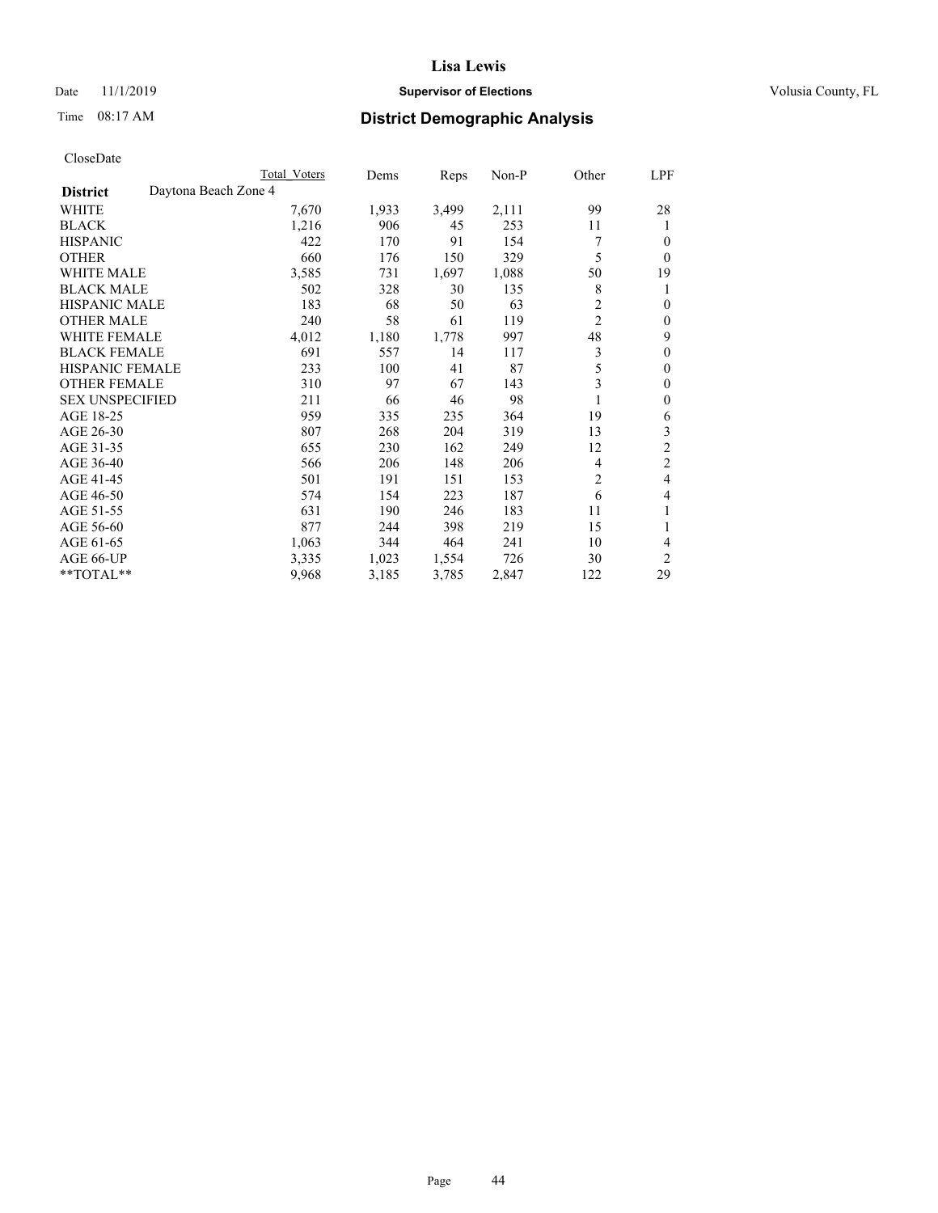# Lisa Lewis

Date 11/1/2019 **Supervisor of Elections** Volusia County, FL

Time 08:17 AM **District Demographic Analysis**

CloseDate

| | Total Voters | Dems | Reps | Non-P | Other | LPF |
|---|---|---|---|---|---|---|
| **District** Daytona Beach Zone 4 | | | | | | |
| WHITE | 7,670 | 1,933 | 3,499 | 2,111 | 99 | 28 |
| BLACK | 1,216 | 906 | 45 | 253 | 11 | 1 |
| HISPANIC | 422 | 170 | 91 | 154 | 7 | 0 |
| OTHER | 660 | 176 | 150 | 329 | 5 | 0 |
| WHITE MALE | 3,585 | 731 | 1,697 | 1,088 | 50 | 19 |
| BLACK MALE | 502 | 328 | 30 | 135 | 8 | 1 |
| HISPANIC MALE | 183 | 68 | 50 | 63 | 2 | 0 |
| OTHER MALE | 240 | 58 | 61 | 119 | 2 | 0 |
| WHITE FEMALE | 4,012 | 1,180 | 1,778 | 997 | 48 | 9 |
| BLACK FEMALE | 691 | 557 | 14 | 117 | 3 | 0 |
| HISPANIC FEMALE | 233 | 100 | 41 | 87 | 5 | 0 |
| OTHER FEMALE | 310 | 97 | 67 | 143 | 3 | 0 |
| SEX UNSPECIFIED | 211 | 66 | 46 | 98 | 1 | 0 |
| AGE 18-25 | 959 | 335 | 235 | 364 | 19 | 6 |
| AGE 26-30 | 807 | 268 | 204 | 319 | 13 | 3 |
| AGE 31-35 | 655 | 230 | 162 | 249 | 12 | 2 |
| AGE 36-40 | 566 | 206 | 148 | 206 | 4 | 2 |
| AGE 41-45 | 501 | 191 | 151 | 153 | 2 | 4 |
| AGE 46-50 | 574 | 154 | 223 | 187 | 6 | 4 |
| AGE 51-55 | 631 | 190 | 246 | 183 | 11 | 1 |
| AGE 56-60 | 877 | 244 | 398 | 219 | 15 | 1 |
| AGE 61-65 | 1,063 | 344 | 464 | 241 | 10 | 4 |
| AGE 66-UP | 3,335 | 1,023 | 1,554 | 726 | 30 | 2 |
| **TOTAL** | 9,968 | 3,185 | 3,785 | 2,847 | 122 | 29 |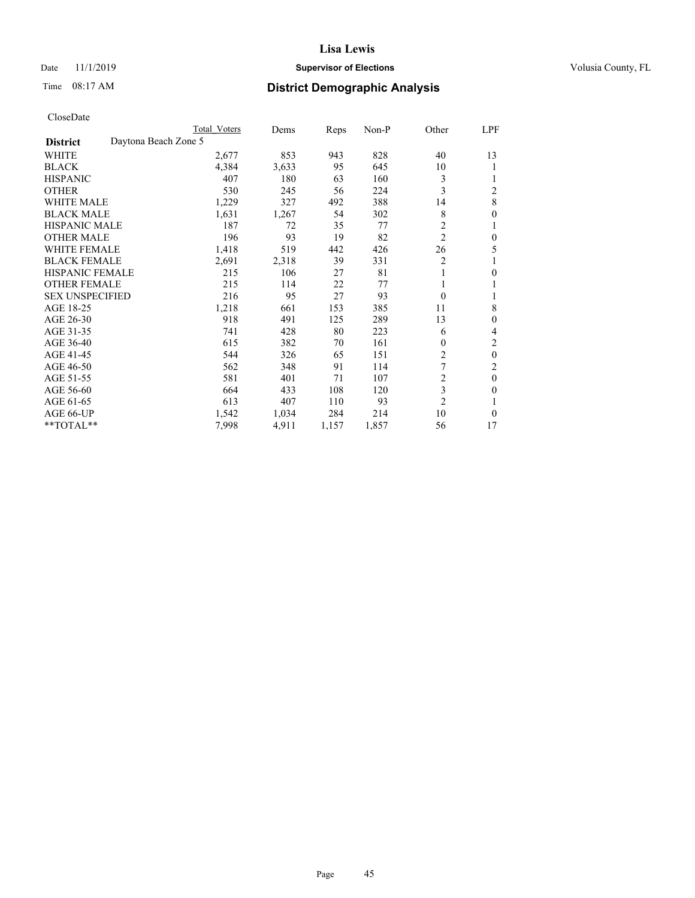# Lisa Lewis

Date 11/1/2019 **Supervisor of Elections** Volusia County, FL

Time 08:17 AM **District Demographic Analysis**

CloseDate

| **District** Daytona Beach Zone 5 | Total Voters | Dems | Reps | Non-P | Other | LPF |
|---|---|---|---|---|---|---|
| WHITE | 2,677 | 853 | 943 | 828 | 40 | 13 |
| BLACK | 4,384 | 3,633 | 95 | 645 | 10 | 1 |
| HISPANIC | 407 | 180 | 63 | 160 | 3 | 1 |
| OTHER | 530 | 245 | 56 | 224 | 3 | 2 |
| WHITE MALE | 1,229 | 327 | 492 | 388 | 14 | 8 |
| BLACK MALE | 1,631 | 1,267 | 54 | 302 | 8 | 0 |
| HISPANIC MALE | 187 | 72 | 35 | 77 | 2 | 1 |
| OTHER MALE | 196 | 93 | 19 | 82 | 2 | 0 |
| WHITE FEMALE | 1,418 | 519 | 442 | 426 | 26 | 5 |
| BLACK FEMALE | 2,691 | 2,318 | 39 | 331 | 2 | 1 |
| HISPANIC FEMALE | 215 | 106 | 27 | 81 | 1 | 0 |
| OTHER FEMALE | 215 | 114 | 22 | 77 | 1 | 1 |
| SEX UNSPECIFIED | 216 | 95 | 27 | 93 | 0 | 1 |
| AGE 18-25 | 1,218 | 661 | 153 | 385 | 11 | 8 |
| AGE 26-30 | 918 | 491 | 125 | 289 | 13 | 0 |
| AGE 31-35 | 741 | 428 | 80 | 223 | 6 | 4 |
| AGE 36-40 | 615 | 382 | 70 | 161 | 0 | 2 |
| AGE 41-45 | 544 | 326 | 65 | 151 | 2 | 0 |
| AGE 46-50 | 562 | 348 | 91 | 114 | 7 | 2 |
| AGE 51-55 | 581 | 401 | 71 | 107 | 2 | 0 |
| AGE 56-60 | 664 | 433 | 108 | 120 | 3 | 0 |
| AGE 61-65 | 613 | 407 | 110 | 93 | 2 | 1 |
| AGE 66-UP | 1,542 | 1,034 | 284 | 214 | 10 | 0 |
| **TOTAL** | 7,998 | 4,911 | 1,157 | 1,857 | 56 | 17 |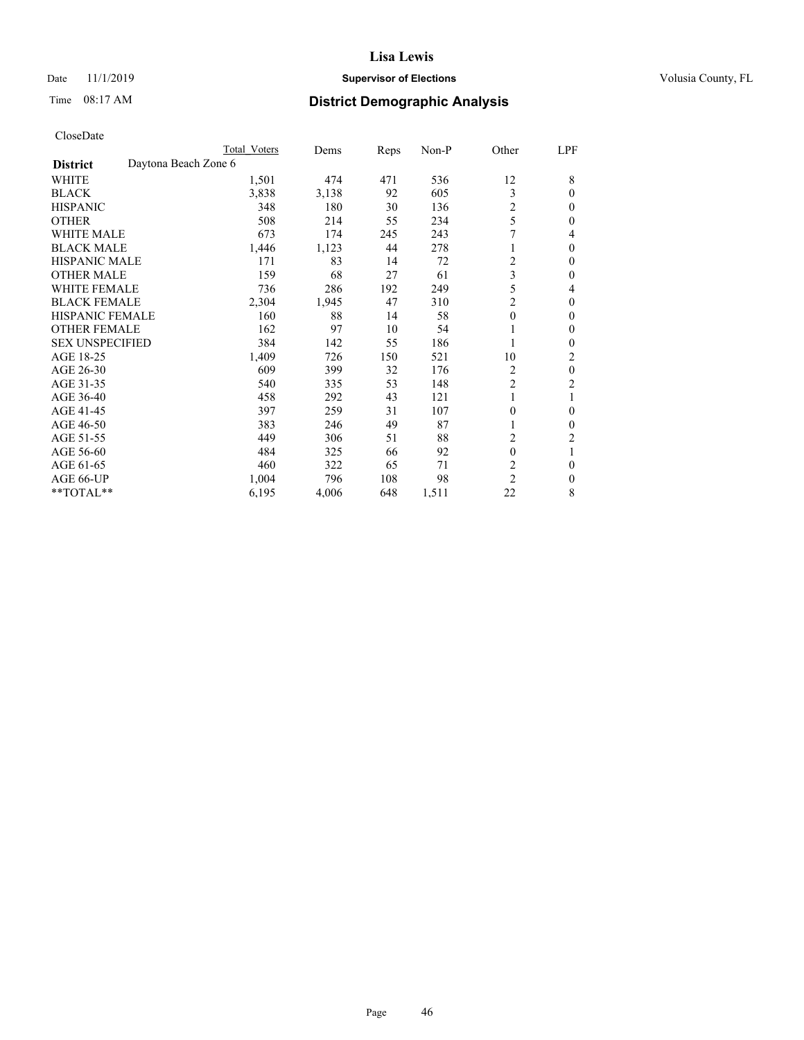CloseDate

| | Total Voters | Dems | Reps | Non-P | Other | LPF |
|---|---|---|---|---|---|---|
| **District** Daytona Beach Zone 6 | | | | | | |
| WHITE | 1,501 | 474 | 471 | 536 | 12 | 8 |
| BLACK | 3,838 | 3,138 | 92 | 605 | 3 | 0 |
| HISPANIC | 348 | 180 | 30 | 136 | 2 | 0 |
| OTHER | 508 | 214 | 55 | 234 | 5 | 0 |
| WHITE MALE | 673 | 174 | 245 | 243 | 7 | 4 |
| BLACK MALE | 1,446 | 1,123 | 44 | 278 | 1 | 0 |
| HISPANIC MALE | 171 | 83 | 14 | 72 | 2 | 0 |
| OTHER MALE | 159 | 68 | 27 | 61 | 3 | 0 |
| WHITE FEMALE | 736 | 286 | 192 | 249 | 5 | 4 |
| BLACK FEMALE | 2,304 | 1,945 | 47 | 310 | 2 | 0 |
| HISPANIC FEMALE | 160 | 88 | 14 | 58 | 0 | 0 |
| OTHER FEMALE | 162 | 97 | 10 | 54 | 1 | 0 |
| SEX UNSPECIFIED | 384 | 142 | 55 | 186 | 1 | 0 |
| AGE 18-25 | 1,409 | 726 | 150 | 521 | 10 | 2 |
| AGE 26-30 | 609 | 399 | 32 | 176 | 2 | 0 |
| AGE 31-35 | 540 | 335 | 53 | 148 | 2 | 2 |
| AGE 36-40 | 458 | 292 | 43 | 121 | 1 | 1 |
| AGE 41-45 | 397 | 259 | 31 | 107 | 0 | 0 |
| AGE 46-50 | 383 | 246 | 49 | 87 | 1 | 0 |
| AGE 51-55 | 449 | 306 | 51 | 88 | 2 | 2 |
| AGE 56-60 | 484 | 325 | 66 | 92 | 0 | 1 |
| AGE 61-65 | 460 | 322 | 65 | 71 | 2 | 0 |
| AGE 66-UP | 1,004 | 796 | 108 | 98 | 2 | 0 |
| **TOTAL** | 6,195 | 4,006 | 648 | 1,511 | 22 | 8 |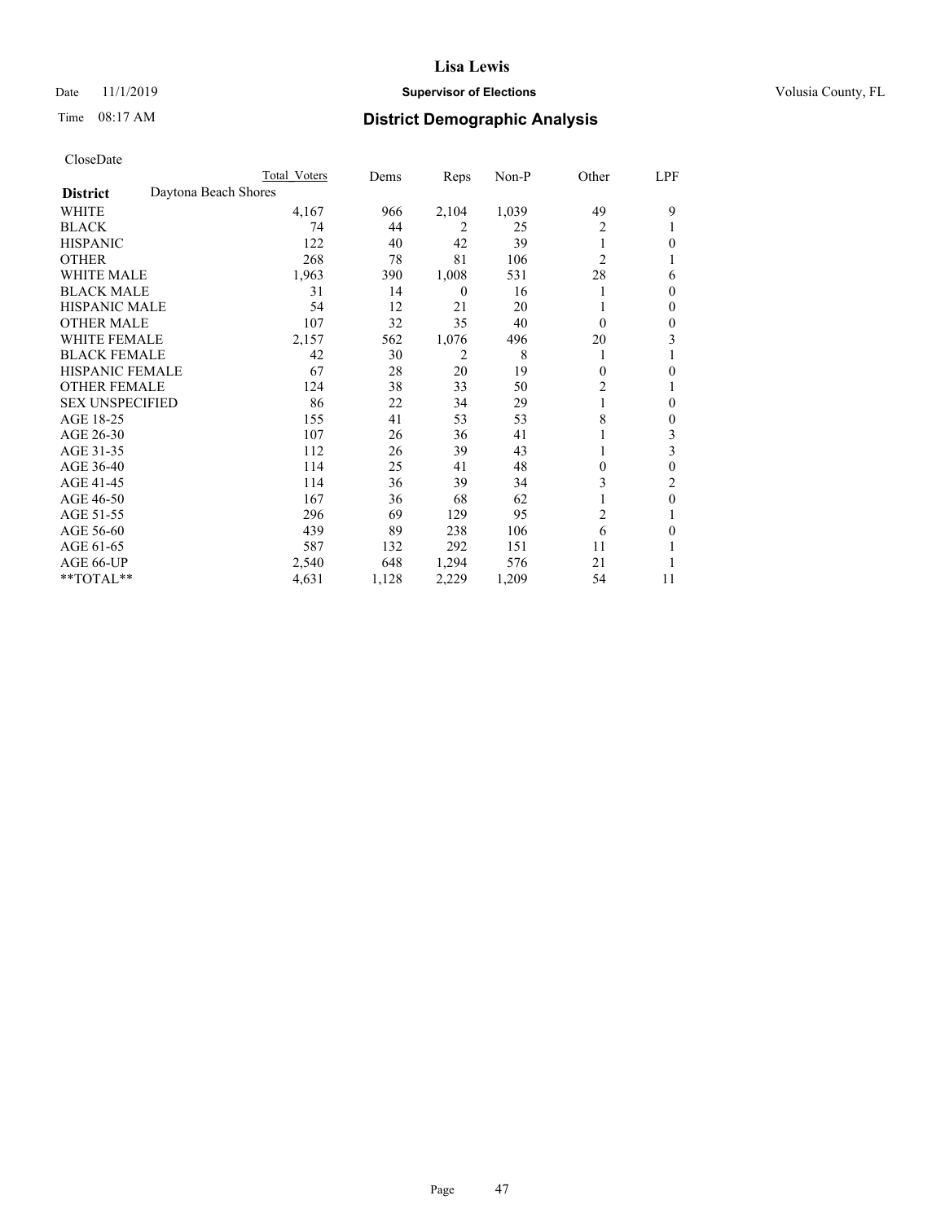# Lisa Lewis

Date 11/1/2019 **Supervisor of Elections** Volusia County, FL

Time 08:17 AM **District Demographic Analysis**

CloseDate

| | Total Voters | Dems | Reps | Non-P | Other | LPF |
|---|---|---|---|---|---|---|
| **District** Daytona Beach Shores | | | | | | |
| WHITE | 4,167 | 966 | 2,104 | 1,039 | 49 | 9 |
| BLACK | 74 | 44 | 2 | 25 | 2 | 1 |
| HISPANIC | 122 | 40 | 42 | 39 | 1 | 0 |
| OTHER | 268 | 78 | 81 | 106 | 2 | 1 |
| WHITE MALE | 1,963 | 390 | 1,008 | 531 | 28 | 6 |
| BLACK MALE | 31 | 14 | 0 | 16 | 1 | 0 |
| HISPANIC MALE | 54 | 12 | 21 | 20 | 1 | 0 |
| OTHER MALE | 107 | 32 | 35 | 40 | 0 | 0 |
| WHITE FEMALE | 2,157 | 562 | 1,076 | 496 | 20 | 3 |
| BLACK FEMALE | 42 | 30 | 2 | 8 | 1 | 1 |
| HISPANIC FEMALE | 67 | 28 | 20 | 19 | 0 | 0 |
| OTHER FEMALE | 124 | 38 | 33 | 50 | 2 | 1 |
| SEX UNSPECIFIED | 86 | 22 | 34 | 29 | 1 | 0 |
| AGE 18-25 | 155 | 41 | 53 | 53 | 8 | 0 |
| AGE 26-30 | 107 | 26 | 36 | 41 | 1 | 3 |
| AGE 31-35 | 112 | 26 | 39 | 43 | 1 | 3 |
| AGE 36-40 | 114 | 25 | 41 | 48 | 0 | 0 |
| AGE 41-45 | 114 | 36 | 39 | 34 | 3 | 2 |
| AGE 46-50 | 167 | 36 | 68 | 62 | 1 | 0 |
| AGE 51-55 | 296 | 69 | 129 | 95 | 2 | 1 |
| AGE 56-60 | 439 | 89 | 238 | 106 | 6 | 0 |
| AGE 61-65 | 587 | 132 | 292 | 151 | 11 | 1 |
| AGE 66-UP | 2,540 | 648 | 1,294 | 576 | 21 | 1 |
| **TOTAL** | 4,631 | 1,128 | 2,229 | 1,209 | 54 | 11 |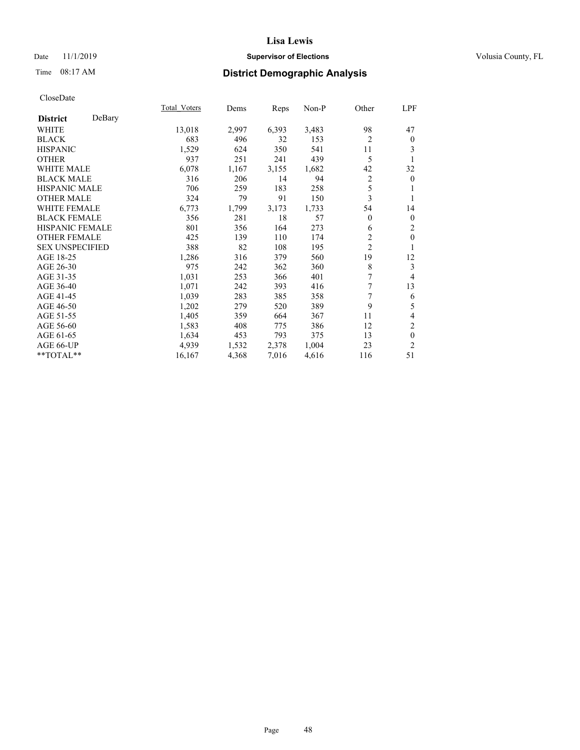# Lisa Lewis

Date 11/1/2019 **Supervisor of Elections** Volusia County, FL

Time 08:17 AM **District Demographic Analysis**

CloseDate

| District DeBary | Total_Voters | Dems | Reps | Non-P | Other | LPF |
|---|---|---|---|---|---|---|
| WHITE | 13,018 | 2,997 | 6,393 | 3,483 | 98 | 47 |
| BLACK | 683 | 496 | 32 | 153 | 2 | 0 |
| HISPANIC | 1,529 | 624 | 350 | 541 | 11 | 3 |
| OTHER | 937 | 251 | 241 | 439 | 5 | 1 |
| WHITE MALE | 6,078 | 1,167 | 3,155 | 1,682 | 42 | 32 |
| BLACK MALE | 316 | 206 | 14 | 94 | 2 | 0 |
| HISPANIC MALE | 706 | 259 | 183 | 258 | 5 | 1 |
| OTHER MALE | 324 | 79 | 91 | 150 | 3 | 1 |
| WHITE FEMALE | 6,773 | 1,799 | 3,173 | 1,733 | 54 | 14 |
| BLACK FEMALE | 356 | 281 | 18 | 57 | 0 | 0 |
| HISPANIC FEMALE | 801 | 356 | 164 | 273 | 6 | 2 |
| OTHER FEMALE | 425 | 139 | 110 | 174 | 2 | 0 |
| SEX UNSPECIFIED | 388 | 82 | 108 | 195 | 2 | 1 |
| AGE 18-25 | 1,286 | 316 | 379 | 560 | 19 | 12 |
| AGE 26-30 | 975 | 242 | 362 | 360 | 8 | 3 |
| AGE 31-35 | 1,031 | 253 | 366 | 401 | 7 | 4 |
| AGE 36-40 | 1,071 | 242 | 393 | 416 | 7 | 13 |
| AGE 41-45 | 1,039 | 283 | 385 | 358 | 7 | 6 |
| AGE 46-50 | 1,202 | 279 | 520 | 389 | 9 | 5 |
| AGE 51-55 | 1,405 | 359 | 664 | 367 | 11 | 4 |
| AGE 56-60 | 1,583 | 408 | 775 | 386 | 12 | 2 |
| AGE 61-65 | 1,634 | 453 | 793 | 375 | 13 | 0 |
| AGE 66-UP | 4,939 | 1,532 | 2,378 | 1,004 | 23 | 2 |
| **TOTAL** | 16,167 | 4,368 | 7,016 | 4,616 | 116 | 51 |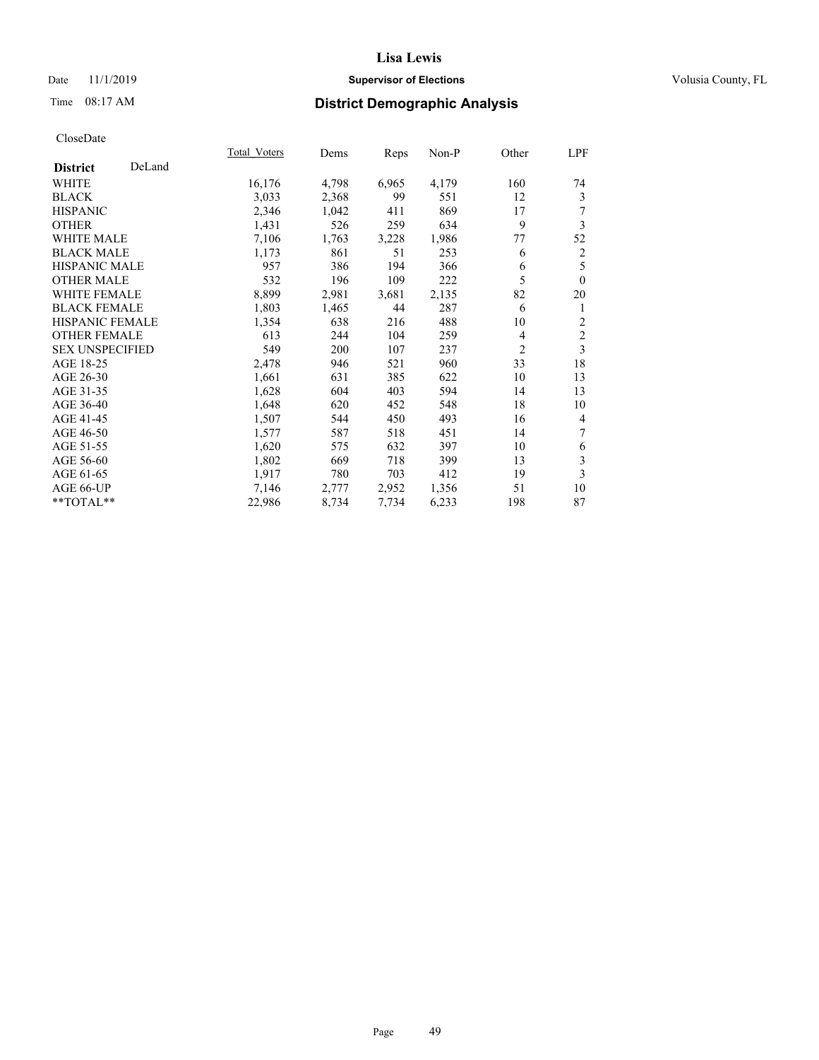Lisa Lewis

Date 11/1/2019 **Supervisor of Elections** Volusia County, FL

Time 08:17 AM **District Demographic Analysis**

CloseDate

| **District** DeLand | Total_Voters | Dems | Reps | Non-P | Other | LPF |
|---|---|---|---|---|---|---|
| WHITE | 16,176 | 4,798 | 6,965 | 4,179 | 160 | 74 |
| BLACK | 3,033 | 2,368 | 99 | 551 | 12 | 3 |
| HISPANIC | 2,346 | 1,042 | 411 | 869 | 17 | 7 |
| OTHER | 1,431 | 526 | 259 | 634 | 9 | 3 |
| WHITE MALE | 7,106 | 1,763 | 3,228 | 1,986 | 77 | 52 |
| BLACK MALE | 1,173 | 861 | 51 | 253 | 6 | 2 |
| HISPANIC MALE | 957 | 386 | 194 | 366 | 6 | 5 |
| OTHER MALE | 532 | 196 | 109 | 222 | 5 | 0 |
| WHITE FEMALE | 8,899 | 2,981 | 3,681 | 2,135 | 82 | 20 |
| BLACK FEMALE | 1,803 | 1,465 | 44 | 287 | 6 | 1 |
| HISPANIC FEMALE | 1,354 | 638 | 216 | 488 | 10 | 2 |
| OTHER FEMALE | 613 | 244 | 104 | 259 | 4 | 2 |
| SEX UNSPECIFIED | 549 | 200 | 107 | 237 | 2 | 3 |
| AGE 18-25 | 2,478 | 946 | 521 | 960 | 33 | 18 |
| AGE 26-30 | 1,661 | 631 | 385 | 622 | 10 | 13 |
| AGE 31-35 | 1,628 | 604 | 403 | 594 | 14 | 13 |
| AGE 36-40 | 1,648 | 620 | 452 | 548 | 18 | 10 |
| AGE 41-45 | 1,507 | 544 | 450 | 493 | 16 | 4 |
| AGE 46-50 | 1,577 | 587 | 518 | 451 | 14 | 7 |
| AGE 51-55 | 1,620 | 575 | 632 | 397 | 10 | 6 |
| AGE 56-60 | 1,802 | 669 | 718 | 399 | 13 | 3 |
| AGE 61-65 | 1,917 | 780 | 703 | 412 | 19 | 3 |
| AGE 66-UP | 7,146 | 2,777 | 2,952 | 1,356 | 51 | 10 |
| **TOTAL** | 22,986 | 8,734 | 7,734 | 6,233 | 198 | 87 |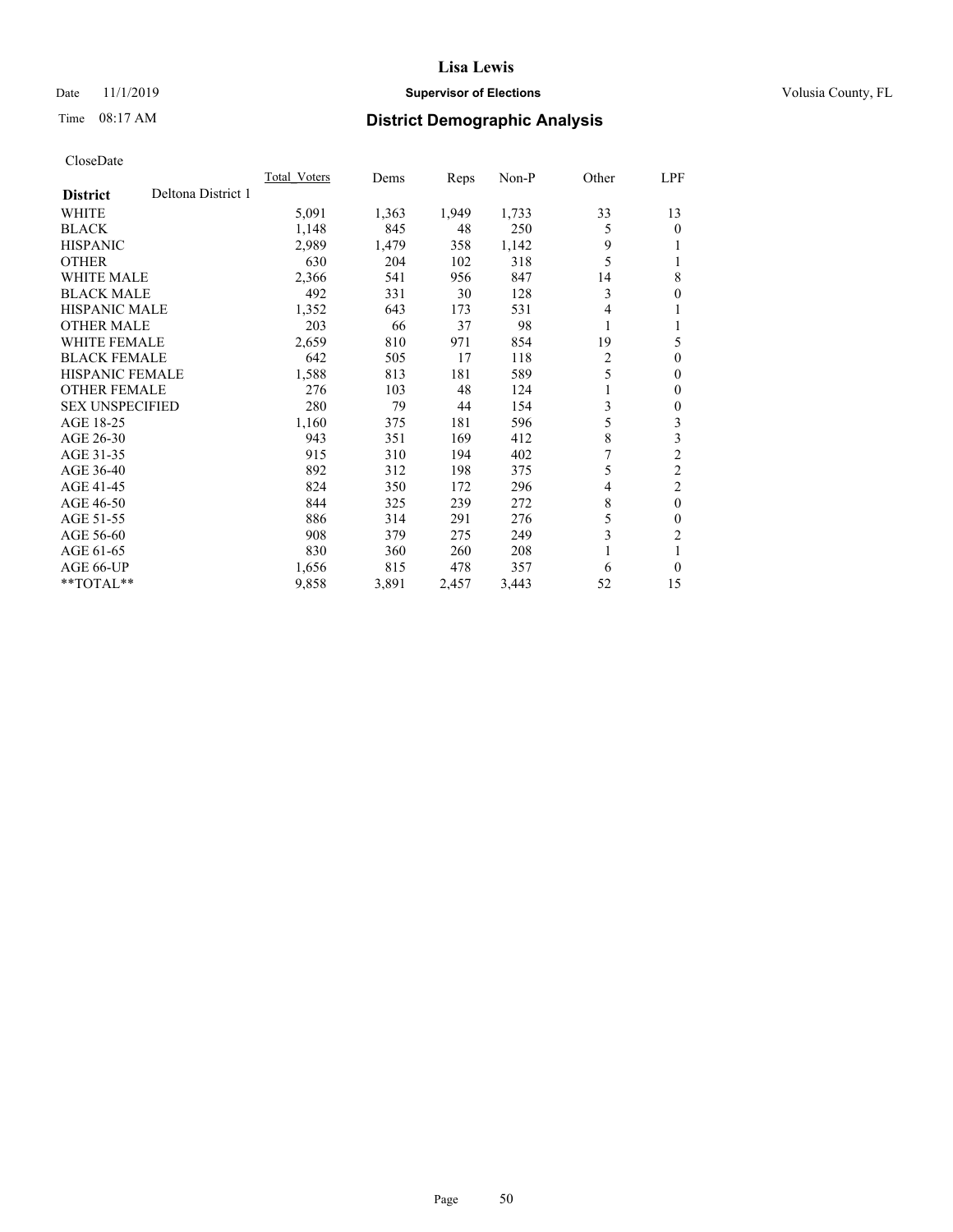# District Demographic Analysis

CloseDate

| District | Deltona District 1 | Total_Voters | Dems | Reps | Non-P | Other | LPF |
|---|---|---|---|---|---|---|---|
| WHITE | | 5,091 | 1,363 | 1,949 | 1,733 | 33 | 13 |
| BLACK | | 1,148 | 845 | 48 | 250 | 5 | 0 |
| HISPANIC | | 2,989 | 1,479 | 358 | 1,142 | 9 | 1 |
| OTHER | | 630 | 204 | 102 | 318 | 5 | 1 |
| WHITE MALE | | 2,366 | 541 | 956 | 847 | 14 | 8 |
| BLACK MALE | | 492 | 331 | 30 | 128 | 3 | 0 |
| HISPANIC MALE | | 1,352 | 643 | 173 | 531 | 4 | 1 |
| OTHER MALE | | 203 | 66 | 37 | 98 | 1 | 1 |
| WHITE FEMALE | | 2,659 | 810 | 971 | 854 | 19 | 5 |
| BLACK FEMALE | | 642 | 505 | 17 | 118 | 2 | 0 |
| HISPANIC FEMALE | | 1,588 | 813 | 181 | 589 | 5 | 0 |
| OTHER FEMALE | | 276 | 103 | 48 | 124 | 1 | 0 |
| SEX UNSPECIFIED | | 280 | 79 | 44 | 154 | 3 | 0 |
| AGE 18-25 | | 1,160 | 375 | 181 | 596 | 5 | 3 |
| AGE 26-30 | | 943 | 351 | 169 | 412 | 8 | 3 |
| AGE 31-35 | | 915 | 310 | 194 | 402 | 7 | 2 |
| AGE 36-40 | | 892 | 312 | 198 | 375 | 5 | 2 |
| AGE 41-45 | | 824 | 350 | 172 | 296 | 4 | 2 |
| AGE 46-50 | | 844 | 325 | 239 | 272 | 8 | 0 |
| AGE 51-55 | | 886 | 314 | 291 | 276 | 5 | 0 |
| AGE 56-60 | | 908 | 379 | 275 | 249 | 3 | 2 |
| AGE 61-65 | | 830 | 360 | 260 | 208 | 1 | 1 |
| AGE 66-UP | | 1,656 | 815 | 478 | 357 | 6 | 0 |
| **TOTAL** | | 9,858 | 3,891 | 2,457 | 3,443 | 52 | 15 |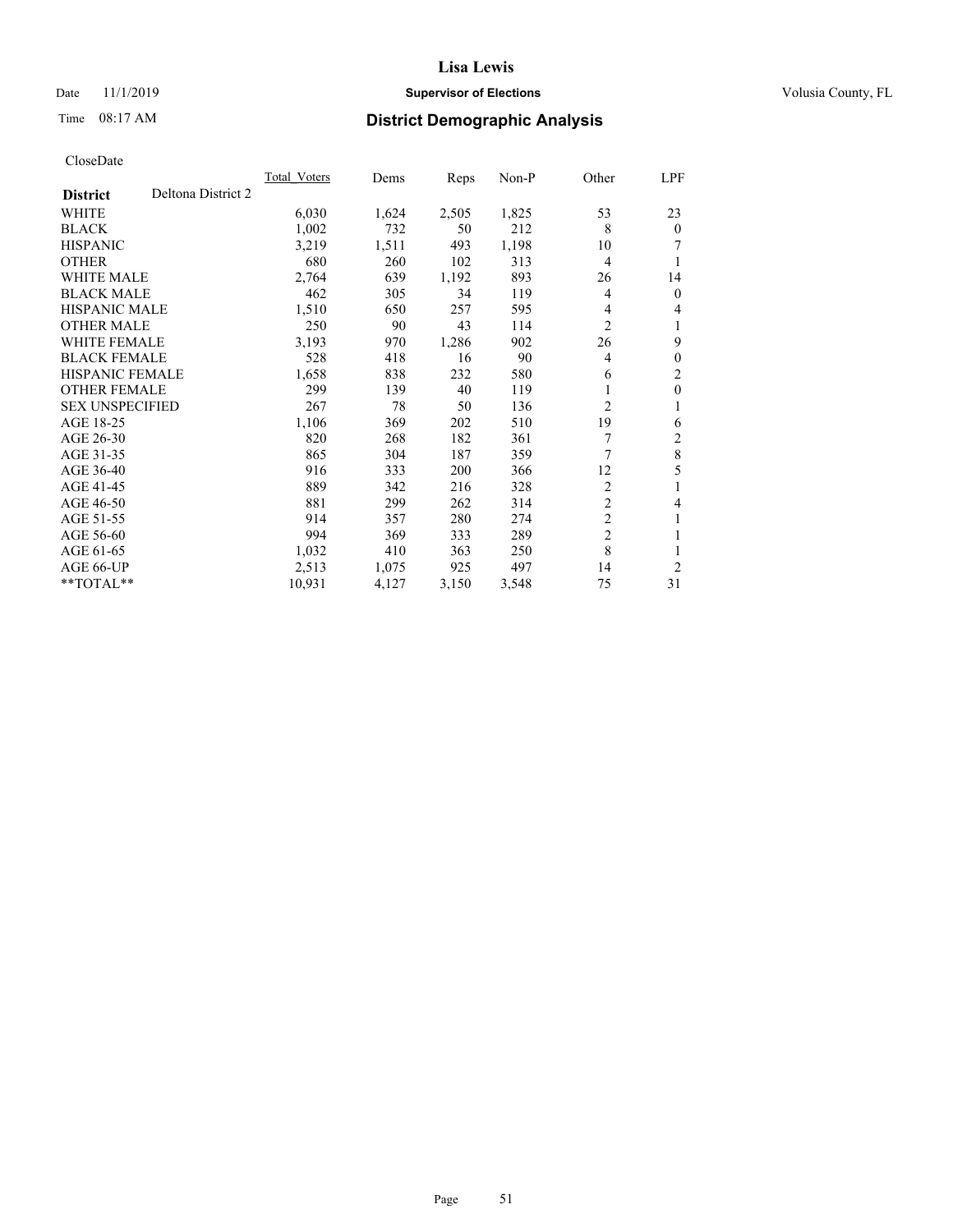# Lisa Lewis

Date 11/1/2019 **Supervisor of Elections** Volusia County, FL

Time 08:17 AM **District Demographic Analysis**

CloseDate

| **District** | Deltona District 2 | Total_Voters | Dems | Reps | Non-P | Other | LPF |
|---|---|---|---|---|---|---|---|
| WHITE | | 6,030 | 1,624 | 2,505 | 1,825 | 53 | 23 |
| BLACK | | 1,002 | 732 | 50 | 212 | 8 | 0 |
| HISPANIC | | 3,219 | 1,511 | 493 | 1,198 | 10 | 7 |
| OTHER | | 680 | 260 | 102 | 313 | 4 | 1 |
| WHITE MALE | | 2,764 | 639 | 1,192 | 893 | 26 | 14 |
| BLACK MALE | | 462 | 305 | 34 | 119 | 4 | 0 |
| HISPANIC MALE | | 1,510 | 650 | 257 | 595 | 4 | 4 |
| OTHER MALE | | 250 | 90 | 43 | 114 | 2 | 1 |
| WHITE FEMALE | | 3,193 | 970 | 1,286 | 902 | 26 | 9 |
| BLACK FEMALE | | 528 | 418 | 16 | 90 | 4 | 0 |
| HISPANIC FEMALE | | 1,658 | 838 | 232 | 580 | 6 | 2 |
| OTHER FEMALE | | 299 | 139 | 40 | 119 | 1 | 0 |
| SEX UNSPECIFIED | | 267 | 78 | 50 | 136 | 2 | 1 |
| AGE 18-25 | | 1,106 | 369 | 202 | 510 | 19 | 6 |
| AGE 26-30 | | 820 | 268 | 182 | 361 | 7 | 2 |
| AGE 31-35 | | 865 | 304 | 187 | 359 | 7 | 8 |
| AGE 36-40 | | 916 | 333 | 200 | 366 | 12 | 5 |
| AGE 41-45 | | 889 | 342 | 216 | 328 | 2 | 1 |
| AGE 46-50 | | 881 | 299 | 262 | 314 | 2 | 4 |
| AGE 51-55 | | 914 | 357 | 280 | 274 | 2 | 1 |
| AGE 56-60 | | 994 | 369 | 333 | 289 | 2 | 1 |
| AGE 61-65 | | 1,032 | 410 | 363 | 250 | 8 | 1 |
| AGE 66-UP | | 2,513 | 1,075 | 925 | 497 | 14 | 2 |
| **TOTAL** | | 10,931 | 4,127 | 3,150 | 3,548 | 75 | 31 |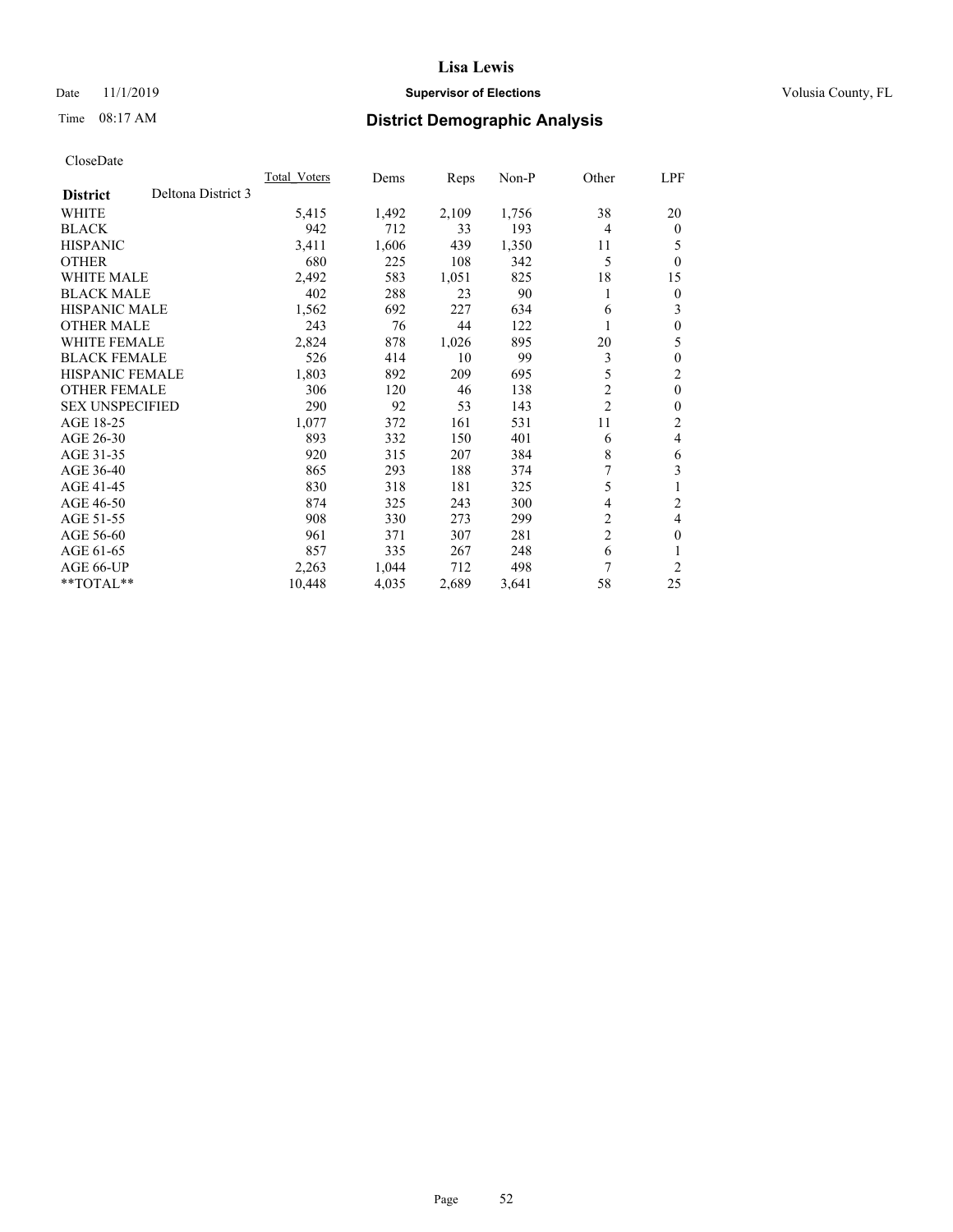# Lisa Lewis

Date 11/1/2019 **Supervisor of Elections** Volusia County, FL

Time 08:17 AM **District Demographic Analysis**

CloseDate

| **District** Deltona District 3 | Total_Voters | Dems | Reps | Non-P | Other | LPF |
|---|---|---|---|---|---|---|
| WHITE | 5,415 | 1,492 | 2,109 | 1,756 | 38 | 20 |
| BLACK | 942 | 712 | 33 | 193 | 4 | 0 |
| HISPANIC | 3,411 | 1,606 | 439 | 1,350 | 11 | 5 |
| OTHER | 680 | 225 | 108 | 342 | 5 | 0 |
| WHITE MALE | 2,492 | 583 | 1,051 | 825 | 18 | 15 |
| BLACK MALE | 402 | 288 | 23 | 90 | 1 | 0 |
| HISPANIC MALE | 1,562 | 692 | 227 | 634 | 6 | 3 |
| OTHER MALE | 243 | 76 | 44 | 122 | 1 | 0 |
| WHITE FEMALE | 2,824 | 878 | 1,026 | 895 | 20 | 5 |
| BLACK FEMALE | 526 | 414 | 10 | 99 | 3 | 0 |
| HISPANIC FEMALE | 1,803 | 892 | 209 | 695 | 5 | 2 |
| OTHER FEMALE | 306 | 120 | 46 | 138 | 2 | 0 |
| SEX UNSPECIFIED | 290 | 92 | 53 | 143 | 2 | 0 |
| AGE 18-25 | 1,077 | 372 | 161 | 531 | 11 | 2 |
| AGE 26-30 | 893 | 332 | 150 | 401 | 6 | 4 |
| AGE 31-35 | 920 | 315 | 207 | 384 | 8 | 6 |
| AGE 36-40 | 865 | 293 | 188 | 374 | 7 | 3 |
| AGE 41-45 | 830 | 318 | 181 | 325 | 5 | 1 |
| AGE 46-50 | 874 | 325 | 243 | 300 | 4 | 2 |
| AGE 51-55 | 908 | 330 | 273 | 299 | 2 | 4 |
| AGE 56-60 | 961 | 371 | 307 | 281 | 2 | 0 |
| AGE 61-65 | 857 | 335 | 267 | 248 | 6 | 1 |
| AGE 66-UP | 2,263 | 1,044 | 712 | 498 | 7 | 2 |
| **TOTAL** | 10,448 | 4,035 | 2,689 | 3,641 | 58 | 25 |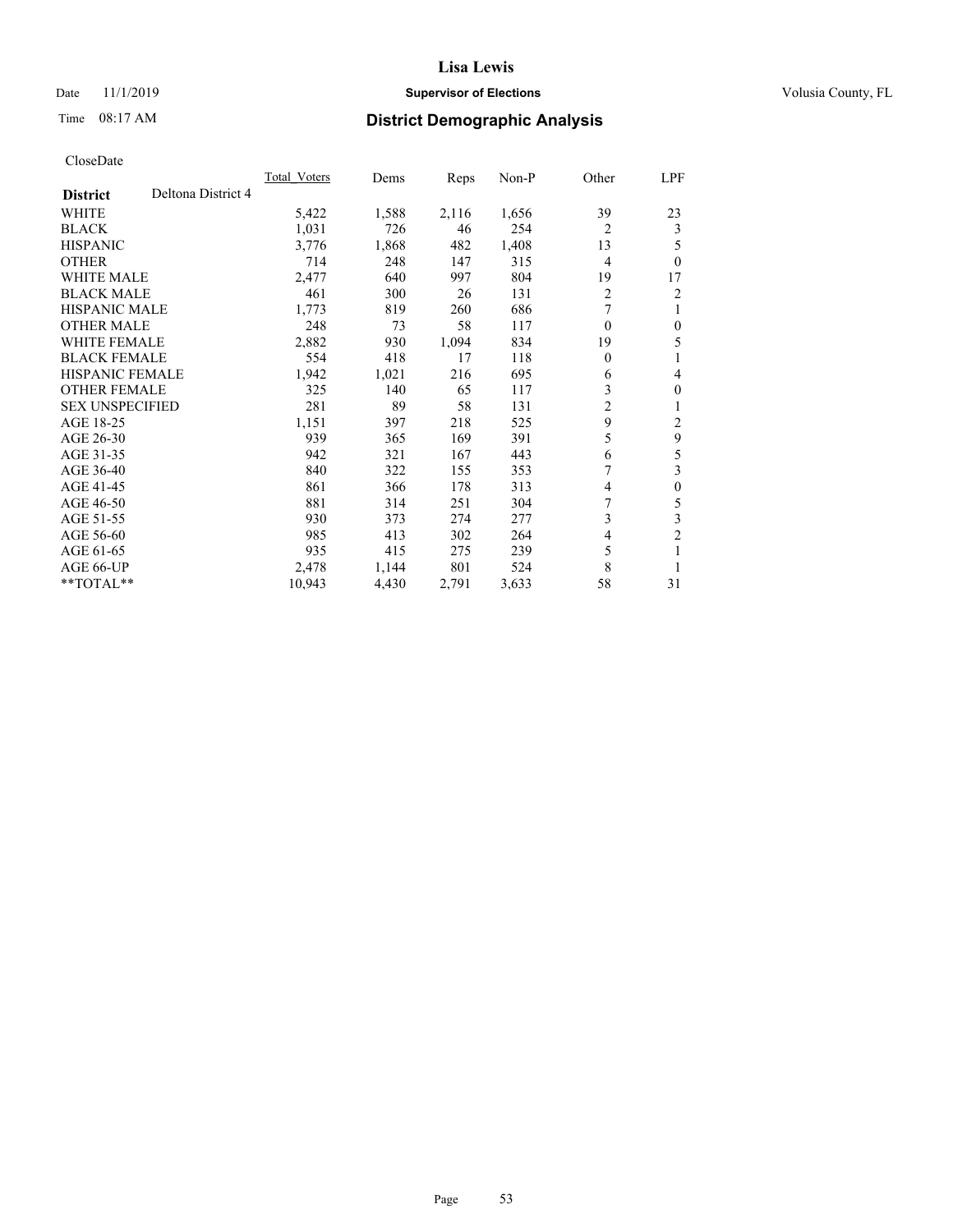# Lisa Lewis

Date 11/1/2019 **Supervisor of Elections** Volusia County, FL

Time 08:17 AM **District Demographic Analysis**

CloseDate

| **District** | Deltona District 4 | Total_Voters | Dems | Reps | Non-P | Other | LPF |
|---|---|---|---|---|---|---|---|
| WHITE | | 5,422 | 1,588 | 2,116 | 1,656 | 39 | 23 |
| BLACK | | 1,031 | 726 | 46 | 254 | 2 | 3 |
| HISPANIC | | 3,776 | 1,868 | 482 | 1,408 | 13 | 5 |
| OTHER | | 714 | 248 | 147 | 315 | 4 | 0 |
| WHITE MALE | | 2,477 | 640 | 997 | 804 | 19 | 17 |
| BLACK MALE | | 461 | 300 | 26 | 131 | 2 | 2 |
| HISPANIC MALE | | 1,773 | 819 | 260 | 686 | 7 | 1 |
| OTHER MALE | | 248 | 73 | 58 | 117 | 0 | 0 |
| WHITE FEMALE | | 2,882 | 930 | 1,094 | 834 | 19 | 5 |
| BLACK FEMALE | | 554 | 418 | 17 | 118 | 0 | 1 |
| HISPANIC FEMALE | | 1,942 | 1,021 | 216 | 695 | 6 | 4 |
| OTHER FEMALE | | 325 | 140 | 65 | 117 | 3 | 0 |
| SEX UNSPECIFIED | | 281 | 89 | 58 | 131 | 2 | 1 |
| AGE 18-25 | | 1,151 | 397 | 218 | 525 | 9 | 2 |
| AGE 26-30 | | 939 | 365 | 169 | 391 | 5 | 9 |
| AGE 31-35 | | 942 | 321 | 167 | 443 | 6 | 5 |
| AGE 36-40 | | 840 | 322 | 155 | 353 | 7 | 3 |
| AGE 41-45 | | 861 | 366 | 178 | 313 | 4 | 0 |
| AGE 46-50 | | 881 | 314 | 251 | 304 | 7 | 5 |
| AGE 51-55 | | 930 | 373 | 274 | 277 | 3 | 3 |
| AGE 56-60 | | 985 | 413 | 302 | 264 | 4 | 2 |
| AGE 61-65 | | 935 | 415 | 275 | 239 | 5 | 1 |
| AGE 66-UP | | 2,478 | 1,144 | 801 | 524 | 8 | 1 |
| **TOTAL** | | 10,943 | 4,430 | 2,791 | 3,633 | 58 | 31 |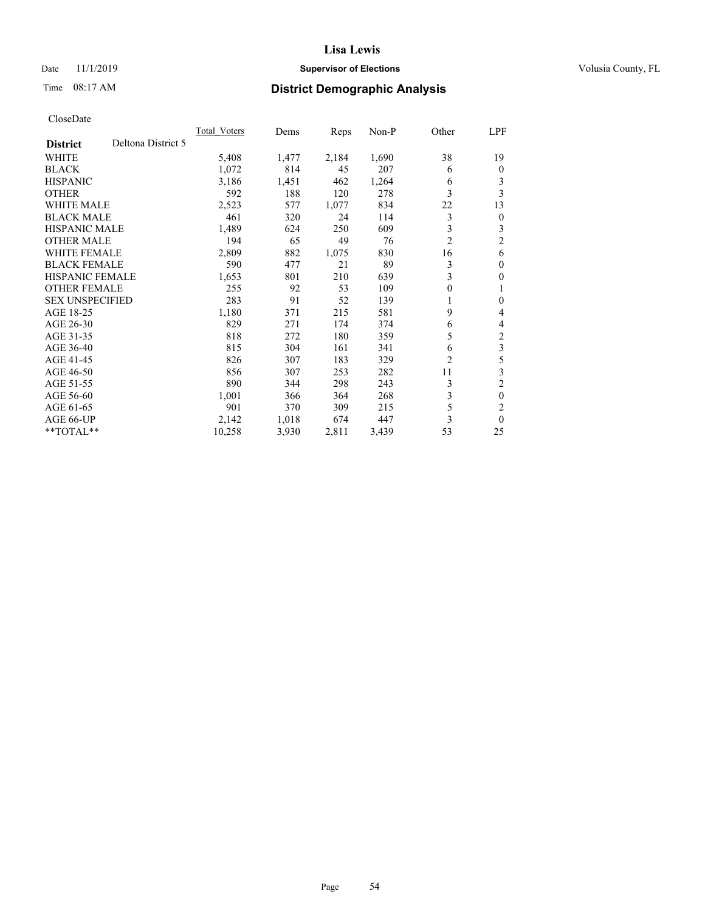# Lisa Lewis

Date 11/1/2019 **Supervisor of Elections** Volusia County, FL

Time 08:17 AM **District Demographic Analysis**

CloseDate

| **District** | Deltona District 5 | Total_Voters | Dems | Reps | Non-P | Other | LPF |
|---|---|---|---|---|---|---|---|
| WHITE | | 5,408 | 1,477 | 2,184 | 1,690 | 38 | 19 |
| BLACK | | 1,072 | 814 | 45 | 207 | 6 | 0 |
| HISPANIC | | 3,186 | 1,451 | 462 | 1,264 | 6 | 3 |
| OTHER | | 592 | 188 | 120 | 278 | 3 | 3 |
| WHITE MALE | | 2,523 | 577 | 1,077 | 834 | 22 | 13 |
| BLACK MALE | | 461 | 320 | 24 | 114 | 3 | 0 |
| HISPANIC MALE | | 1,489 | 624 | 250 | 609 | 3 | 3 |
| OTHER MALE | | 194 | 65 | 49 | 76 | 2 | 2 |
| WHITE FEMALE | | 2,809 | 882 | 1,075 | 830 | 16 | 6 |
| BLACK FEMALE | | 590 | 477 | 21 | 89 | 3 | 0 |
| HISPANIC FEMALE | | 1,653 | 801 | 210 | 639 | 3 | 0 |
| OTHER FEMALE | | 255 | 92 | 53 | 109 | 0 | 1 |
| SEX UNSPECIFIED | | 283 | 91 | 52 | 139 | 1 | 0 |
| AGE 18-25 | | 1,180 | 371 | 215 | 581 | 9 | 4 |
| AGE 26-30 | | 829 | 271 | 174 | 374 | 6 | 4 |
| AGE 31-35 | | 818 | 272 | 180 | 359 | 5 | 2 |
| AGE 36-40 | | 815 | 304 | 161 | 341 | 6 | 3 |
| AGE 41-45 | | 826 | 307 | 183 | 329 | 2 | 5 |
| AGE 46-50 | | 856 | 307 | 253 | 282 | 11 | 3 |
| AGE 51-55 | | 890 | 344 | 298 | 243 | 3 | 2 |
| AGE 56-60 | | 1,001 | 366 | 364 | 268 | 3 | 0 |
| AGE 61-65 | | 901 | 370 | 309 | 215 | 5 | 2 |
| AGE 66-UP | | 2,142 | 1,018 | 674 | 447 | 3 | 0 |
| **TOTAL** | | 10,258 | 3,930 | 2,811 | 3,439 | 53 | 25 |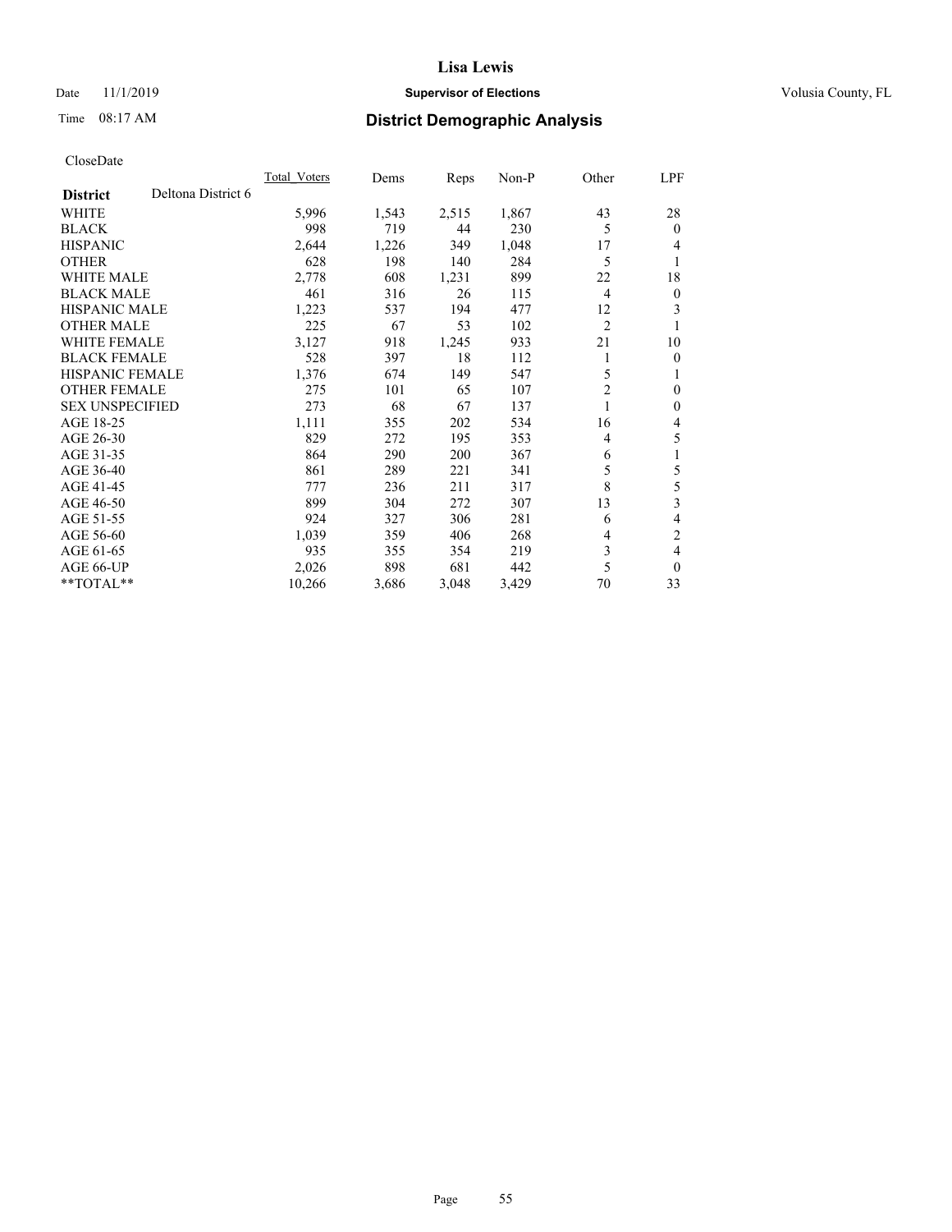# Lisa Lewis

Date 11/1/2019 **Supervisor of Elections** Volusia County, FL

Time 08:17 AM **District Demographic Analysis**

CloseDate

| **District** Deltona District 6 | Total_Voters | Dems | Reps | Non-P | Other | LPF |
|---|---|---|---|---|---|---|
| WHITE | 5,996 | 1,543 | 2,515 | 1,867 | 43 | 28 |
| BLACK | 998 | 719 | 44 | 230 | 5 | 0 |
| HISPANIC | 2,644 | 1,226 | 349 | 1,048 | 17 | 4 |
| OTHER | 628 | 198 | 140 | 284 | 5 | 1 |
| WHITE MALE | 2,778 | 608 | 1,231 | 899 | 22 | 18 |
| BLACK MALE | 461 | 316 | 26 | 115 | 4 | 0 |
| HISPANIC MALE | 1,223 | 537 | 194 | 477 | 12 | 3 |
| OTHER MALE | 225 | 67 | 53 | 102 | 2 | 1 |
| WHITE FEMALE | 3,127 | 918 | 1,245 | 933 | 21 | 10 |
| BLACK FEMALE | 528 | 397 | 18 | 112 | 1 | 0 |
| HISPANIC FEMALE | 1,376 | 674 | 149 | 547 | 5 | 1 |
| OTHER FEMALE | 275 | 101 | 65 | 107 | 2 | 0 |
| SEX UNSPECIFIED | 273 | 68 | 67 | 137 | 1 | 0 |
| AGE 18-25 | 1,111 | 355 | 202 | 534 | 16 | 4 |
| AGE 26-30 | 829 | 272 | 195 | 353 | 4 | 5 |
| AGE 31-35 | 864 | 290 | 200 | 367 | 6 | 1 |
| AGE 36-40 | 861 | 289 | 221 | 341 | 5 | 5 |
| AGE 41-45 | 777 | 236 | 211 | 317 | 8 | 5 |
| AGE 46-50 | 899 | 304 | 272 | 307 | 13 | 3 |
| AGE 51-55 | 924 | 327 | 306 | 281 | 6 | 4 |
| AGE 56-60 | 1,039 | 359 | 406 | 268 | 4 | 2 |
| AGE 61-65 | 935 | 355 | 354 | 219 | 3 | 4 |
| AGE 66-UP | 2,026 | 898 | 681 | 442 | 5 | 0 |
| **TOTAL** | 10,266 | 3,686 | 3,048 | 3,429 | 70 | 33 |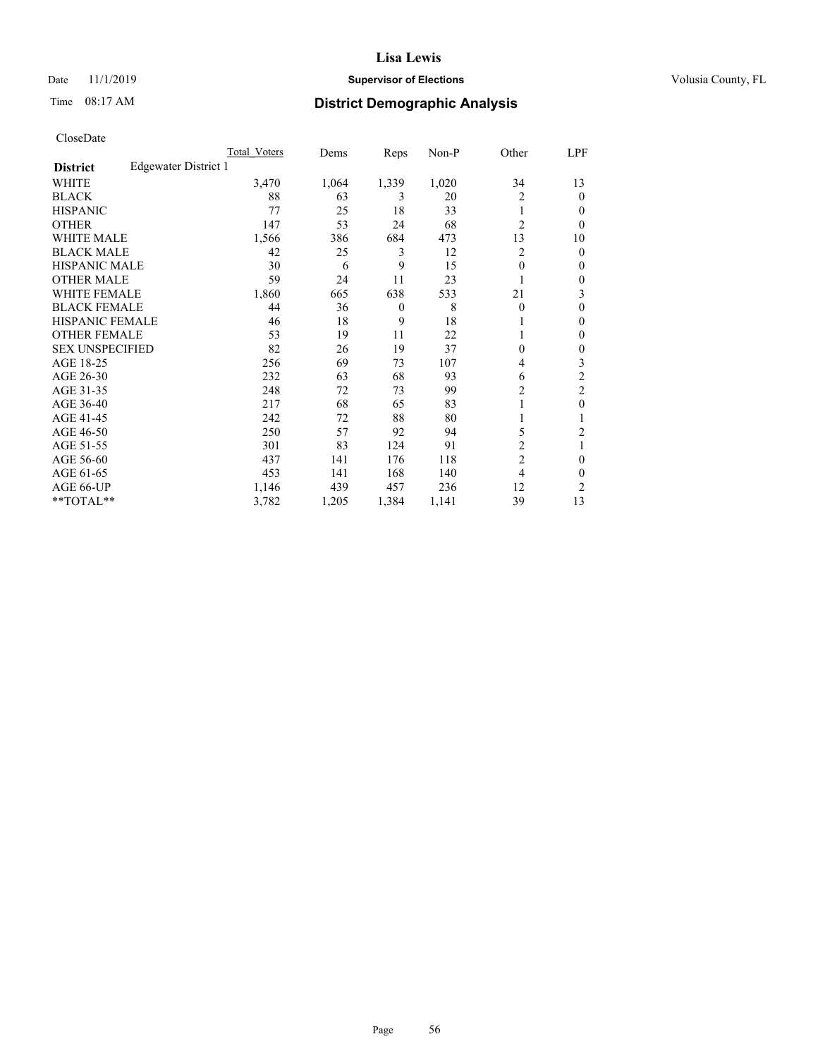CloseDate

| | Total_Voters | Dems | Reps | Non-P | Other | LPF |
|---|---|---|---|---|---|---|
| **District** Edgewater District 1 | | | | | | |
| WHITE | 3,470 | 1,064 | 1,339 | 1,020 | 34 | 13 |
| BLACK | 88 | 63 | 3 | 20 | 2 | 0 |
| HISPANIC | 77 | 25 | 18 | 33 | 1 | 0 |
| OTHER | 147 | 53 | 24 | 68 | 2 | 0 |
| WHITE MALE | 1,566 | 386 | 684 | 473 | 13 | 10 |
| BLACK MALE | 42 | 25 | 3 | 12 | 2 | 0 |
| HISPANIC MALE | 30 | 6 | 9 | 15 | 0 | 0 |
| OTHER MALE | 59 | 24 | 11 | 23 | 1 | 0 |
| WHITE FEMALE | 1,860 | 665 | 638 | 533 | 21 | 3 |
| BLACK FEMALE | 44 | 36 | 0 | 8 | 0 | 0 |
| HISPANIC FEMALE | 46 | 18 | 9 | 18 | 1 | 0 |
| OTHER FEMALE | 53 | 19 | 11 | 22 | 1 | 0 |
| SEX UNSPECIFIED | 82 | 26 | 19 | 37 | 0 | 0 |
| AGE 18-25 | 256 | 69 | 73 | 107 | 4 | 3 |
| AGE 26-30 | 232 | 63 | 68 | 93 | 6 | 2 |
| AGE 31-35 | 248 | 72 | 73 | 99 | 2 | 2 |
| AGE 36-40 | 217 | 68 | 65 | 83 | 1 | 0 |
| AGE 41-45 | 242 | 72 | 88 | 80 | 1 | 1 |
| AGE 46-50 | 250 | 57 | 92 | 94 | 5 | 2 |
| AGE 51-55 | 301 | 83 | 124 | 91 | 2 | 1 |
| AGE 56-60 | 437 | 141 | 176 | 118 | 2 | 0 |
| AGE 61-65 | 453 | 141 | 168 | 140 | 4 | 0 |
| AGE 66-UP | 1,146 | 439 | 457 | 236 | 12 | 2 |
| **TOTAL** | 3,782 | 1,205 | 1,384 | 1,141 | 39 | 13 |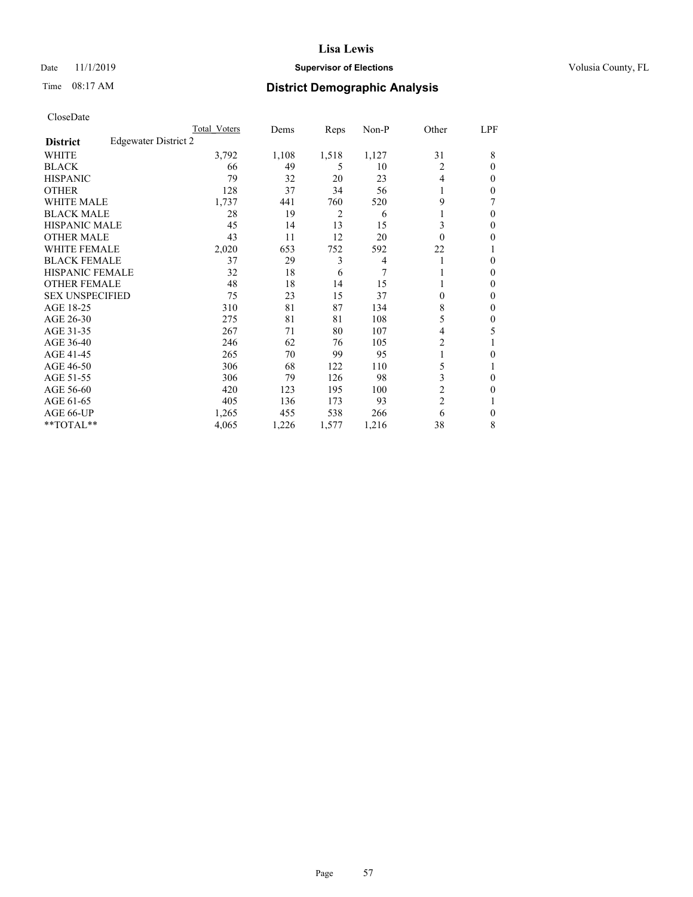**Lisa Lewis**

Date 11/1/2019 — **Supervisor of Elections** — Volusia County, FL

Time 08:17 AM — **District Demographic Analysis**

CloseDate

| | Total Voters | Dems | Reps | Non-P | Other | LPF |
|---|---|---|---|---|---|---|
| **District** Edgewater District 2 | | | | | | |
| WHITE | 3,792 | 1,108 | 1,518 | 1,127 | 31 | 8 |
| BLACK | 66 | 49 | 5 | 10 | 2 | 0 |
| HISPANIC | 79 | 32 | 20 | 23 | 4 | 0 |
| OTHER | 128 | 37 | 34 | 56 | 1 | 0 |
| WHITE MALE | 1,737 | 441 | 760 | 520 | 9 | 7 |
| BLACK MALE | 28 | 19 | 2 | 6 | 1 | 0 |
| HISPANIC MALE | 45 | 14 | 13 | 15 | 3 | 0 |
| OTHER MALE | 43 | 11 | 12 | 20 | 0 | 0 |
| WHITE FEMALE | 2,020 | 653 | 752 | 592 | 22 | 1 |
| BLACK FEMALE | 37 | 29 | 3 | 4 | 1 | 0 |
| HISPANIC FEMALE | 32 | 18 | 6 | 7 | 1 | 0 |
| OTHER FEMALE | 48 | 18 | 14 | 15 | 1 | 0 |
| SEX UNSPECIFIED | 75 | 23 | 15 | 37 | 0 | 0 |
| AGE 18-25 | 310 | 81 | 87 | 134 | 8 | 0 |
| AGE 26-30 | 275 | 81 | 81 | 108 | 5 | 0 |
| AGE 31-35 | 267 | 71 | 80 | 107 | 4 | 5 |
| AGE 36-40 | 246 | 62 | 76 | 105 | 2 | 1 |
| AGE 41-45 | 265 | 70 | 99 | 95 | 1 | 0 |
| AGE 46-50 | 306 | 68 | 122 | 110 | 5 | 1 |
| AGE 51-55 | 306 | 79 | 126 | 98 | 3 | 0 |
| AGE 56-60 | 420 | 123 | 195 | 100 | 2 | 0 |
| AGE 61-65 | 405 | 136 | 173 | 93 | 2 | 1 |
| AGE 66-UP | 1,265 | 455 | 538 | 266 | 6 | 0 |
| **TOTAL** | 4,065 | 1,226 | 1,577 | 1,216 | 38 | 8 |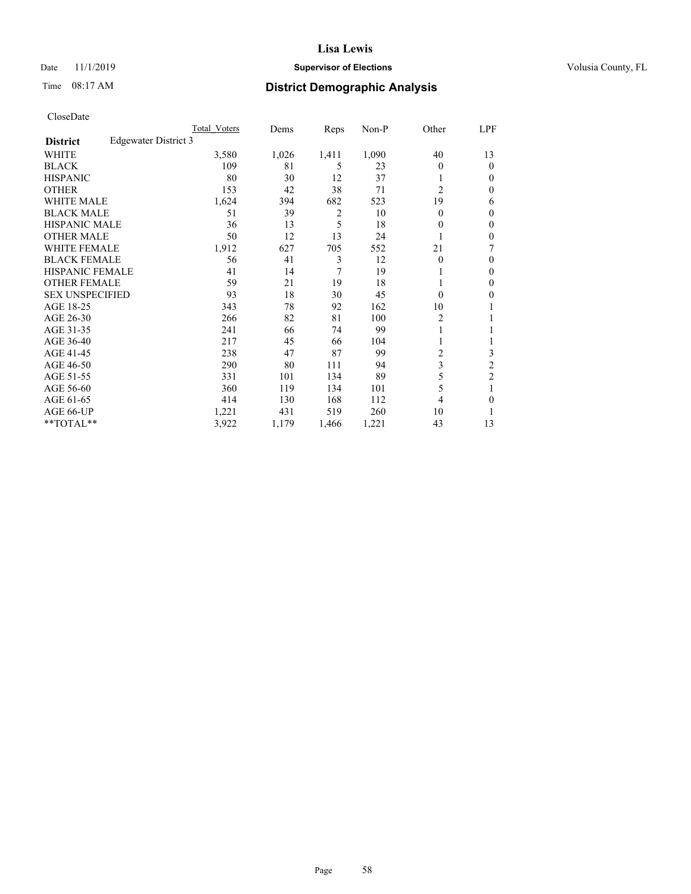# Lisa Lewis

Date 11/1/2019 **Supervisor of Elections** Volusia County, FL

Time 08:17 AM **District Demographic Analysis**

CloseDate

| | Total Voters | Dems | Reps | Non-P | Other | LPF |
|---|---|---|---|---|---|---|
| **District** Edgewater District 3 | | | | | | |
| WHITE | 3,580 | 1,026 | 1,411 | 1,090 | 40 | 13 |
| BLACK | 109 | 81 | 5 | 23 | 0 | 0 |
| HISPANIC | 80 | 30 | 12 | 37 | 1 | 0 |
| OTHER | 153 | 42 | 38 | 71 | 2 | 0 |
| WHITE MALE | 1,624 | 394 | 682 | 523 | 19 | 6 |
| BLACK MALE | 51 | 39 | 2 | 10 | 0 | 0 |
| HISPANIC MALE | 36 | 13 | 5 | 18 | 0 | 0 |
| OTHER MALE | 50 | 12 | 13 | 24 | 1 | 0 |
| WHITE FEMALE | 1,912 | 627 | 705 | 552 | 21 | 7 |
| BLACK FEMALE | 56 | 41 | 3 | 12 | 0 | 0 |
| HISPANIC FEMALE | 41 | 14 | 7 | 19 | 1 | 0 |
| OTHER FEMALE | 59 | 21 | 19 | 18 | 1 | 0 |
| SEX UNSPECIFIED | 93 | 18 | 30 | 45 | 0 | 0 |
| AGE 18-25 | 343 | 78 | 92 | 162 | 10 | 1 |
| AGE 26-30 | 266 | 82 | 81 | 100 | 2 | 1 |
| AGE 31-35 | 241 | 66 | 74 | 99 | 1 | 1 |
| AGE 36-40 | 217 | 45 | 66 | 104 | 1 | 1 |
| AGE 41-45 | 238 | 47 | 87 | 99 | 2 | 3 |
| AGE 46-50 | 290 | 80 | 111 | 94 | 3 | 2 |
| AGE 51-55 | 331 | 101 | 134 | 89 | 5 | 2 |
| AGE 56-60 | 360 | 119 | 134 | 101 | 5 | 1 |
| AGE 61-65 | 414 | 130 | 168 | 112 | 4 | 0 |
| AGE 66-UP | 1,221 | 431 | 519 | 260 | 10 | 1 |
| **TOTAL** | 3,922 | 1,179 | 1,466 | 1,221 | 43 | 13 |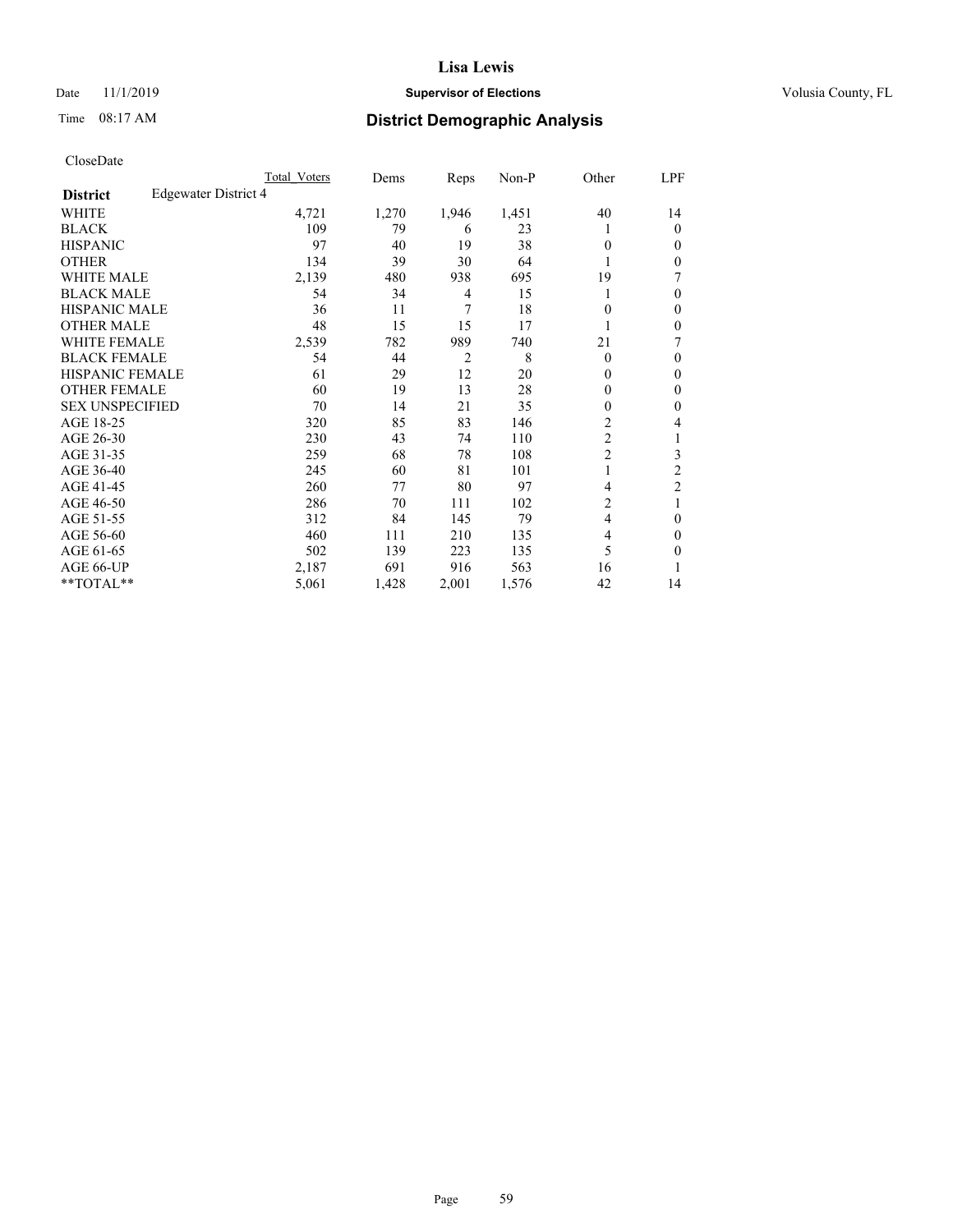CloseDate

| District | Edgewater District 4 | Total Voters | Dems | Reps | Non-P | Other | LPF |
|---|---|---|---|---|---|---|---|
| WHITE | | 4,721 | 1,270 | 1,946 | 1,451 | 40 | 14 |
| BLACK | | 109 | 79 | 6 | 23 | 1 | 0 |
| HISPANIC | | 97 | 40 | 19 | 38 | 0 | 0 |
| OTHER | | 134 | 39 | 30 | 64 | 1 | 0 |
| WHITE MALE | | 2,139 | 480 | 938 | 695 | 19 | 7 |
| BLACK MALE | | 54 | 34 | 4 | 15 | 1 | 0 |
| HISPANIC MALE | | 36 | 11 | 7 | 18 | 0 | 0 |
| OTHER MALE | | 48 | 15 | 15 | 17 | 1 | 0 |
| WHITE FEMALE | | 2,539 | 782 | 989 | 740 | 21 | 7 |
| BLACK FEMALE | | 54 | 44 | 2 | 8 | 0 | 0 |
| HISPANIC FEMALE | | 61 | 29 | 12 | 20 | 0 | 0 |
| OTHER FEMALE | | 60 | 19 | 13 | 28 | 0 | 0 |
| SEX UNSPECIFIED | | 70 | 14 | 21 | 35 | 0 | 0 |
| AGE 18-25 | | 320 | 85 | 83 | 146 | 2 | 4 |
| AGE 26-30 | | 230 | 43 | 74 | 110 | 2 | 1 |
| AGE 31-35 | | 259 | 68 | 78 | 108 | 2 | 3 |
| AGE 36-40 | | 245 | 60 | 81 | 101 | 1 | 2 |
| AGE 41-45 | | 260 | 77 | 80 | 97 | 4 | 2 |
| AGE 46-50 | | 286 | 70 | 111 | 102 | 2 | 1 |
| AGE 51-55 | | 312 | 84 | 145 | 79 | 4 | 0 |
| AGE 56-60 | | 460 | 111 | 210 | 135 | 4 | 0 |
| AGE 61-65 | | 502 | 139 | 223 | 135 | 5 | 0 |
| AGE 66-UP | | 2,187 | 691 | 916 | 563 | 16 | 1 |
| **TOTAL** | | 5,061 | 1,428 | 2,001 | 1,576 | 42 | 14 |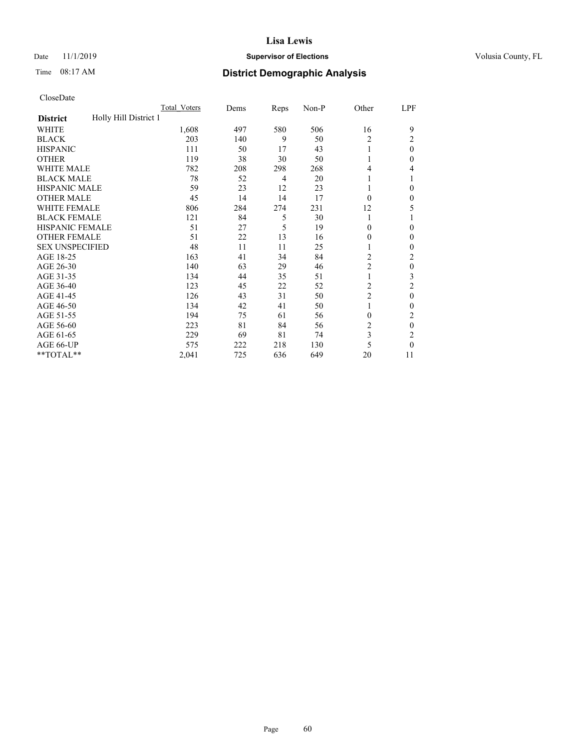CloseDate

| District | Holly Hill District 1 | Total_Voters | Dems | Reps | Non-P | Other | LPF |
|---|---|---|---|---|---|---|---|
| WHITE | | 1,608 | 497 | 580 | 506 | 16 | 9 |
| BLACK | | 203 | 140 | 9 | 50 | 2 | 2 |
| HISPANIC | | 111 | 50 | 17 | 43 | 1 | 0 |
| OTHER | | 119 | 38 | 30 | 50 | 1 | 0 |
| WHITE MALE | | 782 | 208 | 298 | 268 | 4 | 4 |
| BLACK MALE | | 78 | 52 | 4 | 20 | 1 | 1 |
| HISPANIC MALE | | 59 | 23 | 12 | 23 | 1 | 0 |
| OTHER MALE | | 45 | 14 | 14 | 17 | 0 | 0 |
| WHITE FEMALE | | 806 | 284 | 274 | 231 | 12 | 5 |
| BLACK FEMALE | | 121 | 84 | 5 | 30 | 1 | 1 |
| HISPANIC FEMALE | | 51 | 27 | 5 | 19 | 0 | 0 |
| OTHER FEMALE | | 51 | 22 | 13 | 16 | 0 | 0 |
| SEX UNSPECIFIED | | 48 | 11 | 11 | 25 | 1 | 0 |
| AGE 18-25 | | 163 | 41 | 34 | 84 | 2 | 2 |
| AGE 26-30 | | 140 | 63 | 29 | 46 | 2 | 0 |
| AGE 31-35 | | 134 | 44 | 35 | 51 | 1 | 3 |
| AGE 36-40 | | 123 | 45 | 22 | 52 | 2 | 2 |
| AGE 41-45 | | 126 | 43 | 31 | 50 | 2 | 0 |
| AGE 46-50 | | 134 | 42 | 41 | 50 | 1 | 0 |
| AGE 51-55 | | 194 | 75 | 61 | 56 | 0 | 2 |
| AGE 56-60 | | 223 | 81 | 84 | 56 | 2 | 0 |
| AGE 61-65 | | 229 | 69 | 81 | 74 | 3 | 2 |
| AGE 66-UP | | 575 | 222 | 218 | 130 | 5 | 0 |
| **TOTAL** | | 2,041 | 725 | 636 | 649 | 20 | 11 |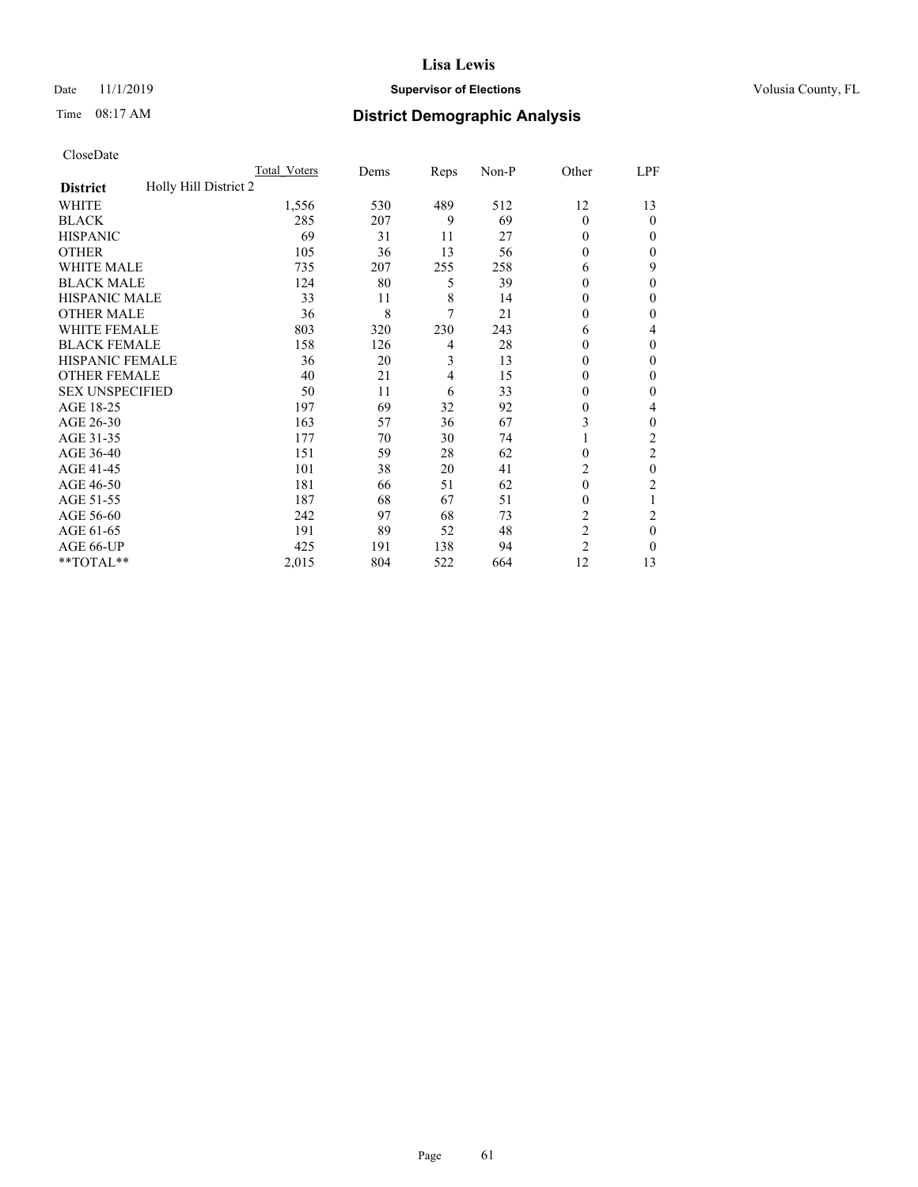# Lisa Lewis

Date 11/1/2019 **Supervisor of Elections** Volusia County, FL

Time 08:17 AM **District Demographic Analysis**

CloseDate

| | Total_Voters | Dems | Reps | Non-P | Other | LPF |
|---|---|---|---|---|---|---|
| **District** Holly Hill District 2 | | | | | | |
| WHITE | 1,556 | 530 | 489 | 512 | 12 | 13 |
| BLACK | 285 | 207 | 9 | 69 | 0 | 0 |
| HISPANIC | 69 | 31 | 11 | 27 | 0 | 0 |
| OTHER | 105 | 36 | 13 | 56 | 0 | 0 |
| WHITE MALE | 735 | 207 | 255 | 258 | 6 | 9 |
| BLACK MALE | 124 | 80 | 5 | 39 | 0 | 0 |
| HISPANIC MALE | 33 | 11 | 8 | 14 | 0 | 0 |
| OTHER MALE | 36 | 8 | 7 | 21 | 0 | 0 |
| WHITE FEMALE | 803 | 320 | 230 | 243 | 6 | 4 |
| BLACK FEMALE | 158 | 126 | 4 | 28 | 0 | 0 |
| HISPANIC FEMALE | 36 | 20 | 3 | 13 | 0 | 0 |
| OTHER FEMALE | 40 | 21 | 4 | 15 | 0 | 0 |
| SEX UNSPECIFIED | 50 | 11 | 6 | 33 | 0 | 0 |
| AGE 18-25 | 197 | 69 | 32 | 92 | 0 | 4 |
| AGE 26-30 | 163 | 57 | 36 | 67 | 3 | 0 |
| AGE 31-35 | 177 | 70 | 30 | 74 | 1 | 2 |
| AGE 36-40 | 151 | 59 | 28 | 62 | 0 | 2 |
| AGE 41-45 | 101 | 38 | 20 | 41 | 2 | 0 |
| AGE 46-50 | 181 | 66 | 51 | 62 | 0 | 2 |
| AGE 51-55 | 187 | 68 | 67 | 51 | 0 | 1 |
| AGE 56-60 | 242 | 97 | 68 | 73 | 2 | 2 |
| AGE 61-65 | 191 | 89 | 52 | 48 | 2 | 0 |
| AGE 66-UP | 425 | 191 | 138 | 94 | 2 | 0 |
| **TOTAL** | 2,015 | 804 | 522 | 664 | 12 | 13 |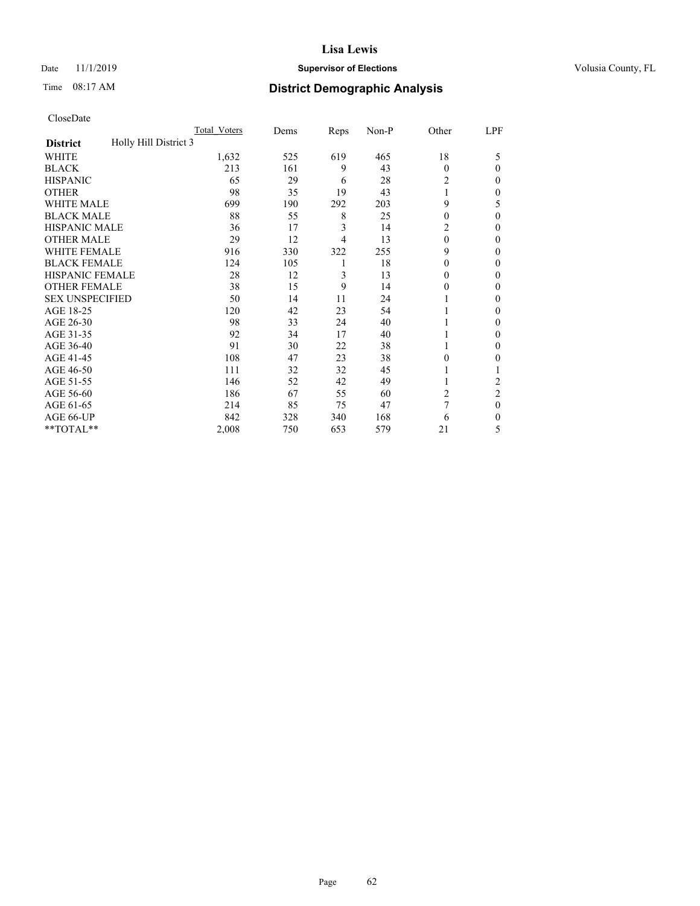Lisa Lewis

Date 11/1/2019 **Supervisor of Elections** Volusia County, FL

Time 08:17 AM **District Demographic Analysis**

CloseDate

| **District** Holly Hill District 3 | Total Voters | Dems | Reps | Non-P | Other | LPF |
|---|---|---|---|---|---|---|
| WHITE | 1,632 | 525 | 619 | 465 | 18 | 5 |
| BLACK | 213 | 161 | 9 | 43 | 0 | 0 |
| HISPANIC | 65 | 29 | 6 | 28 | 2 | 0 |
| OTHER | 98 | 35 | 19 | 43 | 1 | 0 |
| WHITE MALE | 699 | 190 | 292 | 203 | 9 | 5 |
| BLACK MALE | 88 | 55 | 8 | 25 | 0 | 0 |
| HISPANIC MALE | 36 | 17 | 3 | 14 | 2 | 0 |
| OTHER MALE | 29 | 12 | 4 | 13 | 0 | 0 |
| WHITE FEMALE | 916 | 330 | 322 | 255 | 9 | 0 |
| BLACK FEMALE | 124 | 105 | 1 | 18 | 0 | 0 |
| HISPANIC FEMALE | 28 | 12 | 3 | 13 | 0 | 0 |
| OTHER FEMALE | 38 | 15 | 9 | 14 | 0 | 0 |
| SEX UNSPECIFIED | 50 | 14 | 11 | 24 | 1 | 0 |
| AGE 18-25 | 120 | 42 | 23 | 54 | 1 | 0 |
| AGE 26-30 | 98 | 33 | 24 | 40 | 1 | 0 |
| AGE 31-35 | 92 | 34 | 17 | 40 | 1 | 0 |
| AGE 36-40 | 91 | 30 | 22 | 38 | 1 | 0 |
| AGE 41-45 | 108 | 47 | 23 | 38 | 0 | 0 |
| AGE 46-50 | 111 | 32 | 32 | 45 | 1 | 1 |
| AGE 51-55 | 146 | 52 | 42 | 49 | 1 | 2 |
| AGE 56-60 | 186 | 67 | 55 | 60 | 2 | 2 |
| AGE 61-65 | 214 | 85 | 75 | 47 | 7 | 0 |
| AGE 66-UP | 842 | 328 | 340 | 168 | 6 | 0 |
| **TOTAL** | 2,008 | 750 | 653 | 579 | 21 | 5 |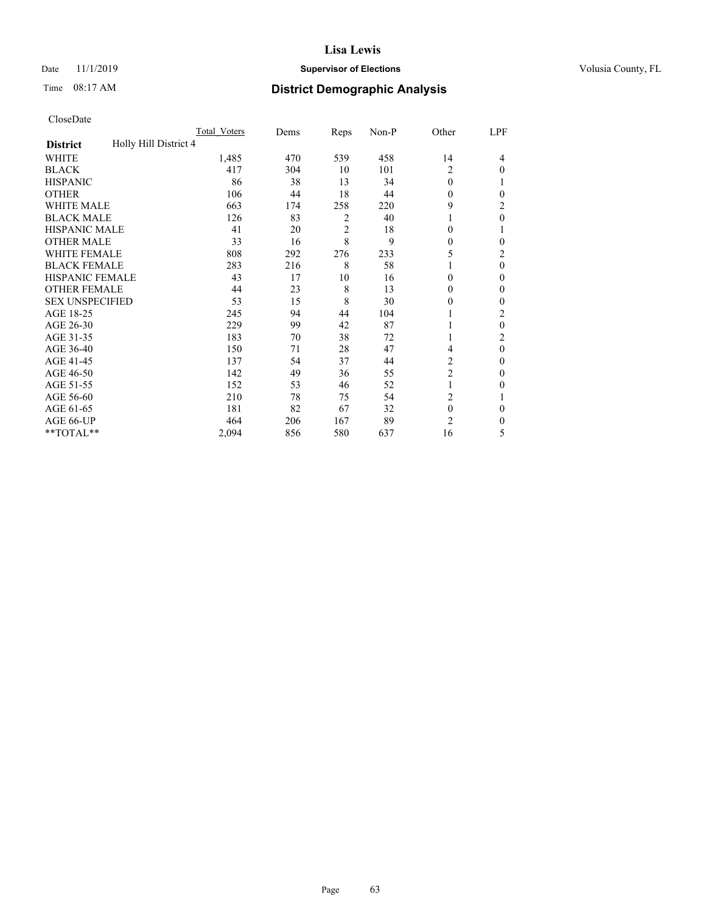CloseDate

| District | Holly Hill District 4 | Total_Voters | Dems | Reps | Non-P | Other | LPF |
|---|---|---|---|---|---|---|---|
| WHITE | | 1,485 | 470 | 539 | 458 | 14 | 4 |
| BLACK | | 417 | 304 | 10 | 101 | 2 | 0 |
| HISPANIC | | 86 | 38 | 13 | 34 | 0 | 1 |
| OTHER | | 106 | 44 | 18 | 44 | 0 | 0 |
| WHITE MALE | | 663 | 174 | 258 | 220 | 9 | 2 |
| BLACK MALE | | 126 | 83 | 2 | 40 | 1 | 0 |
| HISPANIC MALE | | 41 | 20 | 2 | 18 | 0 | 1 |
| OTHER MALE | | 33 | 16 | 8 | 9 | 0 | 0 |
| WHITE FEMALE | | 808 | 292 | 276 | 233 | 5 | 2 |
| BLACK FEMALE | | 283 | 216 | 8 | 58 | 1 | 0 |
| HISPANIC FEMALE | | 43 | 17 | 10 | 16 | 0 | 0 |
| OTHER FEMALE | | 44 | 23 | 8 | 13 | 0 | 0 |
| SEX UNSPECIFIED | | 53 | 15 | 8 | 30 | 0 | 0 |
| AGE 18-25 | | 245 | 94 | 44 | 104 | 1 | 2 |
| AGE 26-30 | | 229 | 99 | 42 | 87 | 1 | 0 |
| AGE 31-35 | | 183 | 70 | 38 | 72 | 1 | 2 |
| AGE 36-40 | | 150 | 71 | 28 | 47 | 4 | 0 |
| AGE 41-45 | | 137 | 54 | 37 | 44 | 2 | 0 |
| AGE 46-50 | | 142 | 49 | 36 | 55 | 2 | 0 |
| AGE 51-55 | | 152 | 53 | 46 | 52 | 1 | 0 |
| AGE 56-60 | | 210 | 78 | 75 | 54 | 2 | 1 |
| AGE 61-65 | | 181 | 82 | 67 | 32 | 0 | 0 |
| AGE 66-UP | | 464 | 206 | 167 | 89 | 2 | 0 |
| **TOTAL** | | 2,094 | 856 | 580 | 637 | 16 | 5 |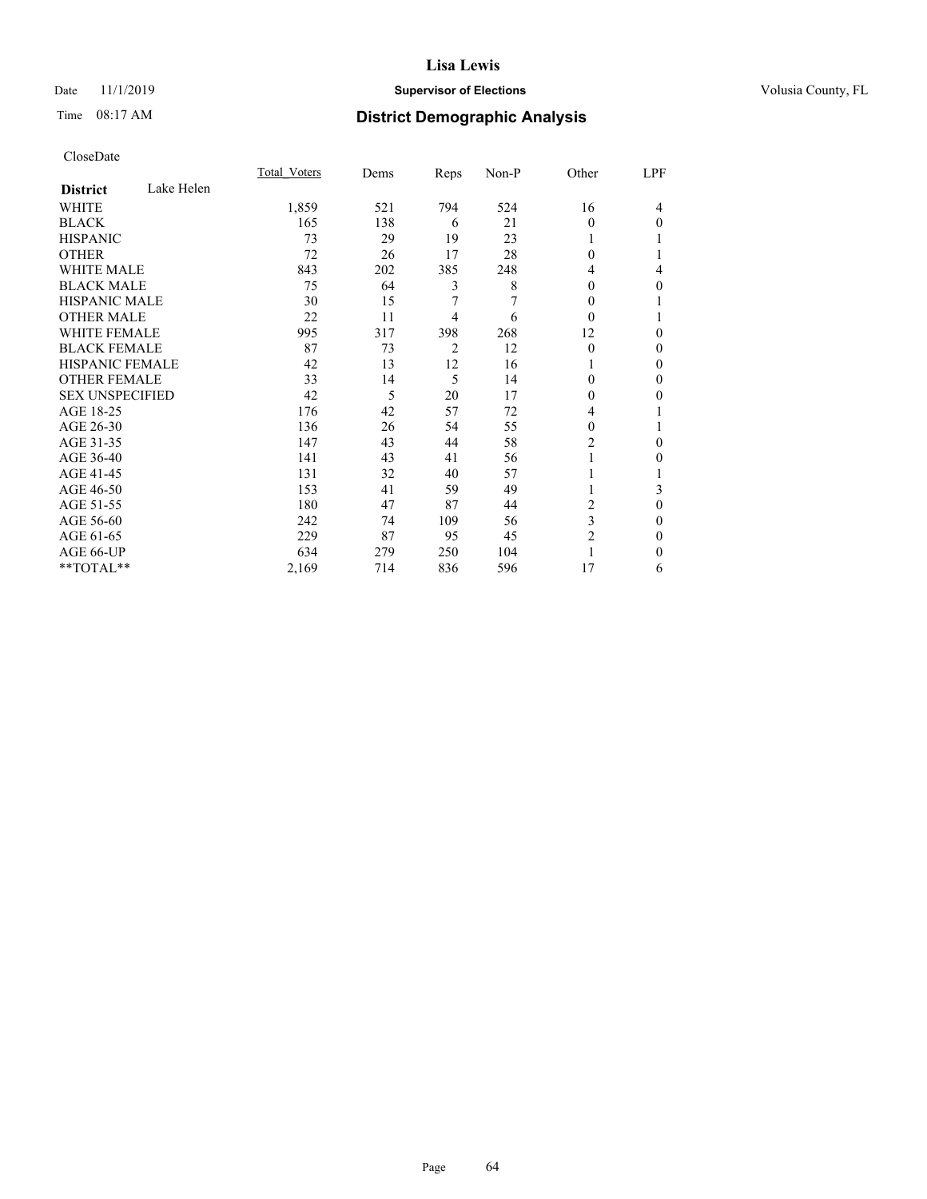# Lisa Lewis

Date 11/1/2019 **Supervisor of Elections** Volusia County, FL

Time 08:17 AM **District Demographic Analysis**

CloseDate

| District | Lake Helen | Total_Voters | Dems | Reps | Non-P | Other | LPF |
|---|---|---|---|---|---|---|---|
| WHITE | | 1,859 | 521 | 794 | 524 | 16 | 4 |
| BLACK | | 165 | 138 | 6 | 21 | 0 | 0 |
| HISPANIC | | 73 | 29 | 19 | 23 | 1 | 1 |
| OTHER | | 72 | 26 | 17 | 28 | 0 | 1 |
| WHITE MALE | | 843 | 202 | 385 | 248 | 4 | 4 |
| BLACK MALE | | 75 | 64 | 3 | 8 | 0 | 0 |
| HISPANIC MALE | | 30 | 15 | 7 | 7 | 0 | 1 |
| OTHER MALE | | 22 | 11 | 4 | 6 | 0 | 1 |
| WHITE FEMALE | | 995 | 317 | 398 | 268 | 12 | 0 |
| BLACK FEMALE | | 87 | 73 | 2 | 12 | 0 | 0 |
| HISPANIC FEMALE | | 42 | 13 | 12 | 16 | 1 | 0 |
| OTHER FEMALE | | 33 | 14 | 5 | 14 | 0 | 0 |
| SEX UNSPECIFIED | | 42 | 5 | 20 | 17 | 0 | 0 |
| AGE 18-25 | | 176 | 42 | 57 | 72 | 4 | 1 |
| AGE 26-30 | | 136 | 26 | 54 | 55 | 0 | 1 |
| AGE 31-35 | | 147 | 43 | 44 | 58 | 2 | 0 |
| AGE 36-40 | | 141 | 43 | 41 | 56 | 1 | 0 |
| AGE 41-45 | | 131 | 32 | 40 | 57 | 1 | 1 |
| AGE 46-50 | | 153 | 41 | 59 | 49 | 1 | 3 |
| AGE 51-55 | | 180 | 47 | 87 | 44 | 2 | 0 |
| AGE 56-60 | | 242 | 74 | 109 | 56 | 3 | 0 |
| AGE 61-65 | | 229 | 87 | 95 | 45 | 2 | 0 |
| AGE 66-UP | | 634 | 279 | 250 | 104 | 1 | 0 |
| **TOTAL** | | 2,169 | 714 | 836 | 596 | 17 | 6 |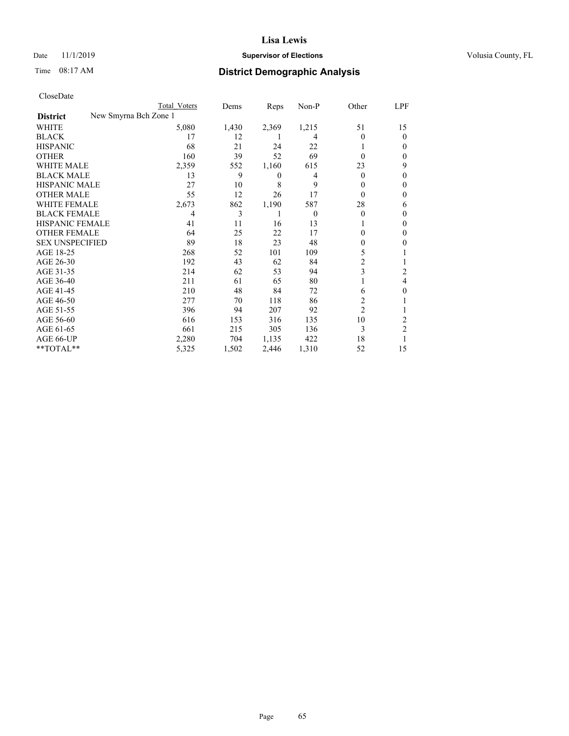CloseDate

| District | New Smyrna Bch Zone 1 | Total Voters | Dems | Reps | Non-P | Other | LPF |
|---|---|---|---|---|---|---|---|
| WHITE | | 5,080 | 1,430 | 2,369 | 1,215 | 51 | 15 |
| BLACK | | 17 | 12 | 1 | 4 | 0 | 0 |
| HISPANIC | | 68 | 21 | 24 | 22 | 1 | 0 |
| OTHER | | 160 | 39 | 52 | 69 | 0 | 0 |
| WHITE MALE | | 2,359 | 552 | 1,160 | 615 | 23 | 9 |
| BLACK MALE | | 13 | 9 | 0 | 4 | 0 | 0 |
| HISPANIC MALE | | 27 | 10 | 8 | 9 | 0 | 0 |
| OTHER MALE | | 55 | 12 | 26 | 17 | 0 | 0 |
| WHITE FEMALE | | 2,673 | 862 | 1,190 | 587 | 28 | 6 |
| BLACK FEMALE | | 4 | 3 | 1 | 0 | 0 | 0 |
| HISPANIC FEMALE | | 41 | 11 | 16 | 13 | 1 | 0 |
| OTHER FEMALE | | 64 | 25 | 22 | 17 | 0 | 0 |
| SEX UNSPECIFIED | | 89 | 18 | 23 | 48 | 0 | 0 |
| AGE 18-25 | | 268 | 52 | 101 | 109 | 5 | 1 |
| AGE 26-30 | | 192 | 43 | 62 | 84 | 2 | 1 |
| AGE 31-35 | | 214 | 62 | 53 | 94 | 3 | 2 |
| AGE 36-40 | | 211 | 61 | 65 | 80 | 1 | 4 |
| AGE 41-45 | | 210 | 48 | 84 | 72 | 6 | 0 |
| AGE 46-50 | | 277 | 70 | 118 | 86 | 2 | 1 |
| AGE 51-55 | | 396 | 94 | 207 | 92 | 2 | 1 |
| AGE 56-60 | | 616 | 153 | 316 | 135 | 10 | 2 |
| AGE 61-65 | | 661 | 215 | 305 | 136 | 3 | 2 |
| AGE 66-UP | | 2,280 | 704 | 1,135 | 422 | 18 | 1 |
| **TOTAL** | | 5,325 | 1,502 | 2,446 | 1,310 | 52 | 15 |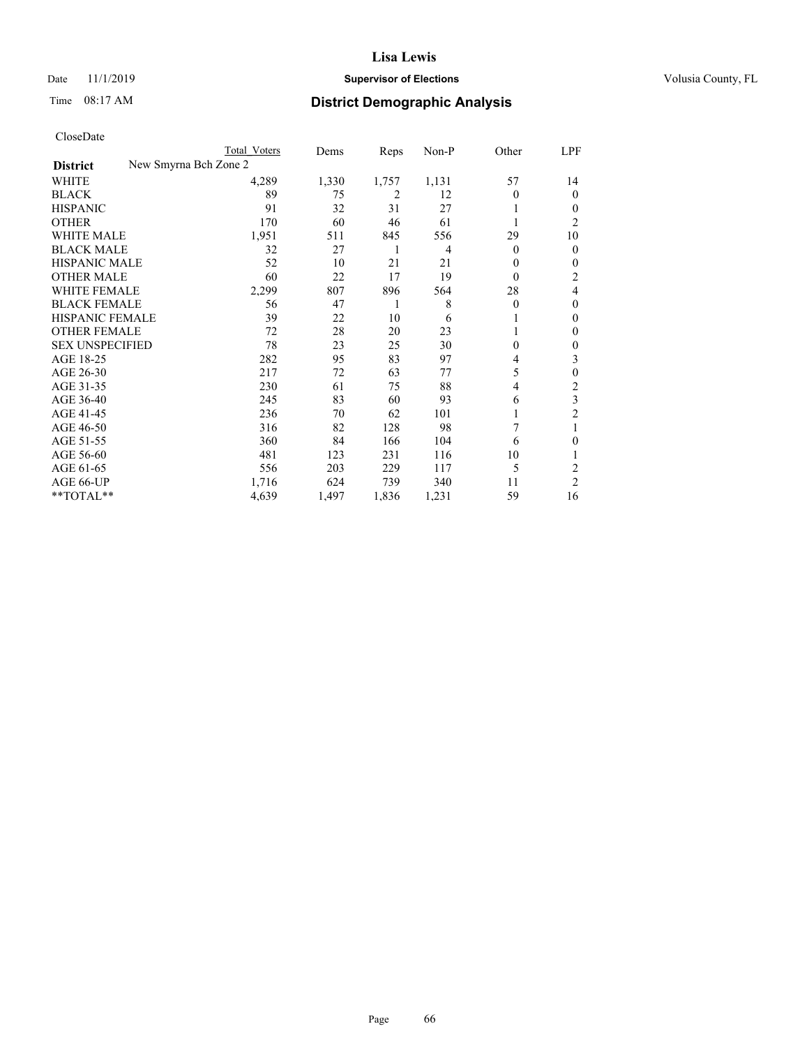**Lisa Lewis**

Date 11/1/2019 **Supervisor of Elections** Volusia County, FL

Time 08:17 AM **District Demographic Analysis**

CloseDate

| District | New Smyrna Bch Zone 2 | Total Voters | Dems | Reps | Non-P | Other | LPF |
|---|---|---|---|---|---|---|---|
| WHITE | | 4,289 | 1,330 | 1,757 | 1,131 | 57 | 14 |
| BLACK | | 89 | 75 | 2 | 12 | 0 | 0 |
| HISPANIC | | 91 | 32 | 31 | 27 | 1 | 0 |
| OTHER | | 170 | 60 | 46 | 61 | 1 | 2 |
| WHITE MALE | | 1,951 | 511 | 845 | 556 | 29 | 10 |
| BLACK MALE | | 32 | 27 | 1 | 4 | 0 | 0 |
| HISPANIC MALE | | 52 | 10 | 21 | 21 | 0 | 0 |
| OTHER MALE | | 60 | 22 | 17 | 19 | 0 | 2 |
| WHITE FEMALE | | 2,299 | 807 | 896 | 564 | 28 | 4 |
| BLACK FEMALE | | 56 | 47 | 1 | 8 | 0 | 0 |
| HISPANIC FEMALE | | 39 | 22 | 10 | 6 | 1 | 0 |
| OTHER FEMALE | | 72 | 28 | 20 | 23 | 1 | 0 |
| SEX UNSPECIFIED | | 78 | 23 | 25 | 30 | 0 | 0 |
| AGE 18-25 | | 282 | 95 | 83 | 97 | 4 | 3 |
| AGE 26-30 | | 217 | 72 | 63 | 77 | 5 | 0 |
| AGE 31-35 | | 230 | 61 | 75 | 88 | 4 | 2 |
| AGE 36-40 | | 245 | 83 | 60 | 93 | 6 | 3 |
| AGE 41-45 | | 236 | 70 | 62 | 101 | 1 | 2 |
| AGE 46-50 | | 316 | 82 | 128 | 98 | 7 | 1 |
| AGE 51-55 | | 360 | 84 | 166 | 104 | 6 | 0 |
| AGE 56-60 | | 481 | 123 | 231 | 116 | 10 | 1 |
| AGE 61-65 | | 556 | 203 | 229 | 117 | 5 | 2 |
| AGE 66-UP | | 1,716 | 624 | 739 | 340 | 11 | 2 |
| **TOTAL** | | 4,639 | 1,497 | 1,836 | 1,231 | 59 | 16 |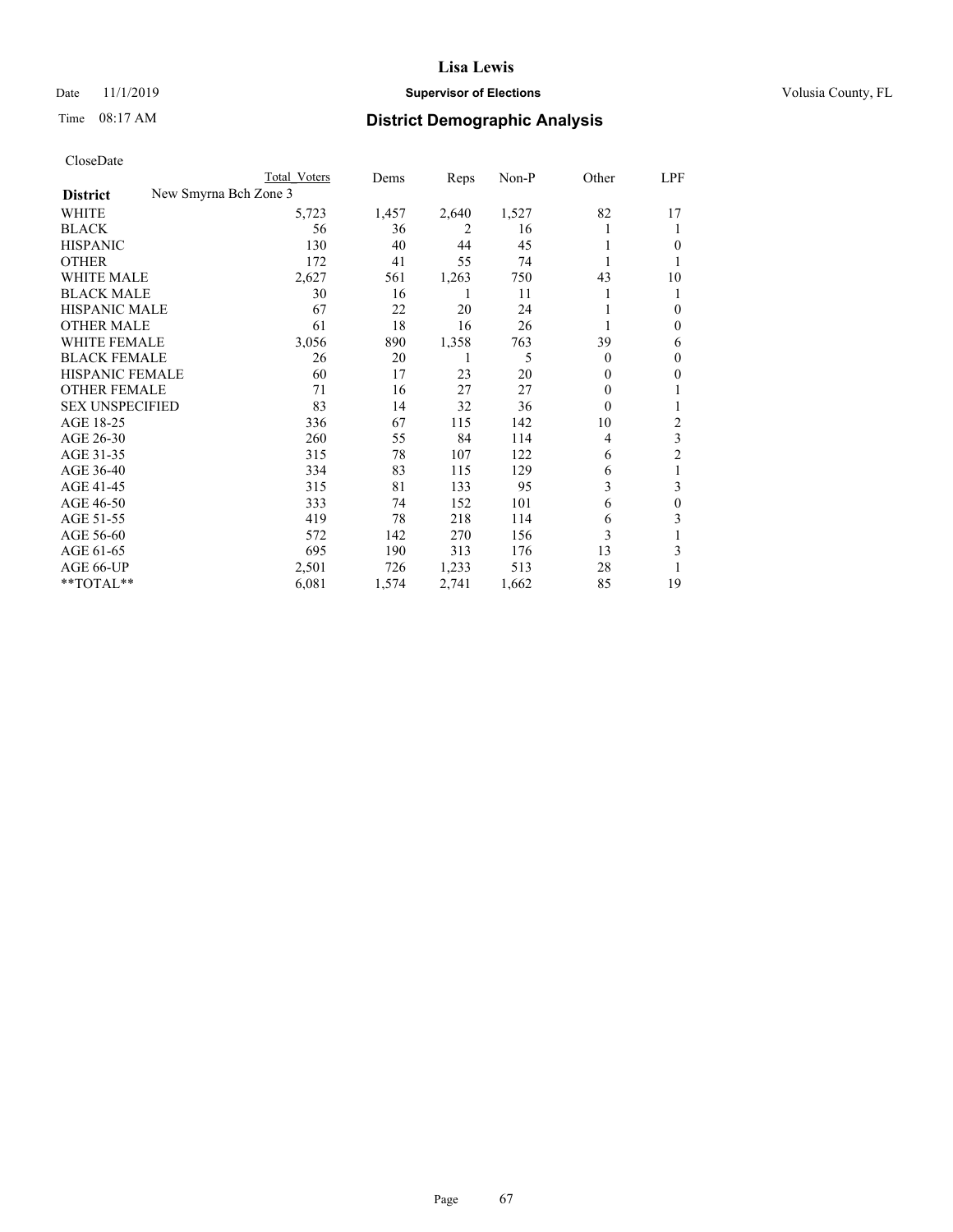**Lisa Lewis**

Date 11/1/2019 **Supervisor of Elections** Volusia County, FL

Time 08:17 AM **District Demographic Analysis**

CloseDate

| District | Total Voters | Dems | Reps | Non-P | Other | LPF |
|---|---|---|---|---|---|---|
| New Smyrna Bch Zone 3 | | | | | | |
| WHITE | 5,723 | 1,457 | 2,640 | 1,527 | 82 | 17 |
| BLACK | 56 | 36 | 2 | 16 | 1 | 1 |
| HISPANIC | 130 | 40 | 44 | 45 | 1 | 0 |
| OTHER | 172 | 41 | 55 | 74 | 1 | 1 |
| WHITE MALE | 2,627 | 561 | 1,263 | 750 | 43 | 10 |
| BLACK MALE | 30 | 16 | 1 | 11 | 1 | 1 |
| HISPANIC MALE | 67 | 22 | 20 | 24 | 1 | 0 |
| OTHER MALE | 61 | 18 | 16 | 26 | 1 | 0 |
| WHITE FEMALE | 3,056 | 890 | 1,358 | 763 | 39 | 6 |
| BLACK FEMALE | 26 | 20 | 1 | 5 | 0 | 0 |
| HISPANIC FEMALE | 60 | 17 | 23 | 20 | 0 | 0 |
| OTHER FEMALE | 71 | 16 | 27 | 27 | 0 | 1 |
| SEX UNSPECIFIED | 83 | 14 | 32 | 36 | 0 | 1 |
| AGE 18-25 | 336 | 67 | 115 | 142 | 10 | 2 |
| AGE 26-30 | 260 | 55 | 84 | 114 | 4 | 3 |
| AGE 31-35 | 315 | 78 | 107 | 122 | 6 | 2 |
| AGE 36-40 | 334 | 83 | 115 | 129 | 6 | 1 |
| AGE 41-45 | 315 | 81 | 133 | 95 | 3 | 3 |
| AGE 46-50 | 333 | 74 | 152 | 101 | 6 | 0 |
| AGE 51-55 | 419 | 78 | 218 | 114 | 6 | 3 |
| AGE 56-60 | 572 | 142 | 270 | 156 | 3 | 1 |
| AGE 61-65 | 695 | 190 | 313 | 176 | 13 | 3 |
| AGE 66-UP | 2,501 | 726 | 1,233 | 513 | 28 | 1 |
| **TOTAL** | 6,081 | 1,574 | 2,741 | 1,662 | 85 | 19 |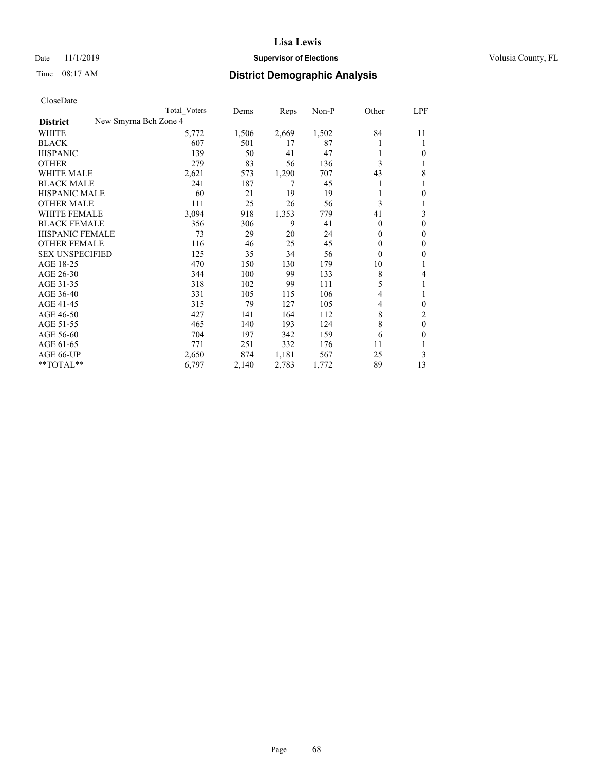# Lisa Lewis

Date 11/1/2019 **Supervisor of Elections** Volusia County, FL

Time 08:17 AM **District Demographic Analysis**

CloseDate

| District | Total Voters | Dems | Reps | Non-P | Other | LPF |
|---|---|---|---|---|---|---|
| New Smyrna Bch Zone 4 | | | | | | |
| WHITE | 5,772 | 1,506 | 2,669 | 1,502 | 84 | 11 |
| BLACK | 607 | 501 | 17 | 87 | 1 | 1 |
| HISPANIC | 139 | 50 | 41 | 47 | 1 | 0 |
| OTHER | 279 | 83 | 56 | 136 | 3 | 1 |
| WHITE MALE | 2,621 | 573 | 1,290 | 707 | 43 | 8 |
| BLACK MALE | 241 | 187 | 7 | 45 | 1 | 1 |
| HISPANIC MALE | 60 | 21 | 19 | 19 | 1 | 0 |
| OTHER MALE | 111 | 25 | 26 | 56 | 3 | 1 |
| WHITE FEMALE | 3,094 | 918 | 1,353 | 779 | 41 | 3 |
| BLACK FEMALE | 356 | 306 | 9 | 41 | 0 | 0 |
| HISPANIC FEMALE | 73 | 29 | 20 | 24 | 0 | 0 |
| OTHER FEMALE | 116 | 46 | 25 | 45 | 0 | 0 |
| SEX UNSPECIFIED | 125 | 35 | 34 | 56 | 0 | 0 |
| AGE 18-25 | 470 | 150 | 130 | 179 | 10 | 1 |
| AGE 26-30 | 344 | 100 | 99 | 133 | 8 | 4 |
| AGE 31-35 | 318 | 102 | 99 | 111 | 5 | 1 |
| AGE 36-40 | 331 | 105 | 115 | 106 | 4 | 1 |
| AGE 41-45 | 315 | 79 | 127 | 105 | 4 | 0 |
| AGE 46-50 | 427 | 141 | 164 | 112 | 8 | 2 |
| AGE 51-55 | 465 | 140 | 193 | 124 | 8 | 0 |
| AGE 56-60 | 704 | 197 | 342 | 159 | 6 | 0 |
| AGE 61-65 | 771 | 251 | 332 | 176 | 11 | 1 |
| AGE 66-UP | 2,650 | 874 | 1,181 | 567 | 25 | 3 |
| **TOTAL** | 6,797 | 2,140 | 2,783 | 1,772 | 89 | 13 |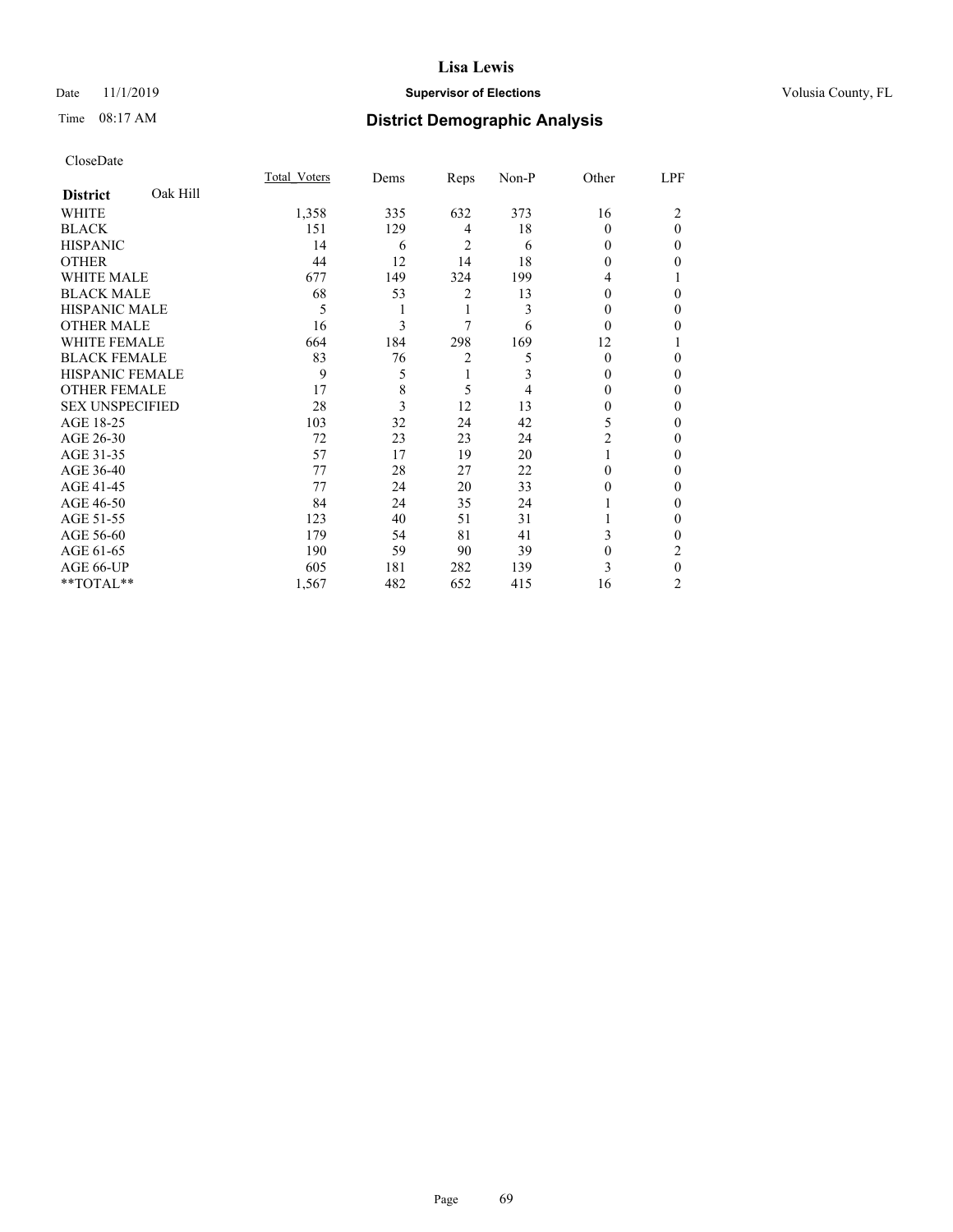# Lisa Lewis

Date 11/1/2019 **Supervisor of Elections** Volusia County, FL

Time 08:17 AM **District Demographic Analysis**

CloseDate

| District Oak Hill | Total_Voters | Dems | Reps | Non-P | Other | LPF |
|---|---|---|---|---|---|---|
| WHITE | 1,358 | 335 | 632 | 373 | 16 | 2 |
| BLACK | 151 | 129 | 4 | 18 | 0 | 0 |
| HISPANIC | 14 | 6 | 2 | 6 | 0 | 0 |
| OTHER | 44 | 12 | 14 | 18 | 0 | 0 |
| WHITE MALE | 677 | 149 | 324 | 199 | 4 | 1 |
| BLACK MALE | 68 | 53 | 2 | 13 | 0 | 0 |
| HISPANIC MALE | 5 | 1 | 1 | 3 | 0 | 0 |
| OTHER MALE | 16 | 3 | 7 | 6 | 0 | 0 |
| WHITE FEMALE | 664 | 184 | 298 | 169 | 12 | 1 |
| BLACK FEMALE | 83 | 76 | 2 | 5 | 0 | 0 |
| HISPANIC FEMALE | 9 | 5 | 1 | 3 | 0 | 0 |
| OTHER FEMALE | 17 | 8 | 5 | 4 | 0 | 0 |
| SEX UNSPECIFIED | 28 | 3 | 12 | 13 | 0 | 0 |
| AGE 18-25 | 103 | 32 | 24 | 42 | 5 | 0 |
| AGE 26-30 | 72 | 23 | 23 | 24 | 2 | 0 |
| AGE 31-35 | 57 | 17 | 19 | 20 | 1 | 0 |
| AGE 36-40 | 77 | 28 | 27 | 22 | 0 | 0 |
| AGE 41-45 | 77 | 24 | 20 | 33 | 0 | 0 |
| AGE 46-50 | 84 | 24 | 35 | 24 | 1 | 0 |
| AGE 51-55 | 123 | 40 | 51 | 31 | 1 | 0 |
| AGE 56-60 | 179 | 54 | 81 | 41 | 3 | 0 |
| AGE 61-65 | 190 | 59 | 90 | 39 | 0 | 2 |
| AGE 66-UP | 605 | 181 | 282 | 139 | 3 | 0 |
| **TOTAL** | 1,567 | 482 | 652 | 415 | 16 | 2 |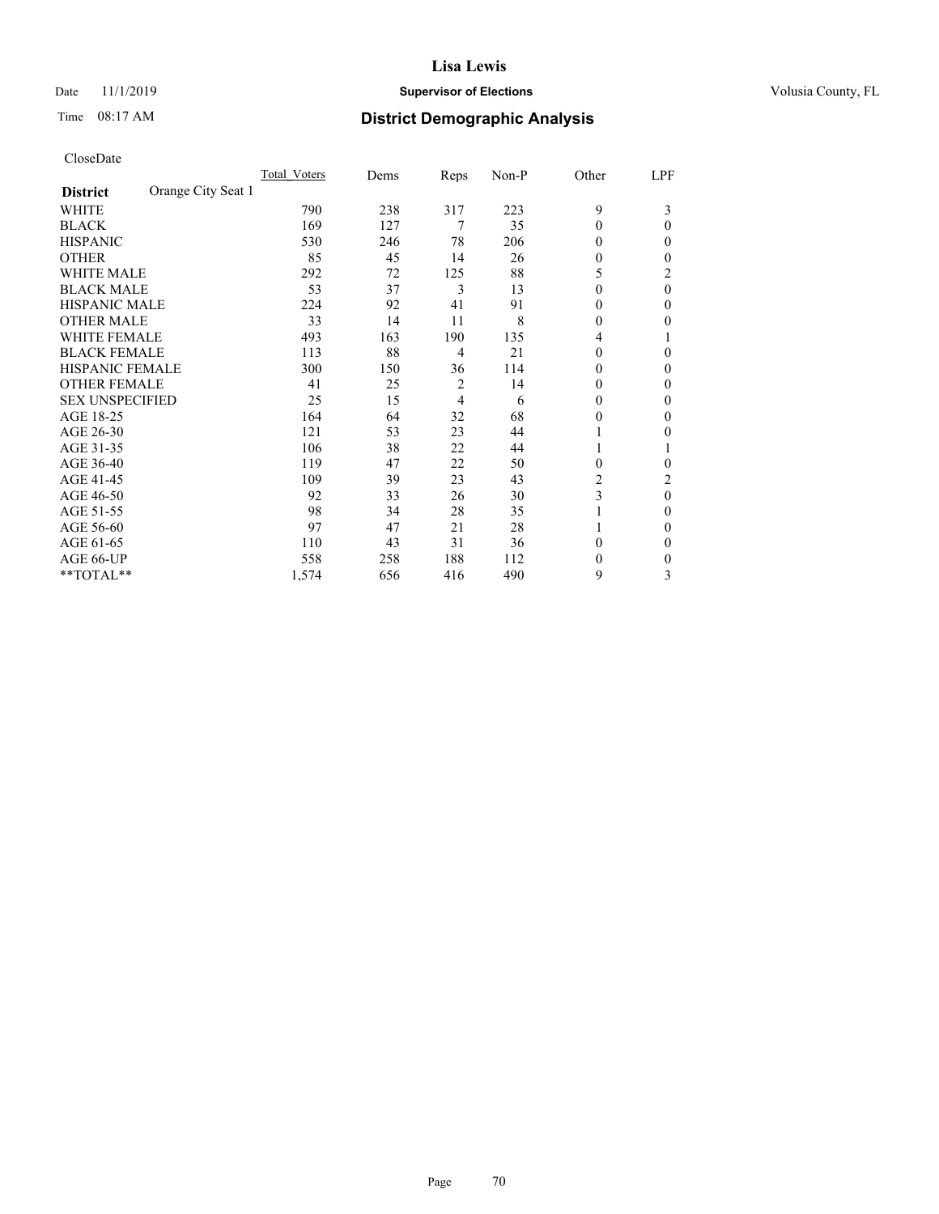# Lisa Lewis

Date 11/1/2019 **Supervisor of Elections** Volusia County, FL

Time 08:17 AM **District Demographic Analysis**

CloseDate

| **District** Orange City Seat 1 | Total Voters | Dems | Reps | Non-P | Other | LPF |
|---|---|---|---|---|---|---|
| WHITE | 790 | 238 | 317 | 223 | 9 | 3 |
| BLACK | 169 | 127 | 7 | 35 | 0 | 0 |
| HISPANIC | 530 | 246 | 78 | 206 | 0 | 0 |
| OTHER | 85 | 45 | 14 | 26 | 0 | 0 |
| WHITE MALE | 292 | 72 | 125 | 88 | 5 | 2 |
| BLACK MALE | 53 | 37 | 3 | 13 | 0 | 0 |
| HISPANIC MALE | 224 | 92 | 41 | 91 | 0 | 0 |
| OTHER MALE | 33 | 14 | 11 | 8 | 0 | 0 |
| WHITE FEMALE | 493 | 163 | 190 | 135 | 4 | 1 |
| BLACK FEMALE | 113 | 88 | 4 | 21 | 0 | 0 |
| HISPANIC FEMALE | 300 | 150 | 36 | 114 | 0 | 0 |
| OTHER FEMALE | 41 | 25 | 2 | 14 | 0 | 0 |
| SEX UNSPECIFIED | 25 | 15 | 4 | 6 | 0 | 0 |
| AGE 18-25 | 164 | 64 | 32 | 68 | 0 | 0 |
| AGE 26-30 | 121 | 53 | 23 | 44 | 1 | 0 |
| AGE 31-35 | 106 | 38 | 22 | 44 | 1 | 1 |
| AGE 36-40 | 119 | 47 | 22 | 50 | 0 | 0 |
| AGE 41-45 | 109 | 39 | 23 | 43 | 2 | 2 |
| AGE 46-50 | 92 | 33 | 26 | 30 | 3 | 0 |
| AGE 51-55 | 98 | 34 | 28 | 35 | 1 | 0 |
| AGE 56-60 | 97 | 47 | 21 | 28 | 1 | 0 |
| AGE 61-65 | 110 | 43 | 31 | 36 | 0 | 0 |
| AGE 66-UP | 558 | 258 | 188 | 112 | 0 | 0 |
| **TOTAL** | 1,574 | 656 | 416 | 490 | 9 | 3 |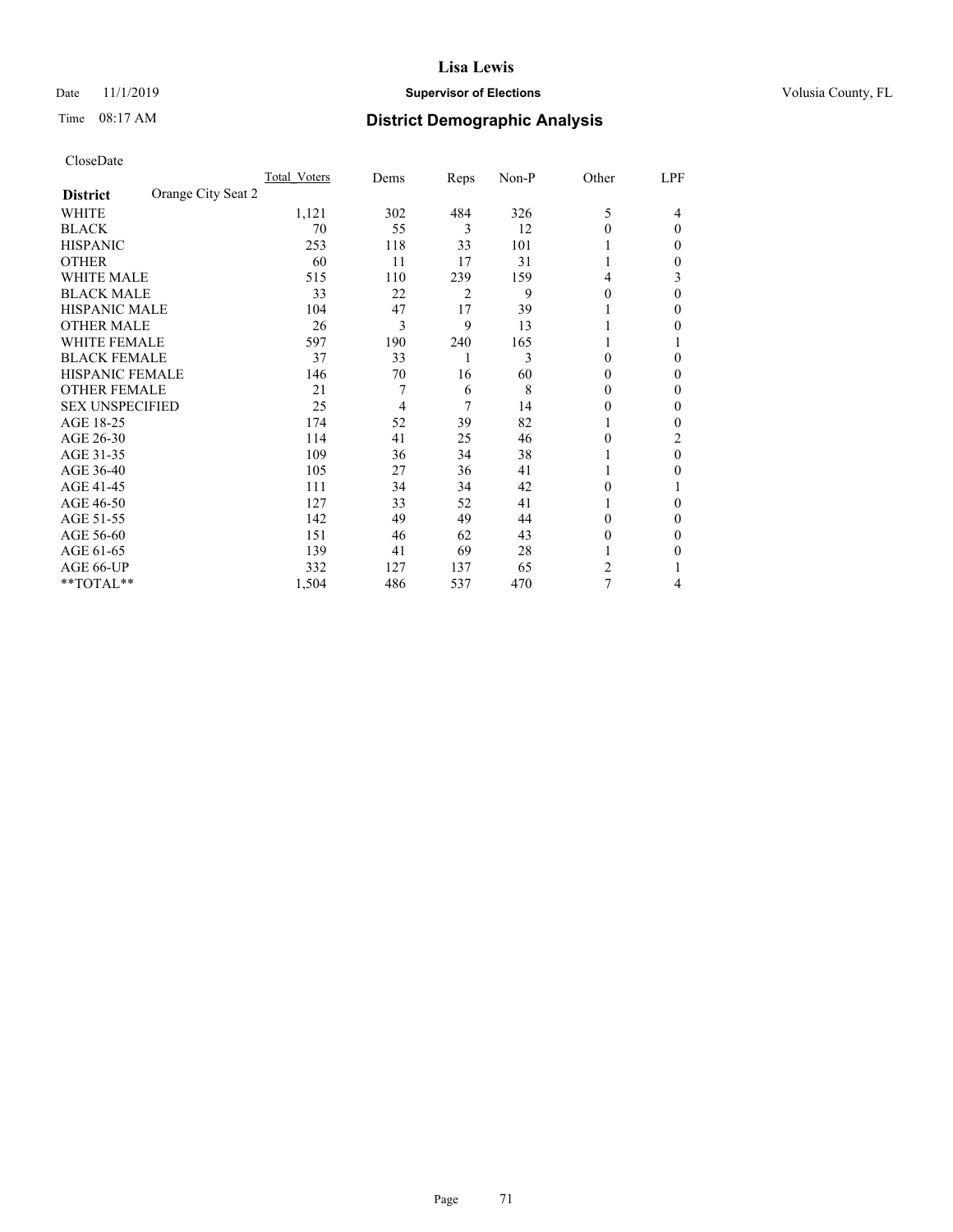CloseDate

| District | Orange City Seat 2 | Total_Voters | Dems | Reps | Non-P | Other | LPF |
|---|---|---|---|---|---|---|---|
| WHITE | | 1,121 | 302 | 484 | 326 | 5 | 4 |
| BLACK | | 70 | 55 | 3 | 12 | 0 | 0 |
| HISPANIC | | 253 | 118 | 33 | 101 | 1 | 0 |
| OTHER | | 60 | 11 | 17 | 31 | 1 | 0 |
| WHITE MALE | | 515 | 110 | 239 | 159 | 4 | 3 |
| BLACK MALE | | 33 | 22 | 2 | 9 | 0 | 0 |
| HISPANIC MALE | | 104 | 47 | 17 | 39 | 1 | 0 |
| OTHER MALE | | 26 | 3 | 9 | 13 | 1 | 0 |
| WHITE FEMALE | | 597 | 190 | 240 | 165 | 1 | 1 |
| BLACK FEMALE | | 37 | 33 | 1 | 3 | 0 | 0 |
| HISPANIC FEMALE | | 146 | 70 | 16 | 60 | 0 | 0 |
| OTHER FEMALE | | 21 | 7 | 6 | 8 | 0 | 0 |
| SEX UNSPECIFIED | | 25 | 4 | 7 | 14 | 0 | 0 |
| AGE 18-25 | | 174 | 52 | 39 | 82 | 1 | 0 |
| AGE 26-30 | | 114 | 41 | 25 | 46 | 0 | 2 |
| AGE 31-35 | | 109 | 36 | 34 | 38 | 1 | 0 |
| AGE 36-40 | | 105 | 27 | 36 | 41 | 1 | 0 |
| AGE 41-45 | | 111 | 34 | 34 | 42 | 0 | 1 |
| AGE 46-50 | | 127 | 33 | 52 | 41 | 1 | 0 |
| AGE 51-55 | | 142 | 49 | 49 | 44 | 0 | 0 |
| AGE 56-60 | | 151 | 46 | 62 | 43 | 0 | 0 |
| AGE 61-65 | | 139 | 41 | 69 | 28 | 1 | 0 |
| AGE 66-UP | | 332 | 127 | 137 | 65 | 2 | 1 |
| **TOTAL** | | 1,504 | 486 | 537 | 470 | 7 | 4 |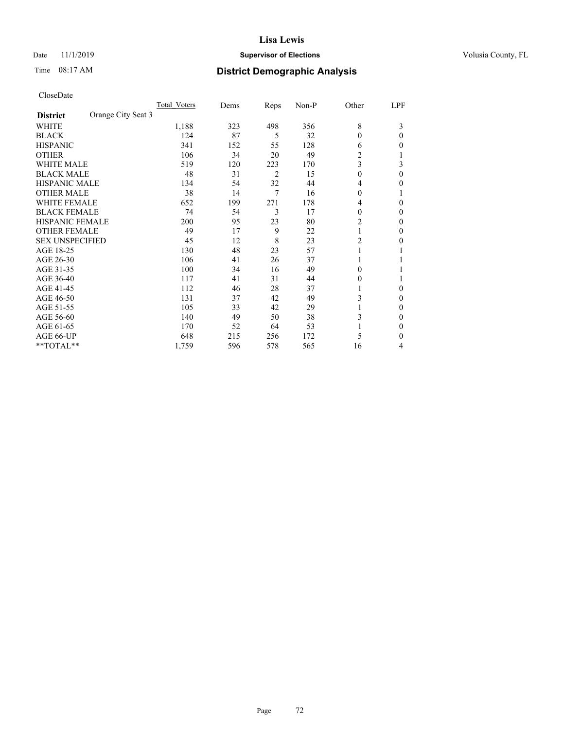# Lisa Lewis

Date 11/1/2019 **Supervisor of Elections** Volusia County, FL

Time 08:17 AM **District Demographic Analysis**

CloseDate

| District | Orange City Seat 3 | Total_Voters | Dems | Reps | Non-P | Other | LPF |
|---|---|---|---|---|---|---|---|
| WHITE | | 1,188 | 323 | 498 | 356 | 8 | 3 |
| BLACK | | 124 | 87 | 5 | 32 | 0 | 0 |
| HISPANIC | | 341 | 152 | 55 | 128 | 6 | 0 |
| OTHER | | 106 | 34 | 20 | 49 | 2 | 1 |
| WHITE MALE | | 519 | 120 | 223 | 170 | 3 | 3 |
| BLACK MALE | | 48 | 31 | 2 | 15 | 0 | 0 |
| HISPANIC MALE | | 134 | 54 | 32 | 44 | 4 | 0 |
| OTHER MALE | | 38 | 14 | 7 | 16 | 0 | 1 |
| WHITE FEMALE | | 652 | 199 | 271 | 178 | 4 | 0 |
| BLACK FEMALE | | 74 | 54 | 3 | 17 | 0 | 0 |
| HISPANIC FEMALE | | 200 | 95 | 23 | 80 | 2 | 0 |
| OTHER FEMALE | | 49 | 17 | 9 | 22 | 1 | 0 |
| SEX UNSPECIFIED | | 45 | 12 | 8 | 23 | 2 | 0 |
| AGE 18-25 | | 130 | 48 | 23 | 57 | 1 | 1 |
| AGE 26-30 | | 106 | 41 | 26 | 37 | 1 | 1 |
| AGE 31-35 | | 100 | 34 | 16 | 49 | 0 | 1 |
| AGE 36-40 | | 117 | 41 | 31 | 44 | 0 | 1 |
| AGE 41-45 | | 112 | 46 | 28 | 37 | 1 | 0 |
| AGE 46-50 | | 131 | 37 | 42 | 49 | 3 | 0 |
| AGE 51-55 | | 105 | 33 | 42 | 29 | 1 | 0 |
| AGE 56-60 | | 140 | 49 | 50 | 38 | 3 | 0 |
| AGE 61-65 | | 170 | 52 | 64 | 53 | 1 | 0 |
| AGE 66-UP | | 648 | 215 | 256 | 172 | 5 | 0 |
| **TOTAL** | | 1,759 | 596 | 578 | 565 | 16 | 4 |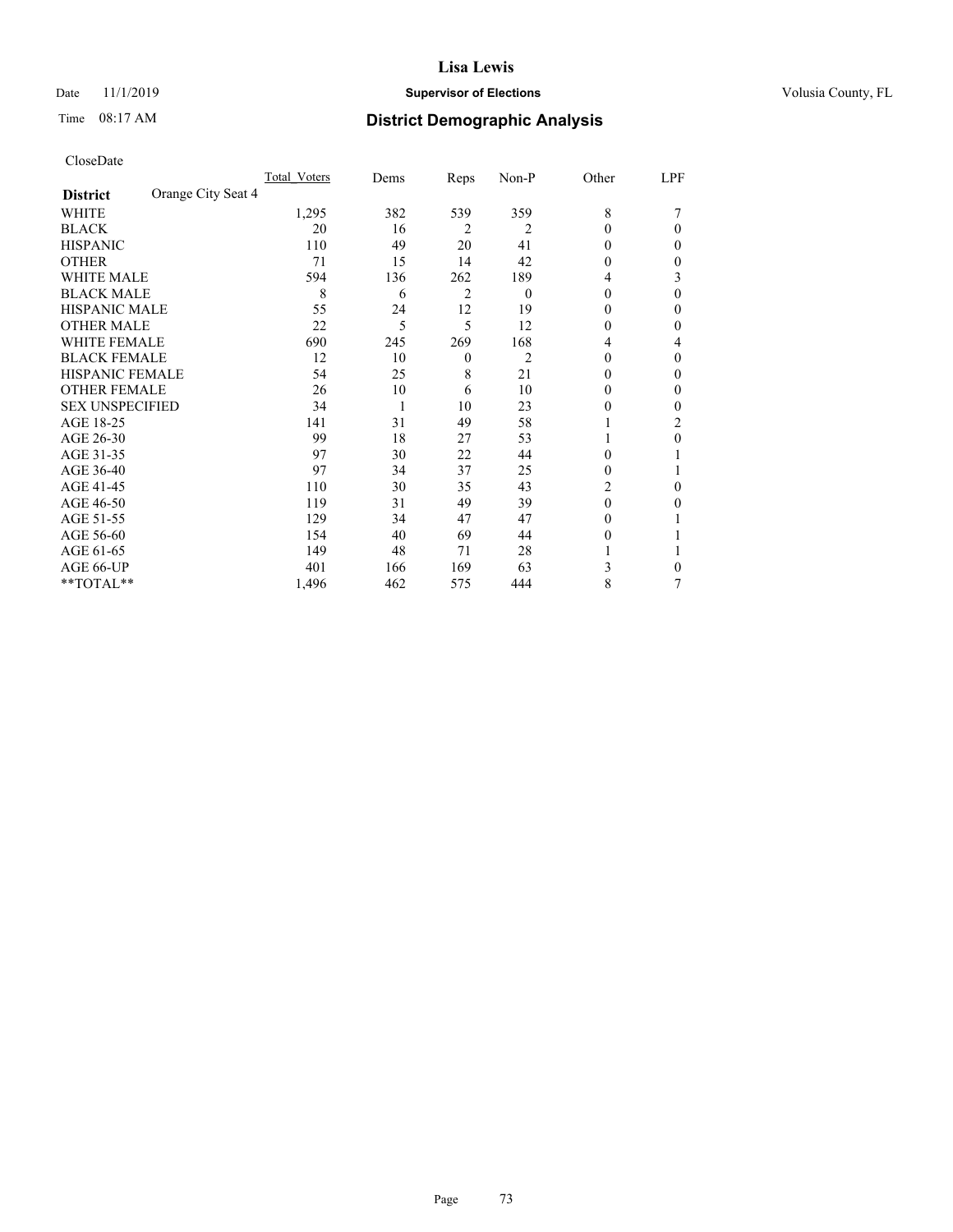# Lisa Lewis

Date 11/1/2019 **Supervisor of Elections** Volusia County, FL

Time 08:17 AM **District Demographic Analysis**

CloseDate

| | Total_Voters | Dems | Reps | Non-P | Other | LPF |
|---|---|---|---|---|---|---|
| **District** Orange City Seat 4 | | | | | | |
| WHITE | 1,295 | 382 | 539 | 359 | 8 | 7 |
| BLACK | 20 | 16 | 2 | 2 | 0 | 0 |
| HISPANIC | 110 | 49 | 20 | 41 | 0 | 0 |
| OTHER | 71 | 15 | 14 | 42 | 0 | 0 |
| WHITE MALE | 594 | 136 | 262 | 189 | 4 | 3 |
| BLACK MALE | 8 | 6 | 2 | 0 | 0 | 0 |
| HISPANIC MALE | 55 | 24 | 12 | 19 | 0 | 0 |
| OTHER MALE | 22 | 5 | 5 | 12 | 0 | 0 |
| WHITE FEMALE | 690 | 245 | 269 | 168 | 4 | 4 |
| BLACK FEMALE | 12 | 10 | 0 | 2 | 0 | 0 |
| HISPANIC FEMALE | 54 | 25 | 8 | 21 | 0 | 0 |
| OTHER FEMALE | 26 | 10 | 6 | 10 | 0 | 0 |
| SEX UNSPECIFIED | 34 | 1 | 10 | 23 | 0 | 0 |
| AGE 18-25 | 141 | 31 | 49 | 58 | 1 | 2 |
| AGE 26-30 | 99 | 18 | 27 | 53 | 1 | 0 |
| AGE 31-35 | 97 | 30 | 22 | 44 | 0 | 1 |
| AGE 36-40 | 97 | 34 | 37 | 25 | 0 | 1 |
| AGE 41-45 | 110 | 30 | 35 | 43 | 2 | 0 |
| AGE 46-50 | 119 | 31 | 49 | 39 | 0 | 0 |
| AGE 51-55 | 129 | 34 | 47 | 47 | 0 | 1 |
| AGE 56-60 | 154 | 40 | 69 | 44 | 0 | 1 |
| AGE 61-65 | 149 | 48 | 71 | 28 | 1 | 1 |
| AGE 66-UP | 401 | 166 | 169 | 63 | 3 | 0 |
| **TOTAL** | 1,496 | 462 | 575 | 444 | 8 | 7 |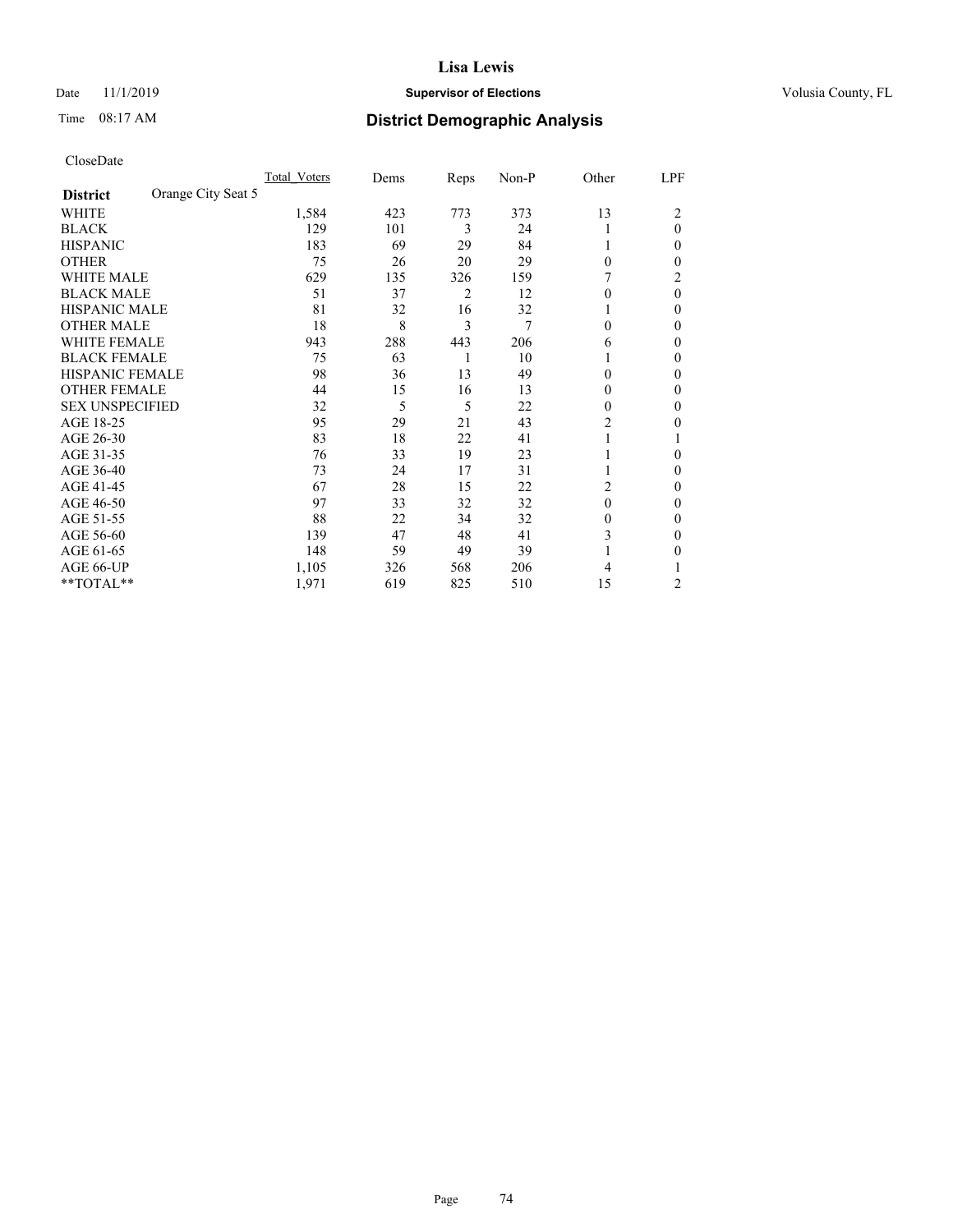# Lisa Lewis

Date 11/1/2019 **Supervisor of Elections** Volusia County, FL

Time 08:17 AM **District Demographic Analysis**

CloseDate

| **District** | Orange City Seat 5 | Total_Voters | Dems | Reps | Non-P | Other | LPF |
|---|---|---|---|---|---|---|---|
| WHITE | | 1,584 | 423 | 773 | 373 | 13 | 2 |
| BLACK | | 129 | 101 | 3 | 24 | 1 | 0 |
| HISPANIC | | 183 | 69 | 29 | 84 | 1 | 0 |
| OTHER | | 75 | 26 | 20 | 29 | 0 | 0 |
| WHITE MALE | | 629 | 135 | 326 | 159 | 7 | 2 |
| BLACK MALE | | 51 | 37 | 2 | 12 | 0 | 0 |
| HISPANIC MALE | | 81 | 32 | 16 | 32 | 1 | 0 |
| OTHER MALE | | 18 | 8 | 3 | 7 | 0 | 0 |
| WHITE FEMALE | | 943 | 288 | 443 | 206 | 6 | 0 |
| BLACK FEMALE | | 75 | 63 | 1 | 10 | 1 | 0 |
| HISPANIC FEMALE | | 98 | 36 | 13 | 49 | 0 | 0 |
| OTHER FEMALE | | 44 | 15 | 16 | 13 | 0 | 0 |
| SEX UNSPECIFIED | | 32 | 5 | 5 | 22 | 0 | 0 |
| AGE 18-25 | | 95 | 29 | 21 | 43 | 2 | 0 |
| AGE 26-30 | | 83 | 18 | 22 | 41 | 1 | 1 |
| AGE 31-35 | | 76 | 33 | 19 | 23 | 1 | 0 |
| AGE 36-40 | | 73 | 24 | 17 | 31 | 1 | 0 |
| AGE 41-45 | | 67 | 28 | 15 | 22 | 2 | 0 |
| AGE 46-50 | | 97 | 33 | 32 | 32 | 0 | 0 |
| AGE 51-55 | | 88 | 22 | 34 | 32 | 0 | 0 |
| AGE 56-60 | | 139 | 47 | 48 | 41 | 3 | 0 |
| AGE 61-65 | | 148 | 59 | 49 | 39 | 1 | 0 |
| AGE 66-UP | | 1,105 | 326 | 568 | 206 | 4 | 1 |
| **TOTAL** | | 1,971 | 619 | 825 | 510 | 15 | 2 |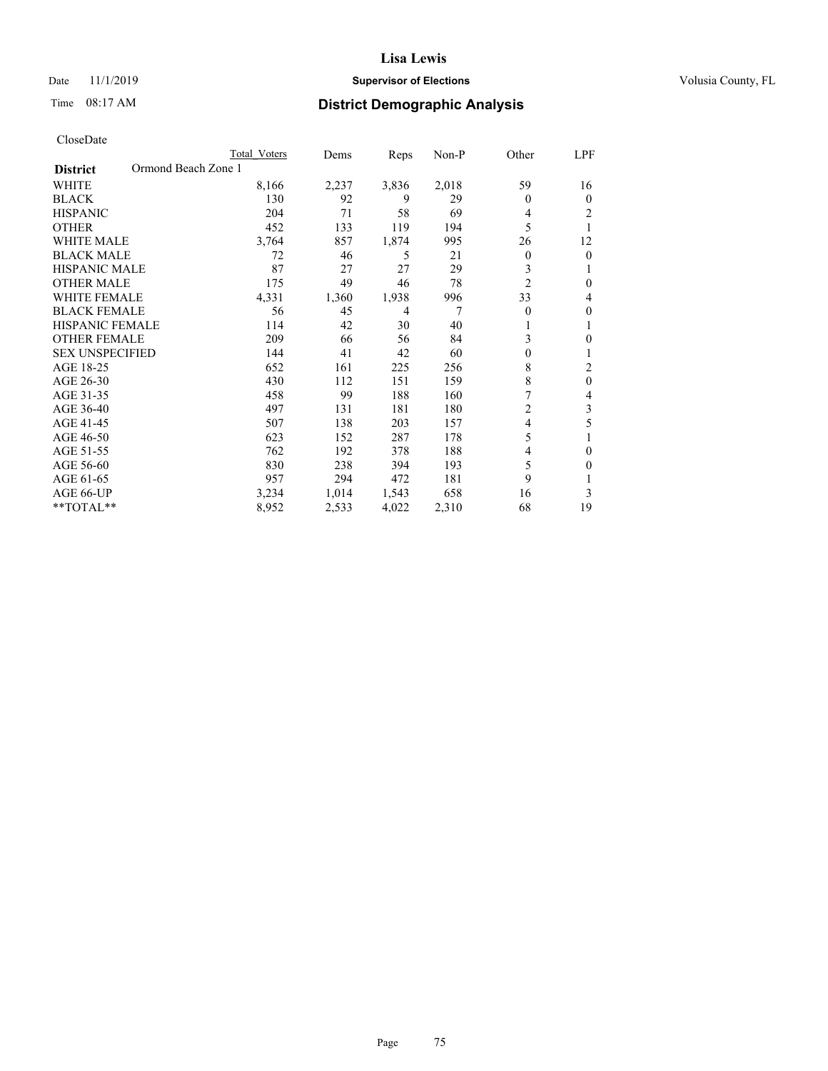Lisa Lewis

Date 11/1/2019 **Supervisor of Elections** Volusia County, FL

Time 08:17 AM

## District Demographic Analysis

CloseDate

| District | Total Voters | Dems | Reps | Non-P | Other | LPF |
|---|---|---|---|---|---|---|
| **Ormond Beach Zone 1** | | | | | | |
| WHITE | 8,166 | 2,237 | 3,836 | 2,018 | 59 | 16 |
| BLACK | 130 | 92 | 9 | 29 | 0 | 0 |
| HISPANIC | 204 | 71 | 58 | 69 | 4 | 2 |
| OTHER | 452 | 133 | 119 | 194 | 5 | 1 |
| WHITE MALE | 3,764 | 857 | 1,874 | 995 | 26 | 12 |
| BLACK MALE | 72 | 46 | 5 | 21 | 0 | 0 |
| HISPANIC MALE | 87 | 27 | 27 | 29 | 3 | 1 |
| OTHER MALE | 175 | 49 | 46 | 78 | 2 | 0 |
| WHITE FEMALE | 4,331 | 1,360 | 1,938 | 996 | 33 | 4 |
| BLACK FEMALE | 56 | 45 | 4 | 7 | 0 | 0 |
| HISPANIC FEMALE | 114 | 42 | 30 | 40 | 1 | 1 |
| OTHER FEMALE | 209 | 66 | 56 | 84 | 3 | 0 |
| SEX UNSPECIFIED | 144 | 41 | 42 | 60 | 0 | 1 |
| AGE 18-25 | 652 | 161 | 225 | 256 | 8 | 2 |
| AGE 26-30 | 430 | 112 | 151 | 159 | 8 | 0 |
| AGE 31-35 | 458 | 99 | 188 | 160 | 7 | 4 |
| AGE 36-40 | 497 | 131 | 181 | 180 | 2 | 3 |
| AGE 41-45 | 507 | 138 | 203 | 157 | 4 | 5 |
| AGE 46-50 | 623 | 152 | 287 | 178 | 5 | 1 |
| AGE 51-55 | 762 | 192 | 378 | 188 | 4 | 0 |
| AGE 56-60 | 830 | 238 | 394 | 193 | 5 | 0 |
| AGE 61-65 | 957 | 294 | 472 | 181 | 9 | 1 |
| AGE 66-UP | 3,234 | 1,014 | 1,543 | 658 | 16 | 3 |
| **TOTAL** | 8,952 | 2,533 | 4,022 | 2,310 | 68 | 19 |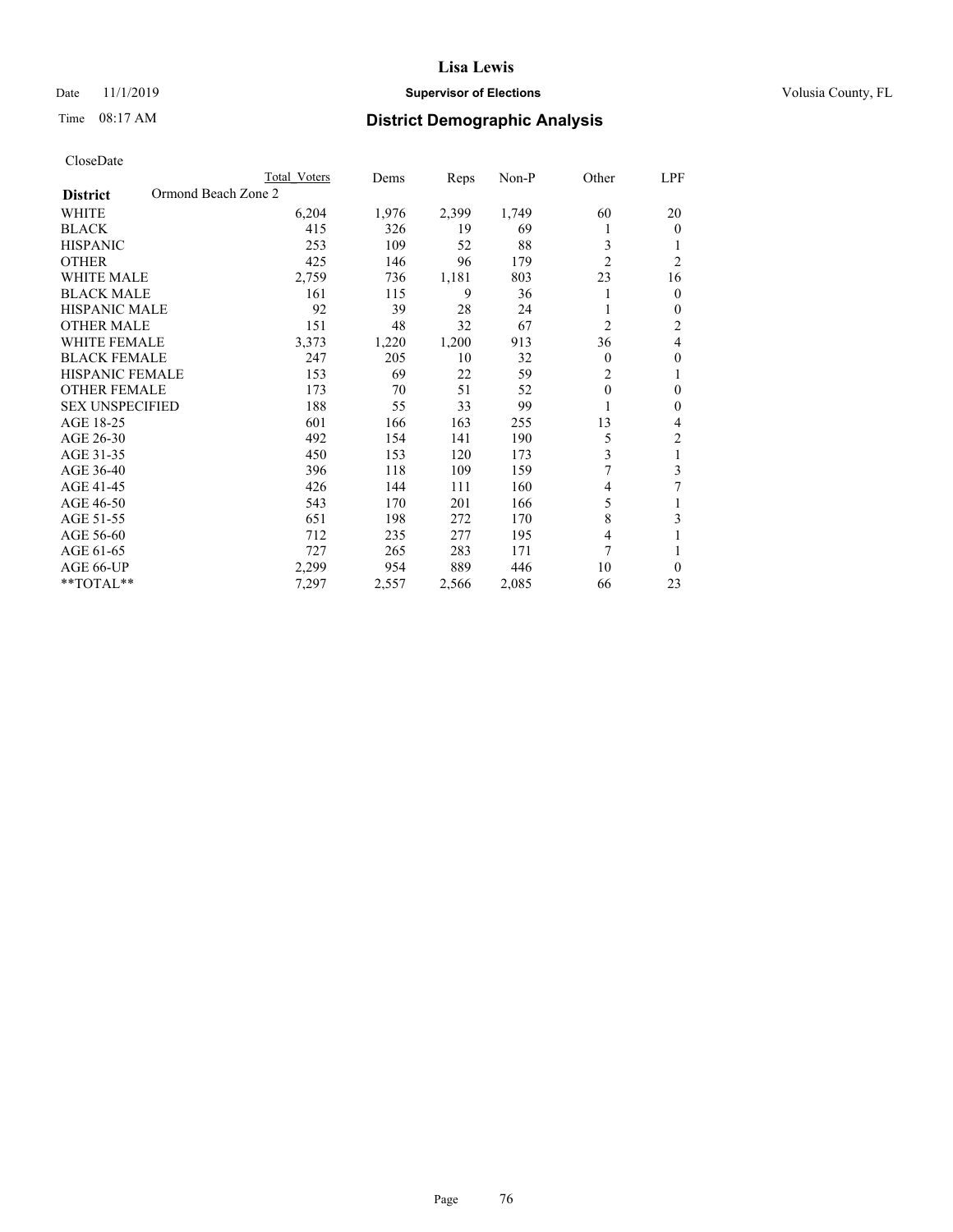CloseDate

| District | Ormond Beach Zone 2 | Total Voters | Dems | Reps | Non-P | Other | LPF |
|---|---|---|---|---|---|---|---|
| WHITE | | 6,204 | 1,976 | 2,399 | 1,749 | 60 | 20 |
| BLACK | | 415 | 326 | 19 | 69 | 1 | 0 |
| HISPANIC | | 253 | 109 | 52 | 88 | 3 | 1 |
| OTHER | | 425 | 146 | 96 | 179 | 2 | 2 |
| WHITE MALE | | 2,759 | 736 | 1,181 | 803 | 23 | 16 |
| BLACK MALE | | 161 | 115 | 9 | 36 | 1 | 0 |
| HISPANIC MALE | | 92 | 39 | 28 | 24 | 1 | 0 |
| OTHER MALE | | 151 | 48 | 32 | 67 | 2 | 2 |
| WHITE FEMALE | | 3,373 | 1,220 | 1,200 | 913 | 36 | 4 |
| BLACK FEMALE | | 247 | 205 | 10 | 32 | 0 | 0 |
| HISPANIC FEMALE | | 153 | 69 | 22 | 59 | 2 | 1 |
| OTHER FEMALE | | 173 | 70 | 51 | 52 | 0 | 0 |
| SEX UNSPECIFIED | | 188 | 55 | 33 | 99 | 1 | 0 |
| AGE 18-25 | | 601 | 166 | 163 | 255 | 13 | 4 |
| AGE 26-30 | | 492 | 154 | 141 | 190 | 5 | 2 |
| AGE 31-35 | | 450 | 153 | 120 | 173 | 3 | 1 |
| AGE 36-40 | | 396 | 118 | 109 | 159 | 7 | 3 |
| AGE 41-45 | | 426 | 144 | 111 | 160 | 4 | 7 |
| AGE 46-50 | | 543 | 170 | 201 | 166 | 5 | 1 |
| AGE 51-55 | | 651 | 198 | 272 | 170 | 8 | 3 |
| AGE 56-60 | | 712 | 235 | 277 | 195 | 4 | 1 |
| AGE 61-65 | | 727 | 265 | 283 | 171 | 7 | 1 |
| AGE 66-UP | | 2,299 | 954 | 889 | 446 | 10 | 0 |
| **TOTAL** | | 7,297 | 2,557 | 2,566 | 2,085 | 66 | 23 |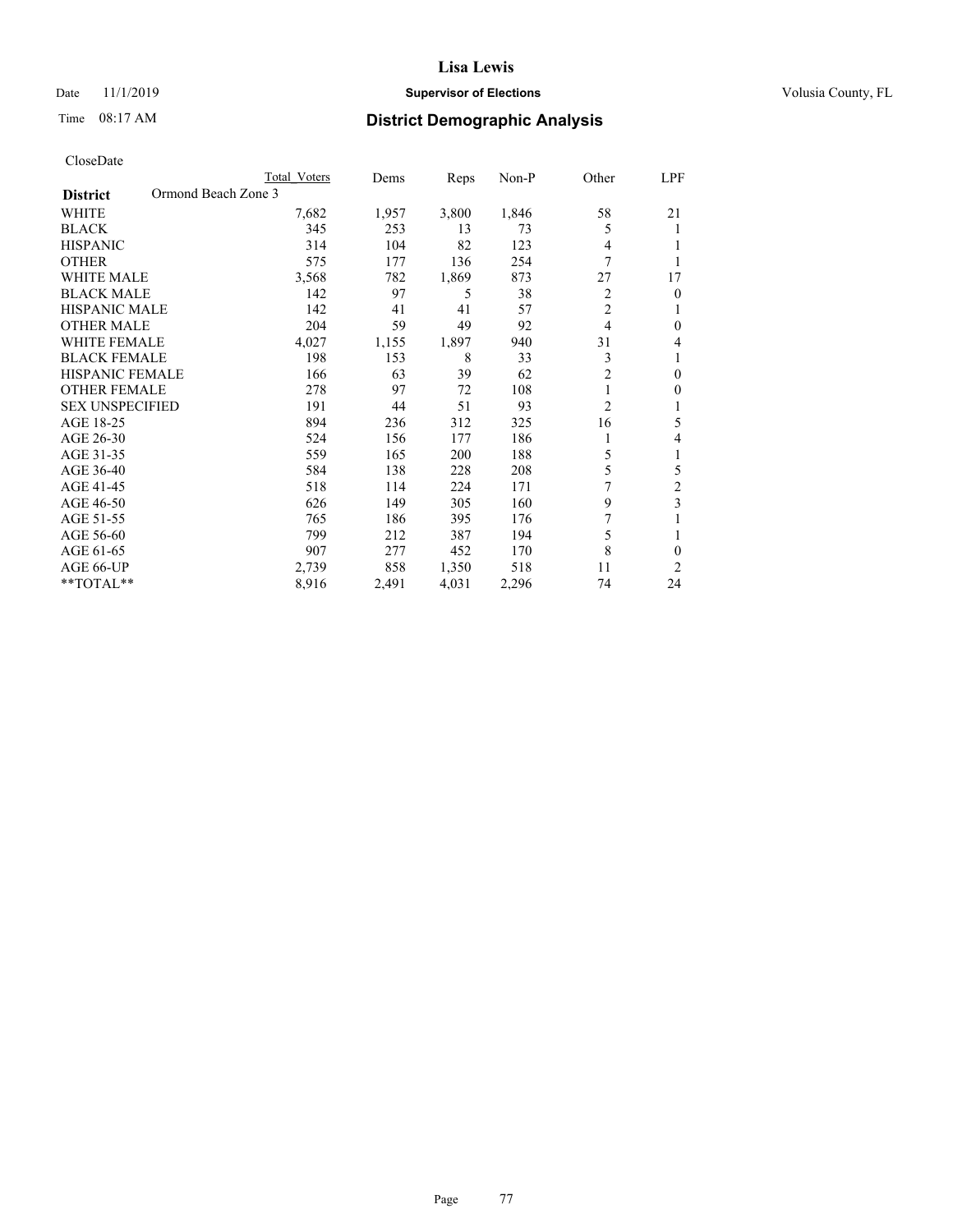**Lisa Lewis**

Date 11/1/2019 **Supervisor of Elections** Volusia County, FL

Time 08:17 AM **District Demographic Analysis**

CloseDate

| **District** Ormond Beach Zone 3 | Total Voters | Dems | Reps | Non-P | Other | LPF |
|---|---|---|---|---|---|---|
| WHITE | 7,682 | 1,957 | 3,800 | 1,846 | 58 | 21 |
| BLACK | 345 | 253 | 13 | 73 | 5 | 1 |
| HISPANIC | 314 | 104 | 82 | 123 | 4 | 1 |
| OTHER | 575 | 177 | 136 | 254 | 7 | 1 |
| WHITE MALE | 3,568 | 782 | 1,869 | 873 | 27 | 17 |
| BLACK MALE | 142 | 97 | 5 | 38 | 2 | 0 |
| HISPANIC MALE | 142 | 41 | 41 | 57 | 2 | 1 |
| OTHER MALE | 204 | 59 | 49 | 92 | 4 | 0 |
| WHITE FEMALE | 4,027 | 1,155 | 1,897 | 940 | 31 | 4 |
| BLACK FEMALE | 198 | 153 | 8 | 33 | 3 | 1 |
| HISPANIC FEMALE | 166 | 63 | 39 | 62 | 2 | 0 |
| OTHER FEMALE | 278 | 97 | 72 | 108 | 1 | 0 |
| SEX UNSPECIFIED | 191 | 44 | 51 | 93 | 2 | 1 |
| AGE 18-25 | 894 | 236 | 312 | 325 | 16 | 5 |
| AGE 26-30 | 524 | 156 | 177 | 186 | 1 | 4 |
| AGE 31-35 | 559 | 165 | 200 | 188 | 5 | 1 |
| AGE 36-40 | 584 | 138 | 228 | 208 | 5 | 5 |
| AGE 41-45 | 518 | 114 | 224 | 171 | 7 | 2 |
| AGE 46-50 | 626 | 149 | 305 | 160 | 9 | 3 |
| AGE 51-55 | 765 | 186 | 395 | 176 | 7 | 1 |
| AGE 56-60 | 799 | 212 | 387 | 194 | 5 | 1 |
| AGE 61-65 | 907 | 277 | 452 | 170 | 8 | 0 |
| AGE 66-UP | 2,739 | 858 | 1,350 | 518 | 11 | 2 |
| **TOTAL** | 8,916 | 2,491 | 4,031 | 2,296 | 74 | 24 |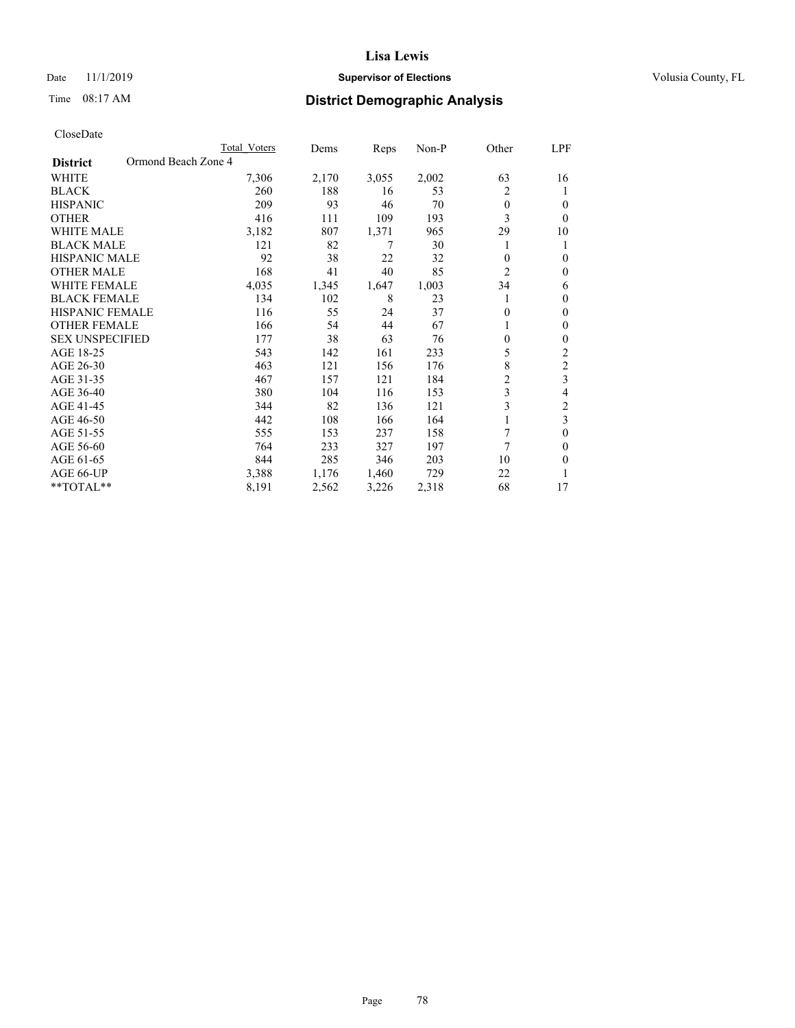# Lisa Lewis

Date 11/1/2019 **Supervisor of Elections** Volusia County, FL

Time 08:17 AM **District Demographic Analysis**

CloseDate

| **District** Ormond Beach Zone 4 | Total Voters | Dems | Reps | Non-P | Other | LPF |
|---|---|---|---|---|---|---|
| WHITE | 7,306 | 2,170 | 3,055 | 2,002 | 63 | 16 |
| BLACK | 260 | 188 | 16 | 53 | 2 | 1 |
| HISPANIC | 209 | 93 | 46 | 70 | 0 | 0 |
| OTHER | 416 | 111 | 109 | 193 | 3 | 0 |
| WHITE MALE | 3,182 | 807 | 1,371 | 965 | 29 | 10 |
| BLACK MALE | 121 | 82 | 7 | 30 | 1 | 1 |
| HISPANIC MALE | 92 | 38 | 22 | 32 | 0 | 0 |
| OTHER MALE | 168 | 41 | 40 | 85 | 2 | 0 |
| WHITE FEMALE | 4,035 | 1,345 | 1,647 | 1,003 | 34 | 6 |
| BLACK FEMALE | 134 | 102 | 8 | 23 | 1 | 0 |
| HISPANIC FEMALE | 116 | 55 | 24 | 37 | 0 | 0 |
| OTHER FEMALE | 166 | 54 | 44 | 67 | 1 | 0 |
| SEX UNSPECIFIED | 177 | 38 | 63 | 76 | 0 | 0 |
| AGE 18-25 | 543 | 142 | 161 | 233 | 5 | 2 |
| AGE 26-30 | 463 | 121 | 156 | 176 | 8 | 2 |
| AGE 31-35 | 467 | 157 | 121 | 184 | 2 | 3 |
| AGE 36-40 | 380 | 104 | 116 | 153 | 3 | 4 |
| AGE 41-45 | 344 | 82 | 136 | 121 | 3 | 2 |
| AGE 46-50 | 442 | 108 | 166 | 164 | 1 | 3 |
| AGE 51-55 | 555 | 153 | 237 | 158 | 7 | 0 |
| AGE 56-60 | 764 | 233 | 327 | 197 | 7 | 0 |
| AGE 61-65 | 844 | 285 | 346 | 203 | 10 | 0 |
| AGE 66-UP | 3,388 | 1,176 | 1,460 | 729 | 22 | 1 |
| **TOTAL** | 8,191 | 2,562 | 3,226 | 2,318 | 68 | 17 |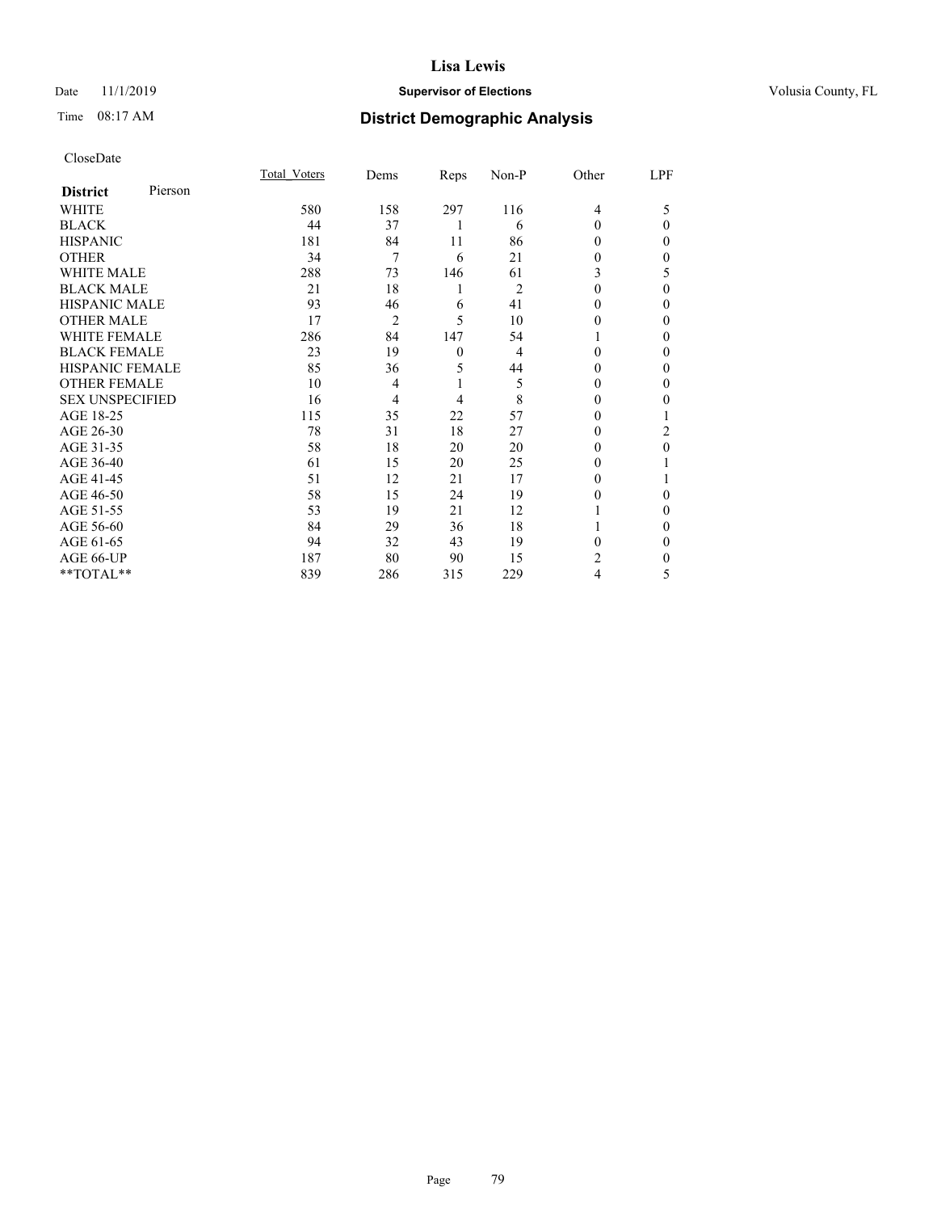# Lisa Lewis

Date 11/1/2019 **Supervisor of Elections** Volusia County, FL

Time 08:17 AM **District Demographic Analysis**

CloseDate

| **District** Pierson | Total_Voters | Dems | Reps | Non-P | Other | LPF |
|---|---|---|---|---|---|---|
| WHITE | 580 | 158 | 297 | 116 | 4 | 5 |
| BLACK | 44 | 37 | 1 | 6 | 0 | 0 |
| HISPANIC | 181 | 84 | 11 | 86 | 0 | 0 |
| OTHER | 34 | 7 | 6 | 21 | 0 | 0 |
| WHITE MALE | 288 | 73 | 146 | 61 | 3 | 5 |
| BLACK MALE | 21 | 18 | 1 | 2 | 0 | 0 |
| HISPANIC MALE | 93 | 46 | 6 | 41 | 0 | 0 |
| OTHER MALE | 17 | 2 | 5 | 10 | 0 | 0 |
| WHITE FEMALE | 286 | 84 | 147 | 54 | 1 | 0 |
| BLACK FEMALE | 23 | 19 | 0 | 4 | 0 | 0 |
| HISPANIC FEMALE | 85 | 36 | 5 | 44 | 0 | 0 |
| OTHER FEMALE | 10 | 4 | 1 | 5 | 0 | 0 |
| SEX UNSPECIFIED | 16 | 4 | 4 | 8 | 0 | 0 |
| AGE 18-25 | 115 | 35 | 22 | 57 | 0 | 1 |
| AGE 26-30 | 78 | 31 | 18 | 27 | 0 | 2 |
| AGE 31-35 | 58 | 18 | 20 | 20 | 0 | 0 |
| AGE 36-40 | 61 | 15 | 20 | 25 | 0 | 1 |
| AGE 41-45 | 51 | 12 | 21 | 17 | 0 | 1 |
| AGE 46-50 | 58 | 15 | 24 | 19 | 0 | 0 |
| AGE 51-55 | 53 | 19 | 21 | 12 | 1 | 0 |
| AGE 56-60 | 84 | 29 | 36 | 18 | 1 | 0 |
| AGE 61-65 | 94 | 32 | 43 | 19 | 0 | 0 |
| AGE 66-UP | 187 | 80 | 90 | 15 | 2 | 0 |
| **TOTAL** | 839 | 286 | 315 | 229 | 4 | 5 |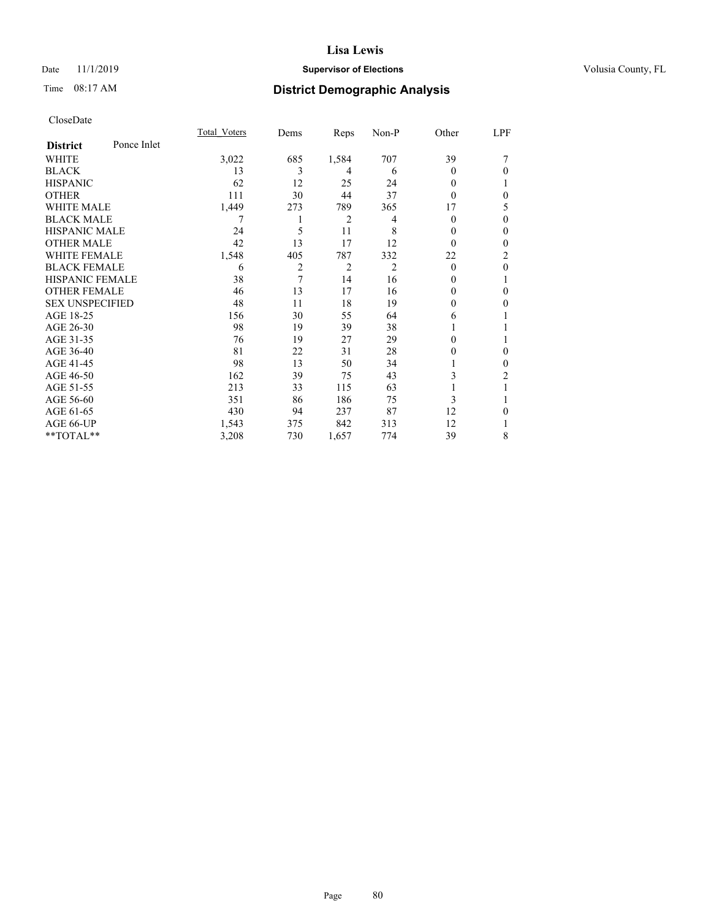CloseDate

| District | Ponce Inlet | Total_Voters | Dems | Reps | Non-P | Other | LPF |
|---|---|---|---|---|---|---|---|
| WHITE | | 3,022 | 685 | 1,584 | 707 | 39 | 7 |
| BLACK | | 13 | 3 | 4 | 6 | 0 | 0 |
| HISPANIC | | 62 | 12 | 25 | 24 | 0 | 1 |
| OTHER | | 111 | 30 | 44 | 37 | 0 | 0 |
| WHITE MALE | | 1,449 | 273 | 789 | 365 | 17 | 5 |
| BLACK MALE | | 7 | 1 | 2 | 4 | 0 | 0 |
| HISPANIC MALE | | 24 | 5 | 11 | 8 | 0 | 0 |
| OTHER MALE | | 42 | 13 | 17 | 12 | 0 | 0 |
| WHITE FEMALE | | 1,548 | 405 | 787 | 332 | 22 | 2 |
| BLACK FEMALE | | 6 | 2 | 2 | 2 | 0 | 0 |
| HISPANIC FEMALE | | 38 | 7 | 14 | 16 | 0 | 1 |
| OTHER FEMALE | | 46 | 13 | 17 | 16 | 0 | 0 |
| SEX UNSPECIFIED | | 48 | 11 | 18 | 19 | 0 | 0 |
| AGE 18-25 | | 156 | 30 | 55 | 64 | 6 | 1 |
| AGE 26-30 | | 98 | 19 | 39 | 38 | 1 | 1 |
| AGE 31-35 | | 76 | 19 | 27 | 29 | 0 | 1 |
| AGE 36-40 | | 81 | 22 | 31 | 28 | 0 | 0 |
| AGE 41-45 | | 98 | 13 | 50 | 34 | 1 | 0 |
| AGE 46-50 | | 162 | 39 | 75 | 43 | 3 | 2 |
| AGE 51-55 | | 213 | 33 | 115 | 63 | 1 | 1 |
| AGE 56-60 | | 351 | 86 | 186 | 75 | 3 | 1 |
| AGE 61-65 | | 430 | 94 | 237 | 87 | 12 | 0 |
| AGE 66-UP | | 1,543 | 375 | 842 | 313 | 12 | 1 |
| **TOTAL** | | 3,208 | 730 | 1,657 | 774 | 39 | 8 |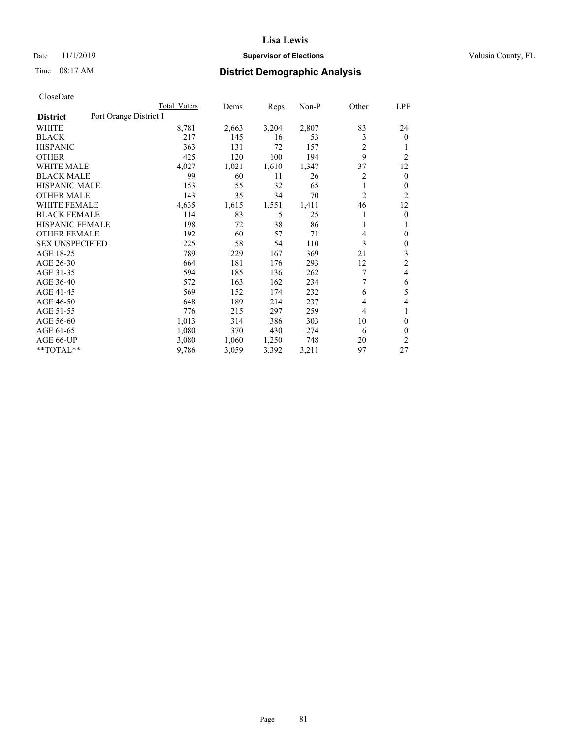# Lisa Lewis

Date 11/1/2019 **Supervisor of Elections** Volusia County, FL

Time 08:17 AM **District Demographic Analysis**

CloseDate

| District | Port Orange District 1 | Total Voters | Dems | Reps | Non-P | Other | LPF |
|---|---|---|---|---|---|---|---|
| WHITE | | 8,781 | 2,663 | 3,204 | 2,807 | 83 | 24 |
| BLACK | | 217 | 145 | 16 | 53 | 3 | 0 |
| HISPANIC | | 363 | 131 | 72 | 157 | 2 | 1 |
| OTHER | | 425 | 120 | 100 | 194 | 9 | 2 |
| WHITE MALE | | 4,027 | 1,021 | 1,610 | 1,347 | 37 | 12 |
| BLACK MALE | | 99 | 60 | 11 | 26 | 2 | 0 |
| HISPANIC MALE | | 153 | 55 | 32 | 65 | 1 | 0 |
| OTHER MALE | | 143 | 35 | 34 | 70 | 2 | 2 |
| WHITE FEMALE | | 4,635 | 1,615 | 1,551 | 1,411 | 46 | 12 |
| BLACK FEMALE | | 114 | 83 | 5 | 25 | 1 | 0 |
| HISPANIC FEMALE | | 198 | 72 | 38 | 86 | 1 | 1 |
| OTHER FEMALE | | 192 | 60 | 57 | 71 | 4 | 0 |
| SEX UNSPECIFIED | | 225 | 58 | 54 | 110 | 3 | 0 |
| AGE 18-25 | | 789 | 229 | 167 | 369 | 21 | 3 |
| AGE 26-30 | | 664 | 181 | 176 | 293 | 12 | 2 |
| AGE 31-35 | | 594 | 185 | 136 | 262 | 7 | 4 |
| AGE 36-40 | | 572 | 163 | 162 | 234 | 7 | 6 |
| AGE 41-45 | | 569 | 152 | 174 | 232 | 6 | 5 |
| AGE 46-50 | | 648 | 189 | 214 | 237 | 4 | 4 |
| AGE 51-55 | | 776 | 215 | 297 | 259 | 4 | 1 |
| AGE 56-60 | | 1,013 | 314 | 386 | 303 | 10 | 0 |
| AGE 61-65 | | 1,080 | 370 | 430 | 274 | 6 | 0 |
| AGE 66-UP | | 3,080 | 1,060 | 1,250 | 748 | 20 | 2 |
| **TOTAL** | | 9,786 | 3,059 | 3,392 | 3,211 | 97 | 27 |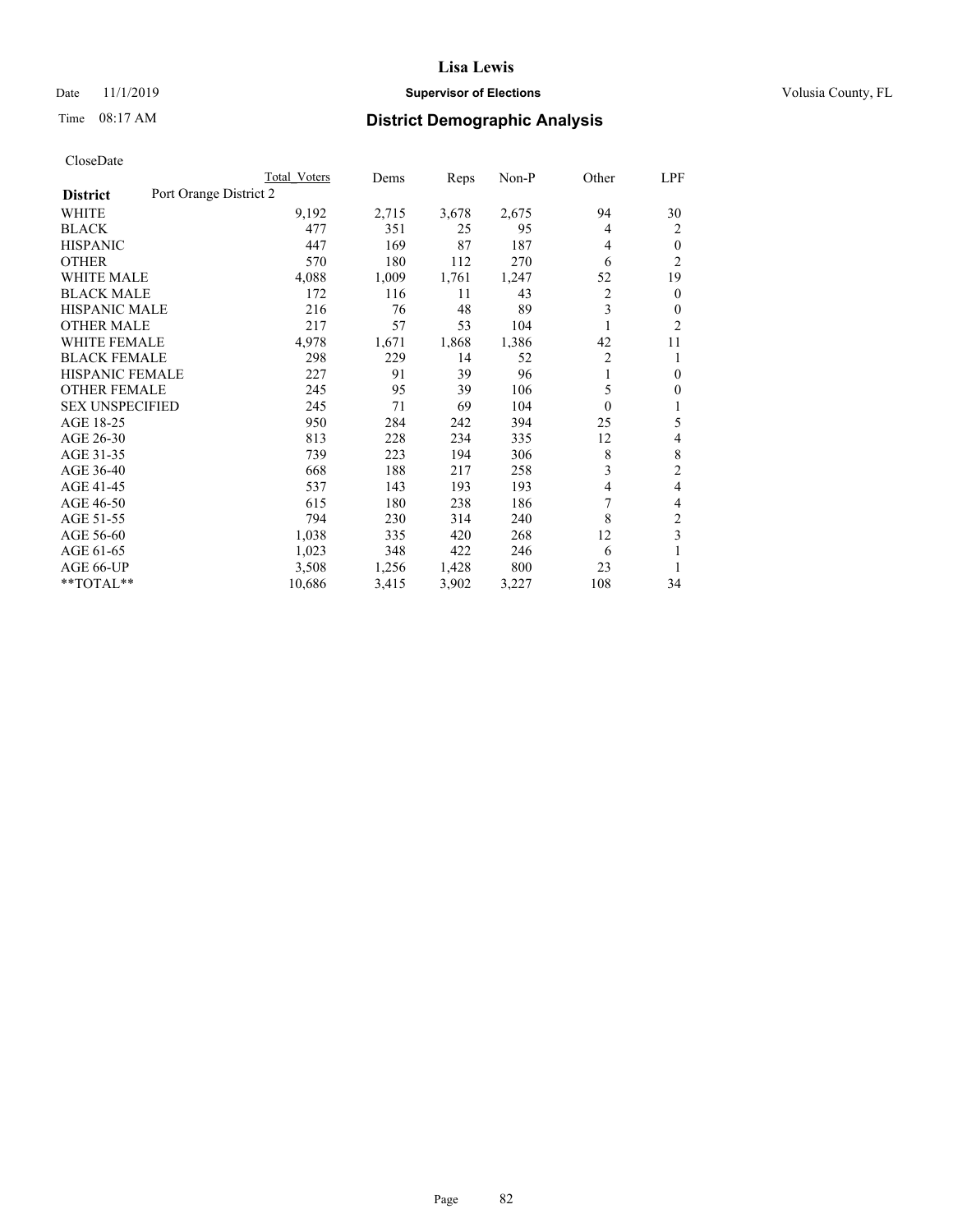# Lisa Lewis

Date 11/1/2019 **Supervisor of Elections** Volusia County, FL

Time 08:17 AM **District Demographic Analysis**

CloseDate

| **District** Port Orange District 2 | Total Voters | Dems | Reps | Non-P | Other | LPF |
|---|---|---|---|---|---|---|
| WHITE | 9,192 | 2,715 | 3,678 | 2,675 | 94 | 30 |
| BLACK | 477 | 351 | 25 | 95 | 4 | 2 |
| HISPANIC | 447 | 169 | 87 | 187 | 4 | 0 |
| OTHER | 570 | 180 | 112 | 270 | 6 | 2 |
| WHITE MALE | 4,088 | 1,009 | 1,761 | 1,247 | 52 | 19 |
| BLACK MALE | 172 | 116 | 11 | 43 | 2 | 0 |
| HISPANIC MALE | 216 | 76 | 48 | 89 | 3 | 0 |
| OTHER MALE | 217 | 57 | 53 | 104 | 1 | 2 |
| WHITE FEMALE | 4,978 | 1,671 | 1,868 | 1,386 | 42 | 11 |
| BLACK FEMALE | 298 | 229 | 14 | 52 | 2 | 1 |
| HISPANIC FEMALE | 227 | 91 | 39 | 96 | 1 | 0 |
| OTHER FEMALE | 245 | 95 | 39 | 106 | 5 | 0 |
| SEX UNSPECIFIED | 245 | 71 | 69 | 104 | 0 | 1 |
| AGE 18-25 | 950 | 284 | 242 | 394 | 25 | 5 |
| AGE 26-30 | 813 | 228 | 234 | 335 | 12 | 4 |
| AGE 31-35 | 739 | 223 | 194 | 306 | 8 | 8 |
| AGE 36-40 | 668 | 188 | 217 | 258 | 3 | 2 |
| AGE 41-45 | 537 | 143 | 193 | 193 | 4 | 4 |
| AGE 46-50 | 615 | 180 | 238 | 186 | 7 | 4 |
| AGE 51-55 | 794 | 230 | 314 | 240 | 8 | 2 |
| AGE 56-60 | 1,038 | 335 | 420 | 268 | 12 | 3 |
| AGE 61-65 | 1,023 | 348 | 422 | 246 | 6 | 1 |
| AGE 66-UP | 3,508 | 1,256 | 1,428 | 800 | 23 | 1 |
| **TOTAL** | 10,686 | 3,415 | 3,902 | 3,227 | 108 | 34 |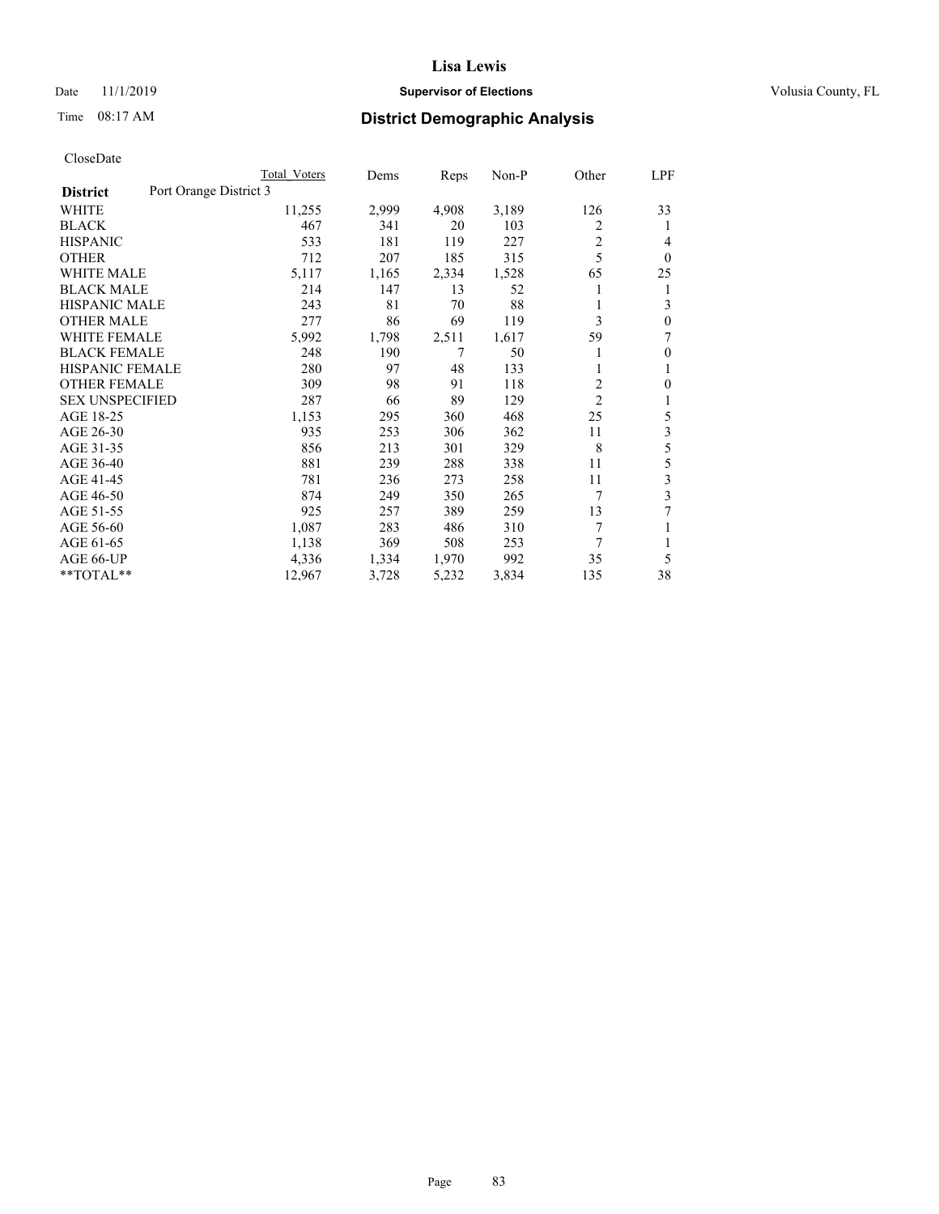# District Demographic Analysis

CloseDate

| District | Total Voters | Dems | Reps | Non-P | Other | LPF |
|---|---|---|---|---|---|---|
| **Port Orange District 3** | | | | | | |
| WHITE | 11,255 | 2,999 | 4,908 | 3,189 | 126 | 33 |
| BLACK | 467 | 341 | 20 | 103 | 2 | 1 |
| HISPANIC | 533 | 181 | 119 | 227 | 2 | 4 |
| OTHER | 712 | 207 | 185 | 315 | 5 | 0 |
| WHITE MALE | 5,117 | 1,165 | 2,334 | 1,528 | 65 | 25 |
| BLACK MALE | 214 | 147 | 13 | 52 | 1 | 1 |
| HISPANIC MALE | 243 | 81 | 70 | 88 | 1 | 3 |
| OTHER MALE | 277 | 86 | 69 | 119 | 3 | 0 |
| WHITE FEMALE | 5,992 | 1,798 | 2,511 | 1,617 | 59 | 7 |
| BLACK FEMALE | 248 | 190 | 7 | 50 | 1 | 0 |
| HISPANIC FEMALE | 280 | 97 | 48 | 133 | 1 | 1 |
| OTHER FEMALE | 309 | 98 | 91 | 118 | 2 | 0 |
| SEX UNSPECIFIED | 287 | 66 | 89 | 129 | 2 | 1 |
| AGE 18-25 | 1,153 | 295 | 360 | 468 | 25 | 5 |
| AGE 26-30 | 935 | 253 | 306 | 362 | 11 | 3 |
| AGE 31-35 | 856 | 213 | 301 | 329 | 8 | 5 |
| AGE 36-40 | 881 | 239 | 288 | 338 | 11 | 5 |
| AGE 41-45 | 781 | 236 | 273 | 258 | 11 | 3 |
| AGE 46-50 | 874 | 249 | 350 | 265 | 7 | 3 |
| AGE 51-55 | 925 | 257 | 389 | 259 | 13 | 7 |
| AGE 56-60 | 1,087 | 283 | 486 | 310 | 7 | 1 |
| AGE 61-65 | 1,138 | 369 | 508 | 253 | 7 | 1 |
| AGE 66-UP | 4,336 | 1,334 | 1,970 | 992 | 35 | 5 |
| **TOTAL** | 12,967 | 3,728 | 5,232 | 3,834 | 135 | 38 |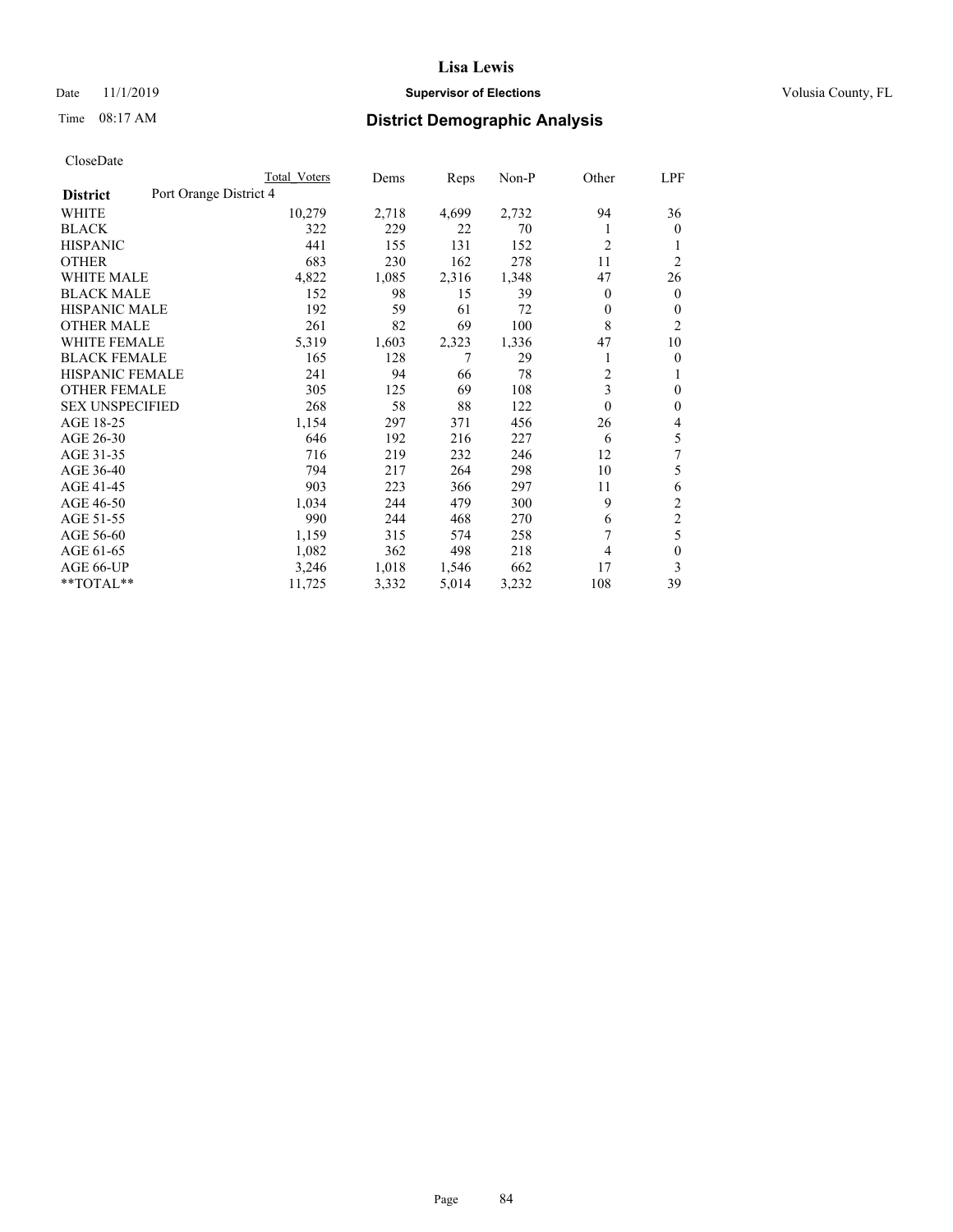Date 11/1/2019

Time 08:17 AM

# Lisa Lewis

## Supervisor of Elections

Volusia County, FL

## District Demographic Analysis

CloseDate

| District | Port Orange District 4 | Total Voters | Dems | Reps | Non-P | Other | LPF |
|---|---|---|---|---|---|---|---|
| WHITE | | 10,279 | 2,718 | 4,699 | 2,732 | 94 | 36 |
| BLACK | | 322 | 229 | 22 | 70 | 1 | 0 |
| HISPANIC | | 441 | 155 | 131 | 152 | 2 | 1 |
| OTHER | | 683 | 230 | 162 | 278 | 11 | 2 |
| WHITE MALE | | 4,822 | 1,085 | 2,316 | 1,348 | 47 | 26 |
| BLACK MALE | | 152 | 98 | 15 | 39 | 0 | 0 |
| HISPANIC MALE | | 192 | 59 | 61 | 72 | 0 | 0 |
| OTHER MALE | | 261 | 82 | 69 | 100 | 8 | 2 |
| WHITE FEMALE | | 5,319 | 1,603 | 2,323 | 1,336 | 47 | 10 |
| BLACK FEMALE | | 165 | 128 | 7 | 29 | 1 | 0 |
| HISPANIC FEMALE | | 241 | 94 | 66 | 78 | 2 | 1 |
| OTHER FEMALE | | 305 | 125 | 69 | 108 | 3 | 0 |
| SEX UNSPECIFIED | | 268 | 58 | 88 | 122 | 0 | 0 |
| AGE 18-25 | | 1,154 | 297 | 371 | 456 | 26 | 4 |
| AGE 26-30 | | 646 | 192 | 216 | 227 | 6 | 5 |
| AGE 31-35 | | 716 | 219 | 232 | 246 | 12 | 7 |
| AGE 36-40 | | 794 | 217 | 264 | 298 | 10 | 5 |
| AGE 41-45 | | 903 | 223 | 366 | 297 | 11 | 6 |
| AGE 46-50 | | 1,034 | 244 | 479 | 300 | 9 | 2 |
| AGE 51-55 | | 990 | 244 | 468 | 270 | 6 | 2 |
| AGE 56-60 | | 1,159 | 315 | 574 | 258 | 7 | 5 |
| AGE 61-65 | | 1,082 | 362 | 498 | 218 | 4 | 0 |
| AGE 66-UP | | 3,246 | 1,018 | 1,546 | 662 | 17 | 3 |
| **TOTAL** | | 11,725 | 3,332 | 5,014 | 3,232 | 108 | 39 |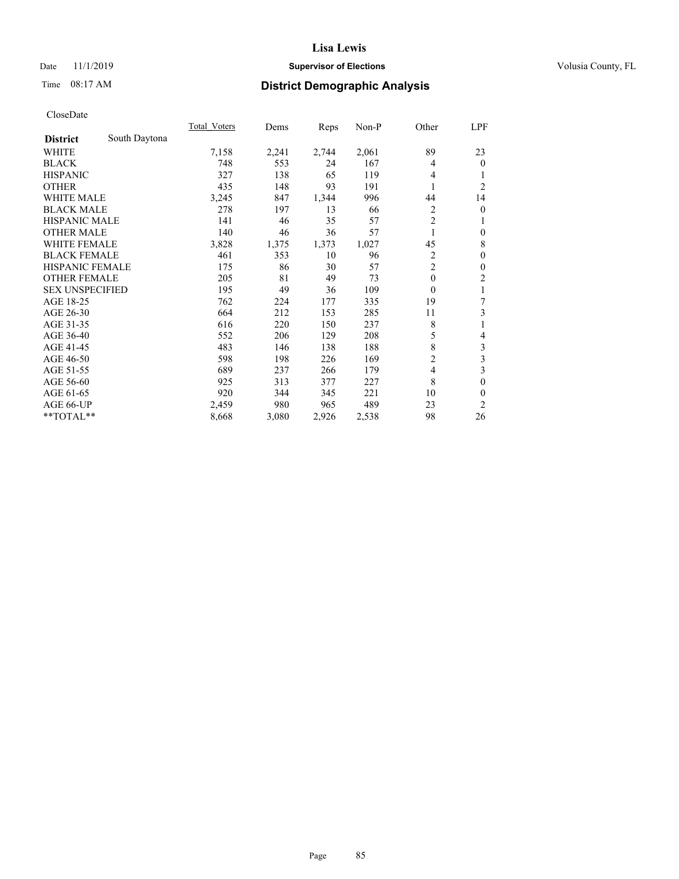# Lisa Lewis

Date 11/1/2019 **Supervisor of Elections** Volusia County, FL

Time 08:17 AM **District Demographic Analysis**

CloseDate

| **District** South Daytona | Total_Voters | Dems | Reps | Non-P | Other | LPF |
|---|---|---|---|---|---|---|
| WHITE | 7,158 | 2,241 | 2,744 | 2,061 | 89 | 23 |
| BLACK | 748 | 553 | 24 | 167 | 4 | 0 |
| HISPANIC | 327 | 138 | 65 | 119 | 4 | 1 |
| OTHER | 435 | 148 | 93 | 191 | 1 | 2 |
| WHITE MALE | 3,245 | 847 | 1,344 | 996 | 44 | 14 |
| BLACK MALE | 278 | 197 | 13 | 66 | 2 | 0 |
| HISPANIC MALE | 141 | 46 | 35 | 57 | 2 | 1 |
| OTHER MALE | 140 | 46 | 36 | 57 | 1 | 0 |
| WHITE FEMALE | 3,828 | 1,375 | 1,373 | 1,027 | 45 | 8 |
| BLACK FEMALE | 461 | 353 | 10 | 96 | 2 | 0 |
| HISPANIC FEMALE | 175 | 86 | 30 | 57 | 2 | 0 |
| OTHER FEMALE | 205 | 81 | 49 | 73 | 0 | 2 |
| SEX UNSPECIFIED | 195 | 49 | 36 | 109 | 0 | 1 |
| AGE 18-25 | 762 | 224 | 177 | 335 | 19 | 7 |
| AGE 26-30 | 664 | 212 | 153 | 285 | 11 | 3 |
| AGE 31-35 | 616 | 220 | 150 | 237 | 8 | 1 |
| AGE 36-40 | 552 | 206 | 129 | 208 | 5 | 4 |
| AGE 41-45 | 483 | 146 | 138 | 188 | 8 | 3 |
| AGE 46-50 | 598 | 198 | 226 | 169 | 2 | 3 |
| AGE 51-55 | 689 | 237 | 266 | 179 | 4 | 3 |
| AGE 56-60 | 925 | 313 | 377 | 227 | 8 | 0 |
| AGE 61-65 | 920 | 344 | 345 | 221 | 10 | 0 |
| AGE 66-UP | 2,459 | 980 | 965 | 489 | 23 | 2 |
| **TOTAL** | 8,668 | 3,080 | 2,926 | 2,538 | 98 | 26 |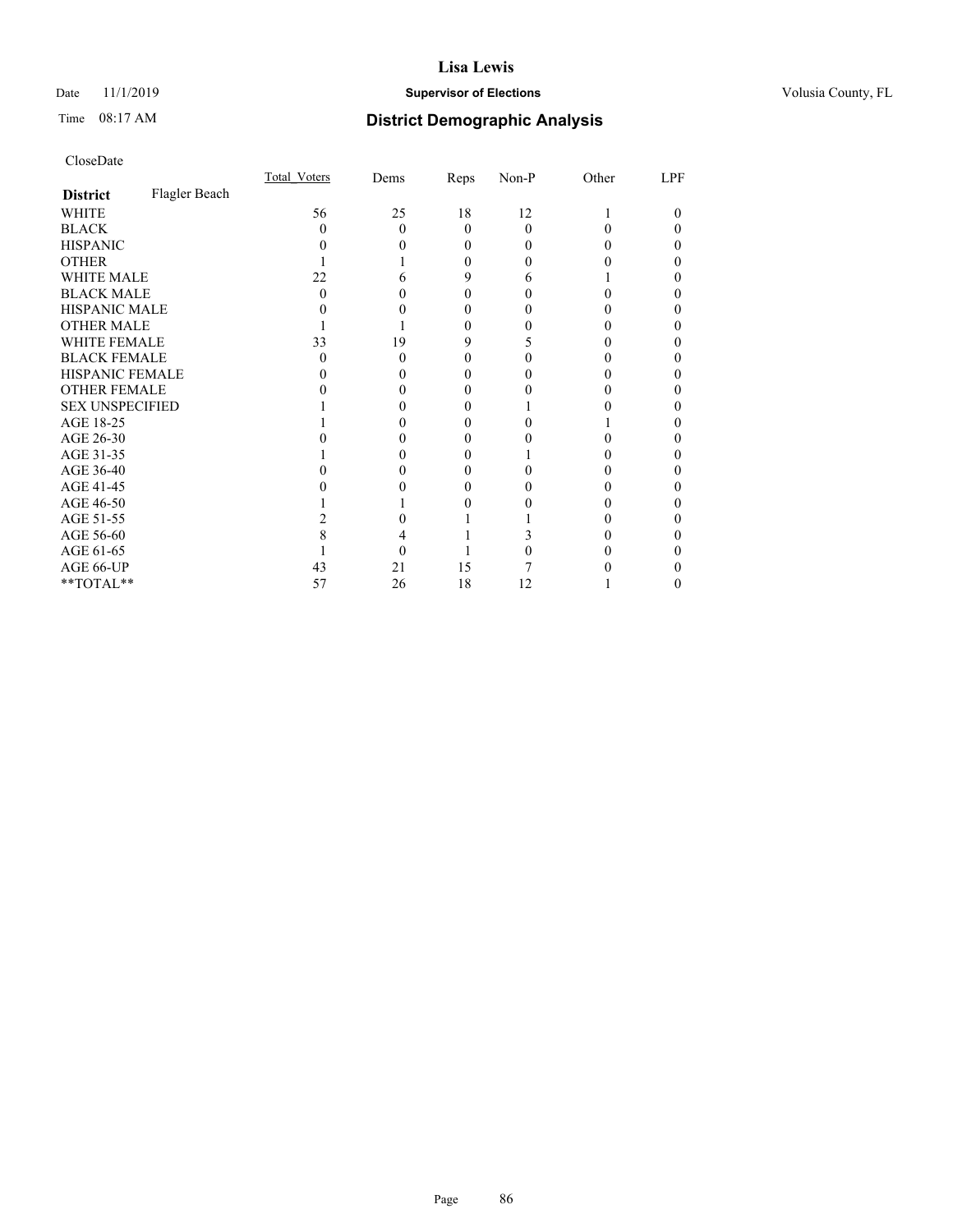# Lisa Lewis

Date 11/1/2019 **Supervisor of Elections** Volusia County, FL

Time 08:17 AM **District Demographic Analysis**

CloseDate

| **District** Flagler Beach | Total_Voters | Dems | Reps | Non-P | Other | LPF |
|---|---|---|---|---|---|---|
| WHITE | 56 | 25 | 18 | 12 | 1 | 0 |
| BLACK | 0 | 0 | 0 | 0 | 0 | 0 |
| HISPANIC | 0 | 0 | 0 | 0 | 0 | 0 |
| OTHER | 1 | 1 | 0 | 0 | 0 | 0 |
| WHITE MALE | 22 | 6 | 9 | 6 | 1 | 0 |
| BLACK MALE | 0 | 0 | 0 | 0 | 0 | 0 |
| HISPANIC MALE | 0 | 0 | 0 | 0 | 0 | 0 |
| OTHER MALE | 1 | 1 | 0 | 0 | 0 | 0 |
| WHITE FEMALE | 33 | 19 | 9 | 5 | 0 | 0 |
| BLACK FEMALE | 0 | 0 | 0 | 0 | 0 | 0 |
| HISPANIC FEMALE | 0 | 0 | 0 | 0 | 0 | 0 |
| OTHER FEMALE | 0 | 0 | 0 | 0 | 0 | 0 |
| SEX UNSPECIFIED | 1 | 0 | 0 | 1 | 0 | 0 |
| AGE 18-25 | 1 | 0 | 0 | 0 | 1 | 0 |
| AGE 26-30 | 0 | 0 | 0 | 0 | 0 | 0 |
| AGE 31-35 | 1 | 0 | 0 | 1 | 0 | 0 |
| AGE 36-40 | 0 | 0 | 0 | 0 | 0 | 0 |
| AGE 41-45 | 0 | 0 | 0 | 0 | 0 | 0 |
| AGE 46-50 | 1 | 1 | 0 | 0 | 0 | 0 |
| AGE 51-55 | 2 | 0 | 1 | 1 | 0 | 0 |
| AGE 56-60 | 8 | 4 | 1 | 3 | 0 | 0 |
| AGE 61-65 | 1 | 0 | 1 | 0 | 0 | 0 |
| AGE 66-UP | 43 | 21 | 15 | 7 | 0 | 0 |
| **TOTAL** | 57 | 26 | 18 | 12 | 1 | 0 |